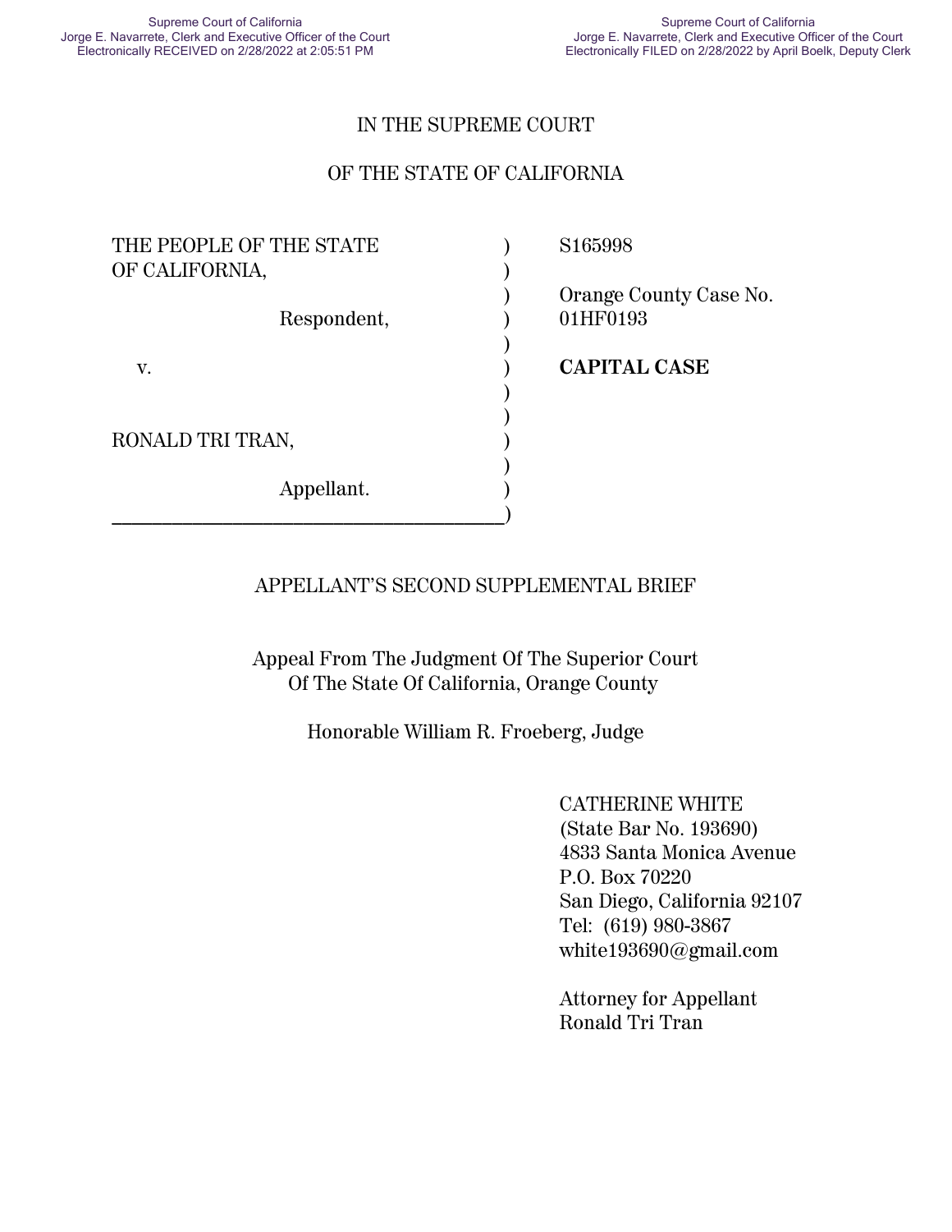Supreme Court of California
Jorge E. Navarrete, Clerk and Executive Officer of the Court
Electronically RECEIVED on 2/28/2022 at 2:05:51 PM

Supreme Court of California
Jorge E. Navarrete, Clerk and Executive Officer of the Court
Electronically FILED on 2/28/2022 by April Boelk, Deputy Clerk

IN THE SUPREME COURT

OF THE STATE OF CALIFORNIA

| | | |
|---|---|---|
| THE PEOPLE OF THE STATE OF CALIFORNIA, | ) | S165998 |
| Respondent, | ) | Orange County Case No. 01HF0193 |
| v. | ) | **CAPITAL CASE** |
| RONALD TRI TRAN, | ) | |
| Appellant. | ) | |

APPELLANT'S SECOND SUPPLEMENTAL BRIEF

Appeal From The Judgment Of The Superior Court
Of The State Of California, Orange County

Honorable William R. Froeberg, Judge

CATHERINE WHITE
(State Bar No. 193690)
4833 Santa Monica Avenue
P.O. Box 70220
San Diego, California 92107
Tel: (619) 980-3867
white193690@gmail.com

Attorney for Appellant
Ronald Tri Tran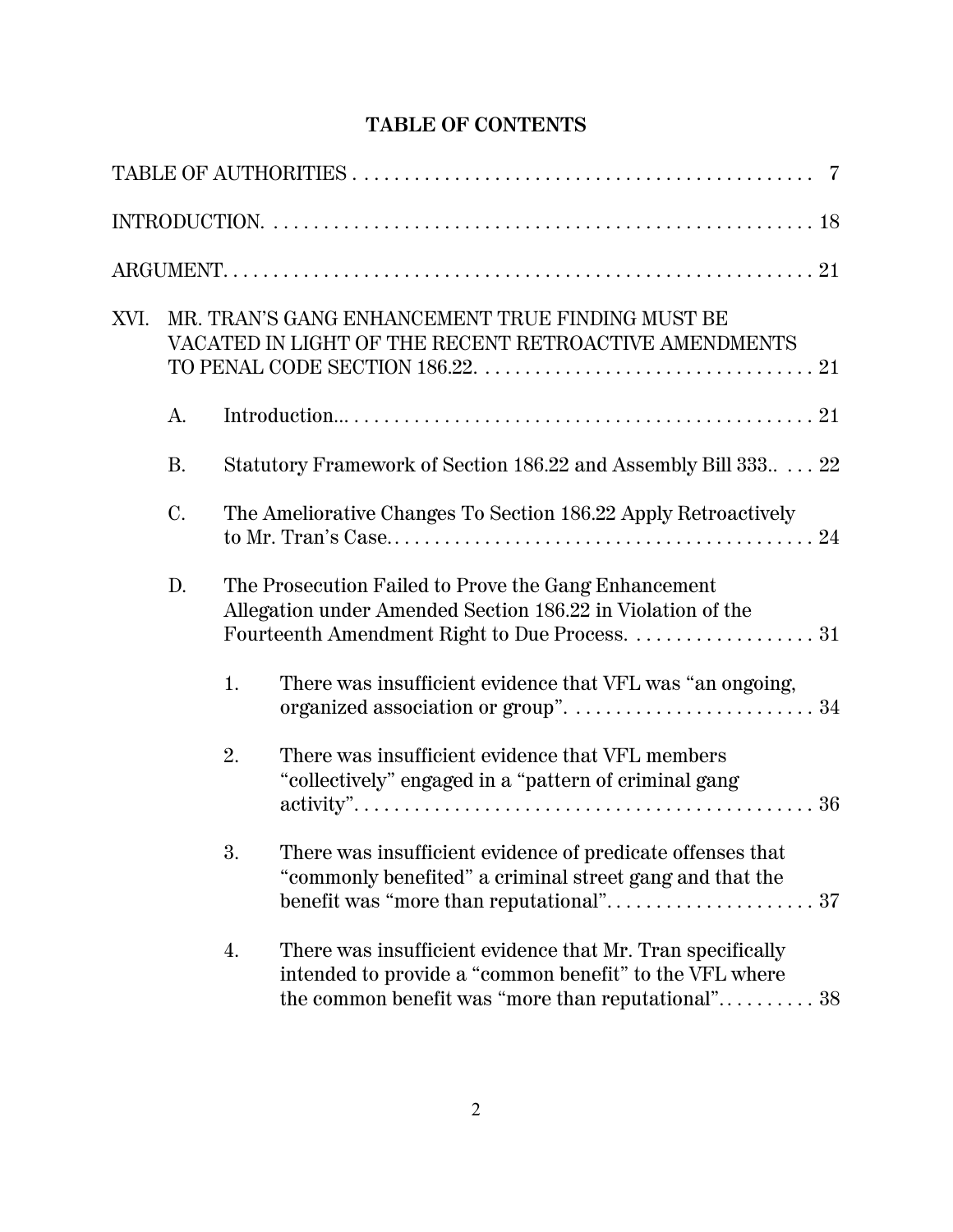# TABLE OF CONTENTS

TABLE OF AUTHORITIES . . . . . . . . . . . . . . . . . . . . . . . . . . . . . . . . . . . . . . . . . . . . . . 7

INTRODUCTION. . . . . . . . . . . . . . . . . . . . . . . . . . . . . . . . . . . . . . . . . . . . . . . . . . . . . 18

ARGUMENT. . . . . . . . . . . . . . . . . . . . . . . . . . . . . . . . . . . . . . . . . . . . . . . . . . . . . . . . 21

XVI. MR. TRAN'S GANG ENHANCEMENT TRUE FINDING MUST BE VACATED IN LIGHT OF THE RECENT RETROACTIVE AMENDMENTS TO PENAL CODE SECTION 186.22. . . . . . . . . . . . . . . . . . . . . . . . . . . . . . . . . . 21

- A. Introduction.. . . . . . . . . . . . . . . . . . . . . . . . . . . . . . . . . . . . . . . . . . . . . . . 21
- B. Statutory Framework of Section 186.22 and Assembly Bill 333.. . . . 22
- C. The Ameliorative Changes To Section 186.22 Apply Retroactively to Mr. Tran's Case. . . . . . . . . . . . . . . . . . . . . . . . . . . . . . . . . . . . . . . . . . . 24
- D. The Prosecution Failed to Prove the Gang Enhancement Allegation under Amended Section 186.22 in Violation of the Fourteenth Amendment Right to Due Process. . . . . . . . . . . . . . . . . . . 31
  1. There was insufficient evidence that VFL was "an ongoing, organized association or group". . . . . . . . . . . . . . . . . . . . . . . . . 34
  2. There was insufficient evidence that VFL members "collectively" engaged in a "pattern of criminal gang activity". . . . . . . . . . . . . . . . . . . . . . . . . . . . . . . . . . . . . . . . . . . . . . 36
  3. There was insufficient evidence of predicate offenses that "commonly benefited" a criminal street gang and that the benefit was "more than reputational". . . . . . . . . . . . . . . . . . . . . 37
  4. There was insufficient evidence that Mr. Tran specifically intended to provide a "common benefit" to the VFL where the common benefit was "more than reputational". . . . . . . . . . 38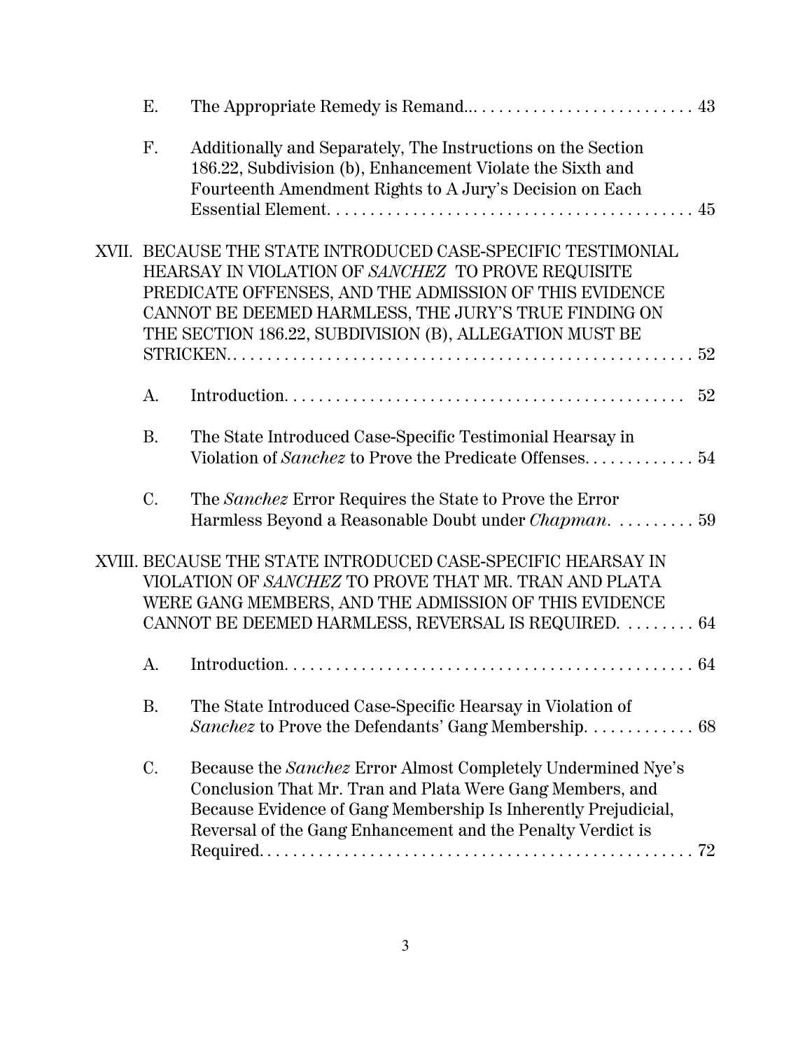E. The Appropriate Remedy is Remand... 43

F. Additionally and Separately, The Instructions on the Section 186.22, Subdivision (b), Enhancement Violate the Sixth and Fourteenth Amendment Rights to A Jury's Decision on Each Essential Element. 45

XVII. BECAUSE THE STATE INTRODUCED CASE-SPECIFIC TESTIMONIAL HEARSAY IN VIOLATION OF *SANCHEZ* TO PROVE REQUISITE PREDICATE OFFENSES, AND THE ADMISSION OF THIS EVIDENCE CANNOT BE DEEMED HARMLESS, THE JURY'S TRUE FINDING ON THE SECTION 186.22, SUBDIVISION (B), ALLEGATION MUST BE STRICKEN. 52

A. Introduction. 52

B. The State Introduced Case-Specific Testimonial Hearsay in Violation of *Sanchez* to Prove the Predicate Offenses. 54

C. The *Sanchez* Error Requires the State to Prove the Error Harmless Beyond a Reasonable Doubt under *Chapman*. 59

XVIII. BECAUSE THE STATE INTRODUCED CASE-SPECIFIC HEARSAY IN VIOLATION OF *SANCHEZ* TO PROVE THAT MR. TRAN AND PLATA WERE GANG MEMBERS, AND THE ADMISSION OF THIS EVIDENCE CANNOT BE DEEMED HARMLESS, REVERSAL IS REQUIRED. 64

A. Introduction. 64

B. The State Introduced Case-Specific Hearsay in Violation of *Sanchez* to Prove the Defendants' Gang Membership. 68

C. Because the *Sanchez* Error Almost Completely Undermined Nye's Conclusion That Mr. Tran and Plata Were Gang Members, and Because Evidence of Gang Membership Is Inherently Prejudicial, Reversal of the Gang Enhancement and the Penalty Verdict is Required. 72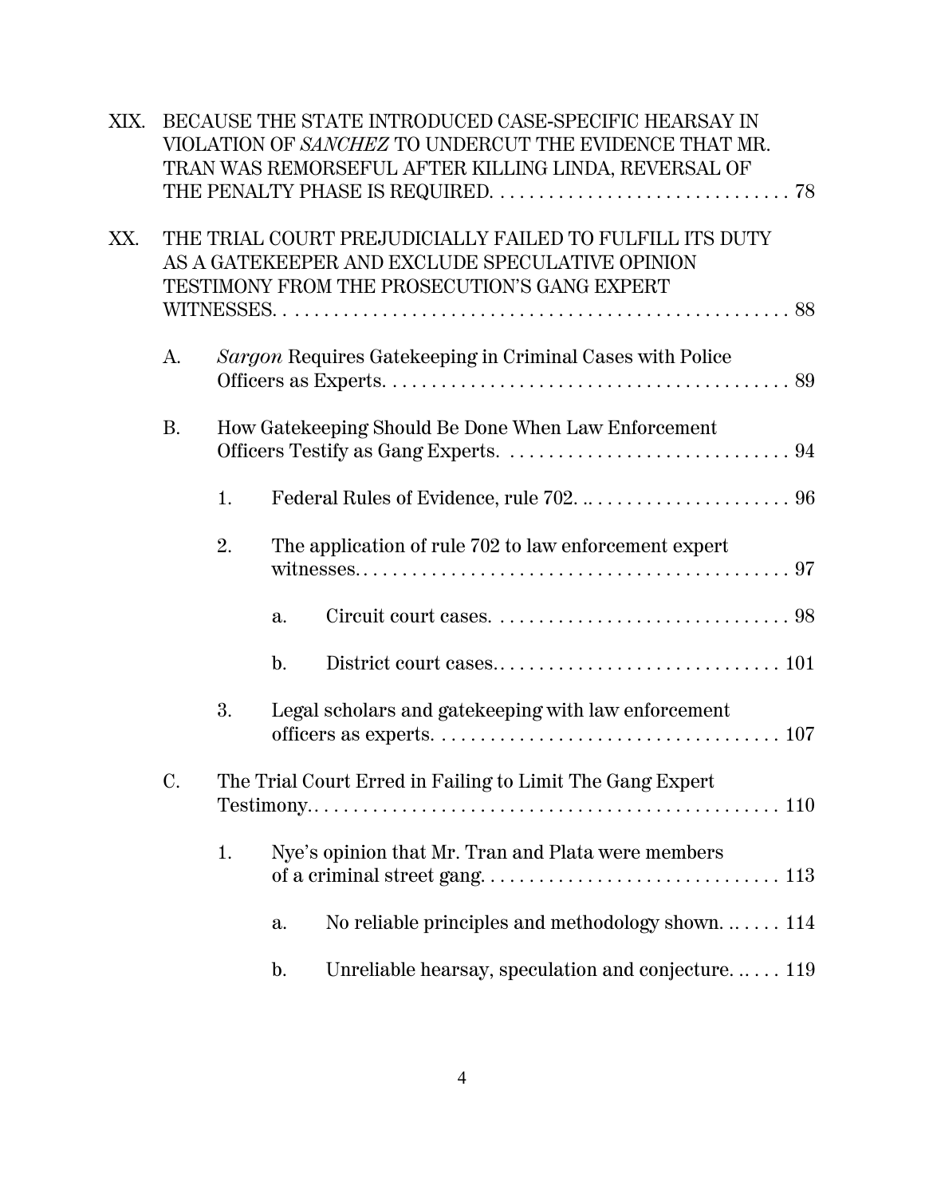XIX. BECAUSE THE STATE INTRODUCED CASE-SPECIFIC HEARSAY IN VIOLATION OF *SANCHEZ* TO UNDERCUT THE EVIDENCE THAT MR. TRAN WAS REMORSEFUL AFTER KILLING LINDA, REVERSAL OF THE PENALTY PHASE IS REQUIRED. . . . . . . . . . . . . . . . . . . . . . . . . . . . . . . 78

XX. THE TRIAL COURT PREJUDICIALLY FAILED TO FULFILL ITS DUTY AS A GATEKEEPER AND EXCLUDE SPECULATIVE OPINION TESTIMONY FROM THE PROSECUTION'S GANG EXPERT WITNESSES. . . . . . . . . . . . . . . . . . . . . . . . . . . . . . . . . . . . . . . . . . . . . . . . . . . . . 88

- A. *Sargon* Requires Gatekeeping in Criminal Cases with Police Officers as Experts. . . . . . . . . . . . . . . . . . . . . . . . . . . . . . . . . . . . . . . . . 89
- B. How Gatekeeping Should Be Done When Law Enforcement Officers Testify as Gang Experts. . . . . . . . . . . . . . . . . . . . . . . . . . . . . 94
  - 1. Federal Rules of Evidence, rule 702. .. . . . . . . . . . . . . . . . . . . . . 96
  - 2. The application of rule 702 to law enforcement expert witnesses. . . . . . . . . . . . . . . . . . . . . . . . . . . . . . . . . . . . . . . . . . . . . 97
    - a. Circuit court cases. . . . . . . . . . . . . . . . . . . . . . . . . . . . . . . 98
    - b. District court cases. . . . . . . . . . . . . . . . . . . . . . . . . . . . . . 101
  - 3. Legal scholars and gatekeeping with law enforcement officers as experts. . . . . . . . . . . . . . . . . . . . . . . . . . . . . . . . . . . . 107
- C. The Trial Court Erred in Failing to Limit The Gang Expert Testimony.. . . . . . . . . . . . . . . . . . . . . . . . . . . . . . . . . . . . . . . . . . . . . . . . . 110
  - 1. Nye's opinion that Mr. Tran and Plata were members of a criminal street gang. . . . . . . . . . . . . . . . . . . . . . . . . . . . . . . 113
    - a. No reliable principles and methodology shown. .. . . . . 114
    - b. Unreliable hearsay, speculation and conjecture. .. . . . 119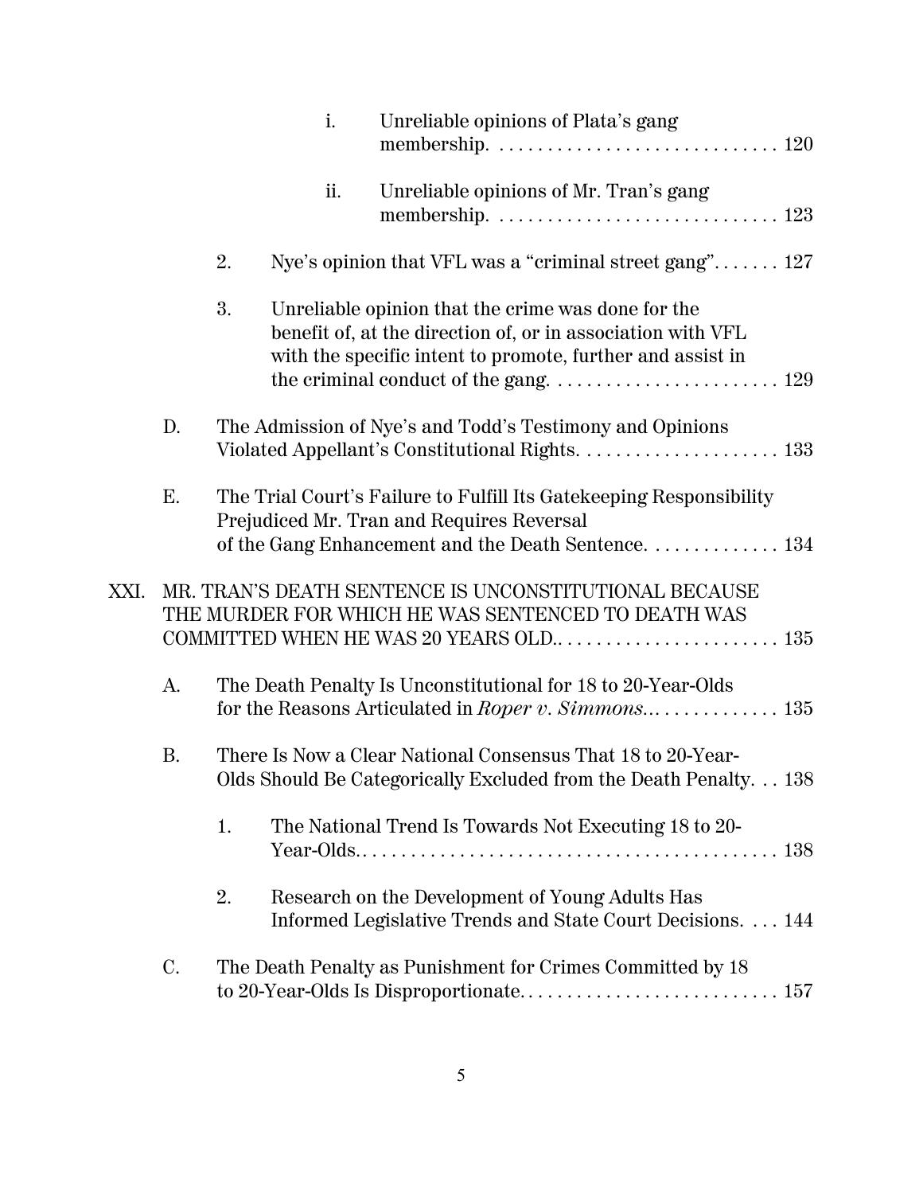i. Unreliable opinions of Plata's gang membership. . . . . . . . . . . . . . . . . . . . . . . . . . . . . . 120

ii. Unreliable opinions of Mr. Tran's gang membership. . . . . . . . . . . . . . . . . . . . . . . . . . . . . . 123

2. Nye's opinion that VFL was a "criminal street gang". . . . . . . 127

3. Unreliable opinion that the crime was done for the benefit of, at the direction of, or in association with VFL with the specific intent to promote, further and assist in the criminal conduct of the gang. . . . . . . . . . . . . . . . . . . . . . . . 129

D. The Admission of Nye's and Todd's Testimony and Opinions Violated Appellant's Constitutional Rights. . . . . . . . . . . . . . . . . . . . . 133

E. The Trial Court's Failure to Fulfill Its Gatekeeping Responsibility Prejudiced Mr. Tran and Requires Reversal of the Gang Enhancement and the Death Sentence. . . . . . . . . . . . . 134

XXI. MR. TRAN'S DEATH SENTENCE IS UNCONSTITUTIONAL BECAUSE THE MURDER FOR WHICH HE WAS SENTENCED TO DEATH WAS COMMITTED WHEN HE WAS 20 YEARS OLD.. . . . . . . . . . . . . . . . . . . . . . . 135

A. The Death Penalty Is Unconstitutional for 18 to 20-Year-Olds for the Reasons Articulated in *Roper v. Simmons*.. . . . . . . . . . . . . . 135

B. There Is Now a Clear National Consensus That 18 to 20-Year-Olds Should Be Categorically Excluded from the Death Penalty. . . 138

1. The National Trend Is Towards Not Executing 18 to 20-Year-Olds.. . . . . . . . . . . . . . . . . . . . . . . . . . . . . . . . . . . . . . . . . . 138

2. Research on the Development of Young Adults Has Informed Legislative Trends and State Court Decisions. . . . 144

C. The Death Penalty as Punishment for Crimes Committed by 18 to 20-Year-Olds Is Disproportionate. . . . . . . . . . . . . . . . . . . . . . . . . . . 157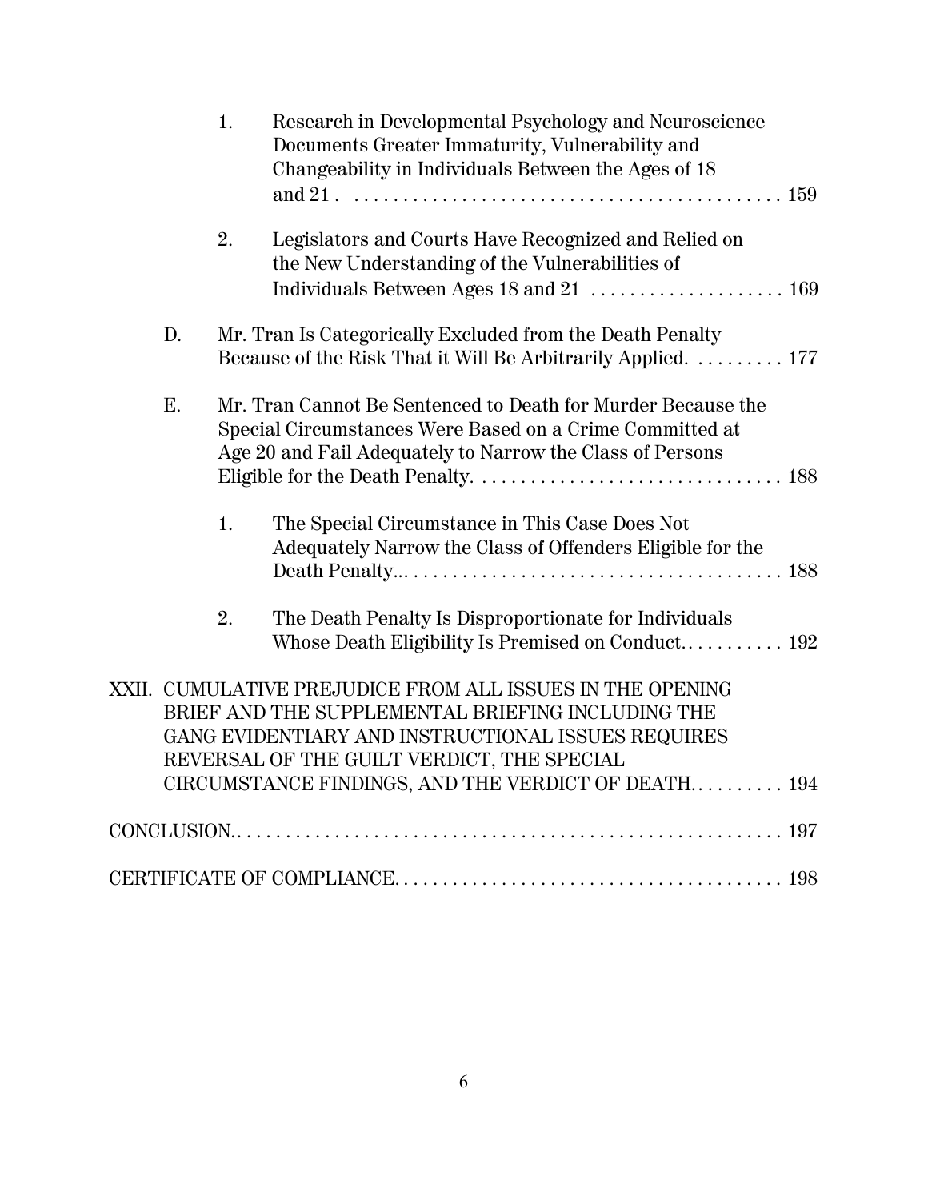1. Research in Developmental Psychology and Neuroscience Documents Greater Immaturity, Vulnerability and Changeability in Individuals Between the Ages of 18 and 21 . . . . . 159

2. Legislators and Courts Have Recognized and Relied on the New Understanding of the Vulnerabilities of Individuals Between Ages 18 and 21 . . . . . 169

D. Mr. Tran Is Categorically Excluded from the Death Penalty Because of the Risk That it Will Be Arbitrarily Applied. . . . . 177

E. Mr. Tran Cannot Be Sentenced to Death for Murder Because the Special Circumstances Were Based on a Crime Committed at Age 20 and Fail Adequately to Narrow the Class of Persons Eligible for the Death Penalty. . . . . 188

1. The Special Circumstance in This Case Does Not Adequately Narrow the Class of Offenders Eligible for the Death Penalty... . . . . 188

2. The Death Penalty Is Disproportionate for Individuals Whose Death Eligibility Is Premised on Conduct. . . . . 192

XXII. CUMULATIVE PREJUDICE FROM ALL ISSUES IN THE OPENING BRIEF AND THE SUPPLEMENTAL BRIEFING INCLUDING THE GANG EVIDENTIARY AND INSTRUCTIONAL ISSUES REQUIRES REVERSAL OF THE GUILT VERDICT, THE SPECIAL CIRCUMSTANCE FINDINGS, AND THE VERDICT OF DEATH. . . . . 194

CONCLUSION. . . . . 197

CERTIFICATE OF COMPLIANCE. . . . . 198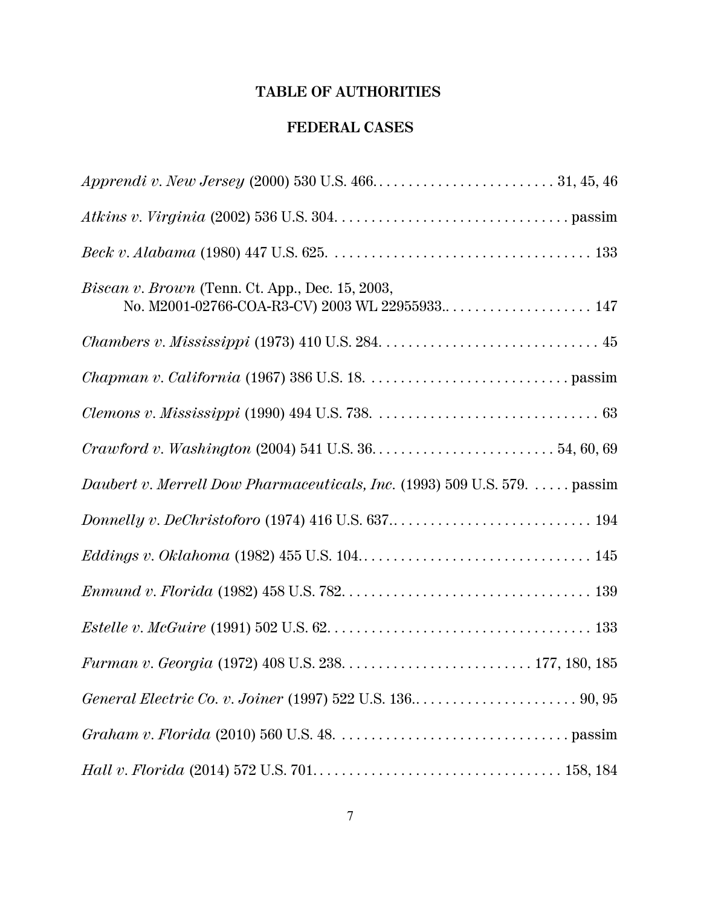# TABLE OF AUTHORITIES

## FEDERAL CASES

*Apprendi v. New Jersey* (2000) 530 U.S. 466. . . . . . . . . . . . . . . . . . . . . . . . . 31, 45, 46

*Atkins v. Virginia* (2002) 536 U.S. 304. . . . . . . . . . . . . . . . . . . . . . . . . . . . . . . . passim

*Beck v. Alabama* (1980) 447 U.S. 625. . . . . . . . . . . . . . . . . . . . . . . . . . . . . . . . . . . 133

*Biscan v. Brown* (Tenn. Ct. App., Dec. 15, 2003, No. M2001-02766-COA-R3-CV) 2003 WL 22955933.. . . . . . . . . . . . . . . . . . . . 147

*Chambers v. Mississippi* (1973) 410 U.S. 284. . . . . . . . . . . . . . . . . . . . . . . . . . . . . . 45

*Chapman v. California* (1967) 386 U.S. 18. . . . . . . . . . . . . . . . . . . . . . . . . . . . . passim

*Clemons v. Mississippi* (1990) 494 U.S. 738. . . . . . . . . . . . . . . . . . . . . . . . . . . . . . . 63

*Crawford v. Washington* (2004) 541 U.S. 36. . . . . . . . . . . . . . . . . . . . . . . . . 54, 60, 69

*Daubert v. Merrell Dow Pharmaceuticals, Inc.* (1993) 509 U.S. 579. . . . . . passim

*Donnelly v. DeChristoforo* (1974) 416 U.S. 637.. . . . . . . . . . . . . . . . . . . . . . . . . . . 194

*Eddings v. Oklahoma* (1982) 455 U.S. 104. . . . . . . . . . . . . . . . . . . . . . . . . . . . . . . 145

*Enmund v. Florida* (1982) 458 U.S. 782. . . . . . . . . . . . . . . . . . . . . . . . . . . . . . . . . 139

*Estelle v. McGuire* (1991) 502 U.S. 62. . . . . . . . . . . . . . . . . . . . . . . . . . . . . . . . . . . 133

*Furman v. Georgia* (1972) 408 U.S. 238. . . . . . . . . . . . . . . . . . . . . . . . . 177, 180, 185

*General Electric Co. v. Joiner* (1997) 522 U.S. 136.. . . . . . . . . . . . . . . . . . . . . . . 90, 95

*Graham v. Florida* (2010) 560 U.S. 48. . . . . . . . . . . . . . . . . . . . . . . . . . . . . . . . passim

*Hall v. Florida* (2014) 572 U.S. 701. . . . . . . . . . . . . . . . . . . . . . . . . . . . . . . . . 158, 184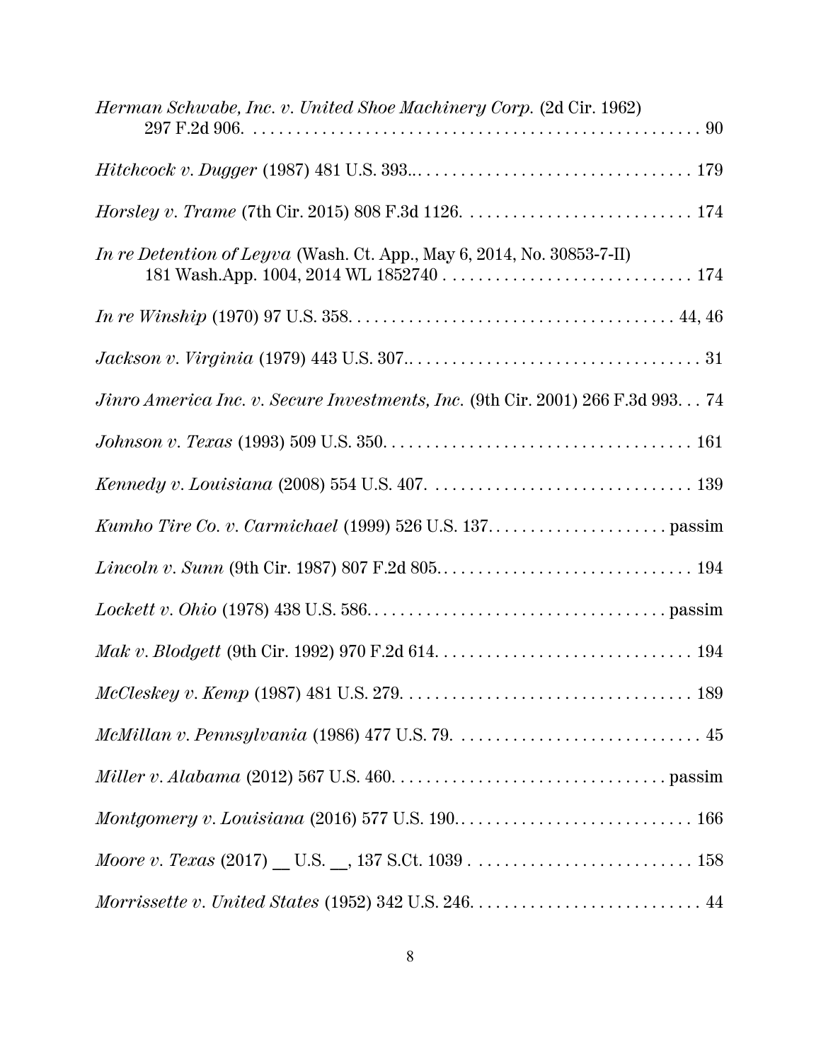*Herman Schwabe, Inc. v. United Shoe Machinery Corp.* (2d Cir. 1962) 297 F.2d 906. . . . . . . . . . . . . . . . . . . . . . . . . . . . . . . . . . . . . . . . . . . . . . . . . . . . . 90

*Hitchcock v. Dugger* (1987) 481 U.S. 393.. . . . . . . . . . . . . . . . . . . . . . . . . . . . . . . . . 179

*Horsley v. Trame* (7th Cir. 2015) 808 F.3d 1126. . . . . . . . . . . . . . . . . . . . . . . . . . . 174

*In re Detention of Leyva* (Wash. Ct. App., May 6, 2014, No. 30853-7-II) 181 Wash.App. 1004, 2014 WL 1852740 . . . . . . . . . . . . . . . . . . . . . . . . . . . . . 174

*In re Winship* (1970) 97 U.S. 358. . . . . . . . . . . . . . . . . . . . . . . . . . . . . . . . . . . . . . . 44, 46

*Jackson v. Virginia* (1979) 443 U.S. 307.. . . . . . . . . . . . . . . . . . . . . . . . . . . . . . . . . . . 31

*Jinro America Inc. v. Secure Investments, Inc.* (9th Cir. 2001) 266 F.3d 993. . . 74

*Johnson v. Texas* (1993) 509 U.S. 350. . . . . . . . . . . . . . . . . . . . . . . . . . . . . . . . . . . . 161

*Kennedy v. Louisiana* (2008) 554 U.S. 407. . . . . . . . . . . . . . . . . . . . . . . . . . . . . . . 139

*Kumho Tire Co. v. Carmichael* (1999) 526 U.S. 137. . . . . . . . . . . . . . . . . . . . . . passim

*Lincoln v. Sunn* (9th Cir. 1987) 807 F.2d 805. . . . . . . . . . . . . . . . . . . . . . . . . . . . . . . 194

*Lockett v. Ohio* (1978) 438 U.S. 586. . . . . . . . . . . . . . . . . . . . . . . . . . . . . . . . . . . . passim

*Mak v. Blodgett* (9th Cir. 1992) 970 F.2d 614. . . . . . . . . . . . . . . . . . . . . . . . . . . . . . 194

*McCleskey v. Kemp* (1987) 481 U.S. 279. . . . . . . . . . . . . . . . . . . . . . . . . . . . . . . . . . 189

*McMillan v. Pennsylvania* (1986) 477 U.S. 79. . . . . . . . . . . . . . . . . . . . . . . . . . . . . 45

*Miller v. Alabama* (2012) 567 U.S. 460. . . . . . . . . . . . . . . . . . . . . . . . . . . . . . . . . passim

*Montgomery v. Louisiana* (2016) 577 U.S. 190.. . . . . . . . . . . . . . . . . . . . . . . . . . . 166

*Moore v. Texas* (2017) __ U.S. __, 137 S.Ct. 1039 . . . . . . . . . . . . . . . . . . . . . . . . . 158

*Morrissette v. United States* (1952) 342 U.S. 246. . . . . . . . . . . . . . . . . . . . . . . . . . . 44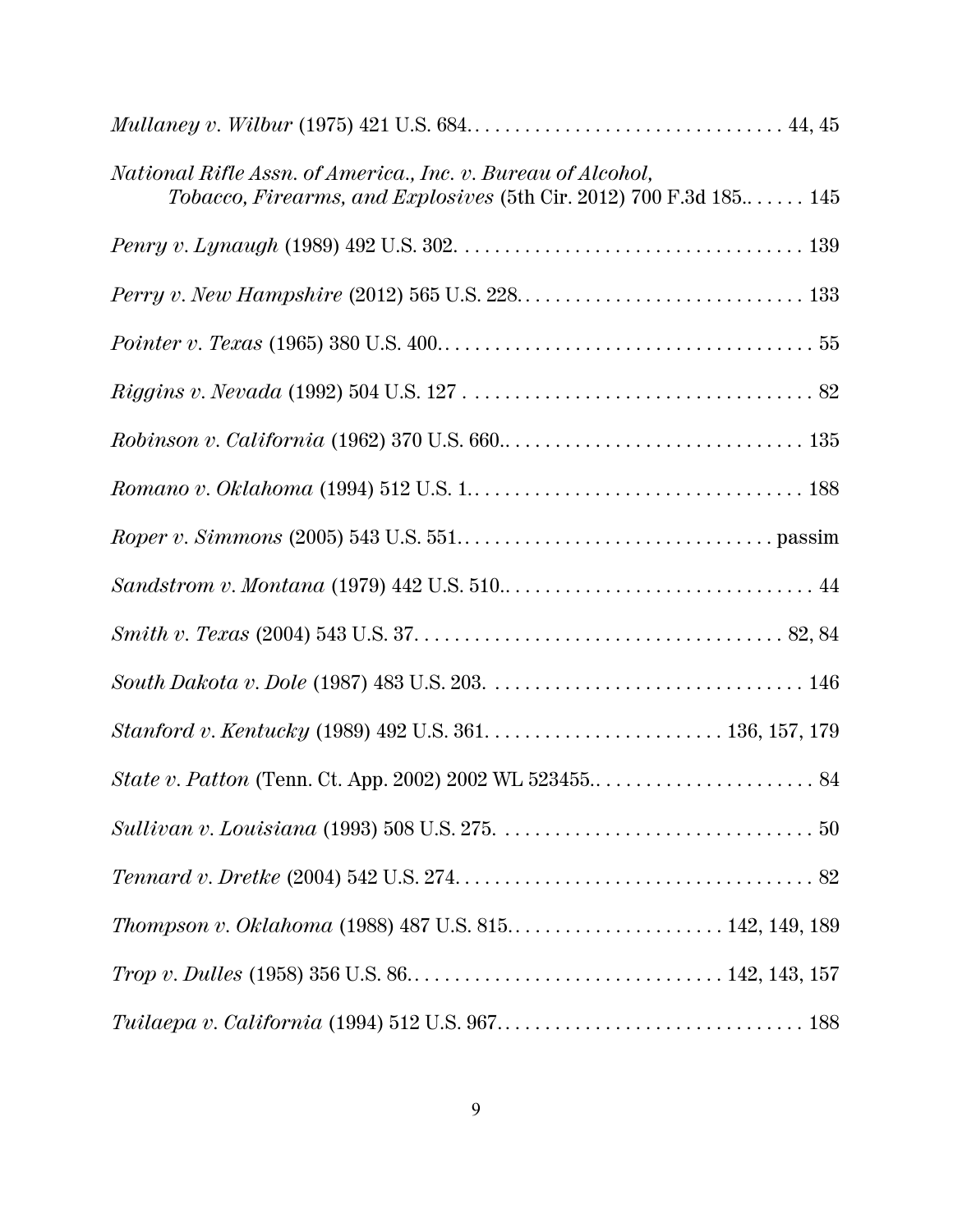*Mullaney v. Wilbur* (1975) 421 U.S. 684. . . . . . . . . . . . . . . . . . . . . . . . . . . . . . . . 44, 45

*National Rifle Assn. of America., Inc. v. Bureau of Alcohol, Tobacco, Firearms, and Explosives* (5th Cir. 2012) 700 F.3d 185. . . . . . . 145

*Penry v. Lynaugh* (1989) 492 U.S. 302. . . . . . . . . . . . . . . . . . . . . . . . . . . . . . . . . . . 139

*Perry v. New Hampshire* (2012) 565 U.S. 228. . . . . . . . . . . . . . . . . . . . . . . . . . . . . 133

*Pointer v. Texas* (1965) 380 U.S. 400. . . . . . . . . . . . . . . . . . . . . . . . . . . . . . . . . . . . . 55

*Riggins v. Nevada* (1992) 504 U.S. 127 . . . . . . . . . . . . . . . . . . . . . . . . . . . . . . . . . . . 82

*Robinson v. California* (1962) 370 U.S. 660. . . . . . . . . . . . . . . . . . . . . . . . . . . . . . . 135

*Romano v. Oklahoma* (1994) 512 U.S. 1. . . . . . . . . . . . . . . . . . . . . . . . . . . . . . . . . . 188

*Roper v. Simmons* (2005) 543 U.S. 551. . . . . . . . . . . . . . . . . . . . . . . . . . . . . . . . passim

*Sandstrom v. Montana* (1979) 442 U.S. 510. . . . . . . . . . . . . . . . . . . . . . . . . . . . . . . . 44

*Smith v. Texas* (2004) 543 U.S. 37. . . . . . . . . . . . . . . . . . . . . . . . . . . . . . . . . . . . . 82, 84

*South Dakota v. Dole* (1987) 483 U.S. 203. . . . . . . . . . . . . . . . . . . . . . . . . . . . . . . . 146

*Stanford v. Kentucky* (1989) 492 U.S. 361. . . . . . . . . . . . . . . . . . . . . . . . . 136, 157, 179

*State v. Patton* (Tenn. Ct. App. 2002) 2002 WL 523455. . . . . . . . . . . . . . . . . . . . . . . 84

*Sullivan v. Louisiana* (1993) 508 U.S. 275. . . . . . . . . . . . . . . . . . . . . . . . . . . . . . . . 50

*Tennard v. Dretke* (2004) 542 U.S. 274. . . . . . . . . . . . . . . . . . . . . . . . . . . . . . . . . . . 82

*Thompson v. Oklahoma* (1988) 487 U.S. 815. . . . . . . . . . . . . . . . . . . . . . . 142, 149, 189

*Trop v. Dulles* (1958) 356 U.S. 86. . . . . . . . . . . . . . . . . . . . . . . . . . . . . . . . 142, 143, 157

*Tuilaepa v. California* (1994) 512 U.S. 967. . . . . . . . . . . . . . . . . . . . . . . . . . . . . . . 188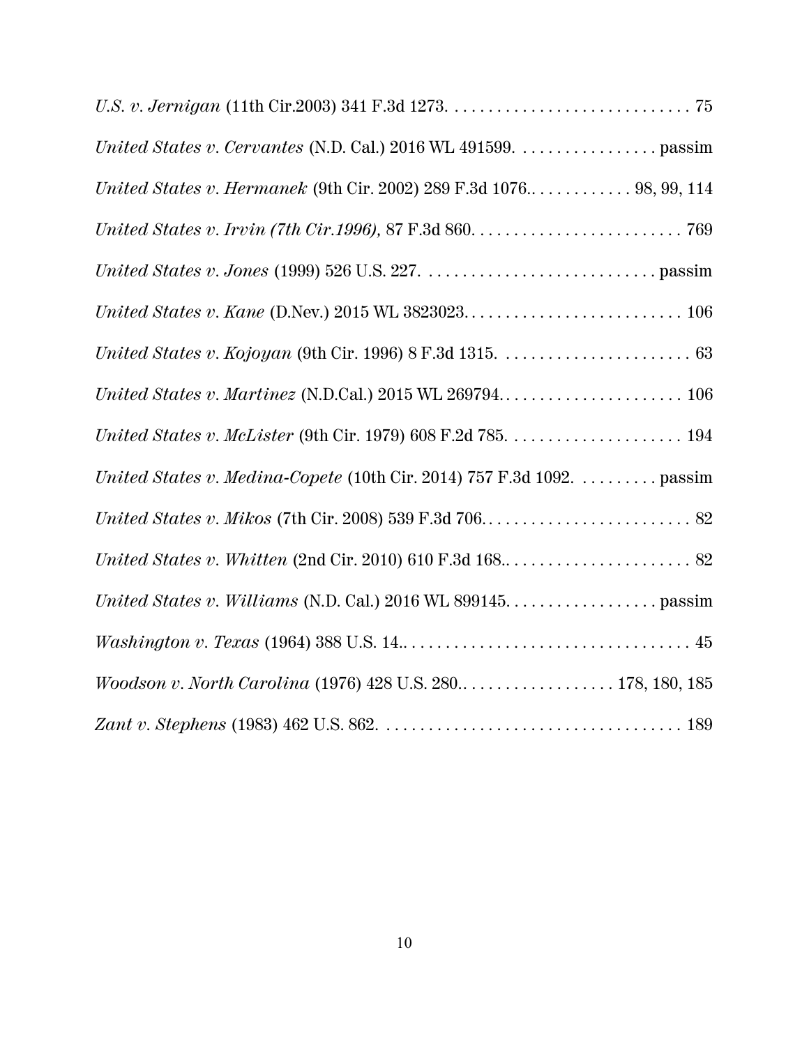*U.S. v. Jernigan* (11th Cir.2003) 341 F.3d 1273. . . . . . . . . . . . . . . . . . . . . . . . . . . . . 75

*United States v. Cervantes* (N.D. Cal.) 2016 WL 491599. . . . . . . . . . . . . . . . . passim

*United States v. Hermanek* (9th Cir. 2002) 289 F.3d 1076.. . . . . . . . . . . . . 98, 99, 114

*United States v. Irvin (7th Cir.1996),* 87 F.3d 860. . . . . . . . . . . . . . . . . . . . . . . . . . 769

*United States v. Jones* (1999) 526 U.S. 227. . . . . . . . . . . . . . . . . . . . . . . . . . . . passim

*United States v. Kane* (D.Nev.) 2015 WL 3823023. . . . . . . . . . . . . . . . . . . . . . . . . . 106

*United States v. Kojoyan* (9th Cir. 1996) 8 F.3d 1315. . . . . . . . . . . . . . . . . . . . . . . 63

*United States v. Martinez* (N.D.Cal.) 2015 WL 269794. . . . . . . . . . . . . . . . . . . . . . 106

*United States v. McLister* (9th Cir. 1979) 608 F.2d 785. . . . . . . . . . . . . . . . . . . . . 194

*United States v. Medina-Copete* (10th Cir. 2014) 757 F.3d 1092. . . . . . . . . . passim

*United States v. Mikos* (7th Cir. 2008) 539 F.3d 706. . . . . . . . . . . . . . . . . . . . . . . . . 82

*United States v. Whitten* (2nd Cir. 2010) 610 F.3d 168.. . . . . . . . . . . . . . . . . . . . . . . 82

*United States v. Williams* (N.D. Cal.) 2016 WL 899145. . . . . . . . . . . . . . . . . . passim

*Washington v. Texas* (1964) 388 U.S. 14.. . . . . . . . . . . . . . . . . . . . . . . . . . . . . . . . . 45

*Woodson v. North Carolina* (1976) 428 U.S. 280.. . . . . . . . . . . . . . . . . . 178, 180, 185

*Zant v. Stephens* (1983) 462 U.S. 862. . . . . . . . . . . . . . . . . . . . . . . . . . . . . . . . . . . 189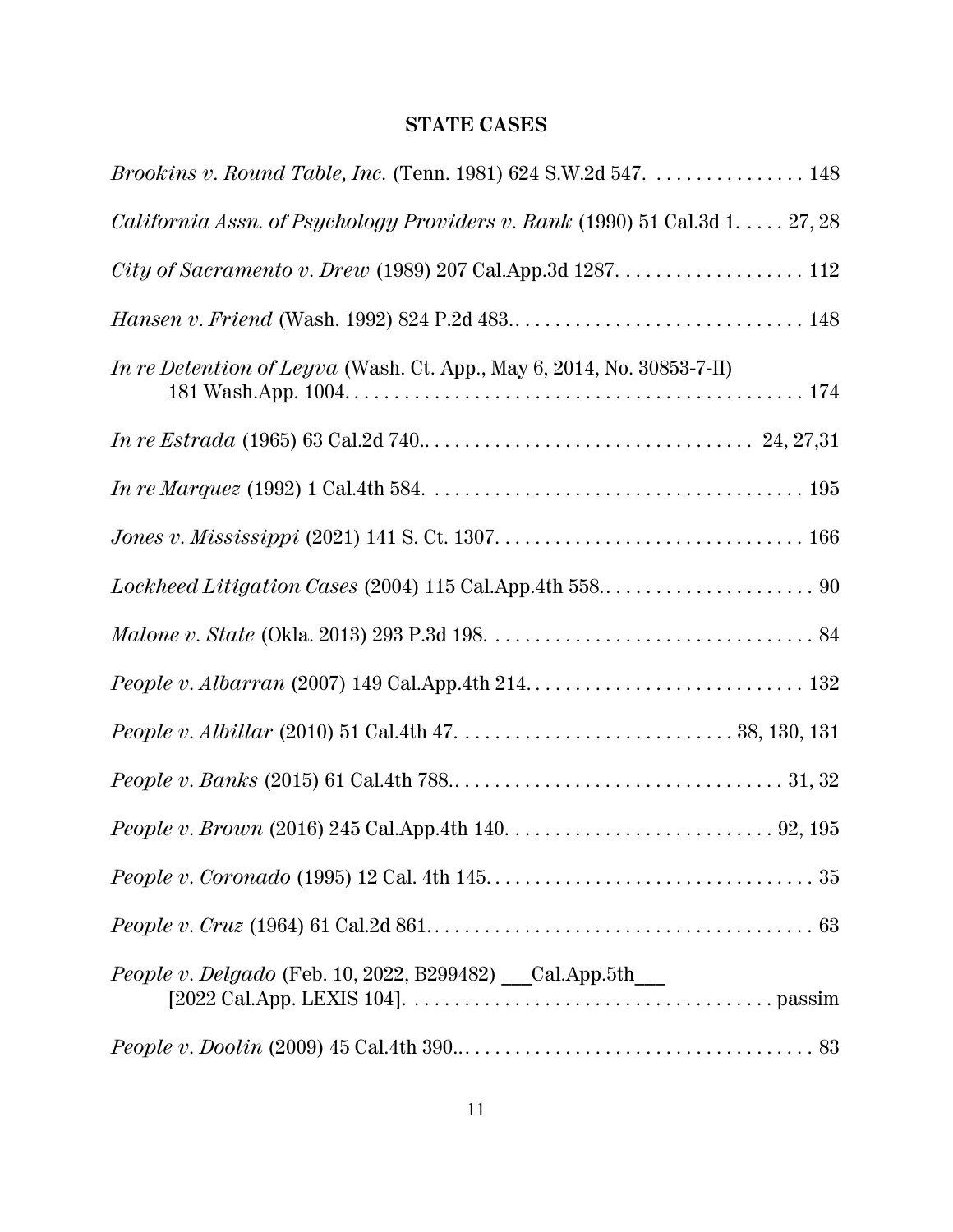## STATE CASES

*Brookins v. Round Table, Inc.* (Tenn. 1981) 624 S.W.2d 547. . . . . . . . . . . . . . . . 148

*California Assn. of Psychology Providers v. Rank* (1990) 51 Cal.3d 1. . . . . 27, 28

*City of Sacramento v. Drew* (1989) 207 Cal.App.3d 1287. . . . . . . . . . . . . . . . . . . 112

*Hansen v. Friend* (Wash. 1992) 824 P.2d 483.. . . . . . . . . . . . . . . . . . . . . . . . . . . . . 148

*In re Detention of Leyva* (Wash. Ct. App., May 6, 2014, No. 30853-7-II) 181 Wash.App. 1004. . . . . . . . . . . . . . . . . . . . . . . . . . . . . . . . . . . . . . . . . . . . . . 174

*In re Estrada* (1965) 63 Cal.2d 740.. . . . . . . . . . . . . . . . . . . . . . . . . . . . . . . . 24, 27,31

*In re Marquez* (1992) 1 Cal.4th 584. . . . . . . . . . . . . . . . . . . . . . . . . . . . . . . . . . . . . . 195

*Jones v. Mississippi* (2021) 141 S. Ct. 1307. . . . . . . . . . . . . . . . . . . . . . . . . . . . . . . 166

*Lockheed Litigation Cases* (2004) 115 Cal.App.4th 558.. . . . . . . . . . . . . . . . . . . . . . 90

*Malone v. State* (Okla. 2013) 293 P.3d 198. . . . . . . . . . . . . . . . . . . . . . . . . . . . . . . . . 84

*People v. Albarran* (2007) 149 Cal.App.4th 214. . . . . . . . . . . . . . . . . . . . . . . . . . . . 132

*People v. Albillar* (2010) 51 Cal.4th 47. . . . . . . . . . . . . . . . . . . . . . . . . . . . 38, 130, 131

*People v. Banks* (2015) 61 Cal.4th 788.. . . . . . . . . . . . . . . . . . . . . . . . . . . . . . . . . 31, 32

*People v. Brown* (2016) 245 Cal.App.4th 140. . . . . . . . . . . . . . . . . . . . . . . . . . . 92, 195

*People v. Coronado* (1995) 12 Cal. 4th 145. . . . . . . . . . . . . . . . . . . . . . . . . . . . . . . . . 35

*People v. Cruz* (1964) 61 Cal.2d 861. . . . . . . . . . . . . . . . . . . . . . . . . . . . . . . . . . . . . . . 63

*People v. Delgado* (Feb. 10, 2022, B299482) ___Cal.App.5th___ [2022 Cal.App. LEXIS 104]. . . . . . . . . . . . . . . . . . . . . . . . . . . . . . . . . . . . . passim

*People v. Doolin* (2009) 45 Cal.4th 390.. . . . . . . . . . . . . . . . . . . . . . . . . . . . . . . . . . . . 83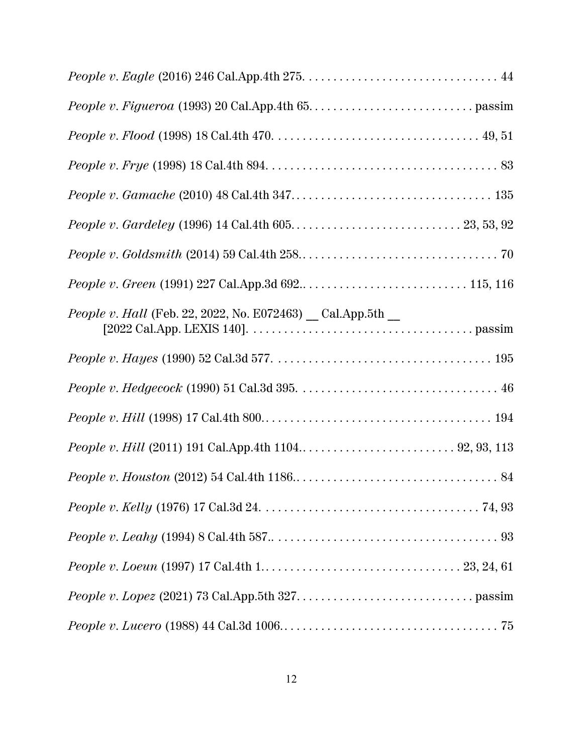*People v. Eagle* (2016) 246 Cal.App.4th 275. . . . . . . . . . . . . . . . . . . . . . . . . . . . . . . . 44

*People v. Figueroa* (1993) 20 Cal.App.4th 65. . . . . . . . . . . . . . . . . . . . . . . . . . . passim

*People v. Flood* (1998) 18 Cal.4th 470. . . . . . . . . . . . . . . . . . . . . . . . . . . . . . . . . . 49, 51

*People v. Frye* (1998) 18 Cal.4th 894. . . . . . . . . . . . . . . . . . . . . . . . . . . . . . . . . . . . . . 83

*People v. Gamache* (2010) 48 Cal.4th 347.. . . . . . . . . . . . . . . . . . . . . . . . . . . . . . . . 135

*People v. Gardeley* (1996) 14 Cal.4th 605.. . . . . . . . . . . . . . . . . . . . . . . . . . . 23, 53, 92

*People v. Goldsmith* (2014) 59 Cal.4th 258.. . . . . . . . . . . . . . . . . . . . . . . . . . . . . . . . . 70

*People v. Green* (1991) 227 Cal.App.3d 692.. . . . . . . . . . . . . . . . . . . . . . . . . . . 115, 116

*People v. Hall* (Feb. 22, 2022, No. E072463) __ Cal.App.5th __ [2022 Cal.App. LEXIS 140]. . . . . . . . . . . . . . . . . . . . . . . . . . . . . . . . . . . . . passim

*People v. Hayes* (1990) 52 Cal.3d 577. . . . . . . . . . . . . . . . . . . . . . . . . . . . . . . . . . . . 195

*People v. Hedgecock* (1990) 51 Cal.3d 395. . . . . . . . . . . . . . . . . . . . . . . . . . . . . . . . . 46

*People v. Hill* (1998) 17 Cal.4th 800.. . . . . . . . . . . . . . . . . . . . . . . . . . . . . . . . . . . . . 194

*People v. Hill* (2011) 191 Cal.App.4th 1104.. . . . . . . . . . . . . . . . . . . . . . . . . . 92, 93, 113

*People v. Houston* (2012) 54 Cal.4th 1186.. . . . . . . . . . . . . . . . . . . . . . . . . . . . . . . . . . 84

*People v. Kelly* (1976) 17 Cal.3d 24. . . . . . . . . . . . . . . . . . . . . . . . . . . . . . . . . . . . 74, 93

*People v. Leahy* (1994) 8 Cal.4th 587.. . . . . . . . . . . . . . . . . . . . . . . . . . . . . . . . . . . . . 93

*People v. Loeun* (1997) 17 Cal.4th 1.. . . . . . . . . . . . . . . . . . . . . . . . . . . . . . . . . 23, 24, 61

*People v. Lopez* (2021) 73 Cal.App.5th 327. . . . . . . . . . . . . . . . . . . . . . . . . . . . . passim

*People v. Lucero* (1988) 44 Cal.3d 1006.. . . . . . . . . . . . . . . . . . . . . . . . . . . . . . . . . . . 75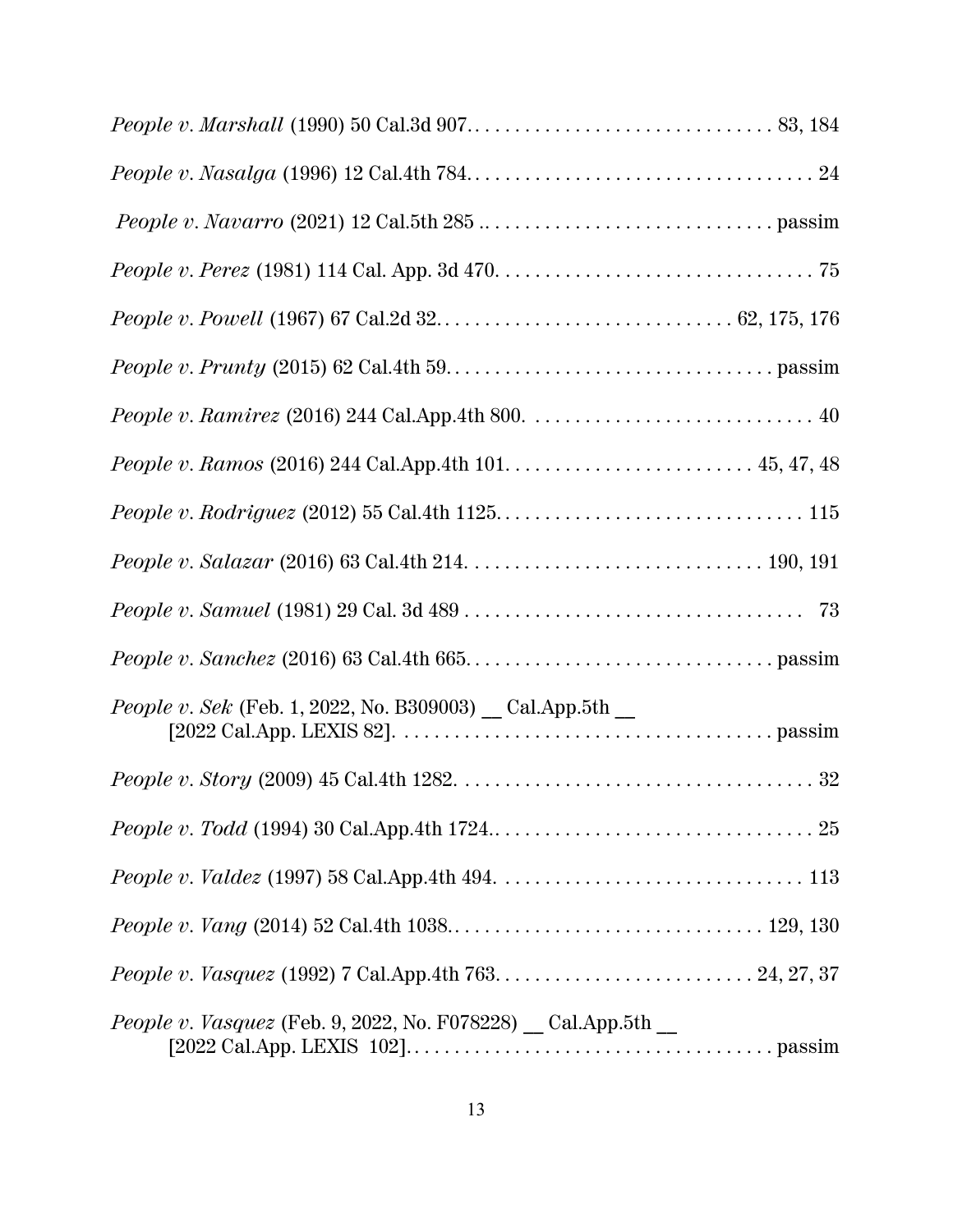*People v. Marshall* (1990) 50 Cal.3d 907. . . . . . . . . . . . . . . . . . . . . . . . . . . . . . . 83, 184

*People v. Nasalga* (1996) 12 Cal.4th 784. . . . . . . . . . . . . . . . . . . . . . . . . . . . . . . . . . 24

*People v. Navarro* (2021) 12 Cal.5th 285 .. . . . . . . . . . . . . . . . . . . . . . . . . . . . . passim

*People v. Perez* (1981) 114 Cal. App. 3d 470. . . . . . . . . . . . . . . . . . . . . . . . . . . . . . . . 75

*People v. Powell* (1967) 67 Cal.2d 32. . . . . . . . . . . . . . . . . . . . . . . . . . . . . . 62, 175, 176

*People v. Prunty* (2015) 62 Cal.4th 59. . . . . . . . . . . . . . . . . . . . . . . . . . . . . . . . . passim

*People v. Ramirez* (2016) 244 Cal.App.4th 800. . . . . . . . . . . . . . . . . . . . . . . . . . . . . 40

*People v. Ramos* (2016) 244 Cal.App.4th 101. . . . . . . . . . . . . . . . . . . . . . . . . 45, 47, 48

*People v. Rodriguez* (2012) 55 Cal.4th 1125. . . . . . . . . . . . . . . . . . . . . . . . . . . . . . . 115

*People v. Salazar* (2016) 63 Cal.4th 214. . . . . . . . . . . . . . . . . . . . . . . . . . . . . . 190, 191

*People v. Samuel* (1981) 29 Cal. 3d 489 . . . . . . . . . . . . . . . . . . . . . . . . . . . . . . . . . 73

*People v. Sanchez* (2016) 63 Cal.4th 665. . . . . . . . . . . . . . . . . . . . . . . . . . . . . . . passim

*People v. Sek* (Feb. 1, 2022, No. B309003) __ Cal.App.5th __ [2022 Cal.App. LEXIS 82]. . . . . . . . . . . . . . . . . . . . . . . . . . . . . . . . . . . . . . passim

*People v. Story* (2009) 45 Cal.4th 1282. . . . . . . . . . . . . . . . . . . . . . . . . . . . . . . . . . . 32

*People v. Todd* (1994) 30 Cal.App.4th 1724.. . . . . . . . . . . . . . . . . . . . . . . . . . . . . . . 25

*People v. Valdez* (1997) 58 Cal.App.4th 494. . . . . . . . . . . . . . . . . . . . . . . . . . . . . . 113

*People v. Vang* (2014) 52 Cal.4th 1038.. . . . . . . . . . . . . . . . . . . . . . . . . . . . . . . 129, 130

*People v. Vasquez* (1992) 7 Cal.App.4th 763. . . . . . . . . . . . . . . . . . . . . . . . . . 24, 27, 37

*People v. Vasquez* (Feb. 9, 2022, No. F078228) __ Cal.App.5th __ [2022 Cal.App. LEXIS 102]. . . . . . . . . . . . . . . . . . . . . . . . . . . . . . . . . . . . passim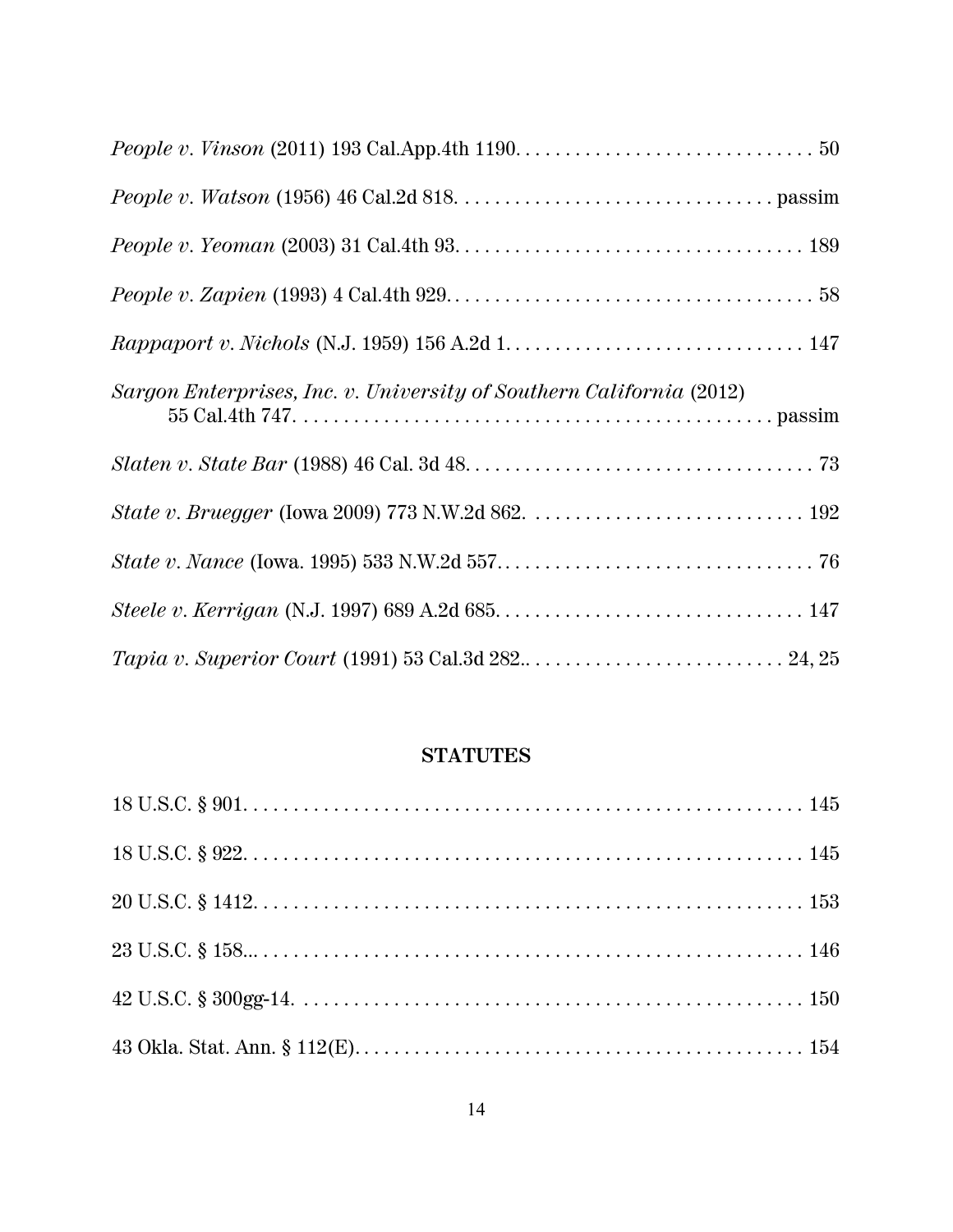*People v. Vinson* (2011) 193 Cal.App.4th 1190. . . . . . . . . . . . . . . . . . . . . . . . . . . . . . 50

*People v. Watson* (1956) 46 Cal.2d 818. . . . . . . . . . . . . . . . . . . . . . . . . . . . . . . . passim

*People v. Yeoman* (2003) 31 Cal.4th 93. . . . . . . . . . . . . . . . . . . . . . . . . . . . . . . . . . . 189

*People v. Zapien* (1993) 4 Cal.4th 929. . . . . . . . . . . . . . . . . . . . . . . . . . . . . . . . . . . . 58

*Rappaport v. Nichols* (N.J. 1959) 156 A.2d 1. . . . . . . . . . . . . . . . . . . . . . . . . . . . . . 147

*Sargon Enterprises, Inc. v. University of Southern California* (2012) 55 Cal.4th 747. . . . . . . . . . . . . . . . . . . . . . . . . . . . . . . . . . . . . . . . . . . . . . . passim

*Slaten v. State Bar* (1988) 46 Cal. 3d 48. . . . . . . . . . . . . . . . . . . . . . . . . . . . . . . . . . 73

*State v. Bruegger* (Iowa 2009) 773 N.W.2d 862. . . . . . . . . . . . . . . . . . . . . . . . . . . . 192

*State v. Nance* (Iowa. 1995) 533 N.W.2d 557. . . . . . . . . . . . . . . . . . . . . . . . . . . . . . . . 76

*Steele v. Kerrigan* (N.J. 1997) 689 A.2d 685. . . . . . . . . . . . . . . . . . . . . . . . . . . . . . . 147

*Tapia v. Superior Court* (1991) 53 Cal.3d 282.. . . . . . . . . . . . . . . . . . . . . . . . . . 24, 25

## STATUTES

18 U.S.C. § 901. . . . . . . . . . . . . . . . . . . . . . . . . . . . . . . . . . . . . . . . . . . . . . . . . . . . . 145

18 U.S.C. § 922. . . . . . . . . . . . . . . . . . . . . . . . . . . . . . . . . . . . . . . . . . . . . . . . . . . . . 145

20 U.S.C. § 1412. . . . . . . . . . . . . . . . . . . . . . . . . . . . . . . . . . . . . . . . . . . . . . . . . . . . 153

23 U.S.C. § 158... . . . . . . . . . . . . . . . . . . . . . . . . . . . . . . . . . . . . . . . . . . . . . . . . . . . 146

42 U.S.C. § 300gg-14. . . . . . . . . . . . . . . . . . . . . . . . . . . . . . . . . . . . . . . . . . . . . . . . . 150

43 Okla. Stat. Ann. § 112(E). . . . . . . . . . . . . . . . . . . . . . . . . . . . . . . . . . . . . . . . . . . . 154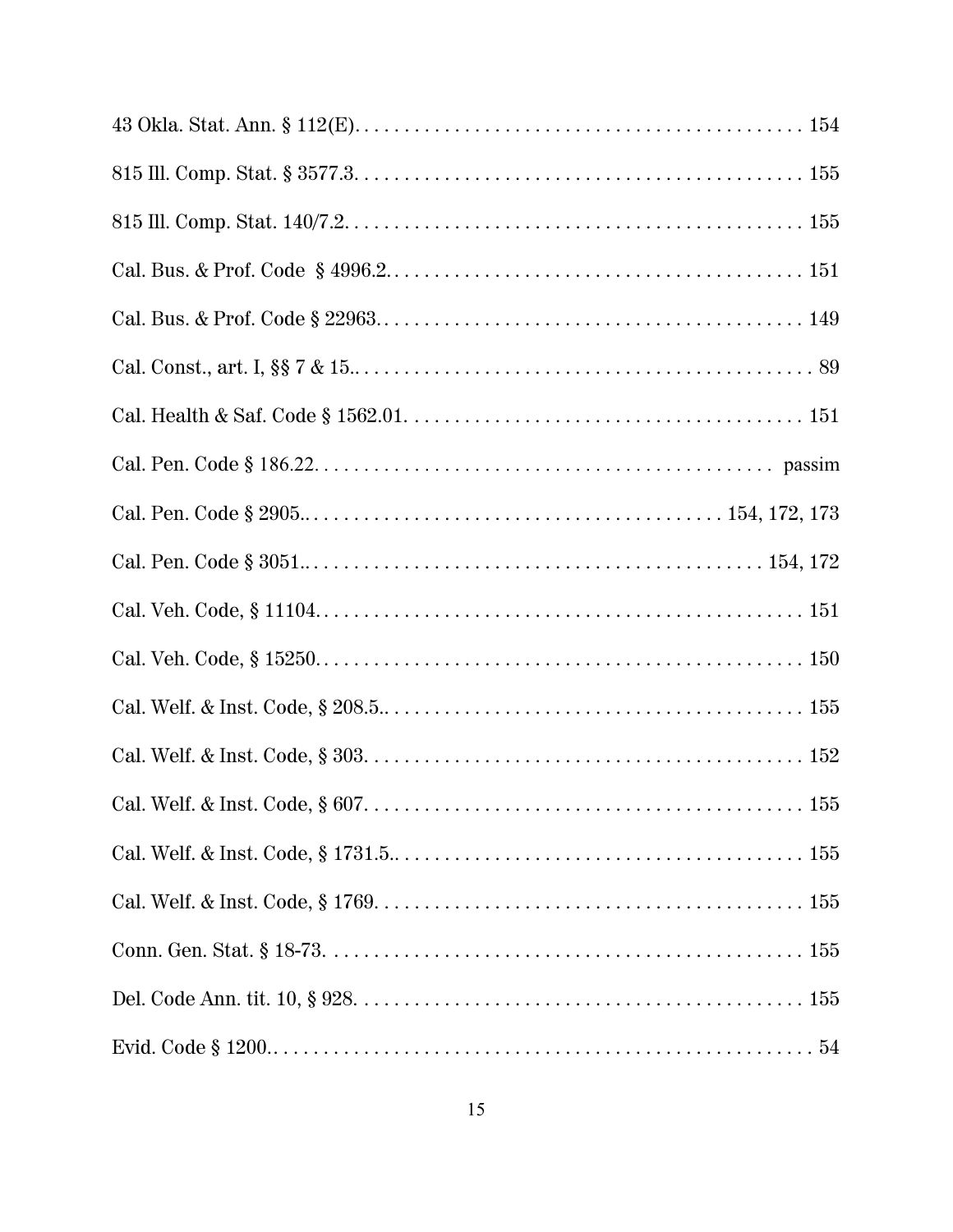43 Okla. Stat. Ann. § 112(E). . . . . . . . . . . . . . . . . . . . . . . . . . . . . . . . . . . . . . . . . . . . . 154

815 Ill. Comp. Stat. § 3577.3. . . . . . . . . . . . . . . . . . . . . . . . . . . . . . . . . . . . . . . . . . . . . 155

815 Ill. Comp. Stat. 140/7.2. . . . . . . . . . . . . . . . . . . . . . . . . . . . . . . . . . . . . . . . . . . . . 155

Cal. Bus. & Prof. Code § 4996.2. . . . . . . . . . . . . . . . . . . . . . . . . . . . . . . . . . . . . . . . . . 151

Cal. Bus. & Prof. Code § 22963. . . . . . . . . . . . . . . . . . . . . . . . . . . . . . . . . . . . . . . . . . . 149

Cal. Const., art. I, §§ 7 & 15.. . . . . . . . . . . . . . . . . . . . . . . . . . . . . . . . . . . . . . . . . . . . . 89

Cal. Health & Saf. Code § 1562.01. . . . . . . . . . . . . . . . . . . . . . . . . . . . . . . . . . . . . . . . 151

Cal. Pen. Code § 186.22. . . . . . . . . . . . . . . . . . . . . . . . . . . . . . . . . . . . . . . . . . . . . . passim

Cal. Pen. Code § 2905.. . . . . . . . . . . . . . . . . . . . . . . . . . . . . . . . . . . . . . . . . 154, 172, 173

Cal. Pen. Code § 3051.. . . . . . . . . . . . . . . . . . . . . . . . . . . . . . . . . . . . . . . . . . . . . 154, 172

Cal. Veh. Code, § 11104. . . . . . . . . . . . . . . . . . . . . . . . . . . . . . . . . . . . . . . . . . . . . . . . 151

Cal. Veh. Code, § 15250. . . . . . . . . . . . . . . . . . . . . . . . . . . . . . . . . . . . . . . . . . . . . . . . 150

Cal. Welf. & Inst. Code, § 208.5.. . . . . . . . . . . . . . . . . . . . . . . . . . . . . . . . . . . . . . . . . . 155

Cal. Welf. & Inst. Code, § 303. . . . . . . . . . . . . . . . . . . . . . . . . . . . . . . . . . . . . . . . . . . . 152

Cal. Welf. & Inst. Code, § 607. . . . . . . . . . . . . . . . . . . . . . . . . . . . . . . . . . . . . . . . . . . . 155

Cal. Welf. & Inst. Code, § 1731.5.. . . . . . . . . . . . . . . . . . . . . . . . . . . . . . . . . . . . . . . . . 155

Cal. Welf. & Inst. Code, § 1769. . . . . . . . . . . . . . . . . . . . . . . . . . . . . . . . . . . . . . . . . . . 155

Conn. Gen. Stat. § 18-73. . . . . . . . . . . . . . . . . . . . . . . . . . . . . . . . . . . . . . . . . . . . . . . . 155

Del. Code Ann. tit. 10, § 928. . . . . . . . . . . . . . . . . . . . . . . . . . . . . . . . . . . . . . . . . . . . . 155

Evid. Code § 1200.. . . . . . . . . . . . . . . . . . . . . . . . . . . . . . . . . . . . . . . . . . . . . . . . . . . . . 54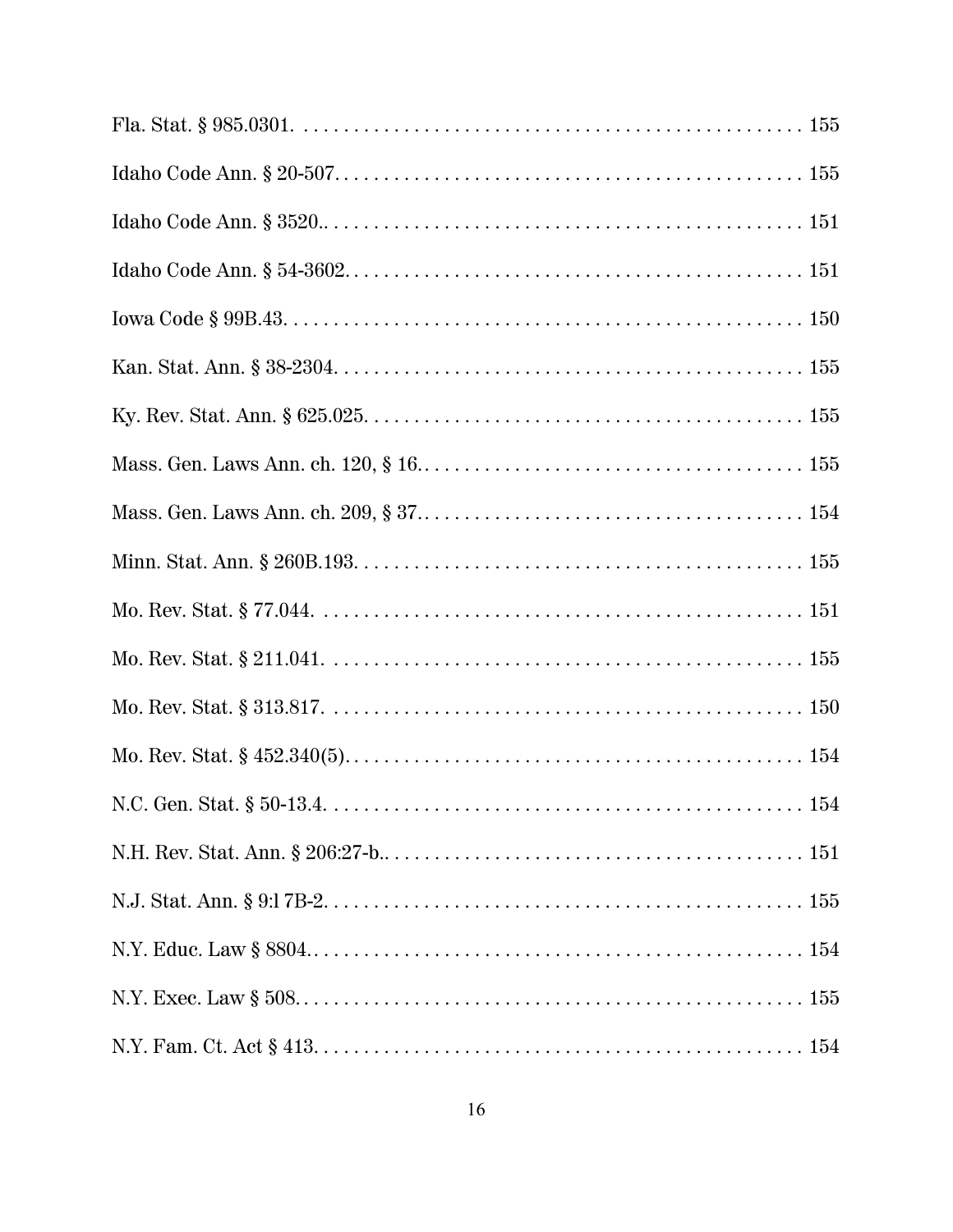Fla. Stat. § 985.0301. . . . . . . . . . . . . . . . . . . . . . . . . . . . . . . . . . . . . . . . . . . . . . . . . 155

Idaho Code Ann. § 20-507. . . . . . . . . . . . . . . . . . . . . . . . . . . . . . . . . . . . . . . . . . . . . . . . 155

Idaho Code Ann. § 3520.. . . . . . . . . . . . . . . . . . . . . . . . . . . . . . . . . . . . . . . . . . . . . . . . 151

Idaho Code Ann. § 54-3602. . . . . . . . . . . . . . . . . . . . . . . . . . . . . . . . . . . . . . . . . . . . . . . 151

Iowa Code § 99B.43. . . . . . . . . . . . . . . . . . . . . . . . . . . . . . . . . . . . . . . . . . . . . . . . . . . . 150

Kan. Stat. Ann. § 38-2304. . . . . . . . . . . . . . . . . . . . . . . . . . . . . . . . . . . . . . . . . . . . . . . . 155

Ky. Rev. Stat. Ann. § 625.025. . . . . . . . . . . . . . . . . . . . . . . . . . . . . . . . . . . . . . . . . . . . . 155

Mass. Gen. Laws Ann. ch. 120, § 16. . . . . . . . . . . . . . . . . . . . . . . . . . . . . . . . . . . . . . . 155

Mass. Gen. Laws Ann. ch. 209, § 37. . . . . . . . . . . . . . . . . . . . . . . . . . . . . . . . . . . . . . . 154

Minn. Stat. Ann. § 260B.193. . . . . . . . . . . . . . . . . . . . . . . . . . . . . . . . . . . . . . . . . . . . . . 155

Mo. Rev. Stat. § 77.044. . . . . . . . . . . . . . . . . . . . . . . . . . . . . . . . . . . . . . . . . . . . . . . . . 151

Mo. Rev. Stat. § 211.041. . . . . . . . . . . . . . . . . . . . . . . . . . . . . . . . . . . . . . . . . . . . . . . . 155

Mo. Rev. Stat. § 313.817. . . . . . . . . . . . . . . . . . . . . . . . . . . . . . . . . . . . . . . . . . . . . . . . 150

Mo. Rev. Stat. § 452.340(5). . . . . . . . . . . . . . . . . . . . . . . . . . . . . . . . . . . . . . . . . . . . . . . 154

N.C. Gen. Stat. § 50-13.4. . . . . . . . . . . . . . . . . . . . . . . . . . . . . . . . . . . . . . . . . . . . . . . . 154

N.H. Rev. Stat. Ann. § 206:27-b.. . . . . . . . . . . . . . . . . . . . . . . . . . . . . . . . . . . . . . . . . . . 151

N.J. Stat. Ann. § 9:l 7B-2. . . . . . . . . . . . . . . . . . . . . . . . . . . . . . . . . . . . . . . . . . . . . . . . . 155

N.Y. Educ. Law § 8804. . . . . . . . . . . . . . . . . . . . . . . . . . . . . . . . . . . . . . . . . . . . . . . . . . 154

N.Y. Exec. Law § 508. . . . . . . . . . . . . . . . . . . . . . . . . . . . . . . . . . . . . . . . . . . . . . . . . . . 155

N.Y. Fam. Ct. Act § 413. . . . . . . . . . . . . . . . . . . . . . . . . . . . . . . . . . . . . . . . . . . . . . . . . 154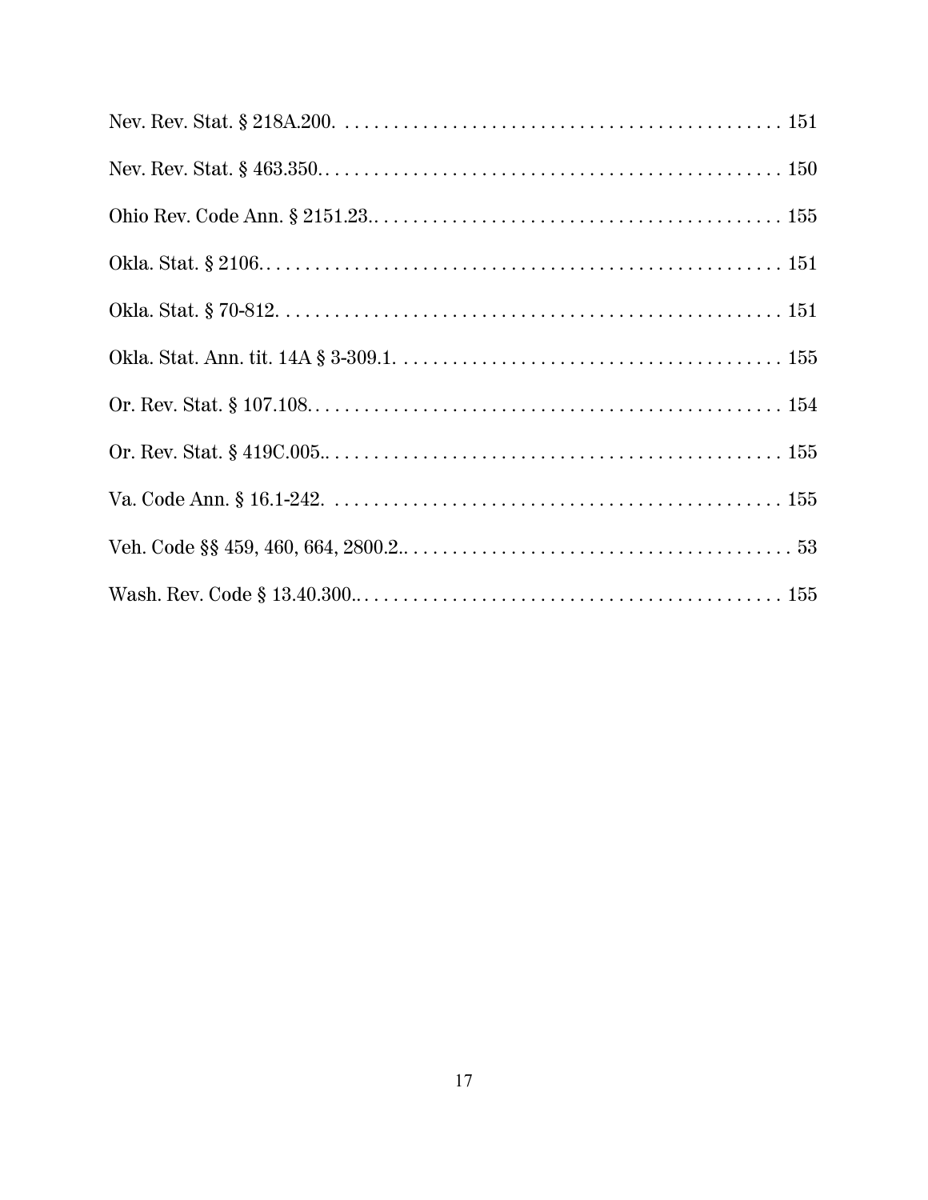Nev. Rev. Stat. § 218A.200. . . . . . . . . . . . . . . . . . . . . . . . . . . . . . . . . . . . . . . . . . . . . . 151

Nev. Rev. Stat. § 463.350. . . . . . . . . . . . . . . . . . . . . . . . . . . . . . . . . . . . . . . . . . . . . . . . 150

Ohio Rev. Code Ann. § 2151.23.. . . . . . . . . . . . . . . . . . . . . . . . . . . . . . . . . . . . . . . . . . . 155

Okla. Stat. § 2106. . . . . . . . . . . . . . . . . . . . . . . . . . . . . . . . . . . . . . . . . . . . . . . . . . . . . 151

Okla. Stat. § 70-812. . . . . . . . . . . . . . . . . . . . . . . . . . . . . . . . . . . . . . . . . . . . . . . . . . . . 151

Okla. Stat. Ann. tit. 14A § 3-309.1. . . . . . . . . . . . . . . . . . . . . . . . . . . . . . . . . . . . . . . . . 155

Or. Rev. Stat. § 107.108. . . . . . . . . . . . . . . . . . . . . . . . . . . . . . . . . . . . . . . . . . . . . . . . . 154

Or. Rev. Stat. § 419C.005.. . . . . . . . . . . . . . . . . . . . . . . . . . . . . . . . . . . . . . . . . . . . . . . 155

Va. Code Ann. § 16.1-242. . . . . . . . . . . . . . . . . . . . . . . . . . . . . . . . . . . . . . . . . . . . . . . . 155

Veh. Code §§ 459, 460, 664, 2800.2.. . . . . . . . . . . . . . . . . . . . . . . . . . . . . . . . . . . . . . . . 53

Wash. Rev. Code § 13.40.300.. . . . . . . . . . . . . . . . . . . . . . . . . . . . . . . . . . . . . . . . . . . . 155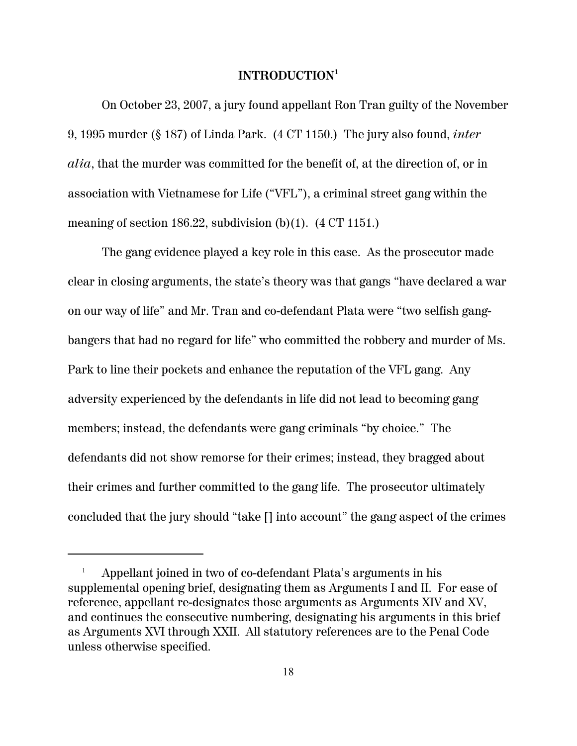# INTRODUCTION[1]

On October 23, 2007, a jury found appellant Ron Tran guilty of the November 9, 1995 murder (§ 187) of Linda Park. (4 CT 1150.) The jury also found, *inter alia*, that the murder was committed for the benefit of, at the direction of, or in association with Vietnamese for Life ("VFL"), a criminal street gang within the meaning of section 186.22, subdivision (b)(1). (4 CT 1151.)

The gang evidence played a key role in this case. As the prosecutor made clear in closing arguments, the state's theory was that gangs "have declared a war on our way of life" and Mr. Tran and co-defendant Plata were "two selfish gang-bangers that had no regard for life" who committed the robbery and murder of Ms. Park to line their pockets and enhance the reputation of the VFL gang. Any adversity experienced by the defendants in life did not lead to becoming gang members; instead, the defendants were gang criminals "by choice." The defendants did not show remorse for their crimes; instead, they bragged about their crimes and further committed to the gang life. The prosecutor ultimately concluded that the jury should "take [] into account" the gang aspect of the crimes

---

[1] Appellant joined in two of co-defendant Plata's arguments in his supplemental opening brief, designating them as Arguments I and II. For ease of reference, appellant re-designates those arguments as Arguments XIV and XV, and continues the consecutive numbering, designating his arguments in this brief as Arguments XVI through XXII. All statutory references are to the Penal Code unless otherwise specified.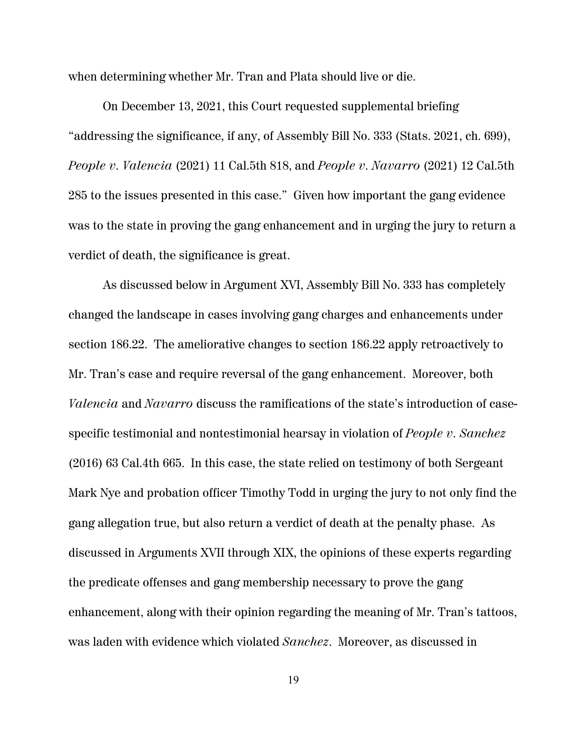when determining whether Mr. Tran and Plata should live or die.

On December 13, 2021, this Court requested supplemental briefing "addressing the significance, if any, of Assembly Bill No. 333 (Stats. 2021, ch. 699), *People v. Valencia* (2021) 11 Cal.5th 818, and *People v. Navarro* (2021) 12 Cal.5th 285 to the issues presented in this case." Given how important the gang evidence was to the state in proving the gang enhancement and in urging the jury to return a verdict of death, the significance is great.

As discussed below in Argument XVI, Assembly Bill No. 333 has completely changed the landscape in cases involving gang charges and enhancements under section 186.22. The ameliorative changes to section 186.22 apply retroactively to Mr. Tran's case and require reversal of the gang enhancement. Moreover, both *Valencia* and *Navarro* discuss the ramifications of the state's introduction of case-specific testimonial and nontestimonial hearsay in violation of *People v. Sanchez* (2016) 63 Cal.4th 665. In this case, the state relied on testimony of both Sergeant Mark Nye and probation officer Timothy Todd in urging the jury to not only find the gang allegation true, but also return a verdict of death at the penalty phase. As discussed in Arguments XVII through XIX, the opinions of these experts regarding the predicate offenses and gang membership necessary to prove the gang enhancement, along with their opinion regarding the meaning of Mr. Tran's tattoos, was laden with evidence which violated *Sanchez*. Moreover, as discussed in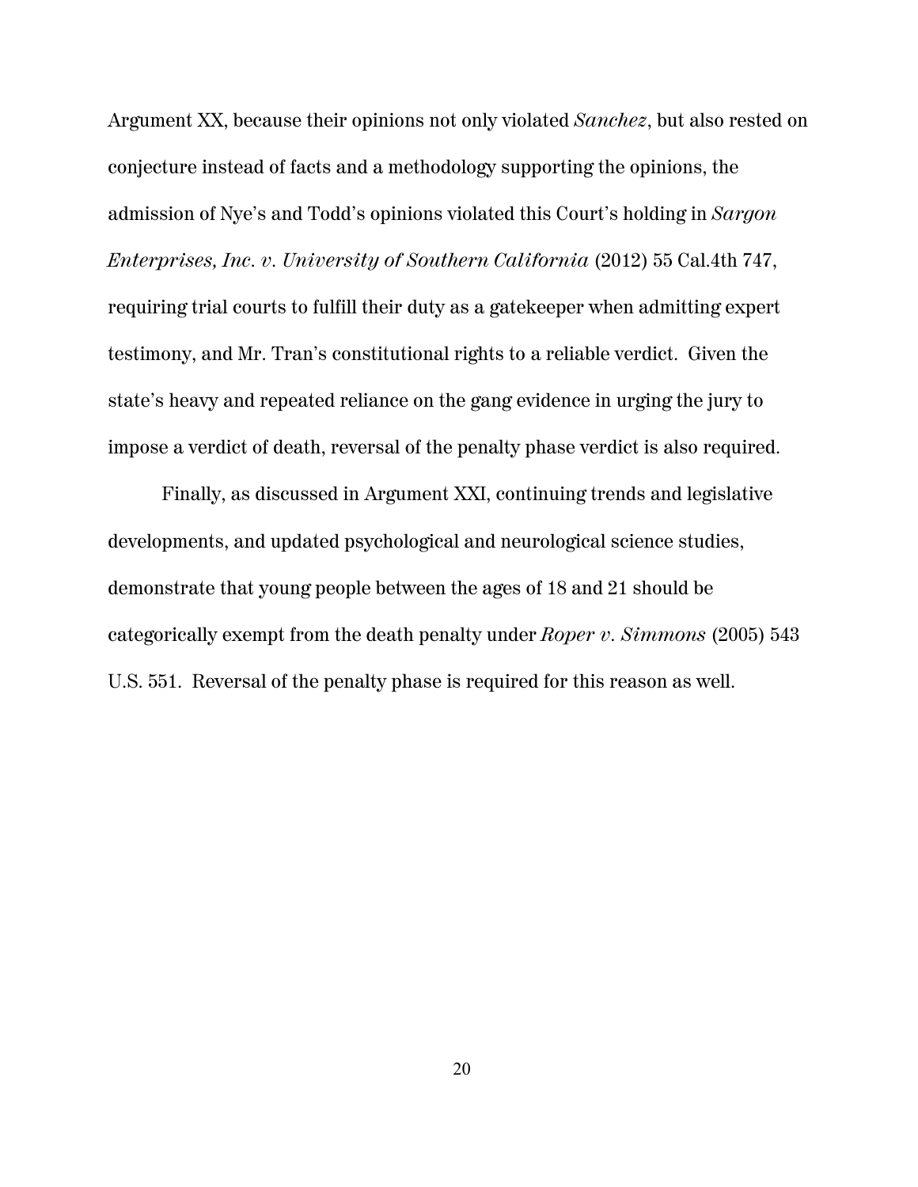Argument XX, because their opinions not only violated *Sanchez*, but also rested on conjecture instead of facts and a methodology supporting the opinions, the admission of Nye's and Todd's opinions violated this Court's holding in *Sargon Enterprises, Inc. v. University of Southern California* (2012) 55 Cal.4th 747, requiring trial courts to fulfill their duty as a gatekeeper when admitting expert testimony, and Mr. Tran's constitutional rights to a reliable verdict. Given the state's heavy and repeated reliance on the gang evidence in urging the jury to impose a verdict of death, reversal of the penalty phase verdict is also required.

Finally, as discussed in Argument XXI, continuing trends and legislative developments, and updated psychological and neurological science studies, demonstrate that young people between the ages of 18 and 21 should be categorically exempt from the death penalty under *Roper v. Simmons* (2005) 543 U.S. 551. Reversal of the penalty phase is required for this reason as well.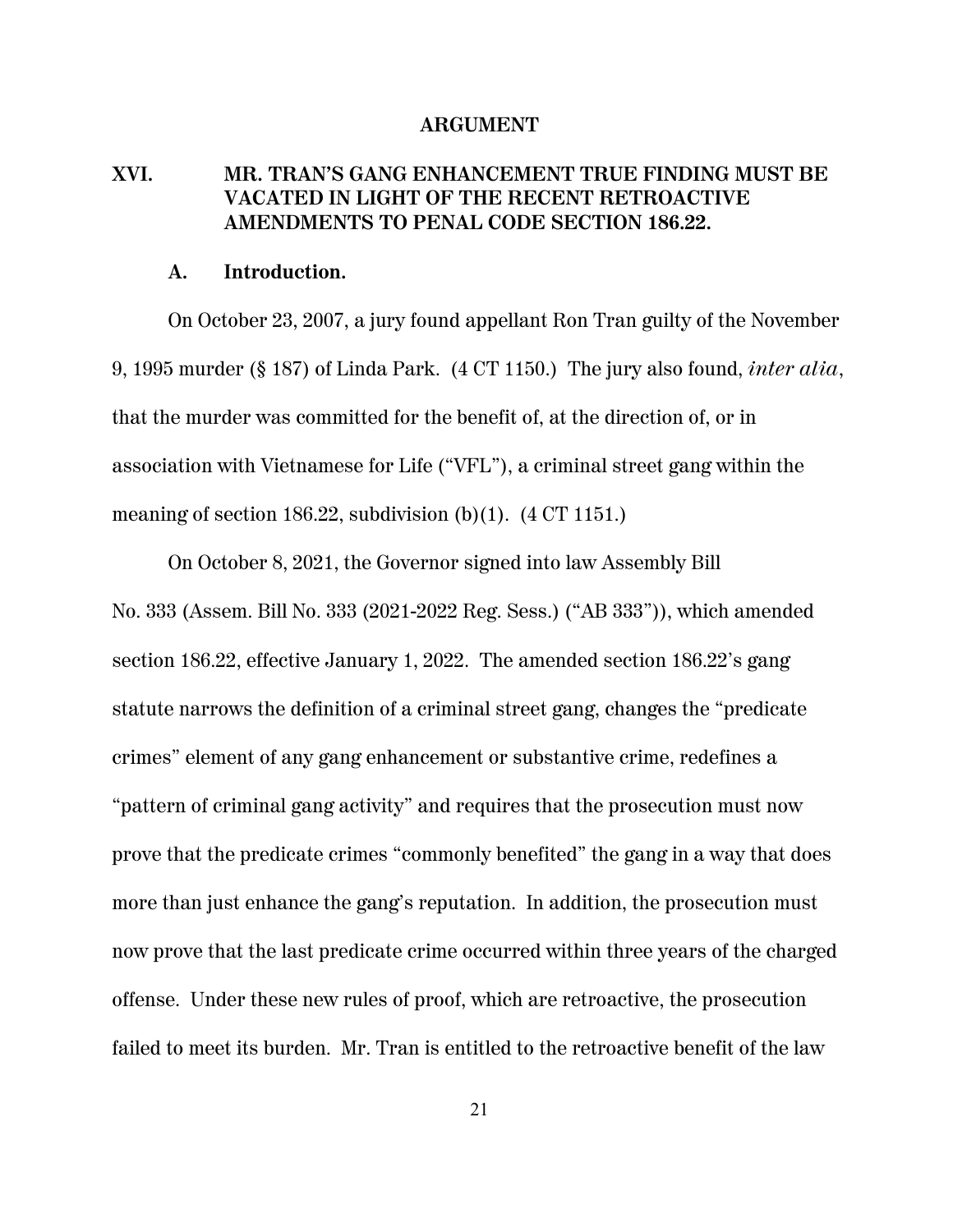# ARGUMENT

## XVI. MR. TRAN'S GANG ENHANCEMENT TRUE FINDING MUST BE VACATED IN LIGHT OF THE RECENT RETROACTIVE AMENDMENTS TO PENAL CODE SECTION 186.22.

### A. Introduction.

On October 23, 2007, a jury found appellant Ron Tran guilty of the November 9, 1995 murder (§ 187) of Linda Park. (4 CT 1150.) The jury also found, *inter alia*, that the murder was committed for the benefit of, at the direction of, or in association with Vietnamese for Life ("VFL"), a criminal street gang within the meaning of section 186.22, subdivision (b)(1). (4 CT 1151.)

On October 8, 2021, the Governor signed into law Assembly Bill No. 333 (Assem. Bill No. 333 (2021-2022 Reg. Sess.) ("AB 333")), which amended section 186.22, effective January 1, 2022. The amended section 186.22's gang statute narrows the definition of a criminal street gang, changes the "predicate crimes" element of any gang enhancement or substantive crime, redefines a "pattern of criminal gang activity" and requires that the prosecution must now prove that the predicate crimes "commonly benefited" the gang in a way that does more than just enhance the gang's reputation. In addition, the prosecution must now prove that the last predicate crime occurred within three years of the charged offense. Under these new rules of proof, which are retroactive, the prosecution failed to meet its burden. Mr. Tran is entitled to the retroactive benefit of the law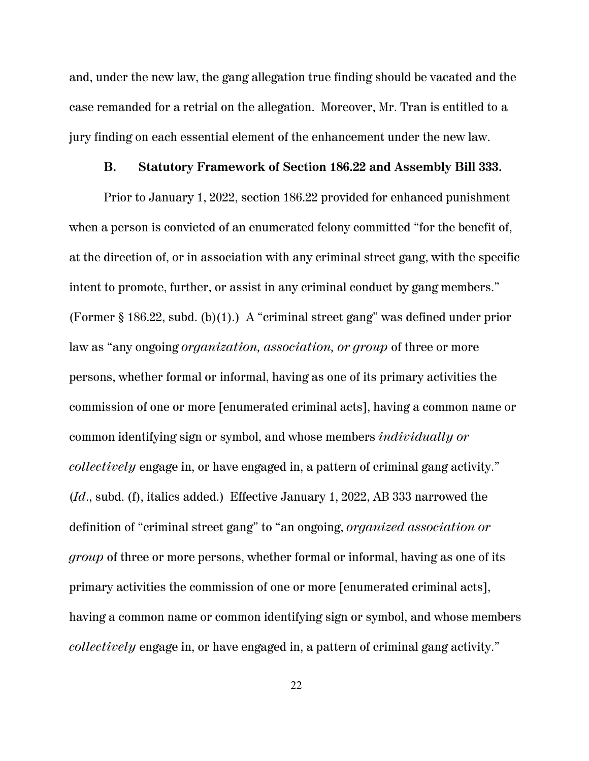and, under the new law, the gang allegation true finding should be vacated and the case remanded for a retrial on the allegation. Moreover, Mr. Tran is entitled to a jury finding on each essential element of the enhancement under the new law.

### B. Statutory Framework of Section 186.22 and Assembly Bill 333.

Prior to January 1, 2022, section 186.22 provided for enhanced punishment when a person is convicted of an enumerated felony committed "for the benefit of, at the direction of, or in association with any criminal street gang, with the specific intent to promote, further, or assist in any criminal conduct by gang members." (Former § 186.22, subd. (b)(1).) A "criminal street gang" was defined under prior law as "any ongoing *organization, association, or group* of three or more persons, whether formal or informal, having as one of its primary activities the commission of one or more [enumerated criminal acts], having a common name or common identifying sign or symbol, and whose members *individually or collectively* engage in, or have engaged in, a pattern of criminal gang activity." (*Id.*, subd. (f), italics added.) Effective January 1, 2022, AB 333 narrowed the definition of "criminal street gang" to "an ongoing, *organized association or group* of three or more persons, whether formal or informal, having as one of its primary activities the commission of one or more [enumerated criminal acts], having a common name or common identifying sign or symbol, and whose members *collectively* engage in, or have engaged in, a pattern of criminal gang activity."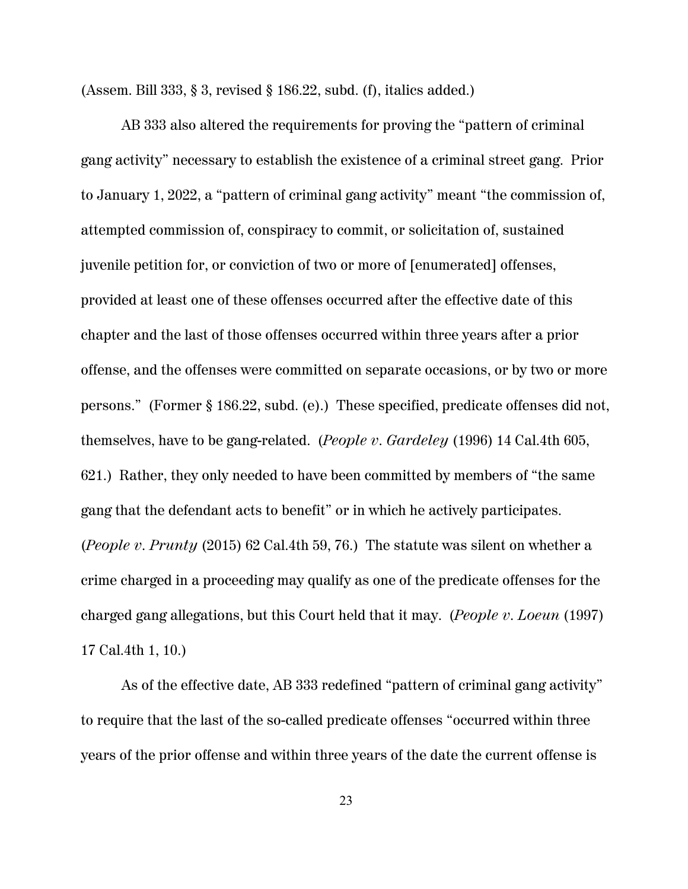(Assem. Bill 333, § 3, revised § 186.22, subd. (f), italics added.)

AB 333 also altered the requirements for proving the "pattern of criminal gang activity" necessary to establish the existence of a criminal street gang. Prior to January 1, 2022, a "pattern of criminal gang activity" meant "the commission of, attempted commission of, conspiracy to commit, or solicitation of, sustained juvenile petition for, or conviction of two or more of [enumerated] offenses, provided at least one of these offenses occurred after the effective date of this chapter and the last of those offenses occurred within three years after a prior offense, and the offenses were committed on separate occasions, or by two or more persons." (Former § 186.22, subd. (e).) These specified, predicate offenses did not, themselves, have to be gang-related. (*People v. Gardeley* (1996) 14 Cal.4th 605, 621.) Rather, they only needed to have been committed by members of "the same gang that the defendant acts to benefit" or in which he actively participates. (*People v. Prunty* (2015) 62 Cal.4th 59, 76.) The statute was silent on whether a crime charged in a proceeding may qualify as one of the predicate offenses for the charged gang allegations, but this Court held that it may. (*People v. Loeun* (1997) 17 Cal.4th 1, 10.)

As of the effective date, AB 333 redefined "pattern of criminal gang activity" to require that the last of the so-called predicate offenses "occurred within three years of the prior offense and within three years of the date the current offense is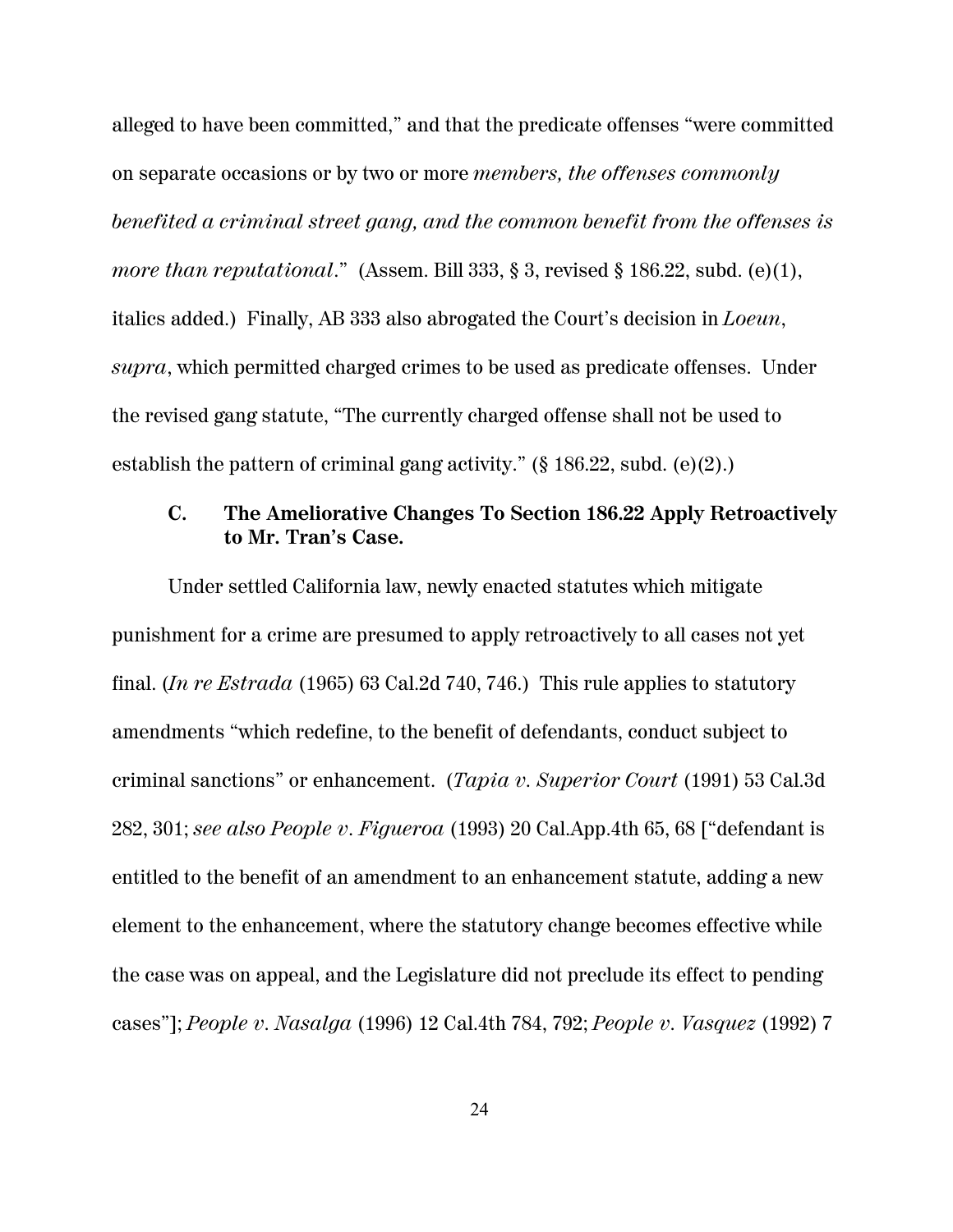alleged to have been committed," and that the predicate offenses "were committed on separate occasions or by two or more *members, the offenses commonly benefited a criminal street gang, and the common benefit from the offenses is more than reputational*." (Assem. Bill 333, § 3, revised § 186.22, subd. (e)(1), italics added.) Finally, AB 333 also abrogated the Court's decision in *Loeun*, *supra*, which permitted charged crimes to be used as predicate offenses. Under the revised gang statute, "The currently charged offense shall not be used to establish the pattern of criminal gang activity." (§ 186.22, subd. (e)(2).)

### C. The Ameliorative Changes To Section 186.22 Apply Retroactively to Mr. Tran's Case.

Under settled California law, newly enacted statutes which mitigate punishment for a crime are presumed to apply retroactively to all cases not yet final. (*In re Estrada* (1965) 63 Cal.2d 740, 746.) This rule applies to statutory amendments "which redefine, to the benefit of defendants, conduct subject to criminal sanctions" or enhancement. (*Tapia v. Superior Court* (1991) 53 Cal.3d 282, 301; *see also People v. Figueroa* (1993) 20 Cal.App.4th 65, 68 ["defendant is entitled to the benefit of an amendment to an enhancement statute, adding a new element to the enhancement, where the statutory change becomes effective while the case was on appeal, and the Legislature did not preclude its effect to pending cases"]; *People v. Nasalga* (1996) 12 Cal.4th 784, 792; *People v. Vasquez* (1992) 7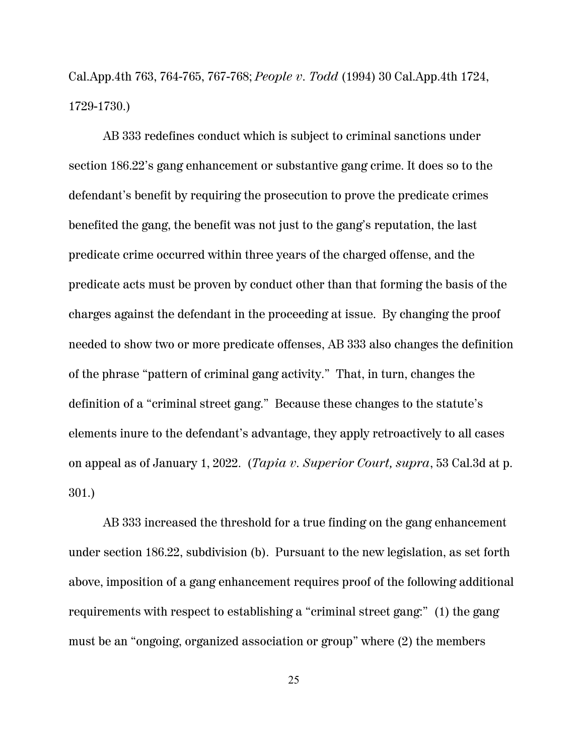Cal.App.4th 763, 764-765, 767-768; *People v. Todd* (1994) 30 Cal.App.4th 1724, 1729-1730.)

AB 333 redefines conduct which is subject to criminal sanctions under section 186.22's gang enhancement or substantive gang crime. It does so to the defendant's benefit by requiring the prosecution to prove the predicate crimes benefited the gang, the benefit was not just to the gang's reputation, the last predicate crime occurred within three years of the charged offense, and the predicate acts must be proven by conduct other than that forming the basis of the charges against the defendant in the proceeding at issue. By changing the proof needed to show two or more predicate offenses, AB 333 also changes the definition of the phrase "pattern of criminal gang activity." That, in turn, changes the definition of a "criminal street gang." Because these changes to the statute's elements inure to the defendant's advantage, they apply retroactively to all cases on appeal as of January 1, 2022. (*Tapia v. Superior Court, supra*, 53 Cal.3d at p. 301.)

AB 333 increased the threshold for a true finding on the gang enhancement under section 186.22, subdivision (b). Pursuant to the new legislation, as set forth above, imposition of a gang enhancement requires proof of the following additional requirements with respect to establishing a "criminal street gang:" (1) the gang must be an "ongoing, organized association or group" where (2) the members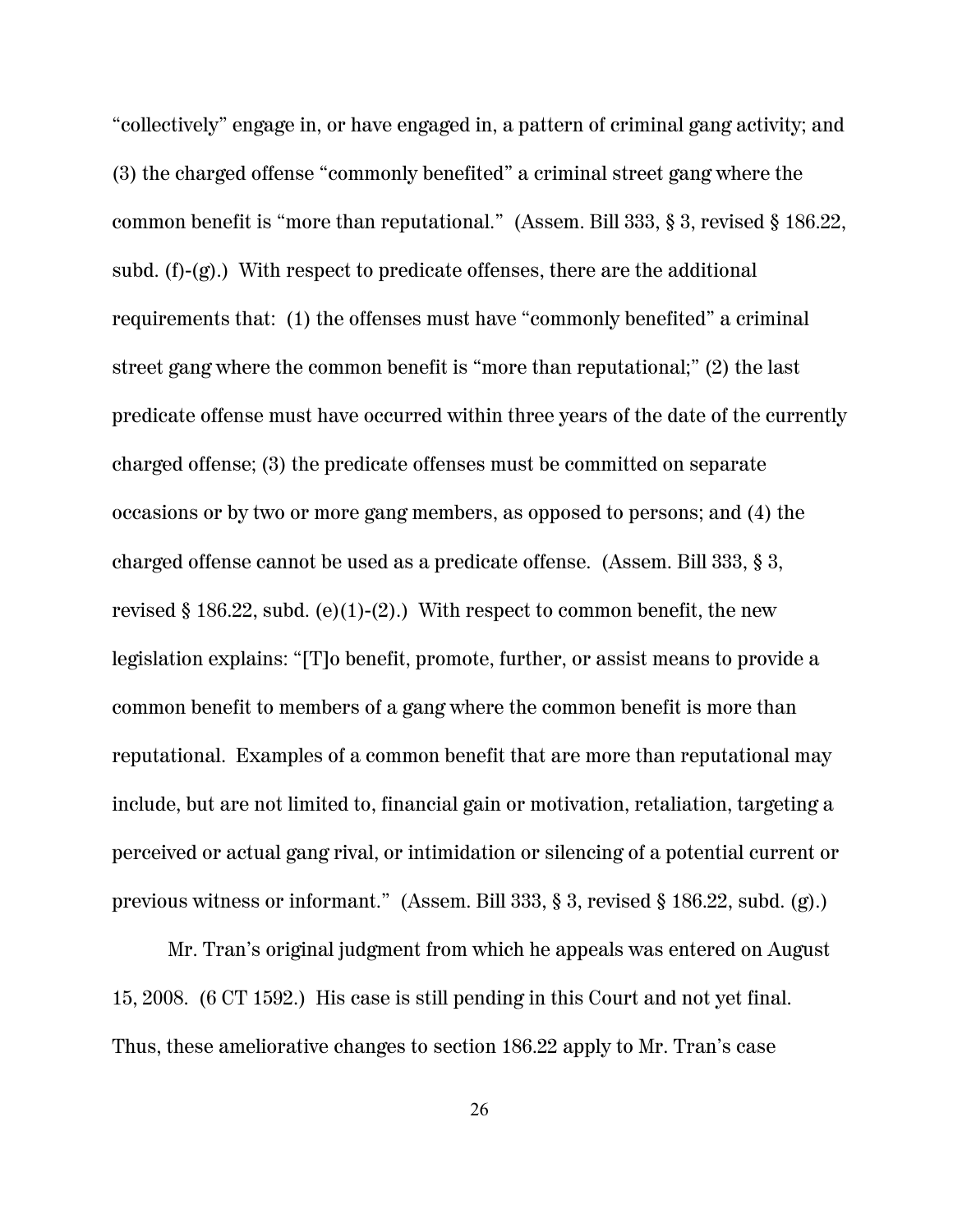"collectively" engage in, or have engaged in, a pattern of criminal gang activity; and (3) the charged offense "commonly benefited" a criminal street gang where the common benefit is "more than reputational." (Assem. Bill 333, § 3, revised § 186.22, subd. (f)-(g).) With respect to predicate offenses, there are the additional requirements that: (1) the offenses must have "commonly benefited" a criminal street gang where the common benefit is "more than reputational;" (2) the last predicate offense must have occurred within three years of the date of the currently charged offense; (3) the predicate offenses must be committed on separate occasions or by two or more gang members, as opposed to persons; and (4) the charged offense cannot be used as a predicate offense. (Assem. Bill 333, § 3, revised § 186.22, subd. (e)(1)-(2).) With respect to common benefit, the new legislation explains: "[T]o benefit, promote, further, or assist means to provide a common benefit to members of a gang where the common benefit is more than reputational. Examples of a common benefit that are more than reputational may include, but are not limited to, financial gain or motivation, retaliation, targeting a perceived or actual gang rival, or intimidation or silencing of a potential current or previous witness or informant." (Assem. Bill 333, § 3, revised § 186.22, subd. (g).)

Mr. Tran's original judgment from which he appeals was entered on August 15, 2008. (6 CT 1592.) His case is still pending in this Court and not yet final. Thus, these ameliorative changes to section 186.22 apply to Mr. Tran's case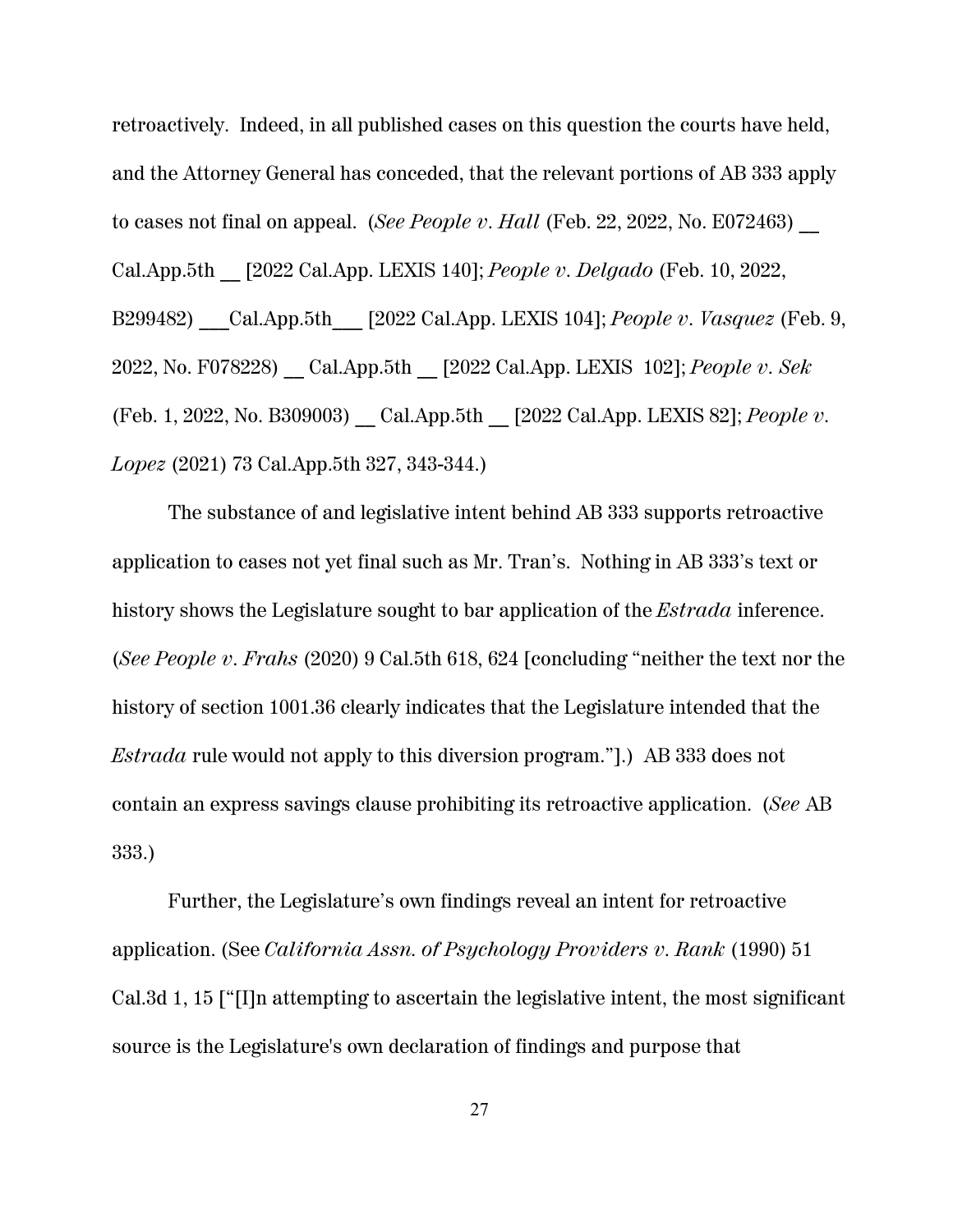retroactively. Indeed, in all published cases on this question the courts have held, and the Attorney General has conceded, that the relevant portions of AB 333 apply to cases not final on appeal. (*See People v. Hall* (Feb. 22, 2022, No. E072463) __ Cal.App.5th __ [2022 Cal.App. LEXIS 140]; *People v. Delgado* (Feb. 10, 2022, B299482) ___Cal.App.5th___ [2022 Cal.App. LEXIS 104]; *People v. Vasquez* (Feb. 9, 2022, No. F078228) __ Cal.App.5th __ [2022 Cal.App. LEXIS 102]; *People v. Sek* (Feb. 1, 2022, No. B309003) __ Cal.App.5th __ [2022 Cal.App. LEXIS 82]; *People v. Lopez* (2021) 73 Cal.App.5th 327, 343-344.)

The substance of and legislative intent behind AB 333 supports retroactive application to cases not yet final such as Mr. Tran's. Nothing in AB 333's text or history shows the Legislature sought to bar application of the *Estrada* inference. (*See People v. Frahs* (2020) 9 Cal.5th 618, 624 [concluding "neither the text nor the history of section 1001.36 clearly indicates that the Legislature intended that the *Estrada* rule would not apply to this diversion program."].) AB 333 does not contain an express savings clause prohibiting its retroactive application. (*See* AB 333.)

Further, the Legislature's own findings reveal an intent for retroactive application. (See *California Assn. of Psychology Providers v. Rank* (1990) 51 Cal.3d 1, 15 ["[I]n attempting to ascertain the legislative intent, the most significant source is the Legislature's own declaration of findings and purpose that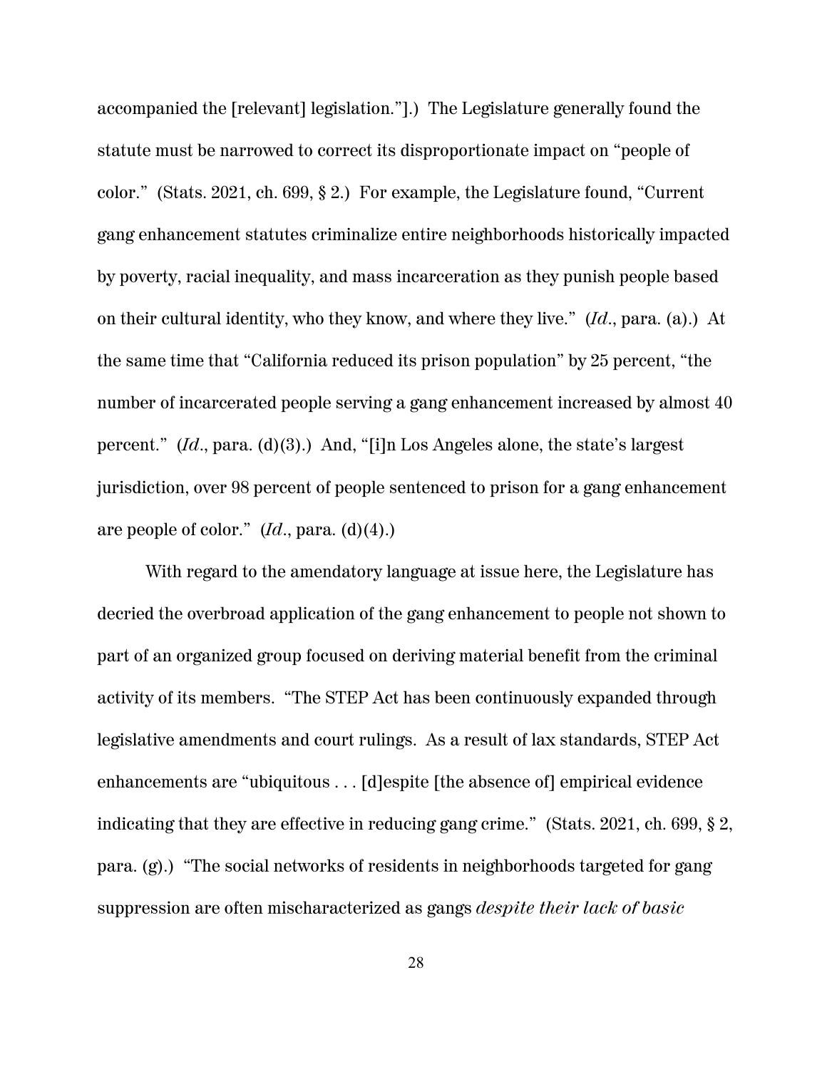accompanied the [relevant] legislation."].) The Legislature generally found the statute must be narrowed to correct its disproportionate impact on "people of color." (Stats. 2021, ch. 699, § 2.) For example, the Legislature found, "Current gang enhancement statutes criminalize entire neighborhoods historically impacted by poverty, racial inequality, and mass incarceration as they punish people based on their cultural identity, who they know, and where they live." (*Id*., para. (a).) At the same time that "California reduced its prison population" by 25 percent, "the number of incarcerated people serving a gang enhancement increased by almost 40 percent." (*Id*., para. (d)(3).) And, "[i]n Los Angeles alone, the state's largest jurisdiction, over 98 percent of people sentenced to prison for a gang enhancement are people of color." (*Id*., para. (d)(4).)

With regard to the amendatory language at issue here, the Legislature has decried the overbroad application of the gang enhancement to people not shown to part of an organized group focused on deriving material benefit from the criminal activity of its members. "The STEP Act has been continuously expanded through legislative amendments and court rulings. As a result of lax standards, STEP Act enhancements are "ubiquitous . . . [d]espite [the absence of] empirical evidence indicating that they are effective in reducing gang crime." (Stats. 2021, ch. 699, § 2, para. (g).) "The social networks of residents in neighborhoods targeted for gang suppression are often mischaracterized as gangs *despite their lack of basic*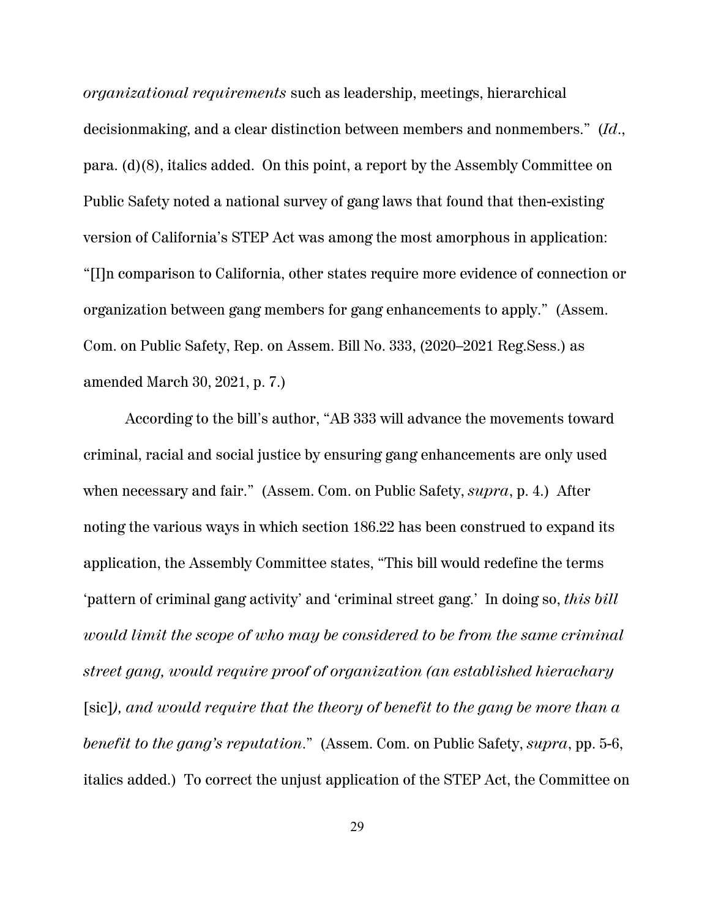*organizational requirements* such as leadership, meetings, hierarchical decisionmaking, and a clear distinction between members and nonmembers." (*Id*., para. (d)(8), italics added. On this point, a report by the Assembly Committee on Public Safety noted a national survey of gang laws that found that then-existing version of California's STEP Act was among the most amorphous in application: "[I]n comparison to California, other states require more evidence of connection or organization between gang members for gang enhancements to apply." (Assem. Com. on Public Safety, Rep. on Assem. Bill No. 333, (2020–2021 Reg.Sess.) as amended March 30, 2021, p. 7.)

According to the bill's author, "AB 333 will advance the movements toward criminal, racial and social justice by ensuring gang enhancements are only used when necessary and fair." (Assem. Com. on Public Safety, *supra*, p. 4.) After noting the various ways in which section 186.22 has been construed to expand its application, the Assembly Committee states, "This bill would redefine the terms 'pattern of criminal gang activity' and 'criminal street gang.' In doing so, *this bill would limit the scope of who may be considered to be from the same criminal street gang, would require proof of organization (an established hierachary* [sic]*), and would require that the theory of benefit to the gang be more than a benefit to the gang's reputation*." (Assem. Com. on Public Safety, *supra*, pp. 5-6, italics added.) To correct the unjust application of the STEP Act, the Committee on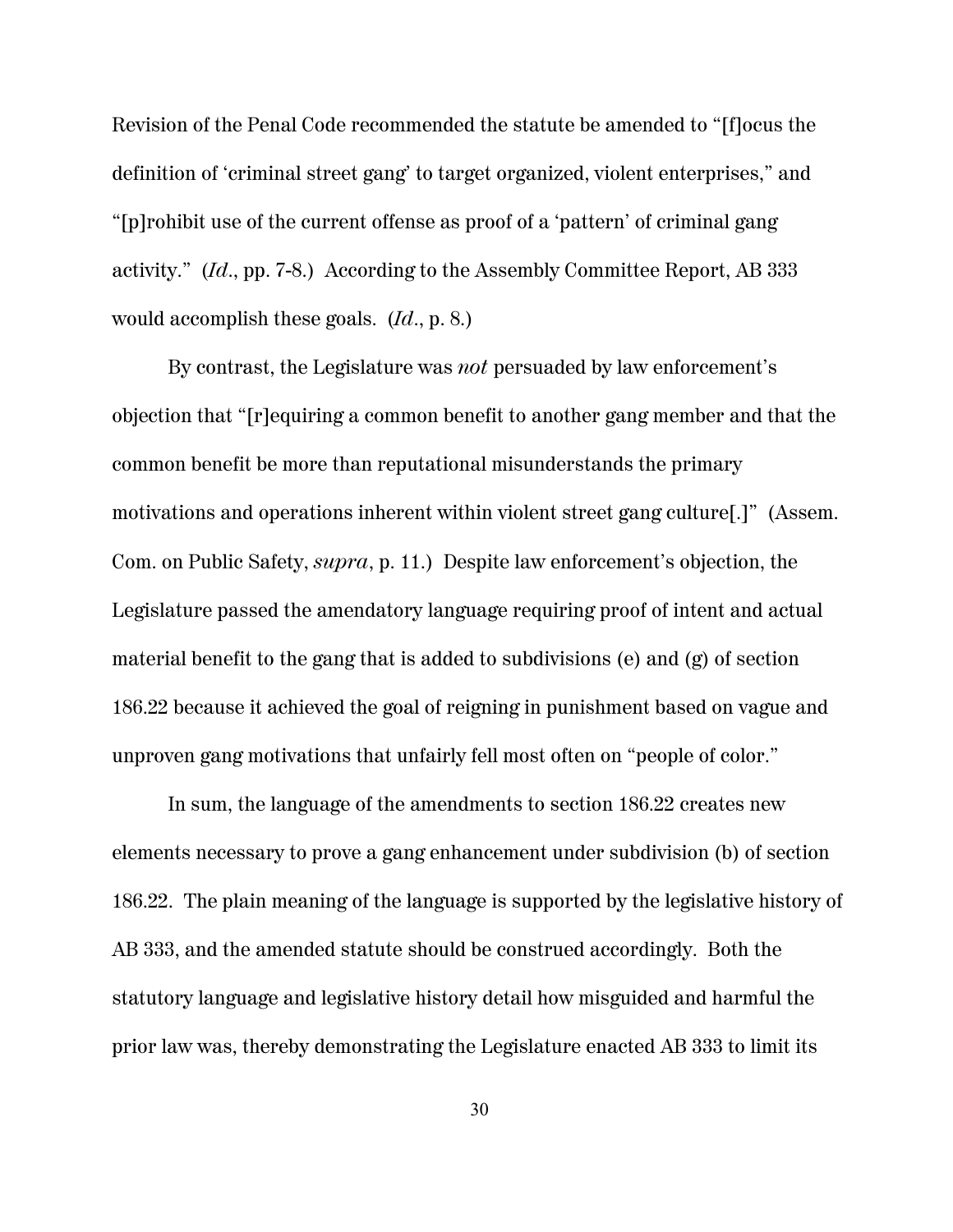Revision of the Penal Code recommended the statute be amended to "[f]ocus the definition of 'criminal street gang' to target organized, violent enterprises," and "[p]rohibit use of the current offense as proof of a 'pattern' of criminal gang activity." (*Id*., pp. 7-8.) According to the Assembly Committee Report, AB 333 would accomplish these goals. (*Id*., p. 8.)

By contrast, the Legislature was *not* persuaded by law enforcement's objection that "[r]equiring a common benefit to another gang member and that the common benefit be more than reputational misunderstands the primary motivations and operations inherent within violent street gang culture[.]" (Assem. Com. on Public Safety, *supra*, p. 11.) Despite law enforcement's objection, the Legislature passed the amendatory language requiring proof of intent and actual material benefit to the gang that is added to subdivisions (e) and (g) of section 186.22 because it achieved the goal of reigning in punishment based on vague and unproven gang motivations that unfairly fell most often on "people of color."

In sum, the language of the amendments to section 186.22 creates new elements necessary to prove a gang enhancement under subdivision (b) of section 186.22. The plain meaning of the language is supported by the legislative history of AB 333, and the amended statute should be construed accordingly. Both the statutory language and legislative history detail how misguided and harmful the prior law was, thereby demonstrating the Legislature enacted AB 333 to limit its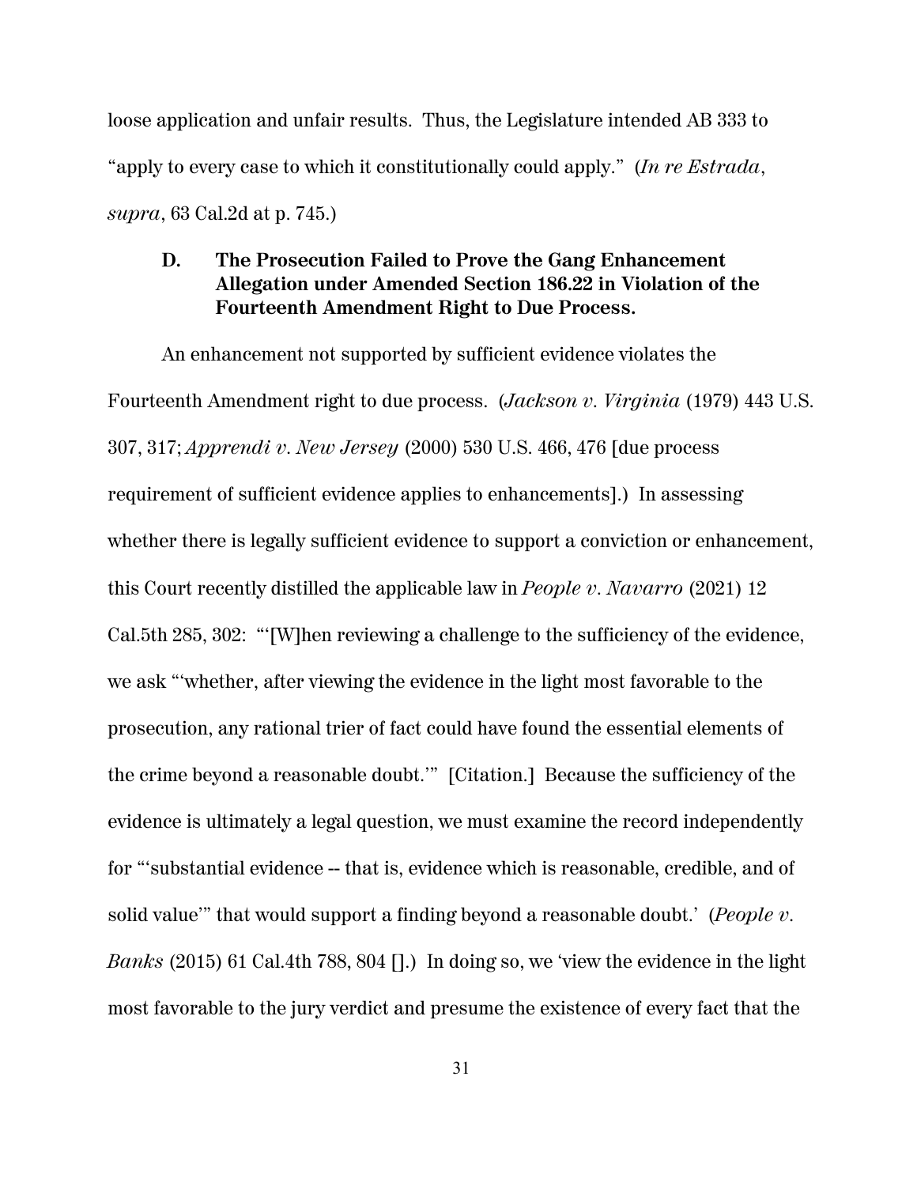loose application and unfair results. Thus, the Legislature intended AB 333 to "apply to every case to which it constitutionally could apply." (*In re Estrada*, *supra*, 63 Cal.2d at p. 745.)

### D. The Prosecution Failed to Prove the Gang Enhancement Allegation under Amended Section 186.22 in Violation of the Fourteenth Amendment Right to Due Process.

An enhancement not supported by sufficient evidence violates the Fourteenth Amendment right to due process. (*Jackson v. Virginia* (1979) 443 U.S. 307, 317; *Apprendi v. New Jersey* (2000) 530 U.S. 466, 476 [due process requirement of sufficient evidence applies to enhancements].) In assessing whether there is legally sufficient evidence to support a conviction or enhancement, this Court recently distilled the applicable law in *People v. Navarro* (2021) 12 Cal.5th 285, 302: "'[W]hen reviewing a challenge to the sufficiency of the evidence, we ask "'whether, after viewing the evidence in the light most favorable to the prosecution, any rational trier of fact could have found the essential elements of the crime beyond a reasonable doubt.'" [Citation.] Because the sufficiency of the evidence is ultimately a legal question, we must examine the record independently for "'substantial evidence -- that is, evidence which is reasonable, credible, and of solid value'" that would support a finding beyond a reasonable doubt.' (*People v. Banks* (2015) 61 Cal.4th 788, 804 [].) In doing so, we 'view the evidence in the light most favorable to the jury verdict and presume the existence of every fact that the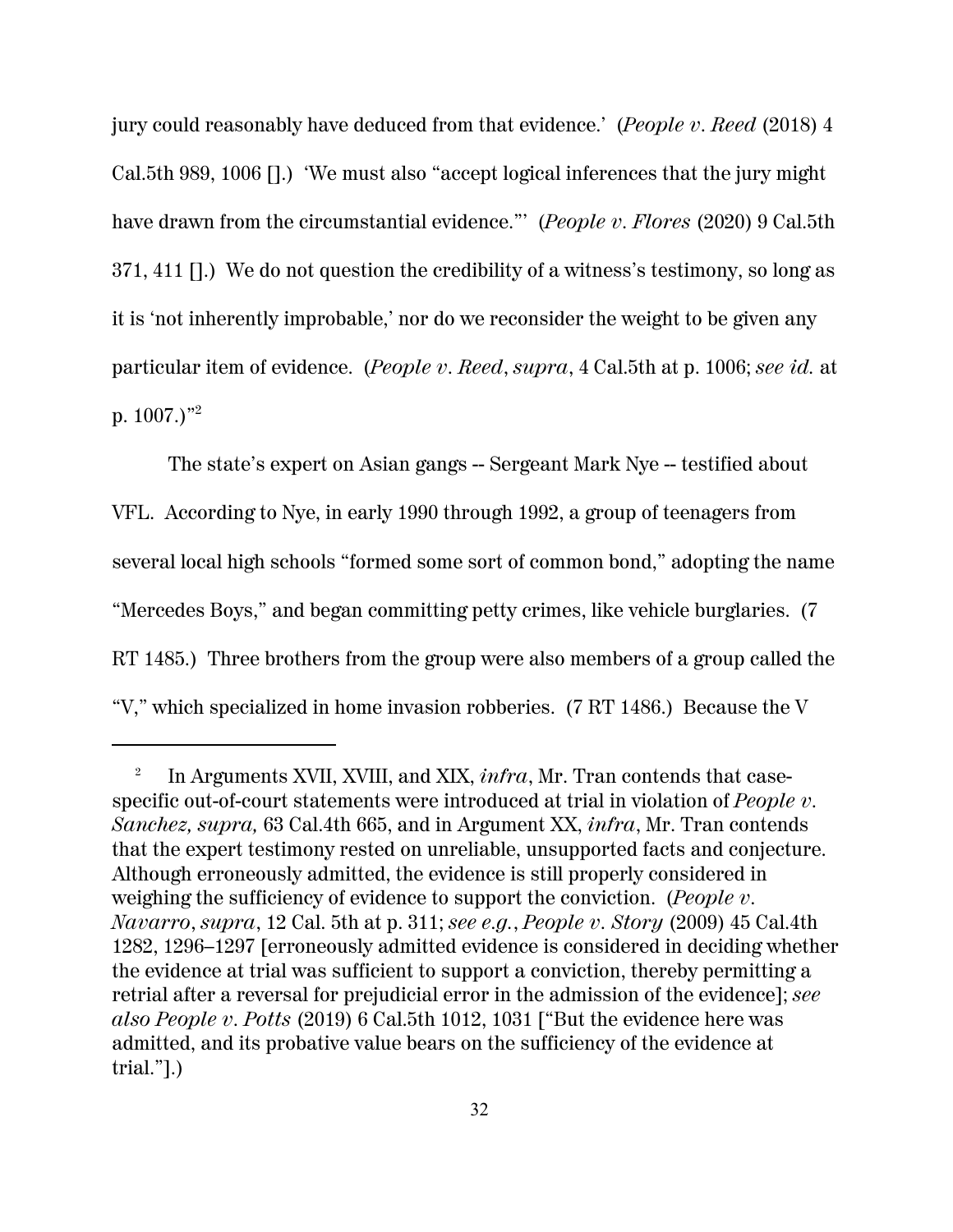jury could reasonably have deduced from that evidence.' (*People v. Reed* (2018) 4 Cal.5th 989, 1006 [].) 'We must also "accept logical inferences that the jury might have drawn from the circumstantial evidence."' (*People v. Flores* (2020) 9 Cal.5th 371, 411 [].) We do not question the credibility of a witness's testimony, so long as it is 'not inherently improbable,' nor do we reconsider the weight to be given any particular item of evidence. (*People v. Reed*, *supra*, 4 Cal.5th at p. 1006; *see id.* at p. 1007.)"[2]

The state's expert on Asian gangs -- Sergeant Mark Nye -- testified about VFL. According to Nye, in early 1990 through 1992, a group of teenagers from several local high schools "formed some sort of common bond," adopting the name "Mercedes Boys," and began committing petty crimes, like vehicle burglaries. (7 RT 1485.) Three brothers from the group were also members of a group called the "V," which specialized in home invasion robberies. (7 RT 1486.) Because the V

---

[2] In Arguments XVII, XVIII, and XIX, *infra*, Mr. Tran contends that case-specific out-of-court statements were introduced at trial in violation of *People v. Sanchez, supra,* 63 Cal.4th 665, and in Argument XX, *infra*, Mr. Tran contends that the expert testimony rested on unreliable, unsupported facts and conjecture. Although erroneously admitted, the evidence is still properly considered in weighing the sufficiency of evidence to support the conviction. (*People v. Navarro*, *supra*, 12 Cal. 5th at p. 311; *see e.g.*, *People v. Story* (2009) 45 Cal.4th 1282, 1296–1297 [erroneously admitted evidence is considered in deciding whether the evidence at trial was sufficient to support a conviction, thereby permitting a retrial after a reversal for prejudicial error in the admission of the evidence]; *see also People v. Potts* (2019) 6 Cal.5th 1012, 1031 ["But the evidence here was admitted, and its probative value bears on the sufficiency of the evidence at trial."].)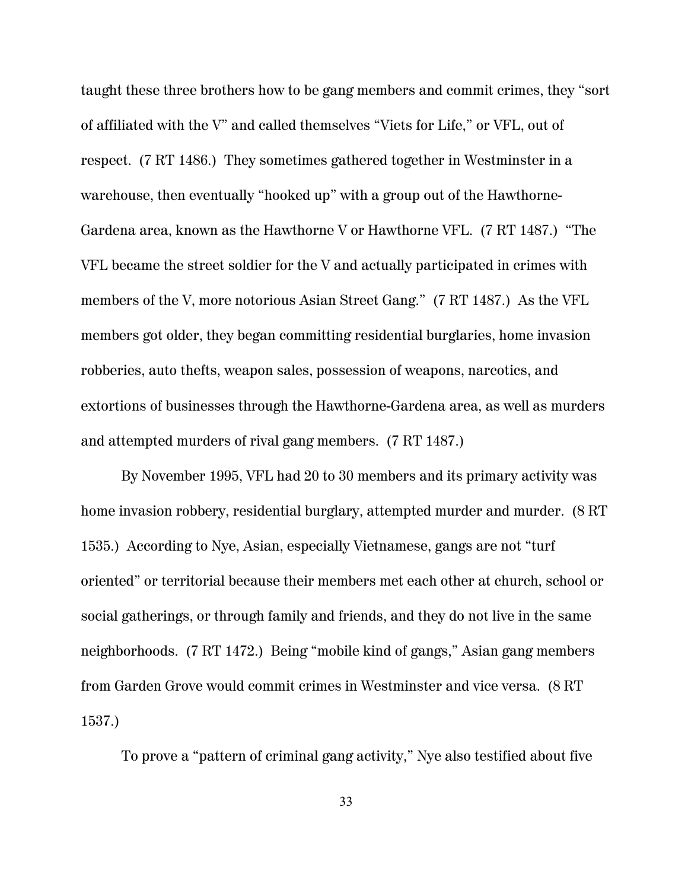taught these three brothers how to be gang members and commit crimes, they "sort of affiliated with the V" and called themselves "Viets for Life," or VFL, out of respect. (7 RT 1486.) They sometimes gathered together in Westminster in a warehouse, then eventually "hooked up" with a group out of the Hawthorne-Gardena area, known as the Hawthorne V or Hawthorne VFL. (7 RT 1487.) "The VFL became the street soldier for the V and actually participated in crimes with members of the V, more notorious Asian Street Gang." (7 RT 1487.) As the VFL members got older, they began committing residential burglaries, home invasion robberies, auto thefts, weapon sales, possession of weapons, narcotics, and extortions of businesses through the Hawthorne-Gardena area, as well as murders and attempted murders of rival gang members. (7 RT 1487.)

By November 1995, VFL had 20 to 30 members and its primary activity was home invasion robbery, residential burglary, attempted murder and murder. (8 RT 1535.) According to Nye, Asian, especially Vietnamese, gangs are not "turf oriented" or territorial because their members met each other at church, school or social gatherings, or through family and friends, and they do not live in the same neighborhoods. (7 RT 1472.) Being "mobile kind of gangs," Asian gang members from Garden Grove would commit crimes in Westminster and vice versa. (8 RT 1537.)

To prove a "pattern of criminal gang activity," Nye also testified about five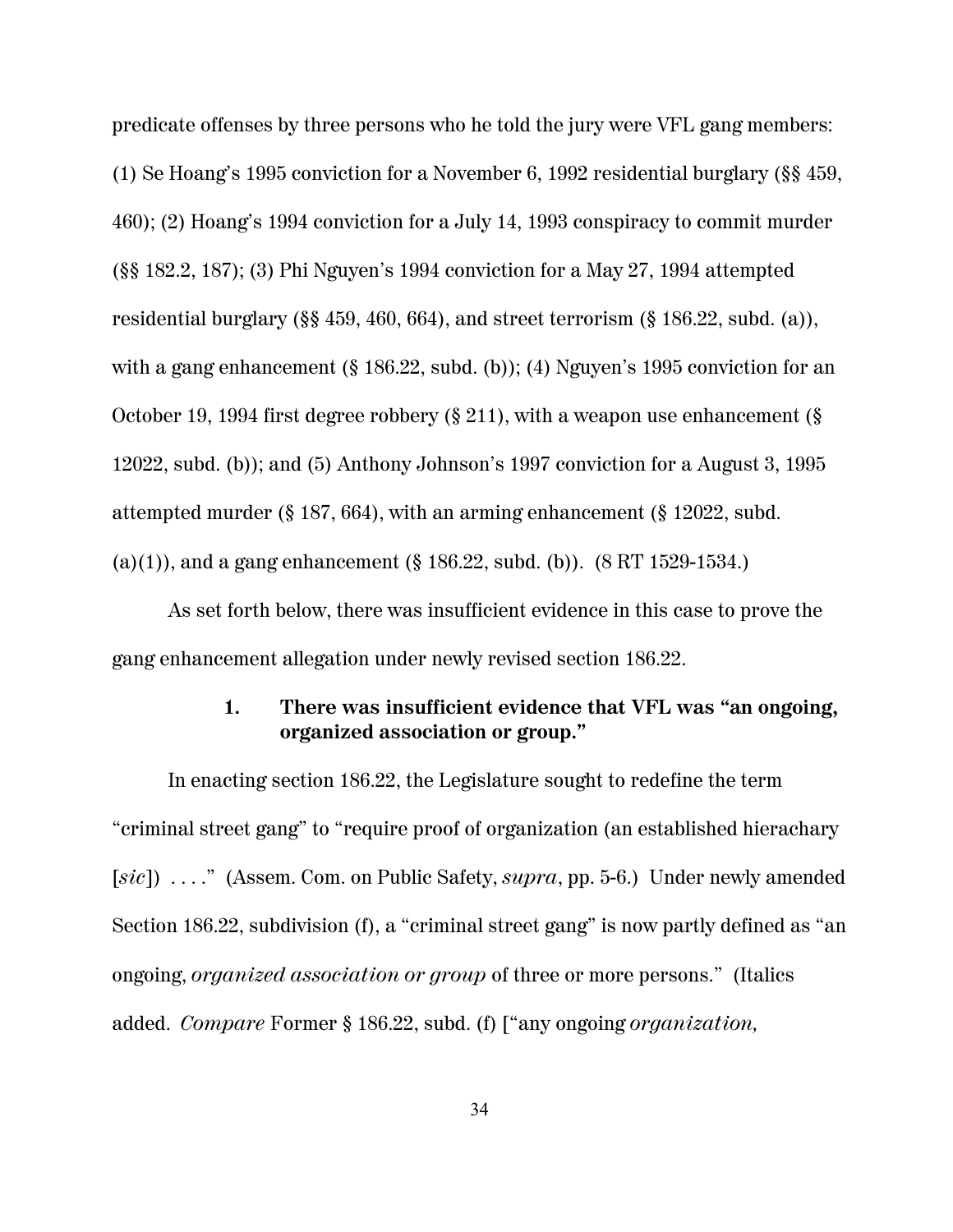predicate offenses by three persons who he told the jury were VFL gang members: (1) Se Hoang's 1995 conviction for a November 6, 1992 residential burglary (§§ 459, 460); (2) Hoang's 1994 conviction for a July 14, 1993 conspiracy to commit murder (§§ 182.2, 187); (3) Phi Nguyen's 1994 conviction for a May 27, 1994 attempted residential burglary (§§ 459, 460, 664), and street terrorism (§ 186.22, subd. (a)), with a gang enhancement (§ 186.22, subd. (b)); (4) Nguyen's 1995 conviction for an October 19, 1994 first degree robbery (§ 211), with a weapon use enhancement (§ 12022, subd. (b)); and (5) Anthony Johnson's 1997 conviction for a August 3, 1995 attempted murder (§ 187, 664), with an arming enhancement (§ 12022, subd. (a)(1)), and a gang enhancement (§ 186.22, subd. (b)). (8 RT 1529-1534.)

As set forth below, there was insufficient evidence in this case to prove the gang enhancement allegation under newly revised section 186.22.

### 1. There was insufficient evidence that VFL was "an ongoing, organized association or group."

In enacting section 186.22, the Legislature sought to redefine the term "criminal street gang" to "require proof of organization (an established hierachary [*sic*]) . . . ." (Assem. Com. on Public Safety, *supra*, pp. 5-6.) Under newly amended Section 186.22, subdivision (f), a "criminal street gang" is now partly defined as "an ongoing, *organized association or group* of three or more persons." (Italics added. *Compare* Former § 186.22, subd. (f) ["any ongoing *organization,*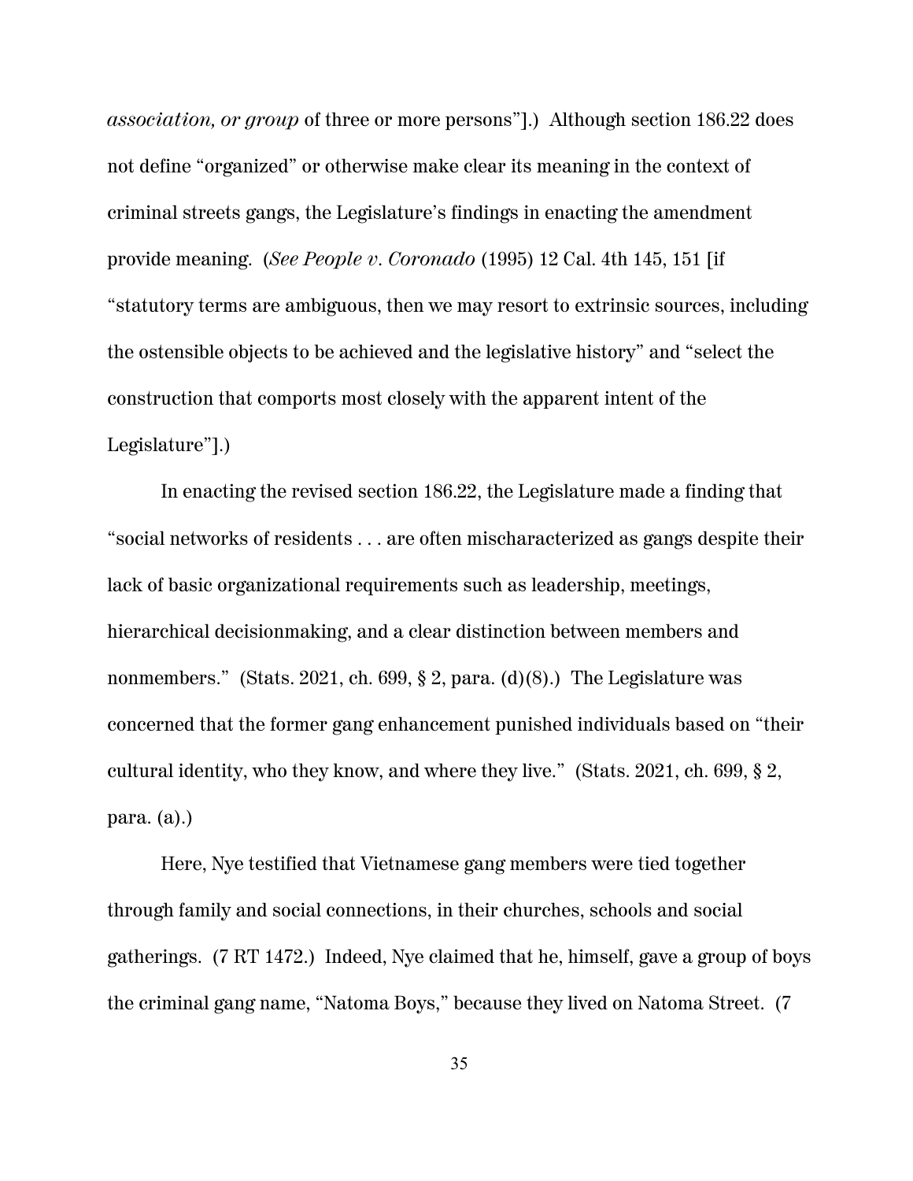*association, or group* of three or more persons"].) Although section 186.22 does not define "organized" or otherwise make clear its meaning in the context of criminal streets gangs, the Legislature's findings in enacting the amendment provide meaning. (*See People v. Coronado* (1995) 12 Cal. 4th 145, 151 [if "statutory terms are ambiguous, then we may resort to extrinsic sources, including the ostensible objects to be achieved and the legislative history" and "select the construction that comports most closely with the apparent intent of the Legislature"].)

In enacting the revised section 186.22, the Legislature made a finding that "social networks of residents . . . are often mischaracterized as gangs despite their lack of basic organizational requirements such as leadership, meetings, hierarchical decisionmaking, and a clear distinction between members and nonmembers." (Stats. 2021, ch. 699, § 2, para. (d)(8).) The Legislature was concerned that the former gang enhancement punished individuals based on "their cultural identity, who they know, and where they live." (Stats. 2021, ch. 699, § 2, para. (a).)

Here, Nye testified that Vietnamese gang members were tied together through family and social connections, in their churches, schools and social gatherings. (7 RT 1472.) Indeed, Nye claimed that he, himself, gave a group of boys the criminal gang name, "Natoma Boys," because they lived on Natoma Street. (7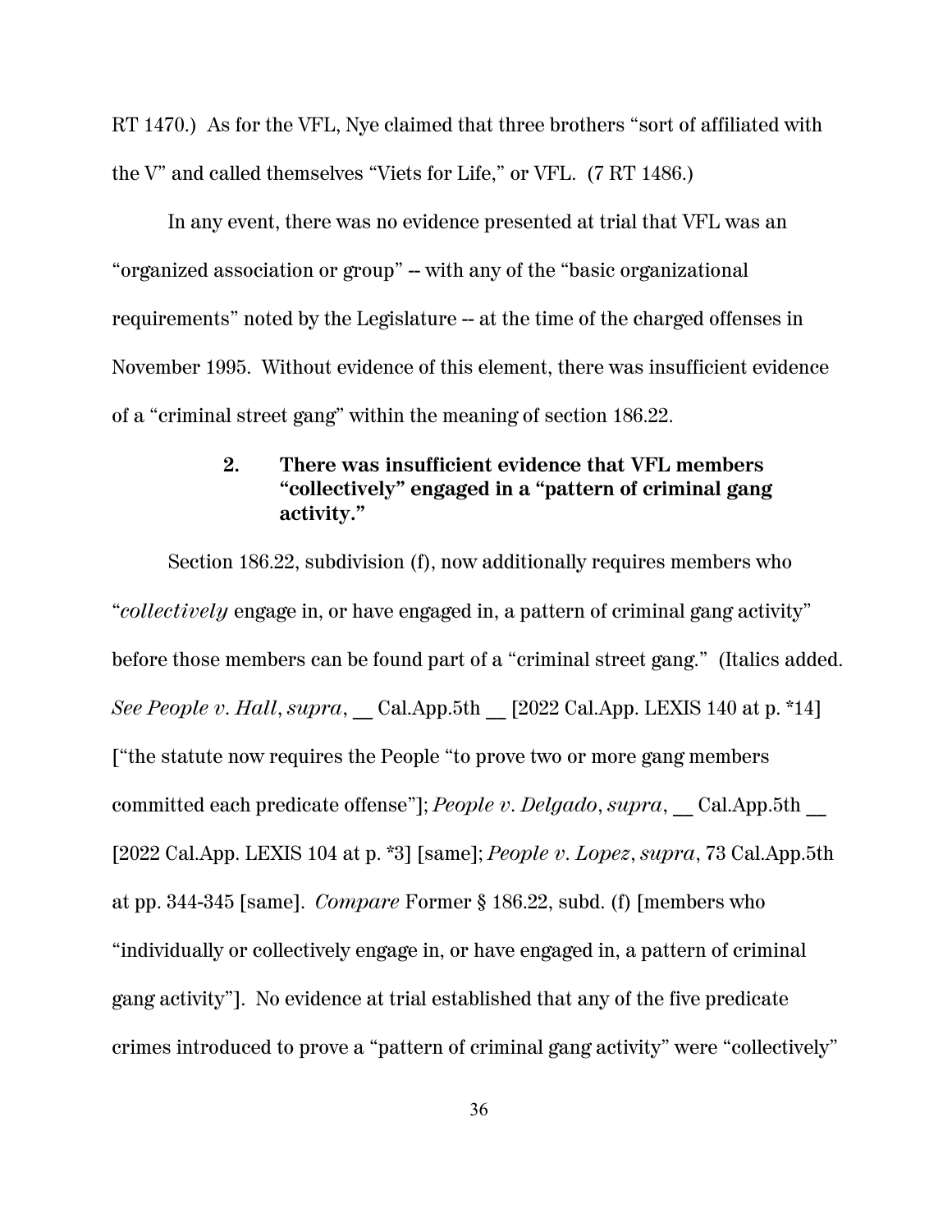RT 1470.) As for the VFL, Nye claimed that three brothers "sort of affiliated with the V" and called themselves "Viets for Life," or VFL. (7 RT 1486.)

In any event, there was no evidence presented at trial that VFL was an "organized association or group" -- with any of the "basic organizational requirements" noted by the Legislature -- at the time of the charged offenses in November 1995. Without evidence of this element, there was insufficient evidence of a "criminal street gang" within the meaning of section 186.22.

**2. There was insufficient evidence that VFL members "collectively" engaged in a "pattern of criminal gang activity."**

Section 186.22, subdivision (f), now additionally requires members who "*collectively* engage in, or have engaged in, a pattern of criminal gang activity" before those members can be found part of a "criminal street gang." (Italics added. *See People v. Hall*, *supra*, __ Cal.App.5th __ [2022 Cal.App. LEXIS 140 at p. *14] ["the statute now requires the People "to prove two or more gang members committed each predicate offense"]; *People v. Delgado*, *supra*, __ Cal.App.5th __ [2022 Cal.App. LEXIS 104 at p. *3] [same]; *People v. Lopez*, *supra*, 73 Cal.App.5th at pp. 344-345 [same]. *Compare* Former § 186.22, subd. (f) [members who "individually or collectively engage in, or have engaged in, a pattern of criminal gang activity"]. No evidence at trial established that any of the five predicate crimes introduced to prove a "pattern of criminal gang activity" were "collectively"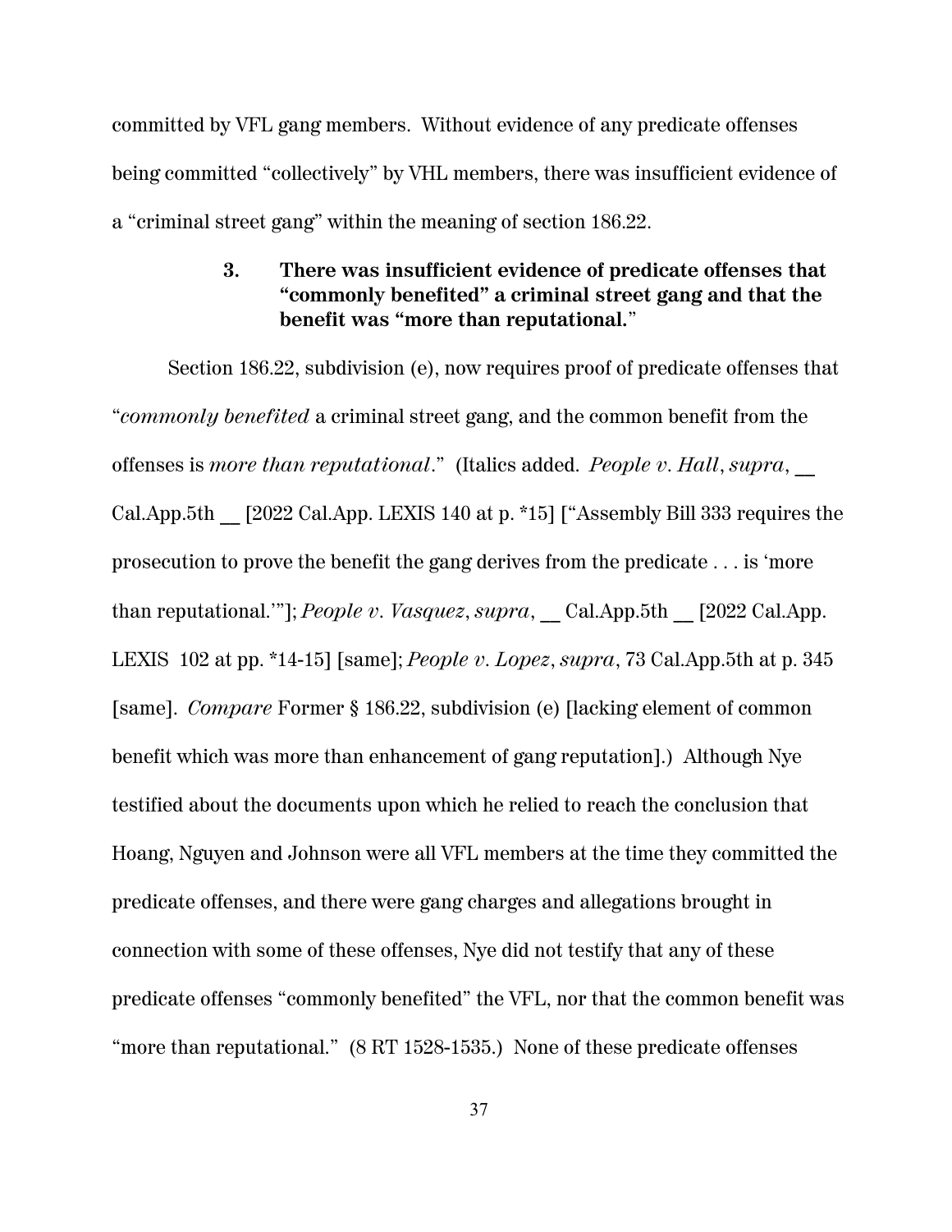committed by VFL gang members. Without evidence of any predicate offenses being committed "collectively" by VHL members, there was insufficient evidence of a "criminal street gang" within the meaning of section 186.22.

### 3. There was insufficient evidence of predicate offenses that "commonly benefited" a criminal street gang and that the benefit was "more than reputational."

Section 186.22, subdivision (e), now requires proof of predicate offenses that "*commonly benefited* a criminal street gang, and the common benefit from the offenses is *more than reputational*." (Italics added. *People v. Hall*, *supra*, __ Cal.App.5th __ [2022 Cal.App. LEXIS 140 at p. *15] ["Assembly Bill 333 requires the prosecution to prove the benefit the gang derives from the predicate . . . is 'more than reputational.'"]; *People v. Vasquez*, *supra*, __ Cal.App.5th __ [2022 Cal.App. LEXIS 102 at pp. *14-15] [same]; *People v. Lopez*, *supra*, 73 Cal.App.5th at p. 345 [same]. *Compare* Former § 186.22, subdivision (e) [lacking element of common benefit which was more than enhancement of gang reputation].) Although Nye testified about the documents upon which he relied to reach the conclusion that Hoang, Nguyen and Johnson were all VFL members at the time they committed the predicate offenses, and there were gang charges and allegations brought in connection with some of these offenses, Nye did not testify that any of these predicate offenses "commonly benefited" the VFL, nor that the common benefit was "more than reputational." (8 RT 1528-1535.) None of these predicate offenses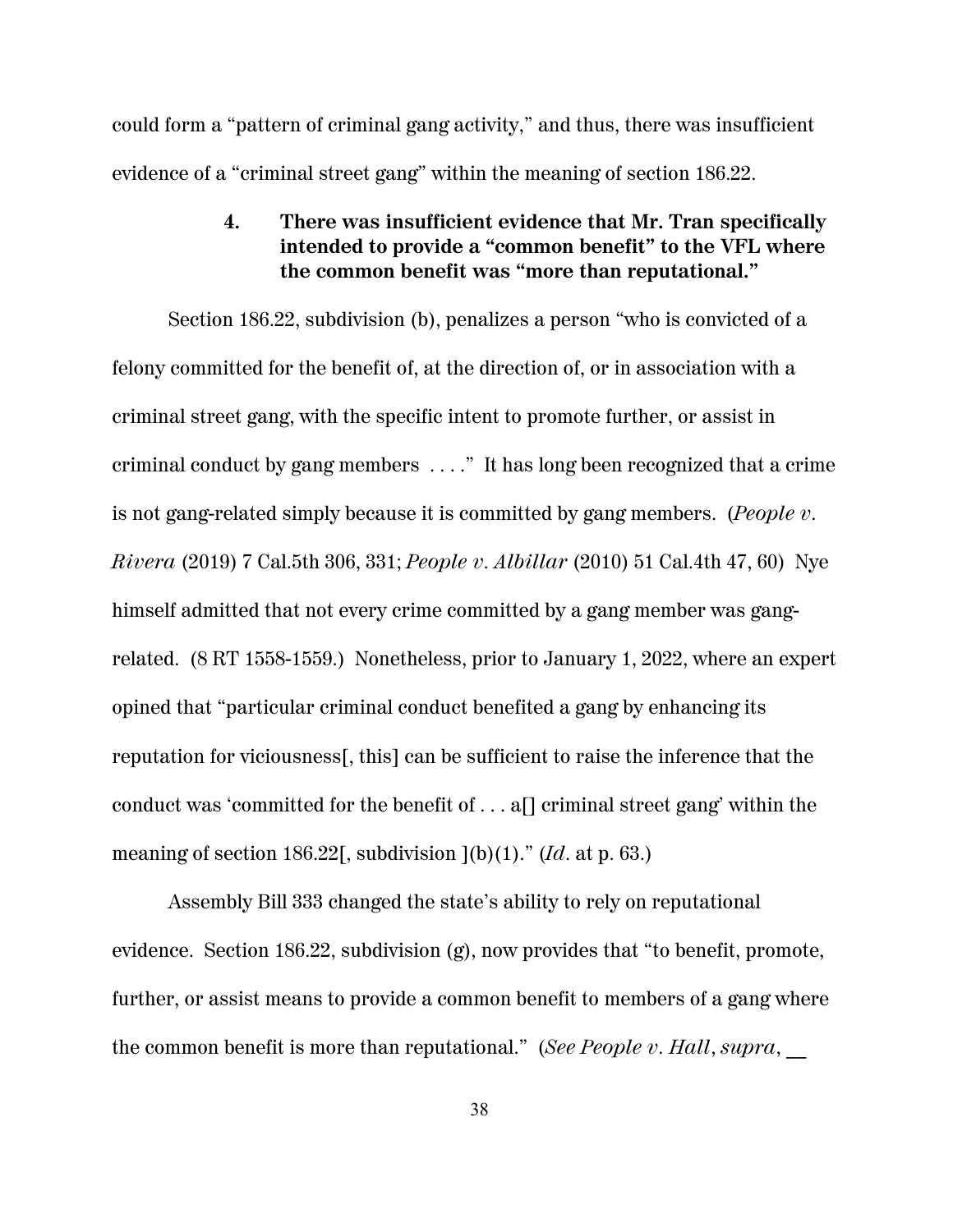could form a "pattern of criminal gang activity," and thus, there was insufficient evidence of a "criminal street gang" within the meaning of section 186.22.

### 4. There was insufficient evidence that Mr. Tran specifically intended to provide a "common benefit" to the VFL where the common benefit was "more than reputational."

Section 186.22, subdivision (b), penalizes a person "who is convicted of a felony committed for the benefit of, at the direction of, or in association with a criminal street gang, with the specific intent to promote further, or assist in criminal conduct by gang members . . . ." It has long been recognized that a crime is not gang-related simply because it is committed by gang members. (*People v. Rivera* (2019) 7 Cal.5th 306, 331; *People v. Albillar* (2010) 51 Cal.4th 47, 60) Nye himself admitted that not every crime committed by a gang member was gang-related. (8 RT 1558-1559.) Nonetheless, prior to January 1, 2022, where an expert opined that "particular criminal conduct benefited a gang by enhancing its reputation for viciousness[, this] can be sufficient to raise the inference that the conduct was 'committed for the benefit of . . . a[] criminal street gang' within the meaning of section 186.22[, subdivision ](b)(1)." (*Id*. at p. 63.)

Assembly Bill 333 changed the state's ability to rely on reputational evidence. Section 186.22, subdivision (g), now provides that "to benefit, promote, further, or assist means to provide a common benefit to members of a gang where the common benefit is more than reputational." (*See People v. Hall*, *supra*, __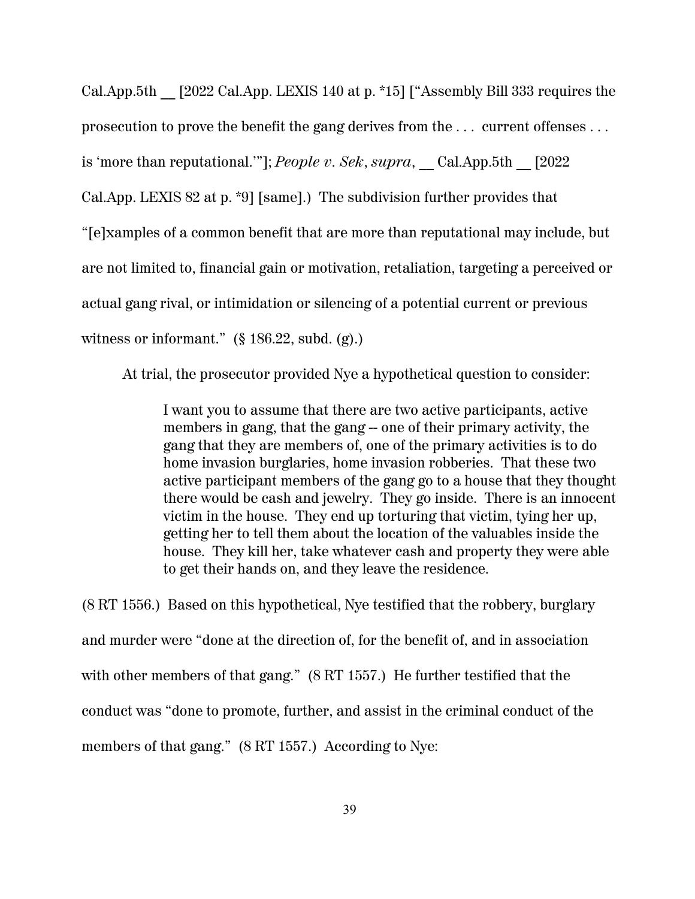Cal.App.5th __ [2022 Cal.App. LEXIS 140 at p. *15] ["Assembly Bill 333 requires the prosecution to prove the benefit the gang derives from the . . . current offenses . . . is 'more than reputational.'"]; *People v. Sek*, *supra*, __ Cal.App.5th __ [2022 Cal.App. LEXIS 82 at p. *9] [same].) The subdivision further provides that "[e]xamples of a common benefit that are more than reputational may include, but are not limited to, financial gain or motivation, retaliation, targeting a perceived or actual gang rival, or intimidation or silencing of a potential current or previous witness or informant." (§ 186.22, subd. (g).)

At trial, the prosecutor provided Nye a hypothetical question to consider:

> I want you to assume that there are two active participants, active members in gang, that the gang -- one of their primary activity, the gang that they are members of, one of the primary activities is to do home invasion burglaries, home invasion robberies. That these two active participant members of the gang go to a house that they thought there would be cash and jewelry. They go inside. There is an innocent victim in the house. They end up torturing that victim, tying her up, getting her to tell them about the location of the valuables inside the house. They kill her, take whatever cash and property they were able to get their hands on, and they leave the residence.

(8 RT 1556.) Based on this hypothetical, Nye testified that the robbery, burglary and murder were "done at the direction of, for the benefit of, and in association with other members of that gang." (8 RT 1557.) He further testified that the conduct was "done to promote, further, and assist in the criminal conduct of the members of that gang." (8 RT 1557.) According to Nye: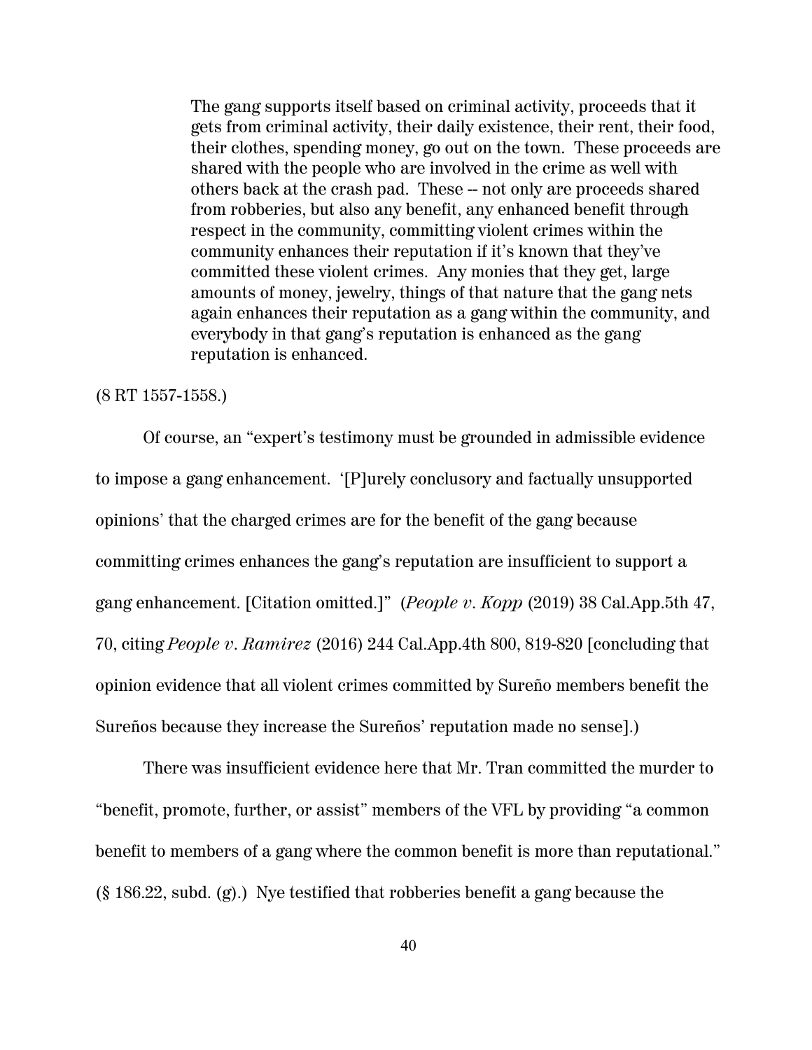> The gang supports itself based on criminal activity, proceeds that it gets from criminal activity, their daily existence, their rent, their food, their clothes, spending money, go out on the town. These proceeds are shared with the people who are involved in the crime as well with others back at the crash pad. These -- not only are proceeds shared from robberies, but also any benefit, any enhanced benefit through respect in the community, committing violent crimes within the community enhances their reputation if it's known that they've committed these violent crimes. Any monies that they get, large amounts of money, jewelry, things of that nature that the gang nets again enhances their reputation as a gang within the community, and everybody in that gang's reputation is enhanced as the gang reputation is enhanced.

(8 RT 1557-1558.)

Of course, an "expert's testimony must be grounded in admissible evidence to impose a gang enhancement. '[P]urely conclusory and factually unsupported opinions' that the charged crimes are for the benefit of the gang because committing crimes enhances the gang's reputation are insufficient to support a gang enhancement. [Citation omitted.]" (*People v. Kopp* (2019) 38 Cal.App.5th 47, 70, citing *People v. Ramirez* (2016) 244 Cal.App.4th 800, 819-820 [concluding that opinion evidence that all violent crimes committed by Sureño members benefit the Sureños because they increase the Sureños' reputation made no sense].)

There was insufficient evidence here that Mr. Tran committed the murder to "benefit, promote, further, or assist" members of the VFL by providing "a common benefit to members of a gang where the common benefit is more than reputational." (§ 186.22, subd. (g).) Nye testified that robberies benefit a gang because the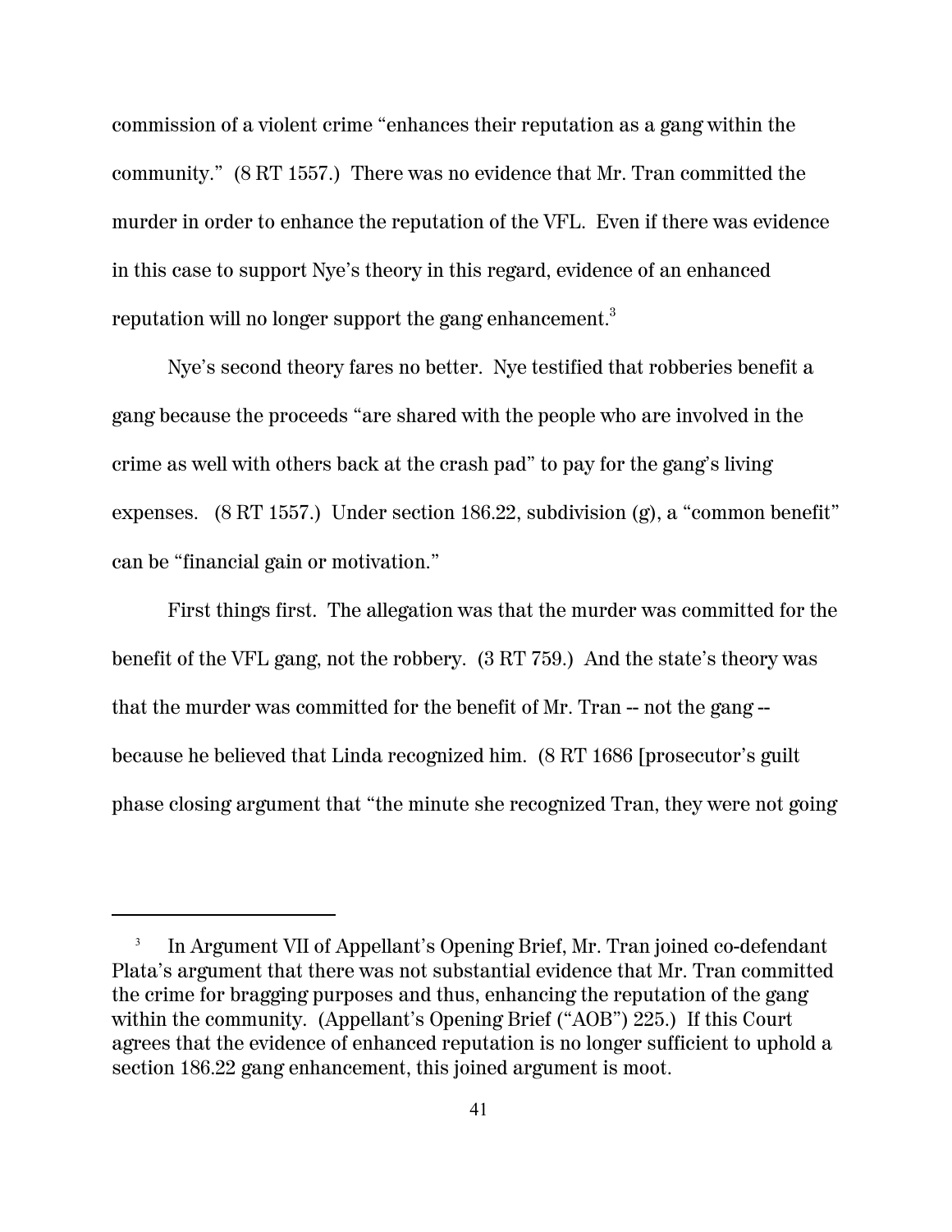commission of a violent crime "enhances their reputation as a gang within the community." (8 RT 1557.) There was no evidence that Mr. Tran committed the murder in order to enhance the reputation of the VFL. Even if there was evidence in this case to support Nye's theory in this regard, evidence of an enhanced reputation will no longer support the gang enhancement.[3]

Nye's second theory fares no better. Nye testified that robberies benefit a gang because the proceeds "are shared with the people who are involved in the crime as well with others back at the crash pad" to pay for the gang's living expenses. (8 RT 1557.) Under section 186.22, subdivision (g), a "common benefit" can be "financial gain or motivation."

First things first. The allegation was that the murder was committed for the benefit of the VFL gang, not the robbery. (3 RT 759.) And the state's theory was that the murder was committed for the benefit of Mr. Tran -- not the gang -- because he believed that Linda recognized him. (8 RT 1686 [prosecutor's guilt phase closing argument that "the minute she recognized Tran, they were not going

---

[3] In Argument VII of Appellant's Opening Brief, Mr. Tran joined co-defendant Plata's argument that there was not substantial evidence that Mr. Tran committed the crime for bragging purposes and thus, enhancing the reputation of the gang within the community. (Appellant's Opening Brief ("AOB") 225.) If this Court agrees that the evidence of enhanced reputation is no longer sufficient to uphold a section 186.22 gang enhancement, this joined argument is moot.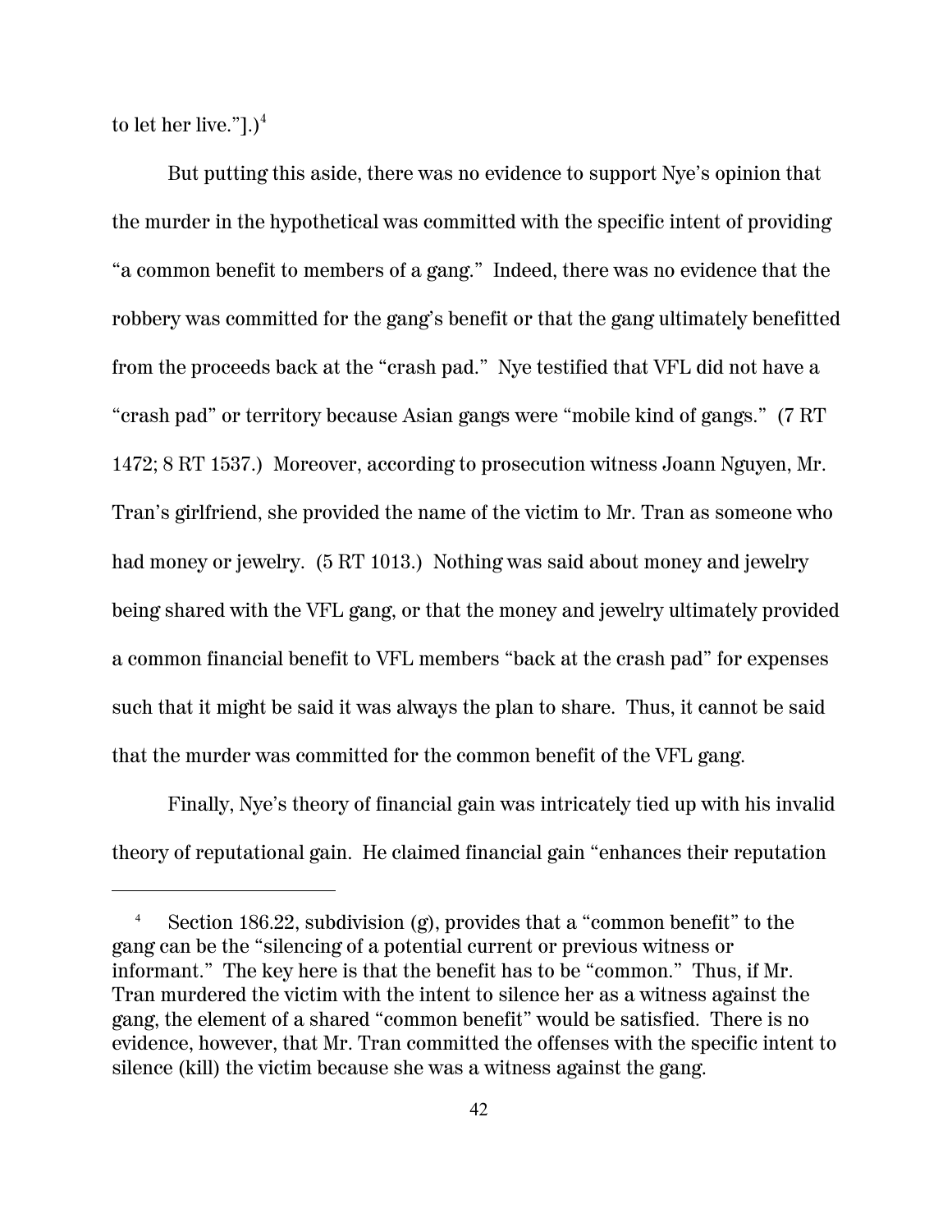to let her live."].)[4]

But putting this aside, there was no evidence to support Nye's opinion that the murder in the hypothetical was committed with the specific intent of providing "a common benefit to members of a gang." Indeed, there was no evidence that the robbery was committed for the gang's benefit or that the gang ultimately benefitted from the proceeds back at the "crash pad." Nye testified that VFL did not have a "crash pad" or territory because Asian gangs were "mobile kind of gangs." (7 RT 1472; 8 RT 1537.) Moreover, according to prosecution witness Joann Nguyen, Mr. Tran's girlfriend, she provided the name of the victim to Mr. Tran as someone who had money or jewelry. (5 RT 1013.) Nothing was said about money and jewelry being shared with the VFL gang, or that the money and jewelry ultimately provided a common financial benefit to VFL members "back at the crash pad" for expenses such that it might be said it was always the plan to share. Thus, it cannot be said that the murder was committed for the common benefit of the VFL gang.

Finally, Nye's theory of financial gain was intricately tied up with his invalid theory of reputational gain. He claimed financial gain "enhances their reputation

---

[4] Section 186.22, subdivision (g), provides that a "common benefit" to the gang can be the "silencing of a potential current or previous witness or informant." The key here is that the benefit has to be "common." Thus, if Mr. Tran murdered the victim with the intent to silence her as a witness against the gang, the element of a shared "common benefit" would be satisfied. There is no evidence, however, that Mr. Tran committed the offenses with the specific intent to silence (kill) the victim because she was a witness against the gang.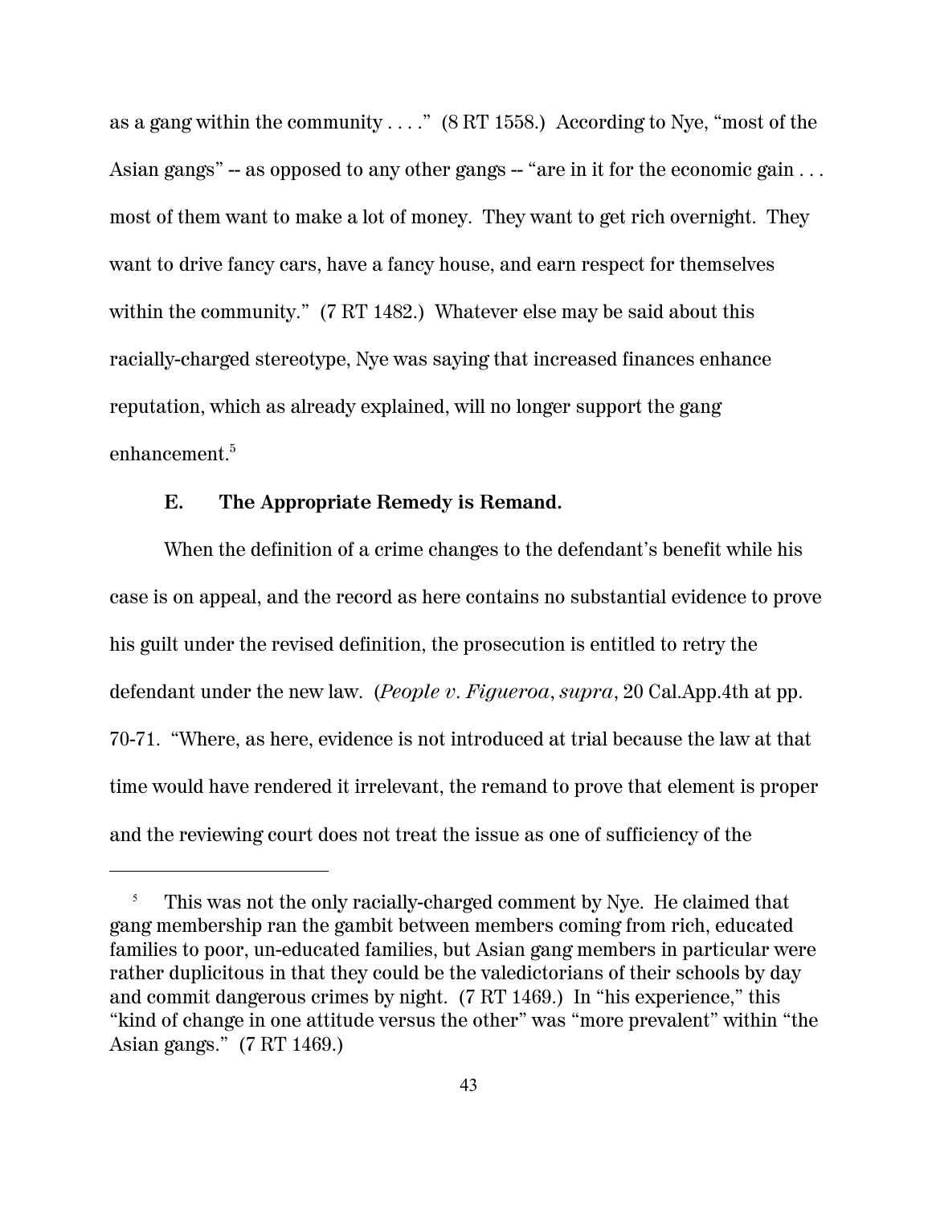as a gang within the community . . . ." (8 RT 1558.) According to Nye, "most of the Asian gangs" -- as opposed to any other gangs -- "are in it for the economic gain . . . most of them want to make a lot of money. They want to get rich overnight. They want to drive fancy cars, have a fancy house, and earn respect for themselves within the community." (7 RT 1482.) Whatever else may be said about this racially-charged stereotype, Nye was saying that increased finances enhance reputation, which as already explained, will no longer support the gang enhancement.[5]

**E. The Appropriate Remedy is Remand.**

When the definition of a crime changes to the defendant's benefit while his case is on appeal, and the record as here contains no substantial evidence to prove his guilt under the revised definition, the prosecution is entitled to retry the defendant under the new law. (*People v. Figueroa*, *supra*, 20 Cal.App.4th at pp. 70-71. "Where, as here, evidence is not introduced at trial because the law at that time would have rendered it irrelevant, the remand to prove that element is proper and the reviewing court does not treat the issue as one of sufficiency of the

---

[5] This was not the only racially-charged comment by Nye. He claimed that gang membership ran the gambit between members coming from rich, educated families to poor, un-educated families, but Asian gang members in particular were rather duplicitous in that they could be the valedictorians of their schools by day and commit dangerous crimes by night. (7 RT 1469.) In "his experience," this "kind of change in one attitude versus the other" was "more prevalent" within "the Asian gangs." (7 RT 1469.)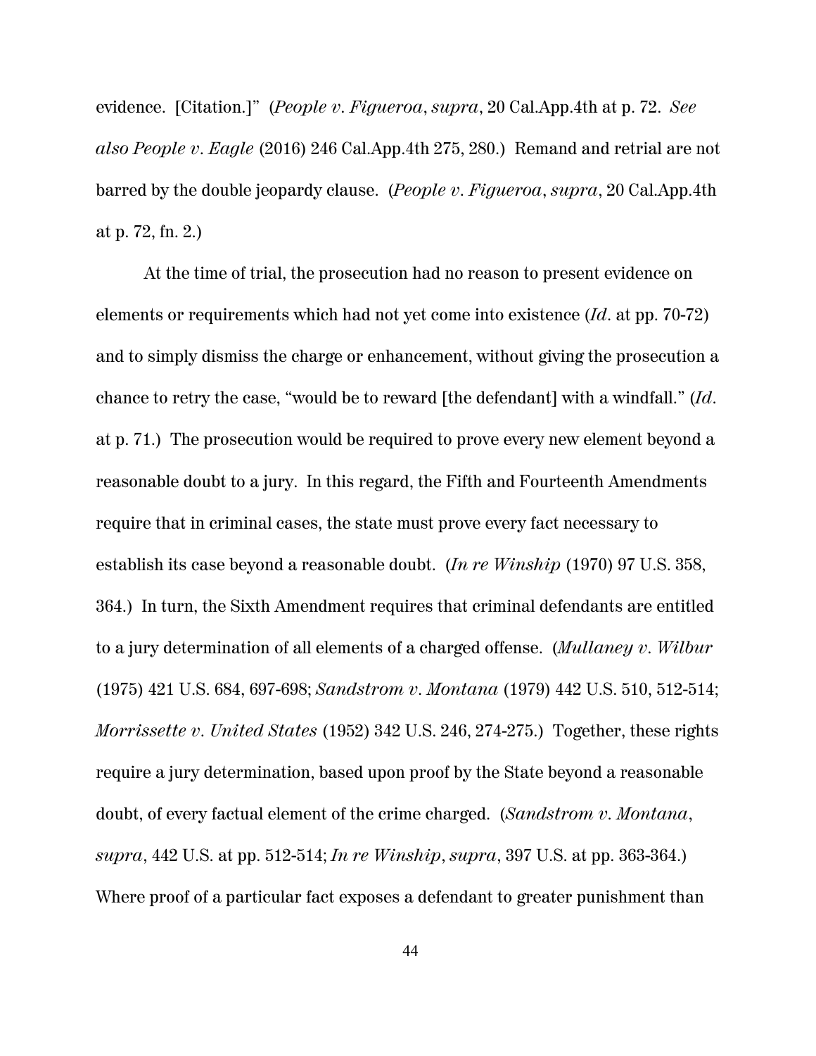evidence. [Citation.]" (*People v. Figueroa*, *supra*, 20 Cal.App.4th at p. 72. *See also People v. Eagle* (2016) 246 Cal.App.4th 275, 280.) Remand and retrial are not barred by the double jeopardy clause. (*People v. Figueroa*, *supra*, 20 Cal.App.4th at p. 72, fn. 2.)

At the time of trial, the prosecution had no reason to present evidence on elements or requirements which had not yet come into existence (*Id*. at pp. 70-72) and to simply dismiss the charge or enhancement, without giving the prosecution a chance to retry the case, "would be to reward [the defendant] with a windfall." (*Id*. at p. 71.) The prosecution would be required to prove every new element beyond a reasonable doubt to a jury. In this regard, the Fifth and Fourteenth Amendments require that in criminal cases, the state must prove every fact necessary to establish its case beyond a reasonable doubt. (*In re Winship* (1970) 97 U.S. 358, 364.) In turn, the Sixth Amendment requires that criminal defendants are entitled to a jury determination of all elements of a charged offense. (*Mullaney v. Wilbur* (1975) 421 U.S. 684, 697-698; *Sandstrom v. Montana* (1979) 442 U.S. 510, 512-514; *Morrissette v. United States* (1952) 342 U.S. 246, 274-275.) Together, these rights require a jury determination, based upon proof by the State beyond a reasonable doubt, of every factual element of the crime charged. (*Sandstrom v. Montana*, *supra*, 442 U.S. at pp. 512-514; *In re Winship*, *supra*, 397 U.S. at pp. 363-364.) Where proof of a particular fact exposes a defendant to greater punishment than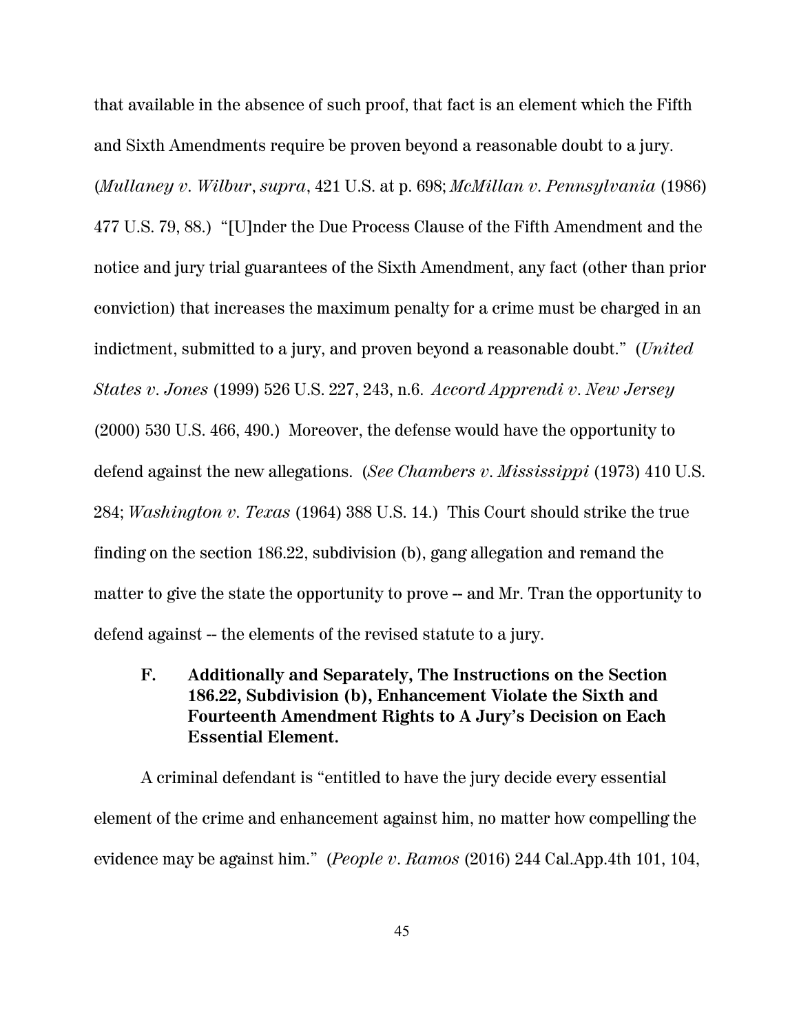that available in the absence of such proof, that fact is an element which the Fifth and Sixth Amendments require be proven beyond a reasonable doubt to a jury. (*Mullaney v. Wilbur*, *supra*, 421 U.S. at p. 698; *McMillan v. Pennsylvania* (1986) 477 U.S. 79, 88.) "[U]nder the Due Process Clause of the Fifth Amendment and the notice and jury trial guarantees of the Sixth Amendment, any fact (other than prior conviction) that increases the maximum penalty for a crime must be charged in an indictment, submitted to a jury, and proven beyond a reasonable doubt." (*United States v. Jones* (1999) 526 U.S. 227, 243, n.6. *Accord Apprendi v. New Jersey* (2000) 530 U.S. 466, 490.) Moreover, the defense would have the opportunity to defend against the new allegations. (*See Chambers v. Mississippi* (1973) 410 U.S. 284; *Washington v. Texas* (1964) 388 U.S. 14.) This Court should strike the true finding on the section 186.22, subdivision (b), gang allegation and remand the matter to give the state the opportunity to prove -- and Mr. Tran the opportunity to defend against -- the elements of the revised statute to a jury.

### F. Additionally and Separately, The Instructions on the Section 186.22, Subdivision (b), Enhancement Violate the Sixth and Fourteenth Amendment Rights to A Jury's Decision on Each Essential Element.

A criminal defendant is "entitled to have the jury decide every essential element of the crime and enhancement against him, no matter how compelling the evidence may be against him." (*People v. Ramos* (2016) 244 Cal.App.4th 101, 104,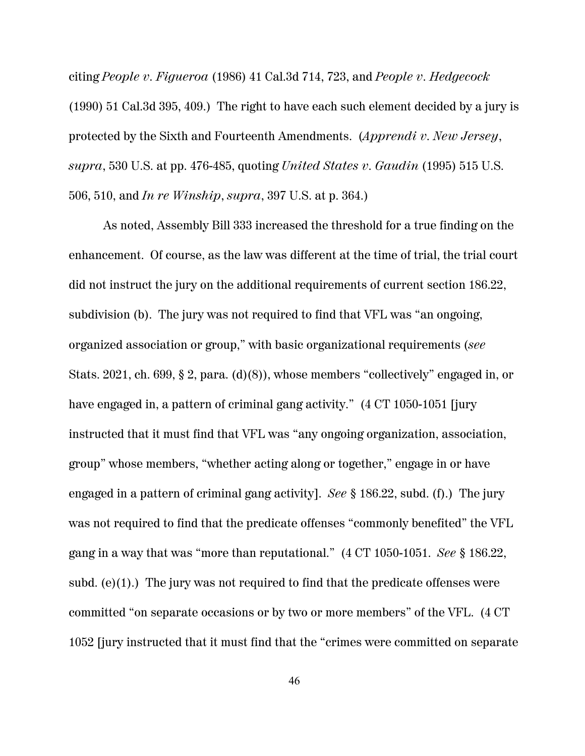citing *People v. Figueroa* (1986) 41 Cal.3d 714, 723, and *People v. Hedgecock* (1990) 51 Cal.3d 395, 409.) The right to have each such element decided by a jury is protected by the Sixth and Fourteenth Amendments. (*Apprendi v. New Jersey*, *supra*, 530 U.S. at pp. 476-485, quoting *United States v. Gaudin* (1995) 515 U.S. 506, 510, and *In re Winship*, *supra*, 397 U.S. at p. 364.)

As noted, Assembly Bill 333 increased the threshold for a true finding on the enhancement. Of course, as the law was different at the time of trial, the trial court did not instruct the jury on the additional requirements of current section 186.22, subdivision (b). The jury was not required to find that VFL was "an ongoing, organized association or group," with basic organizational requirements (*see* Stats. 2021, ch. 699, § 2, para. (d)(8)), whose members "collectively" engaged in, or have engaged in, a pattern of criminal gang activity." (4 CT 1050-1051 [jury instructed that it must find that VFL was "any ongoing organization, association, group" whose members, "whether acting along or together," engage in or have engaged in a pattern of criminal gang activity]. *See* § 186.22, subd. (f).) The jury was not required to find that the predicate offenses "commonly benefited" the VFL gang in a way that was "more than reputational." (4 CT 1050-1051. *See* § 186.22, subd. (e)(1).) The jury was not required to find that the predicate offenses were committed "on separate occasions or by two or more members" of the VFL. (4 CT 1052 [jury instructed that it must find that the "crimes were committed on separate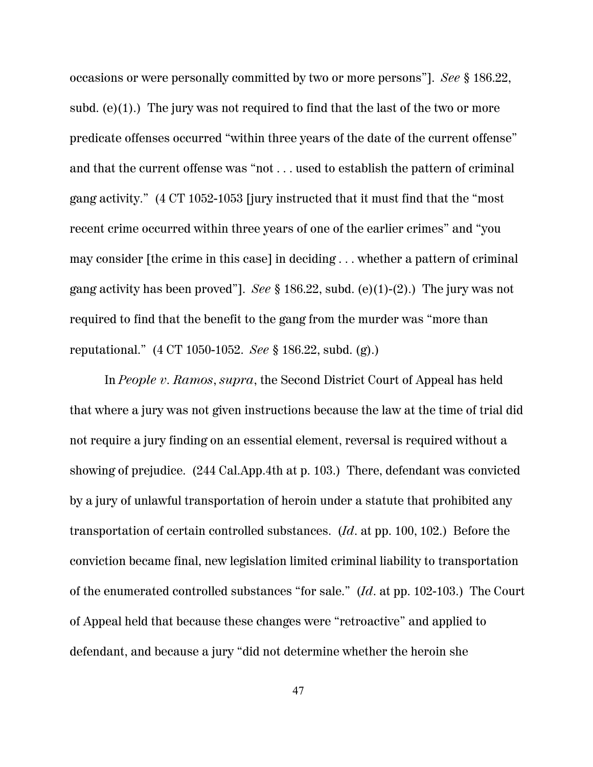occasions or were personally committed by two or more persons"]. *See* § 186.22, subd. (e)(1).) The jury was not required to find that the last of the two or more predicate offenses occurred "within three years of the date of the current offense" and that the current offense was "not . . . used to establish the pattern of criminal gang activity." (4 CT 1052-1053 [jury instructed that it must find that the "most recent crime occurred within three years of one of the earlier crimes" and "you may consider [the crime in this case] in deciding . . . whether a pattern of criminal gang activity has been proved"]. *See* § 186.22, subd. (e)(1)-(2).) The jury was not required to find that the benefit to the gang from the murder was "more than reputational." (4 CT 1050-1052. *See* § 186.22, subd. (g).)

In *People v. Ramos*, *supra*, the Second District Court of Appeal has held that where a jury was not given instructions because the law at the time of trial did not require a jury finding on an essential element, reversal is required without a showing of prejudice. (244 Cal.App.4th at p. 103.) There, defendant was convicted by a jury of unlawful transportation of heroin under a statute that prohibited any transportation of certain controlled substances. (*Id*. at pp. 100, 102.) Before the conviction became final, new legislation limited criminal liability to transportation of the enumerated controlled substances "for sale." (*Id*. at pp. 102-103.) The Court of Appeal held that because these changes were "retroactive" and applied to defendant, and because a jury "did not determine whether the heroin she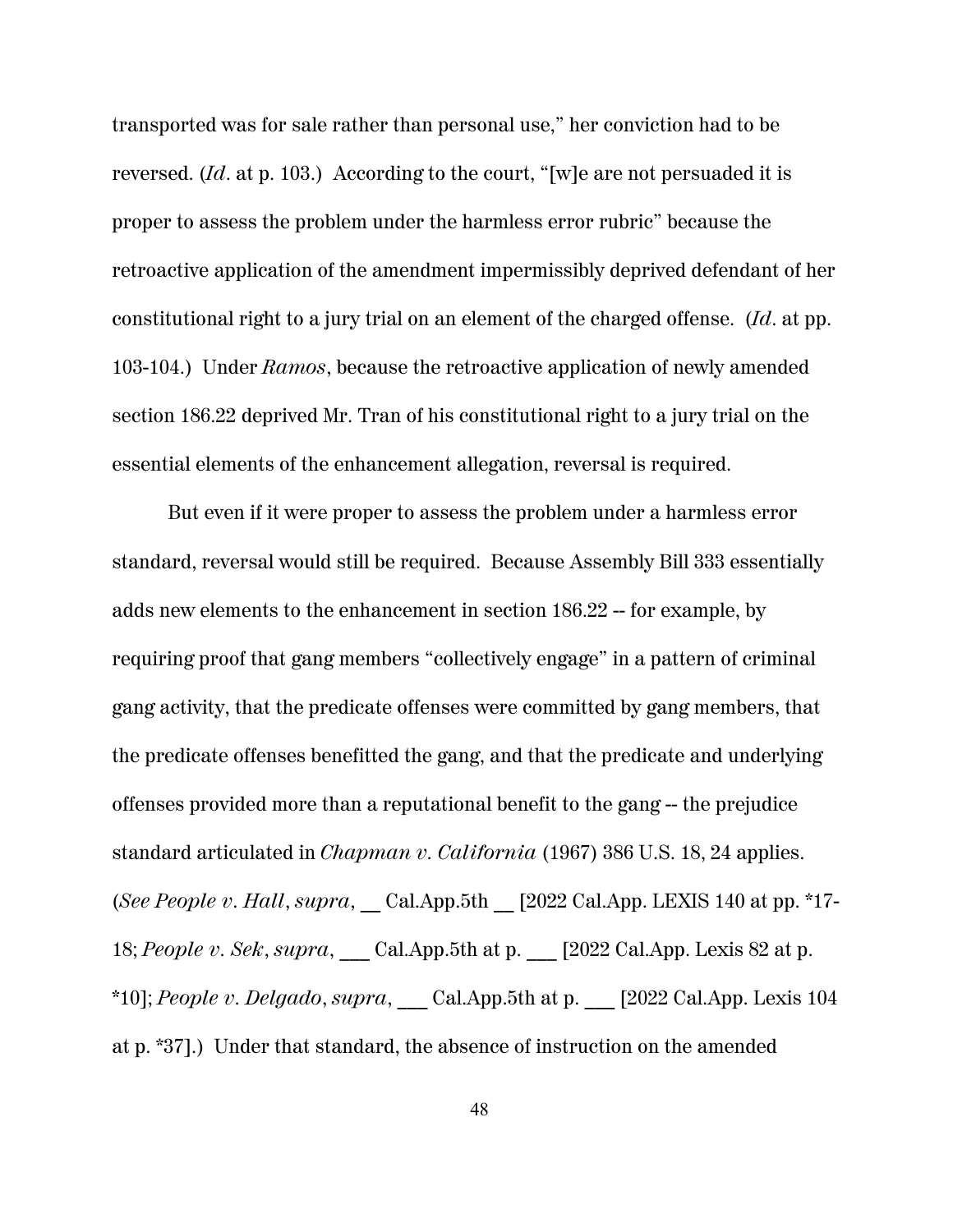transported was for sale rather than personal use," her conviction had to be reversed. (*Id*. at p. 103.) According to the court, "[w]e are not persuaded it is proper to assess the problem under the harmless error rubric" because the retroactive application of the amendment impermissibly deprived defendant of her constitutional right to a jury trial on an element of the charged offense. (*Id*. at pp. 103-104.) Under *Ramos*, because the retroactive application of newly amended section 186.22 deprived Mr. Tran of his constitutional right to a jury trial on the essential elements of the enhancement allegation, reversal is required.

But even if it were proper to assess the problem under a harmless error standard, reversal would still be required. Because Assembly Bill 333 essentially adds new elements to the enhancement in section 186.22 -- for example, by requiring proof that gang members "collectively engage" in a pattern of criminal gang activity, that the predicate offenses were committed by gang members, that the predicate offenses benefitted the gang, and that the predicate and underlying offenses provided more than a reputational benefit to the gang -- the prejudice standard articulated in *Chapman v. California* (1967) 386 U.S. 18, 24 applies. (*See People v. Hall*, *supra*, __ Cal.App.5th __ [2022 Cal.App. LEXIS 140 at pp. *17-18; *People v. Sek*, *supra*, ___ Cal.App.5th at p. ___ [2022 Cal.App. Lexis 82 at p. *10]; *People v. Delgado*, *supra*, ___ Cal.App.5th at p. ___ [2022 Cal.App. Lexis 104 at p. *37].) Under that standard, the absence of instruction on the amended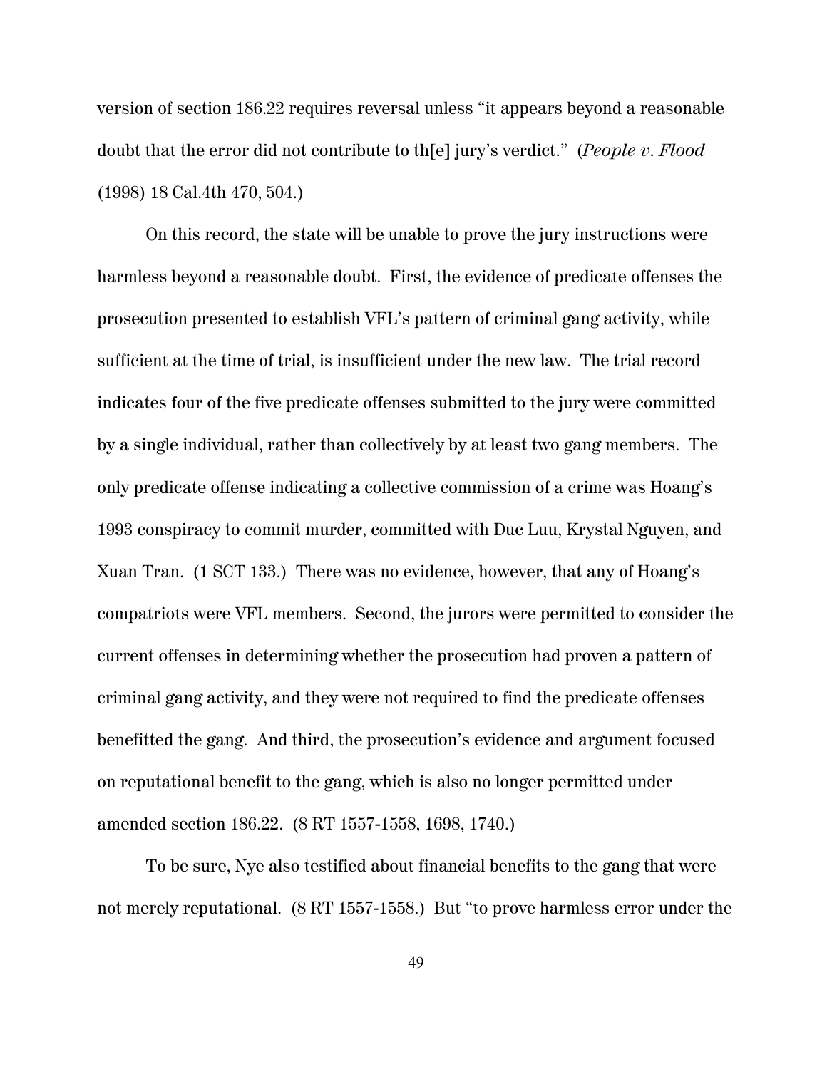version of section 186.22 requires reversal unless "it appears beyond a reasonable doubt that the error did not contribute to th[e] jury's verdict." (*People v. Flood* (1998) 18 Cal.4th 470, 504.)

On this record, the state will be unable to prove the jury instructions were harmless beyond a reasonable doubt. First, the evidence of predicate offenses the prosecution presented to establish VFL's pattern of criminal gang activity, while sufficient at the time of trial, is insufficient under the new law. The trial record indicates four of the five predicate offenses submitted to the jury were committed by a single individual, rather than collectively by at least two gang members. The only predicate offense indicating a collective commission of a crime was Hoang's 1993 conspiracy to commit murder, committed with Duc Luu, Krystal Nguyen, and Xuan Tran. (1 SCT 133.) There was no evidence, however, that any of Hoang's compatriots were VFL members. Second, the jurors were permitted to consider the current offenses in determining whether the prosecution had proven a pattern of criminal gang activity, and they were not required to find the predicate offenses benefitted the gang. And third, the prosecution's evidence and argument focused on reputational benefit to the gang, which is also no longer permitted under amended section 186.22. (8 RT 1557-1558, 1698, 1740.)

To be sure, Nye also testified about financial benefits to the gang that were not merely reputational. (8 RT 1557-1558.) But "to prove harmless error under the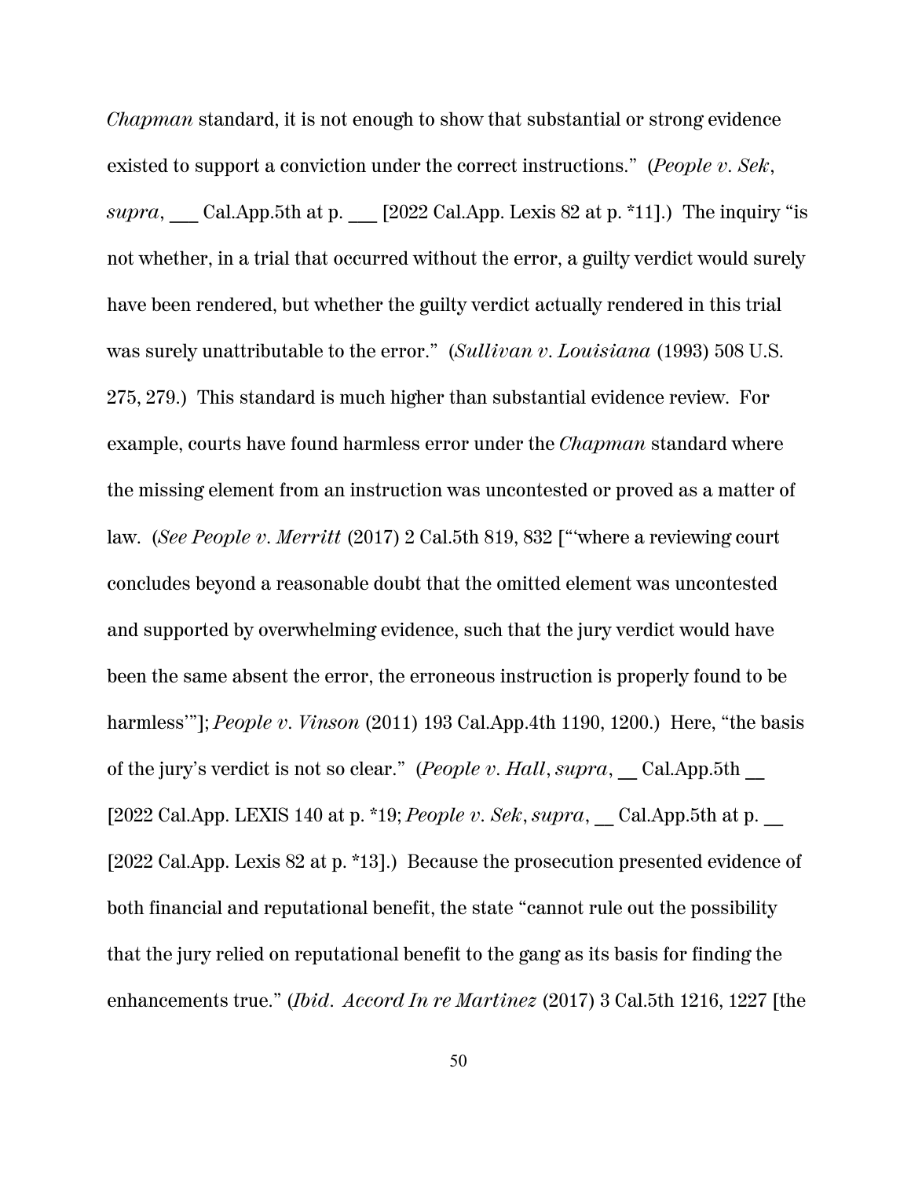*Chapman* standard, it is not enough to show that substantial or strong evidence existed to support a conviction under the correct instructions." (*People v. Sek*, *supra*, ___ Cal.App.5th at p. ___ [2022 Cal.App. Lexis 82 at p. *11].) The inquiry "is not whether, in a trial that occurred without the error, a guilty verdict would surely have been rendered, but whether the guilty verdict actually rendered in this trial was surely unattributable to the error." (*Sullivan v. Louisiana* (1993) 508 U.S. 275, 279.) This standard is much higher than substantial evidence review. For example, courts have found harmless error under the *Chapman* standard where the missing element from an instruction was uncontested or proved as a matter of law. (*See People v. Merritt* (2017) 2 Cal.5th 819, 832 ["'where a reviewing court concludes beyond a reasonable doubt that the omitted element was uncontested and supported by overwhelming evidence, such that the jury verdict would have been the same absent the error, the erroneous instruction is properly found to be harmless'"]; *People v. Vinson* (2011) 193 Cal.App.4th 1190, 1200.) Here, "the basis of the jury's verdict is not so clear." (*People v. Hall*, *supra*, __ Cal.App.5th __ [2022 Cal.App. LEXIS 140 at p. *19; *People v. Sek*, *supra*, __ Cal.App.5th at p. __ [2022 Cal.App. Lexis 82 at p. *13].) Because the prosecution presented evidence of both financial and reputational benefit, the state "cannot rule out the possibility that the jury relied on reputational benefit to the gang as its basis for finding the enhancements true." (*Ibid*. *Accord In re Martinez* (2017) 3 Cal.5th 1216, 1227 [the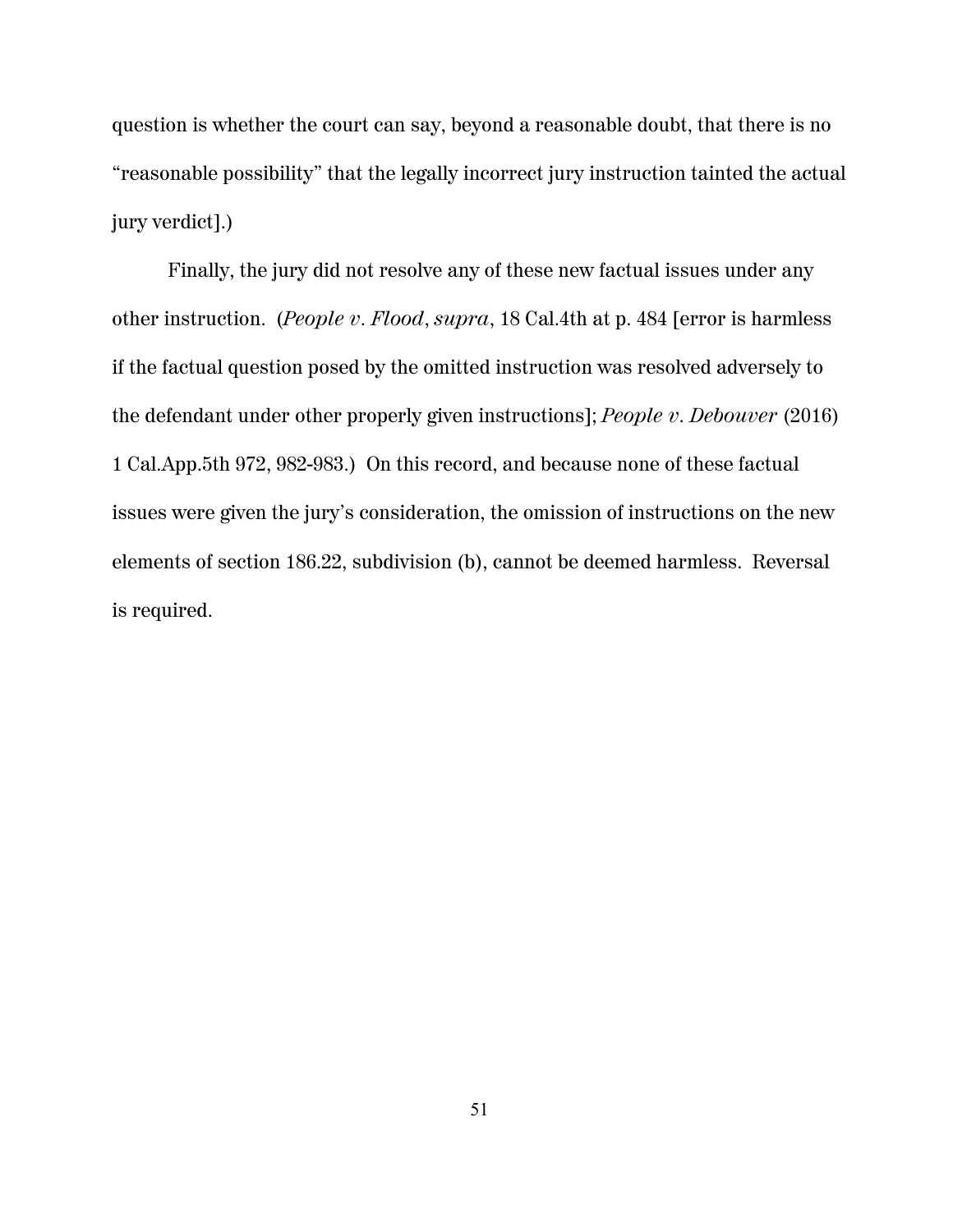question is whether the court can say, beyond a reasonable doubt, that there is no "reasonable possibility" that the legally incorrect jury instruction tainted the actual jury verdict].)

Finally, the jury did not resolve any of these new factual issues under any other instruction. (*People v. Flood*, *supra*, 18 Cal.4th at p. 484 [error is harmless if the factual question posed by the omitted instruction was resolved adversely to the defendant under other properly given instructions]; *People v. Debouver* (2016) 1 Cal.App.5th 972, 982-983.) On this record, and because none of these factual issues were given the jury's consideration, the omission of instructions on the new elements of section 186.22, subdivision (b), cannot be deemed harmless. Reversal is required.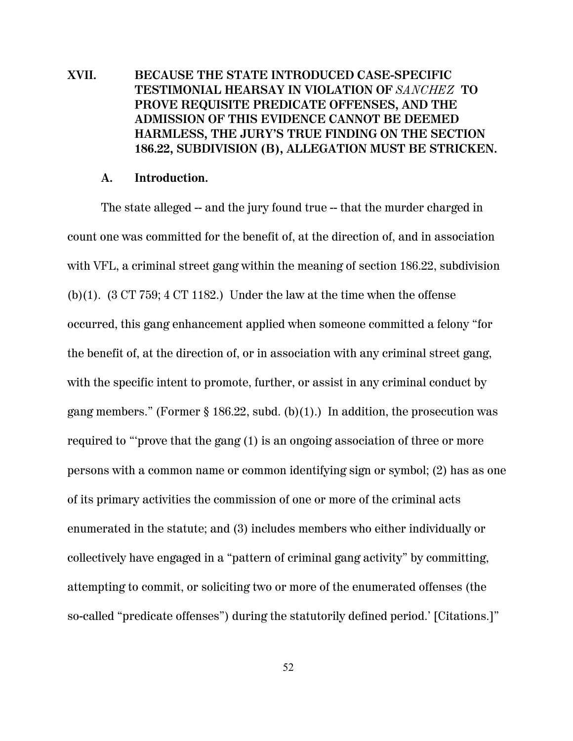## XVII. BECAUSE THE STATE INTRODUCED CASE-SPECIFIC TESTIMONIAL HEARSAY IN VIOLATION OF *SANCHEZ* TO PROVE REQUISITE PREDICATE OFFENSES, AND THE ADMISSION OF THIS EVIDENCE CANNOT BE DEEMED HARMLESS, THE JURY'S TRUE FINDING ON THE SECTION 186.22, SUBDIVISION (B), ALLEGATION MUST BE STRICKEN.

### A. Introduction.

The state alleged -- and the jury found true -- that the murder charged in count one was committed for the benefit of, at the direction of, and in association with VFL, a criminal street gang within the meaning of section 186.22, subdivision (b)(1). (3 CT 759; 4 CT 1182.) Under the law at the time when the offense occurred, this gang enhancement applied when someone committed a felony "for the benefit of, at the direction of, or in association with any criminal street gang, with the specific intent to promote, further, or assist in any criminal conduct by gang members." (Former § 186.22, subd. (b)(1).) In addition, the prosecution was required to "'prove that the gang (1) is an ongoing association of three or more persons with a common name or common identifying sign or symbol; (2) has as one of its primary activities the commission of one or more of the criminal acts enumerated in the statute; and (3) includes members who either individually or collectively have engaged in a "pattern of criminal gang activity" by committing, attempting to commit, or soliciting two or more of the enumerated offenses (the so-called "predicate offenses") during the statutorily defined period.' [Citations.]"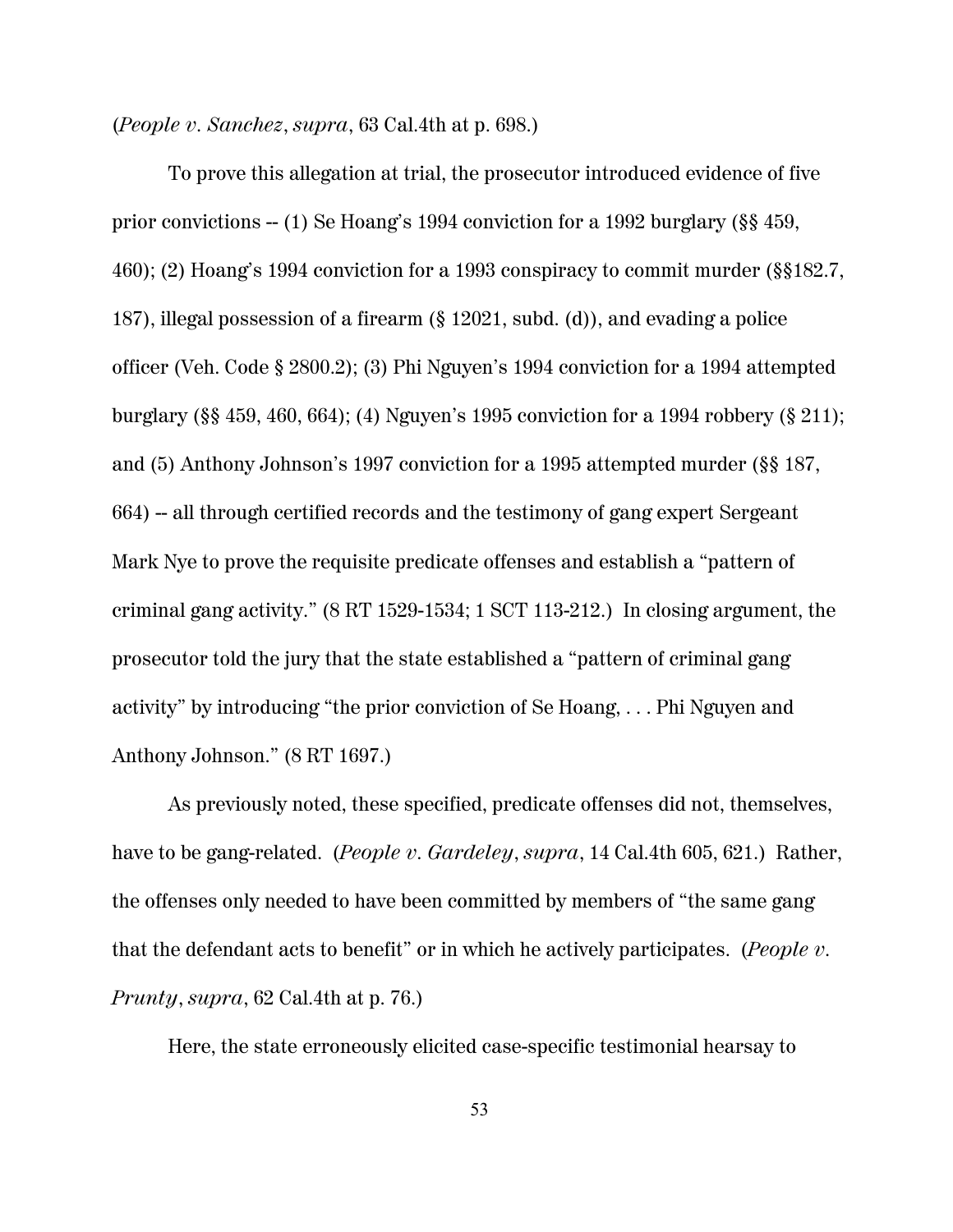(*People v. Sanchez*, *supra*, 63 Cal.4th at p. 698.)

To prove this allegation at trial, the prosecutor introduced evidence of five prior convictions -- (1) Se Hoang's 1994 conviction for a 1992 burglary (§§ 459, 460); (2) Hoang's 1994 conviction for a 1993 conspiracy to commit murder (§§182.7, 187), illegal possession of a firearm (§ 12021, subd. (d)), and evading a police officer (Veh. Code § 2800.2); (3) Phi Nguyen's 1994 conviction for a 1994 attempted burglary (§§ 459, 460, 664); (4) Nguyen's 1995 conviction for a 1994 robbery (§ 211); and (5) Anthony Johnson's 1997 conviction for a 1995 attempted murder (§§ 187, 664) -- all through certified records and the testimony of gang expert Sergeant Mark Nye to prove the requisite predicate offenses and establish a "pattern of criminal gang activity." (8 RT 1529-1534; 1 SCT 113-212.) In closing argument, the prosecutor told the jury that the state established a "pattern of criminal gang activity" by introducing "the prior conviction of Se Hoang, . . . Phi Nguyen and Anthony Johnson." (8 RT 1697.)

As previously noted, these specified, predicate offenses did not, themselves, have to be gang-related. (*People v. Gardeley*, *supra*, 14 Cal.4th 605, 621.) Rather, the offenses only needed to have been committed by members of "the same gang that the defendant acts to benefit" or in which he actively participates. (*People v. Prunty*, *supra*, 62 Cal.4th at p. 76.)

Here, the state erroneously elicited case-specific testimonial hearsay to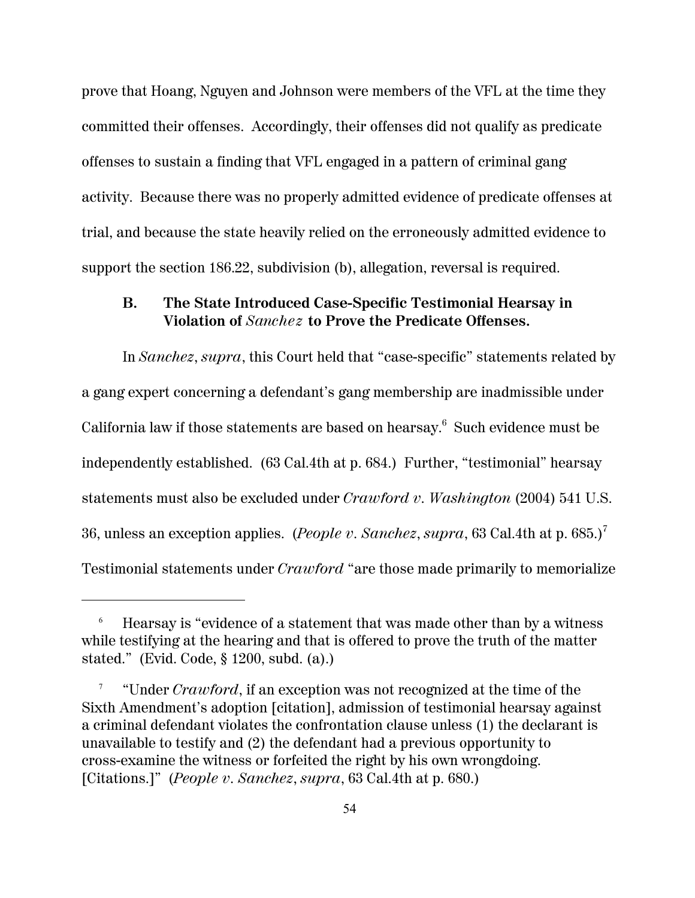prove that Hoang, Nguyen and Johnson were members of the VFL at the time they committed their offenses. Accordingly, their offenses did not qualify as predicate offenses to sustain a finding that VFL engaged in a pattern of criminal gang activity. Because there was no properly admitted evidence of predicate offenses at trial, and because the state heavily relied on the erroneously admitted evidence to support the section 186.22, subdivision (b), allegation, reversal is required.

### B. The State Introduced Case-Specific Testimonial Hearsay in Violation of *Sanchez* to Prove the Predicate Offenses.

In *Sanchez*, *supra*, this Court held that "case-specific" statements related by a gang expert concerning a defendant's gang membership are inadmissible under California law if those statements are based on hearsay.[6] Such evidence must be independently established. (63 Cal.4th at p. 684.) Further, "testimonial" hearsay statements must also be excluded under *Crawford v. Washington* (2004) 541 U.S. 36, unless an exception applies. (*People v. Sanchez*, *supra*, 63 Cal.4th at p. 685.)[7] Testimonial statements under *Crawford* "are those made primarily to memorialize

---

[6] Hearsay is "evidence of a statement that was made other than by a witness while testifying at the hearing and that is offered to prove the truth of the matter stated." (Evid. Code, § 1200, subd. (a).)

[7] "Under *Crawford*, if an exception was not recognized at the time of the Sixth Amendment's adoption [citation], admission of testimonial hearsay against a criminal defendant violates the confrontation clause unless (1) the declarant is unavailable to testify and (2) the defendant had a previous opportunity to cross-examine the witness or forfeited the right by his own wrongdoing. [Citations.]" (*People v. Sanchez*, *supra*, 63 Cal.4th at p. 680.)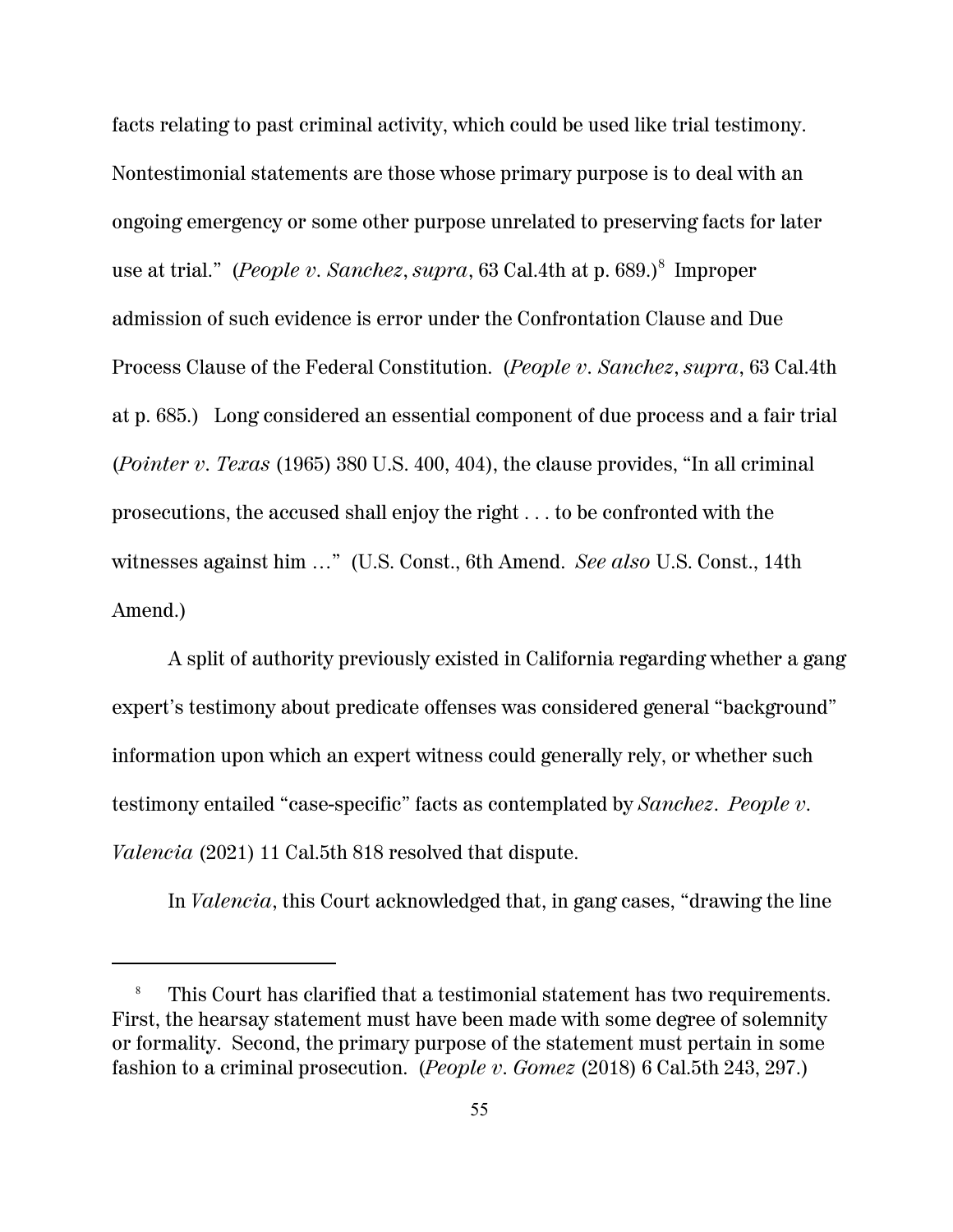facts relating to past criminal activity, which could be used like trial testimony. Nontestimonial statements are those whose primary purpose is to deal with an ongoing emergency or some other purpose unrelated to preserving facts for later use at trial." (*People v. Sanchez*, *supra*, 63 Cal.4th at p. 689.)[8] Improper admission of such evidence is error under the Confrontation Clause and Due Process Clause of the Federal Constitution. (*People v. Sanchez*, *supra*, 63 Cal.4th at p. 685.) Long considered an essential component of due process and a fair trial (*Pointer v. Texas* (1965) 380 U.S. 400, 404), the clause provides, "In all criminal prosecutions, the accused shall enjoy the right . . . to be confronted with the witnesses against him …" (U.S. Const., 6th Amend. *See also* U.S. Const., 14th Amend.)

A split of authority previously existed in California regarding whether a gang expert's testimony about predicate offenses was considered general "background" information upon which an expert witness could generally rely, or whether such testimony entailed "case-specific" facts as contemplated by *Sanchez*. *People v. Valencia* (2021) 11 Cal.5th 818 resolved that dispute.

In *Valencia*, this Court acknowledged that, in gang cases, "drawing the line

---

[8] This Court has clarified that a testimonial statement has two requirements. First, the hearsay statement must have been made with some degree of solemnity or formality. Second, the primary purpose of the statement must pertain in some fashion to a criminal prosecution. (*People v. Gomez* (2018) 6 Cal.5th 243, 297.)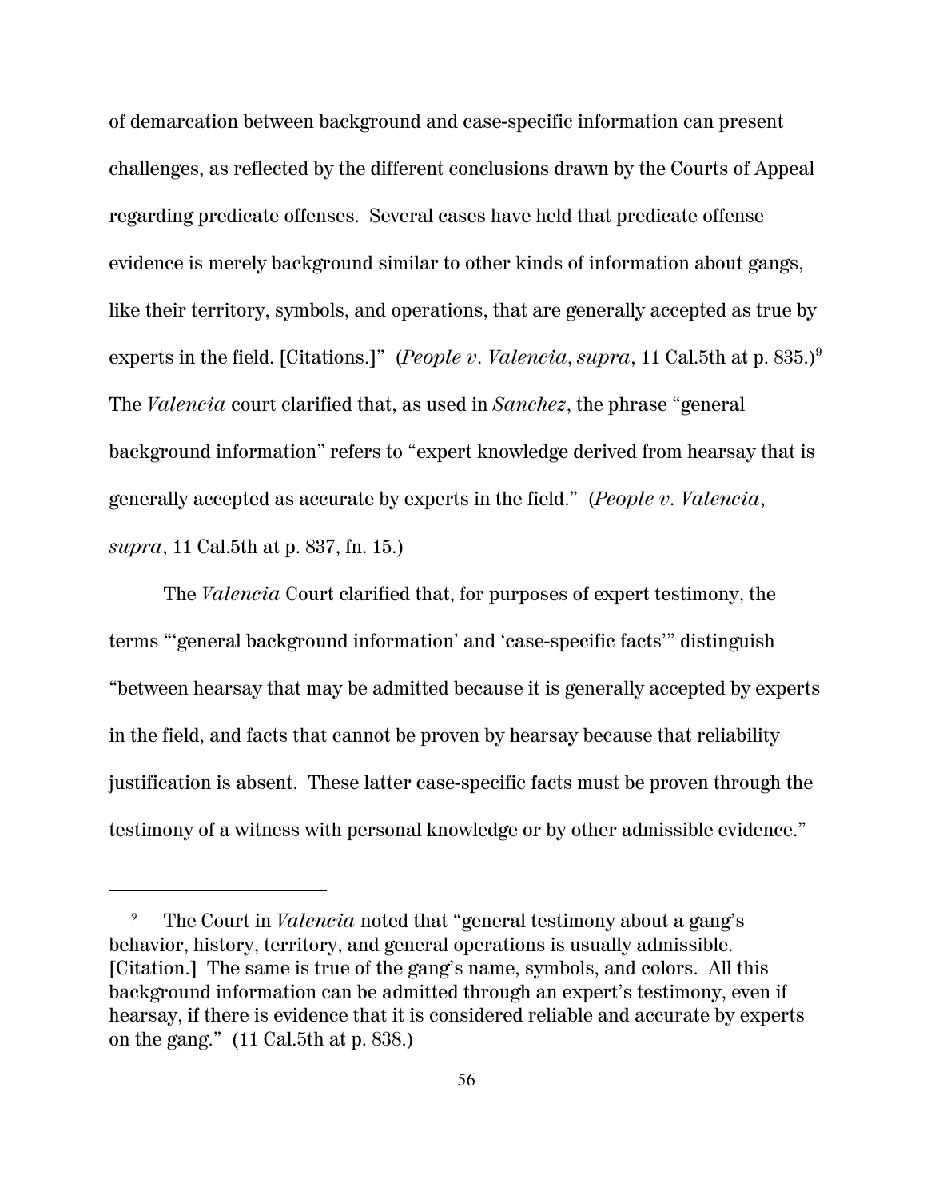of demarcation between background and case-specific information can present challenges, as reflected by the different conclusions drawn by the Courts of Appeal regarding predicate offenses. Several cases have held that predicate offense evidence is merely background similar to other kinds of information about gangs, like their territory, symbols, and operations, that are generally accepted as true by experts in the field. [Citations.]" (*People v. Valencia*, *supra*, 11 Cal.5th at p. 835.)[9] The *Valencia* court clarified that, as used in *Sanchez*, the phrase "general background information" refers to "expert knowledge derived from hearsay that is generally accepted as accurate by experts in the field." (*People v. Valencia*, *supra*, 11 Cal.5th at p. 837, fn. 15.)

The *Valencia* Court clarified that, for purposes of expert testimony, the terms "'general background information' and 'case-specific facts'" distinguish "between hearsay that may be admitted because it is generally accepted by experts in the field, and facts that cannot be proven by hearsay because that reliability justification is absent. These latter case-specific facts must be proven through the testimony of a witness with personal knowledge or by other admissible evidence."

---

[9] The Court in *Valencia* noted that "general testimony about a gang's behavior, history, territory, and general operations is usually admissible. [Citation.] The same is true of the gang's name, symbols, and colors. All this background information can be admitted through an expert's testimony, even if hearsay, if there is evidence that it is considered reliable and accurate by experts on the gang." (11 Cal.5th at p. 838.)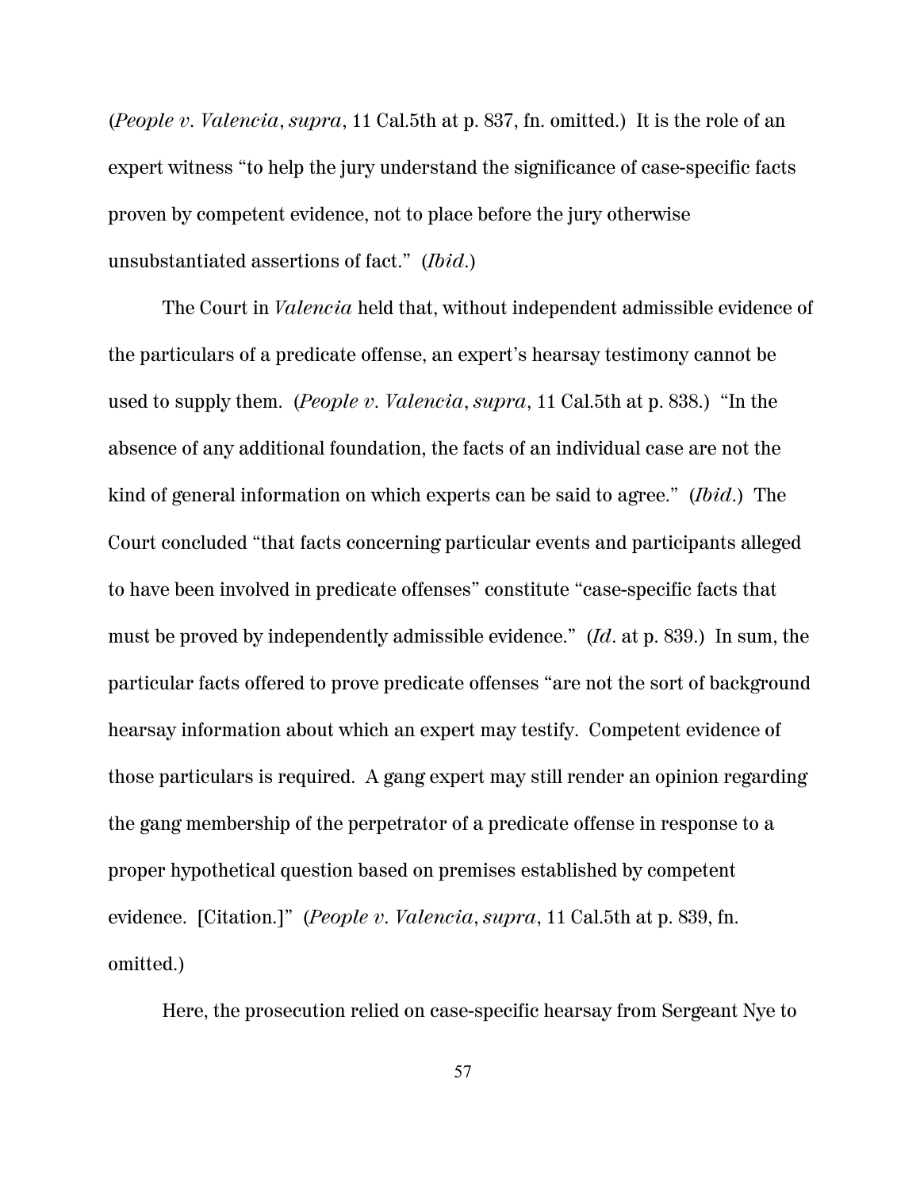(*People v. Valencia*, *supra*, 11 Cal.5th at p. 837, fn. omitted.) It is the role of an expert witness "to help the jury understand the significance of case-specific facts proven by competent evidence, not to place before the jury otherwise unsubstantiated assertions of fact." (*Ibid.*)

The Court in *Valencia* held that, without independent admissible evidence of the particulars of a predicate offense, an expert's hearsay testimony cannot be used to supply them. (*People v. Valencia*, *supra*, 11 Cal.5th at p. 838.) "In the absence of any additional foundation, the facts of an individual case are not the kind of general information on which experts can be said to agree." (*Ibid.*) The Court concluded "that facts concerning particular events and participants alleged to have been involved in predicate offenses" constitute "case-specific facts that must be proved by independently admissible evidence." (*Id*. at p. 839.) In sum, the particular facts offered to prove predicate offenses "are not the sort of background hearsay information about which an expert may testify. Competent evidence of those particulars is required. A gang expert may still render an opinion regarding the gang membership of the perpetrator of a predicate offense in response to a proper hypothetical question based on premises established by competent evidence. [Citation.]" (*People v. Valencia*, *supra*, 11 Cal.5th at p. 839, fn. omitted.)

Here, the prosecution relied on case-specific hearsay from Sergeant Nye to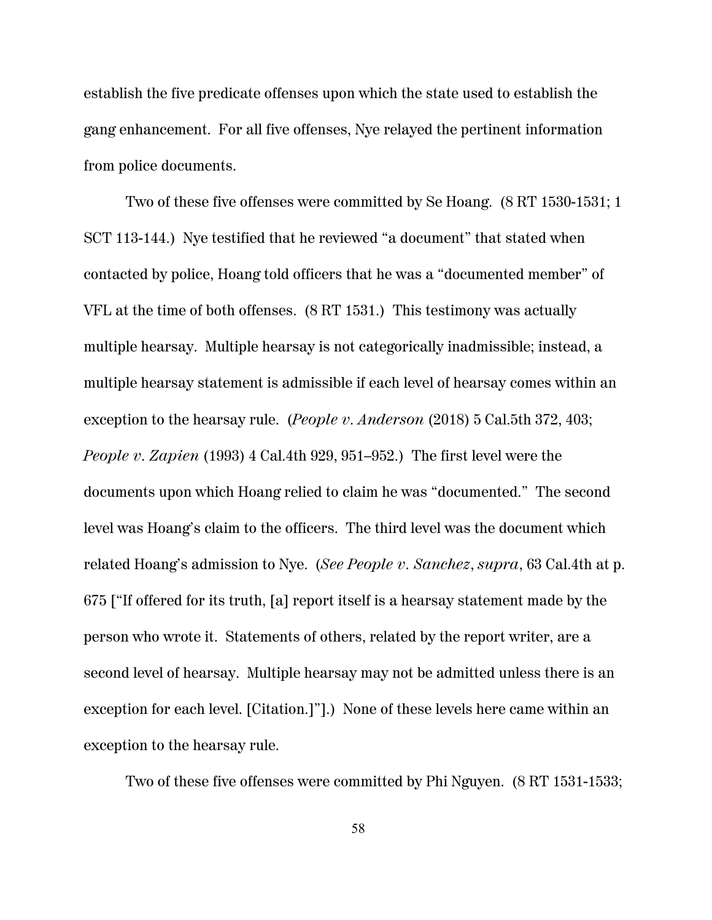establish the five predicate offenses upon which the state used to establish the gang enhancement. For all five offenses, Nye relayed the pertinent information from police documents.

Two of these five offenses were committed by Se Hoang. (8 RT 1530-1531; 1 SCT 113-144.) Nye testified that he reviewed "a document" that stated when contacted by police, Hoang told officers that he was a "documented member" of VFL at the time of both offenses. (8 RT 1531.) This testimony was actually multiple hearsay. Multiple hearsay is not categorically inadmissible; instead, a multiple hearsay statement is admissible if each level of hearsay comes within an exception to the hearsay rule. (*People v. Anderson* (2018) 5 Cal.5th 372, 403; *People v. Zapien* (1993) 4 Cal.4th 929, 951–952.) The first level were the documents upon which Hoang relied to claim he was "documented." The second level was Hoang's claim to the officers. The third level was the document which related Hoang's admission to Nye. (*See People v. Sanchez*, *supra*, 63 Cal.4th at p. 675 ["If offered for its truth, [a] report itself is a hearsay statement made by the person who wrote it. Statements of others, related by the report writer, are a second level of hearsay. Multiple hearsay may not be admitted unless there is an exception for each level. [Citation.]"].) None of these levels here came within an exception to the hearsay rule.

Two of these five offenses were committed by Phi Nguyen. (8 RT 1531-1533;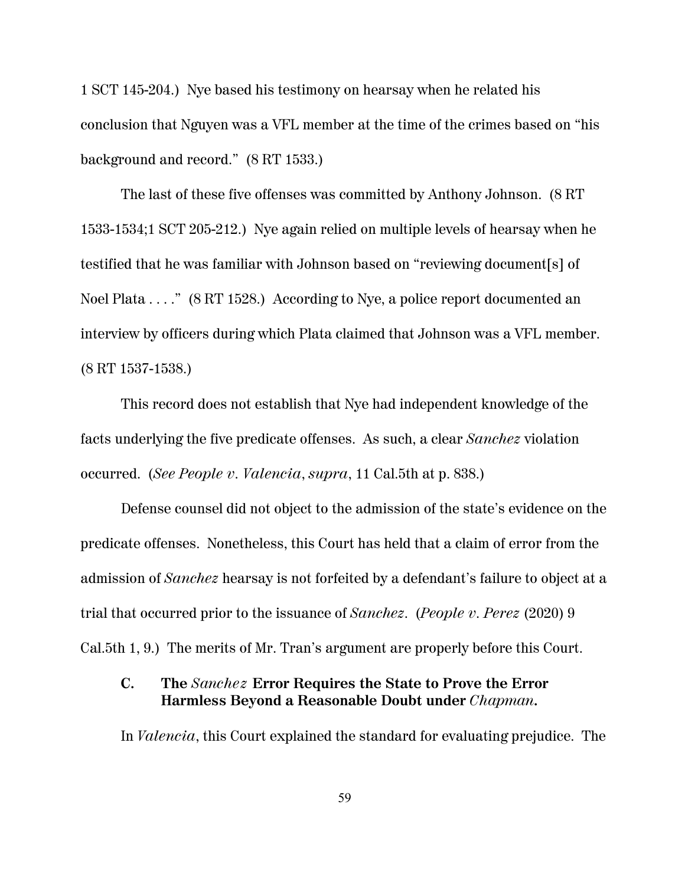1 SCT 145-204.) Nye based his testimony on hearsay when he related his conclusion that Nguyen was a VFL member at the time of the crimes based on "his background and record." (8 RT 1533.)

The last of these five offenses was committed by Anthony Johnson. (8 RT 1533-1534;1 SCT 205-212.) Nye again relied on multiple levels of hearsay when he testified that he was familiar with Johnson based on "reviewing document[s] of Noel Plata . . . ." (8 RT 1528.) According to Nye, a police report documented an interview by officers during which Plata claimed that Johnson was a VFL member. (8 RT 1537-1538.)

This record does not establish that Nye had independent knowledge of the facts underlying the five predicate offenses. As such, a clear *Sanchez* violation occurred. (*See People v. Valencia*, *supra*, 11 Cal.5th at p. 838.)

Defense counsel did not object to the admission of the state's evidence on the predicate offenses. Nonetheless, this Court has held that a claim of error from the admission of *Sanchez* hearsay is not forfeited by a defendant's failure to object at a trial that occurred prior to the issuance of *Sanchez*. (*People v. Perez* (2020) 9 Cal.5th 1, 9.) The merits of Mr. Tran's argument are properly before this Court.

### C. The *Sanchez* Error Requires the State to Prove the Error Harmless Beyond a Reasonable Doubt under *Chapman*.

In *Valencia*, this Court explained the standard for evaluating prejudice. The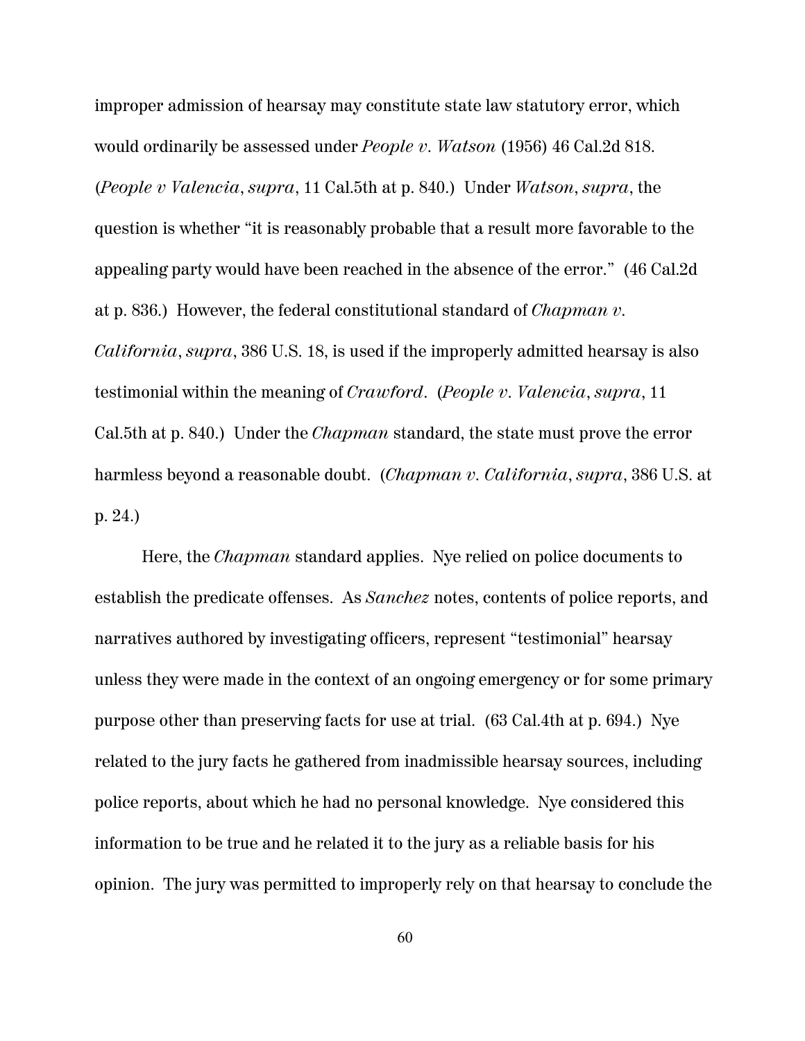improper admission of hearsay may constitute state law statutory error, which would ordinarily be assessed under *People v. Watson* (1956) 46 Cal.2d 818. (*People v Valencia*, *supra*, 11 Cal.5th at p. 840.) Under *Watson*, *supra*, the question is whether "it is reasonably probable that a result more favorable to the appealing party would have been reached in the absence of the error." (46 Cal.2d at p. 836.) However, the federal constitutional standard of *Chapman v. California*, *supra*, 386 U.S. 18, is used if the improperly admitted hearsay is also testimonial within the meaning of *Crawford*. (*People v. Valencia*, *supra*, 11 Cal.5th at p. 840.) Under the *Chapman* standard, the state must prove the error harmless beyond a reasonable doubt. (*Chapman v. California*, *supra*, 386 U.S. at p. 24.)

Here, the *Chapman* standard applies. Nye relied on police documents to establish the predicate offenses. As *Sanchez* notes, contents of police reports, and narratives authored by investigating officers, represent "testimonial" hearsay unless they were made in the context of an ongoing emergency or for some primary purpose other than preserving facts for use at trial. (63 Cal.4th at p. 694.) Nye related to the jury facts he gathered from inadmissible hearsay sources, including police reports, about which he had no personal knowledge. Nye considered this information to be true and he related it to the jury as a reliable basis for his opinion. The jury was permitted to improperly rely on that hearsay to conclude the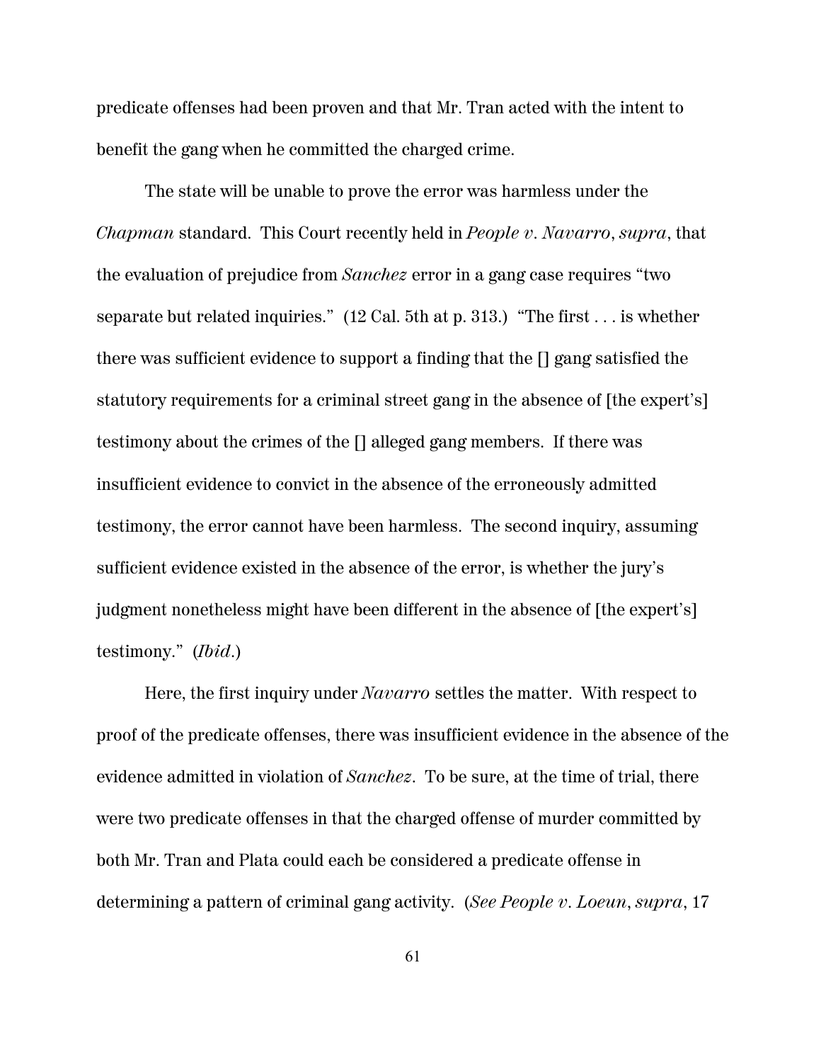predicate offenses had been proven and that Mr. Tran acted with the intent to benefit the gang when he committed the charged crime.

The state will be unable to prove the error was harmless under the *Chapman* standard. This Court recently held in *People v. Navarro*, *supra*, that the evaluation of prejudice from *Sanchez* error in a gang case requires "two separate but related inquiries." (12 Cal. 5th at p. 313.) "The first . . . is whether there was sufficient evidence to support a finding that the [] gang satisfied the statutory requirements for a criminal street gang in the absence of [the expert's] testimony about the crimes of the [] alleged gang members. If there was insufficient evidence to convict in the absence of the erroneously admitted testimony, the error cannot have been harmless. The second inquiry, assuming sufficient evidence existed in the absence of the error, is whether the jury's judgment nonetheless might have been different in the absence of [the expert's] testimony." (*Ibid.*)

Here, the first inquiry under *Navarro* settles the matter. With respect to proof of the predicate offenses, there was insufficient evidence in the absence of the evidence admitted in violation of *Sanchez*. To be sure, at the time of trial, there were two predicate offenses in that the charged offense of murder committed by both Mr. Tran and Plata could each be considered a predicate offense in determining a pattern of criminal gang activity. (*See People v. Loeun*, *supra*, 17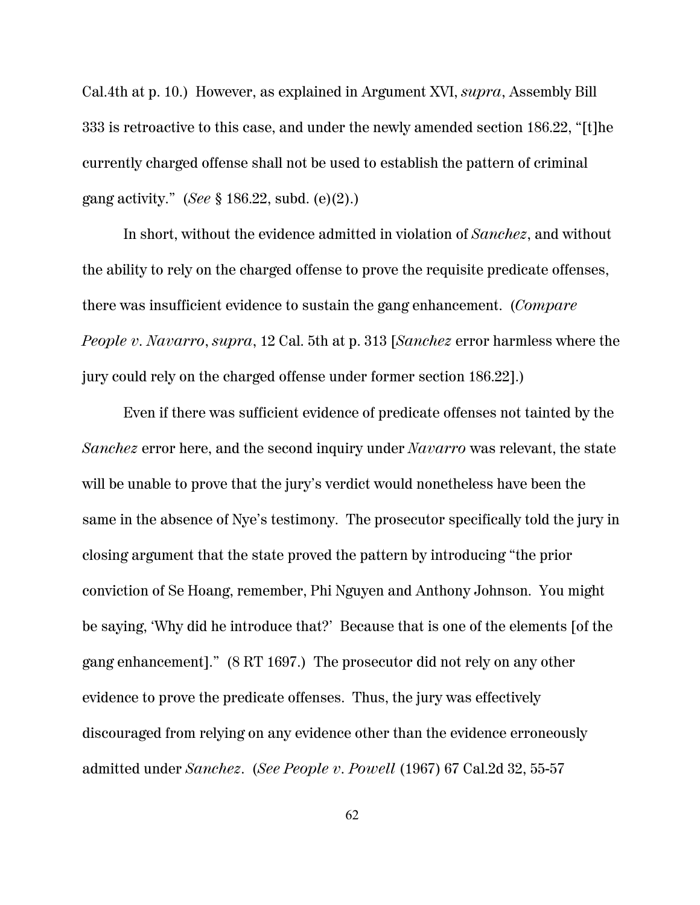Cal.4th at p. 10.) However, as explained in Argument XVI, *supra*, Assembly Bill 333 is retroactive to this case, and under the newly amended section 186.22, "[t]he currently charged offense shall not be used to establish the pattern of criminal gang activity." (*See* § 186.22, subd. (e)(2).)

In short, without the evidence admitted in violation of *Sanchez*, and without the ability to rely on the charged offense to prove the requisite predicate offenses, there was insufficient evidence to sustain the gang enhancement. (*Compare People v. Navarro*, *supra*, 12 Cal. 5th at p. 313 [*Sanchez* error harmless where the jury could rely on the charged offense under former section 186.22].)

Even if there was sufficient evidence of predicate offenses not tainted by the *Sanchez* error here, and the second inquiry under *Navarro* was relevant, the state will be unable to prove that the jury's verdict would nonetheless have been the same in the absence of Nye's testimony. The prosecutor specifically told the jury in closing argument that the state proved the pattern by introducing "the prior conviction of Se Hoang, remember, Phi Nguyen and Anthony Johnson. You might be saying, 'Why did he introduce that?' Because that is one of the elements [of the gang enhancement]." (8 RT 1697.) The prosecutor did not rely on any other evidence to prove the predicate offenses. Thus, the jury was effectively discouraged from relying on any evidence other than the evidence erroneously admitted under *Sanchez*. (*See People v. Powell* (1967) 67 Cal.2d 32, 55-57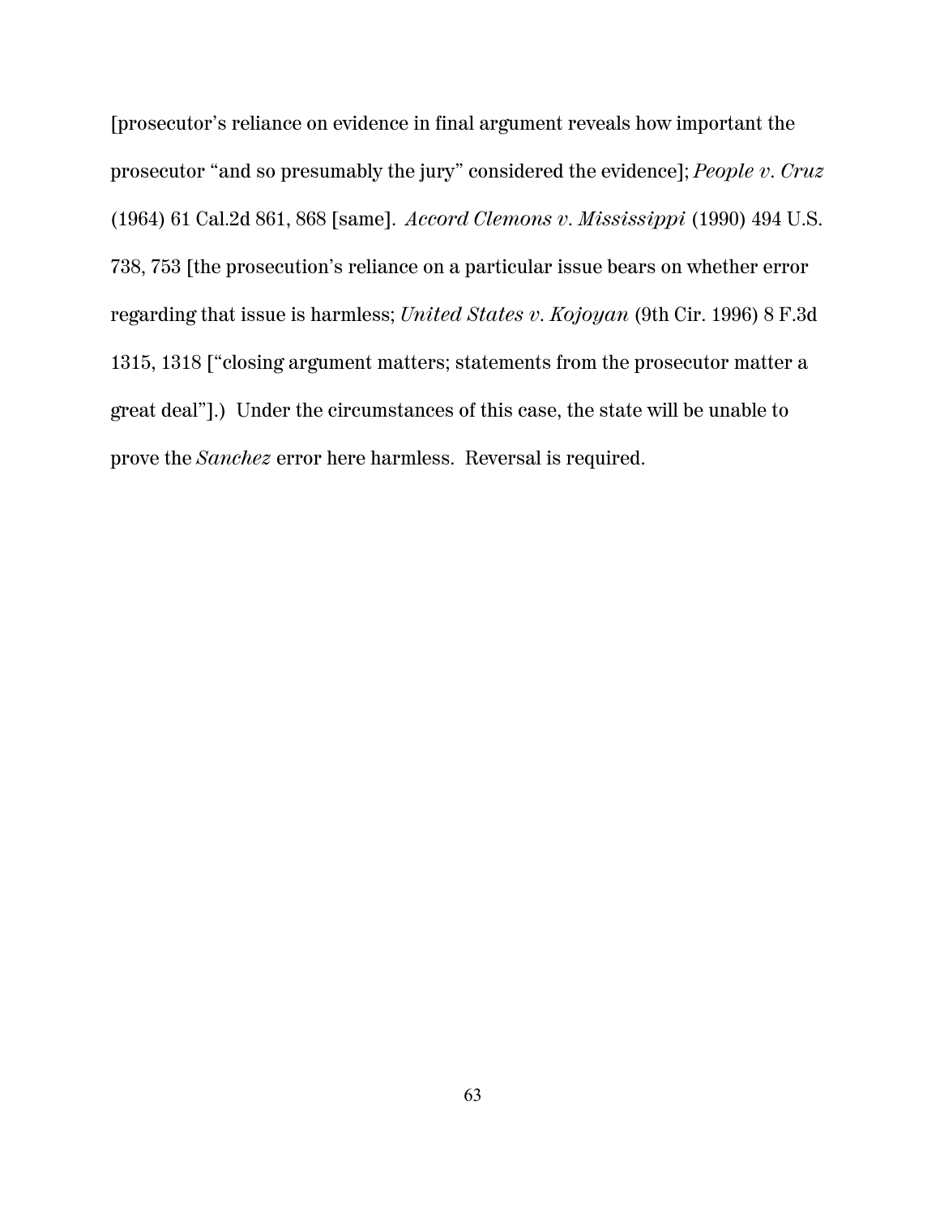[prosecutor's reliance on evidence in final argument reveals how important the prosecutor "and so presumably the jury" considered the evidence]; *People v. Cruz* (1964) 61 Cal.2d 861, 868 [same]. *Accord Clemons v. Mississippi* (1990) 494 U.S. 738, 753 [the prosecution's reliance on a particular issue bears on whether error regarding that issue is harmless; *United States v. Kojoyan* (9th Cir. 1996) 8 F.3d 1315, 1318 ["closing argument matters; statements from the prosecutor matter a great deal"].) Under the circumstances of this case, the state will be unable to prove the *Sanchez* error here harmless. Reversal is required.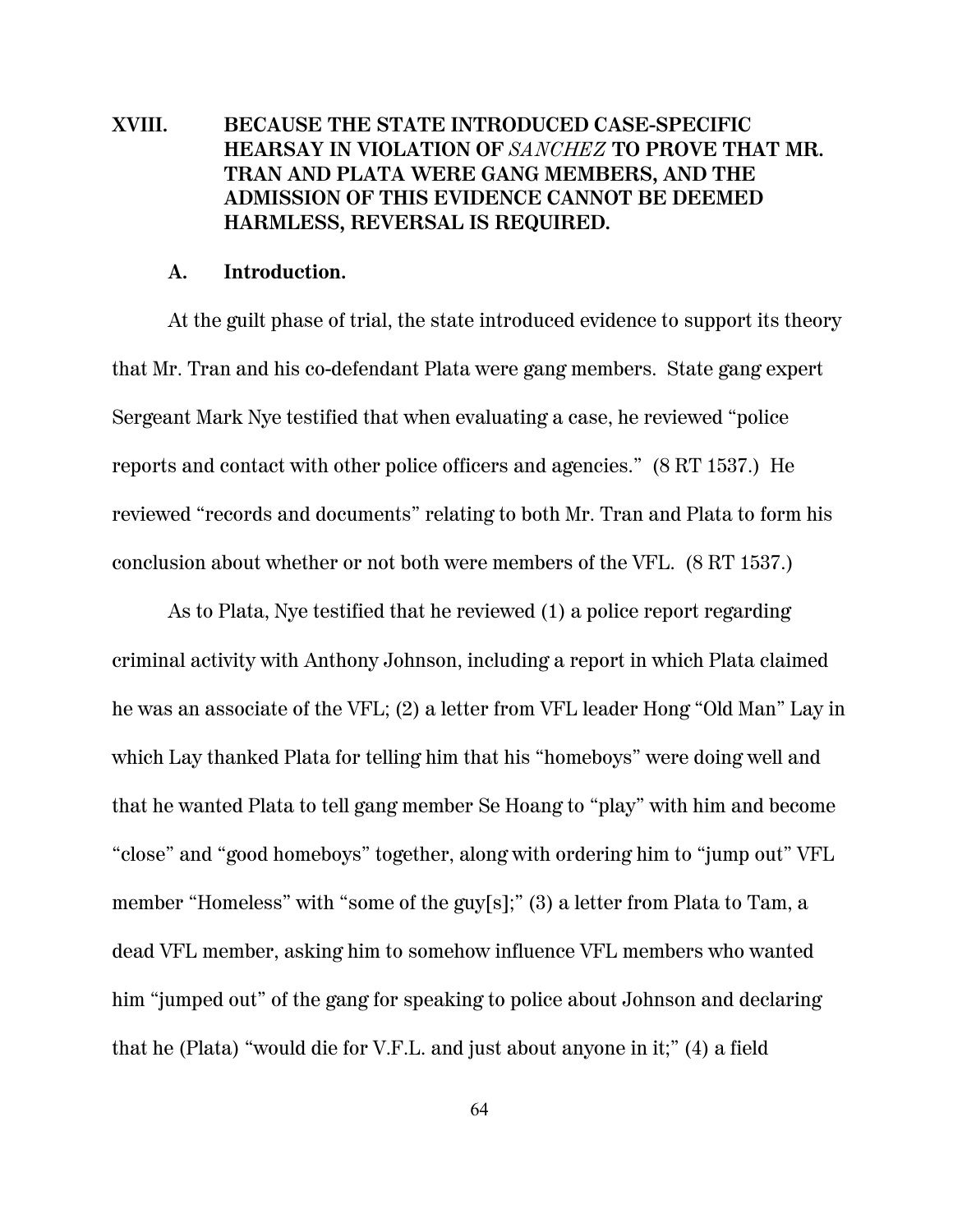## XVIII. BECAUSE THE STATE INTRODUCED CASE-SPECIFIC HEARSAY IN VIOLATION OF *SANCHEZ* TO PROVE THAT MR. TRAN AND PLATA WERE GANG MEMBERS, AND THE ADMISSION OF THIS EVIDENCE CANNOT BE DEEMED HARMLESS, REVERSAL IS REQUIRED.

### A. Introduction.

At the guilt phase of trial, the state introduced evidence to support its theory that Mr. Tran and his co-defendant Plata were gang members. State gang expert Sergeant Mark Nye testified that when evaluating a case, he reviewed "police reports and contact with other police officers and agencies." (8 RT 1537.) He reviewed "records and documents" relating to both Mr. Tran and Plata to form his conclusion about whether or not both were members of the VFL. (8 RT 1537.)

As to Plata, Nye testified that he reviewed (1) a police report regarding criminal activity with Anthony Johnson, including a report in which Plata claimed he was an associate of the VFL; (2) a letter from VFL leader Hong "Old Man" Lay in which Lay thanked Plata for telling him that his "homeboys" were doing well and that he wanted Plata to tell gang member Se Hoang to "play" with him and become "close" and "good homeboys" together, along with ordering him to "jump out" VFL member "Homeless" with "some of the guy[s];" (3) a letter from Plata to Tam, a dead VFL member, asking him to somehow influence VFL members who wanted him "jumped out" of the gang for speaking to police about Johnson and declaring that he (Plata) "would die for V.F.L. and just about anyone in it;" (4) a field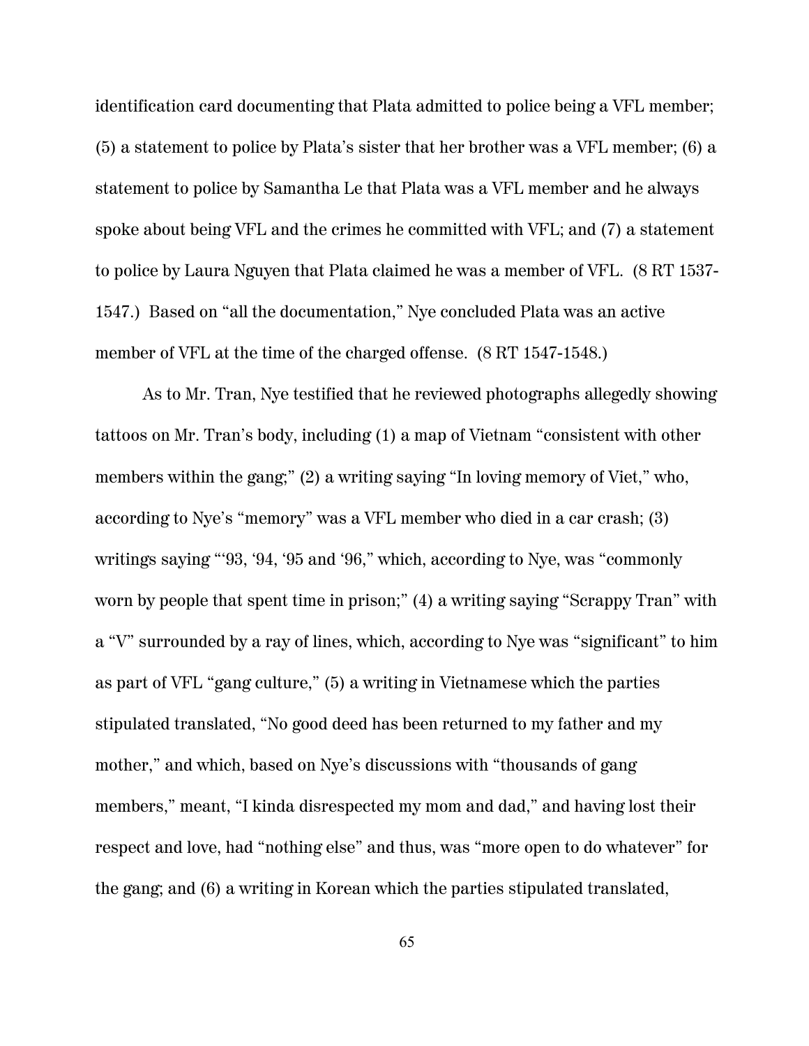identification card documenting that Plata admitted to police being a VFL member; (5) a statement to police by Plata's sister that her brother was a VFL member; (6) a statement to police by Samantha Le that Plata was a VFL member and he always spoke about being VFL and the crimes he committed with VFL; and (7) a statement to police by Laura Nguyen that Plata claimed he was a member of VFL. (8 RT 1537-1547.) Based on "all the documentation," Nye concluded Plata was an active member of VFL at the time of the charged offense. (8 RT 1547-1548.)

As to Mr. Tran, Nye testified that he reviewed photographs allegedly showing tattoos on Mr. Tran's body, including (1) a map of Vietnam "consistent with other members within the gang;" (2) a writing saying "In loving memory of Viet," who, according to Nye's "memory" was a VFL member who died in a car crash; (3) writings saying "'93, '94, '95 and '96," which, according to Nye, was "commonly worn by people that spent time in prison;" (4) a writing saying "Scrappy Tran" with a "V" surrounded by a ray of lines, which, according to Nye was "significant" to him as part of VFL "gang culture," (5) a writing in Vietnamese which the parties stipulated translated, "No good deed has been returned to my father and my mother," and which, based on Nye's discussions with "thousands of gang members," meant, "I kinda disrespected my mom and dad," and having lost their respect and love, had "nothing else" and thus, was "more open to do whatever" for the gang; and (6) a writing in Korean which the parties stipulated translated,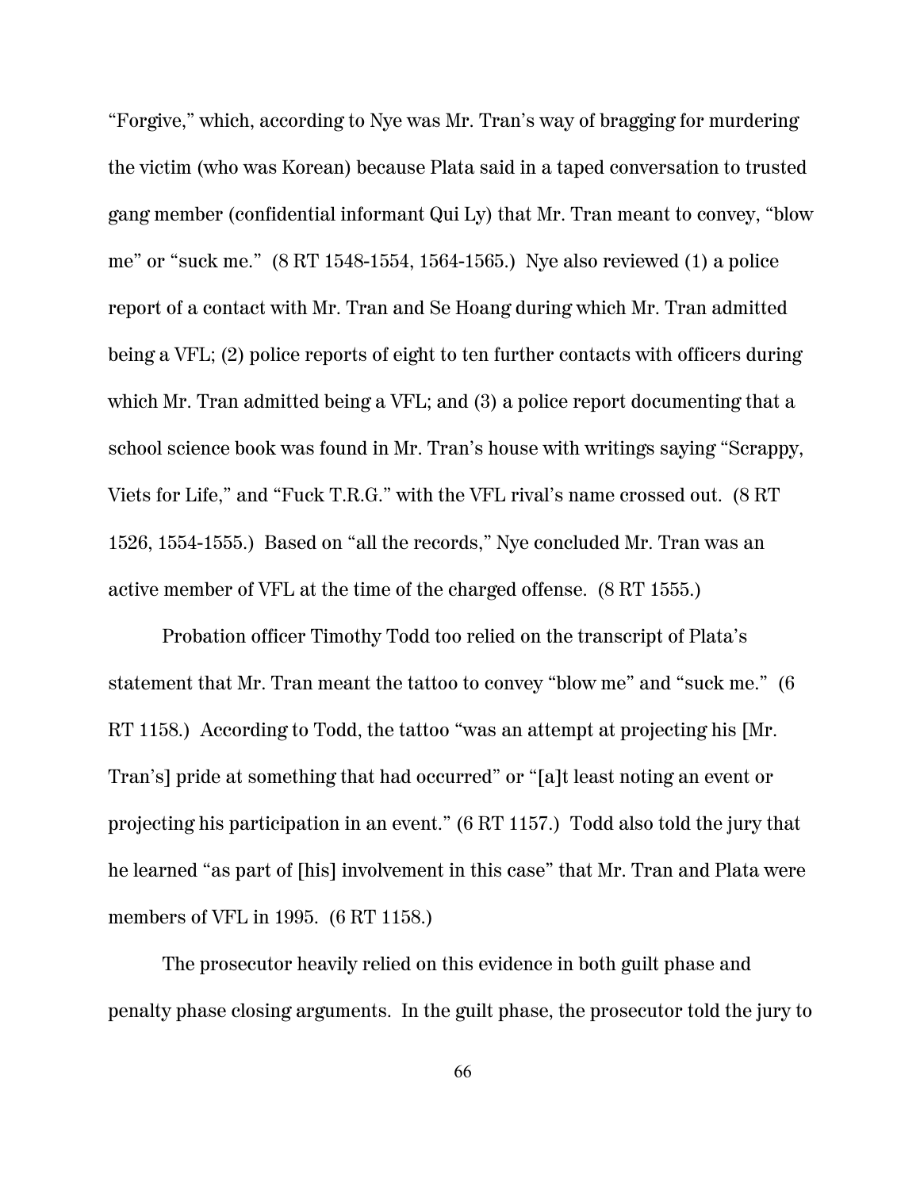"Forgive," which, according to Nye was Mr. Tran's way of bragging for murdering the victim (who was Korean) because Plata said in a taped conversation to trusted gang member (confidential informant Qui Ly) that Mr. Tran meant to convey, "blow me" or "suck me." (8 RT 1548-1554, 1564-1565.) Nye also reviewed (1) a police report of a contact with Mr. Tran and Se Hoang during which Mr. Tran admitted being a VFL; (2) police reports of eight to ten further contacts with officers during which Mr. Tran admitted being a VFL; and (3) a police report documenting that a school science book was found in Mr. Tran's house with writings saying "Scrappy, Viets for Life," and "Fuck T.R.G." with the VFL rival's name crossed out. (8 RT 1526, 1554-1555.) Based on "all the records," Nye concluded Mr. Tran was an active member of VFL at the time of the charged offense. (8 RT 1555.)

Probation officer Timothy Todd too relied on the transcript of Plata's statement that Mr. Tran meant the tattoo to convey "blow me" and "suck me." (6 RT 1158.) According to Todd, the tattoo "was an attempt at projecting his [Mr. Tran's] pride at something that had occurred" or "[a]t least noting an event or projecting his participation in an event." (6 RT 1157.) Todd also told the jury that he learned "as part of [his] involvement in this case" that Mr. Tran and Plata were members of VFL in 1995. (6 RT 1158.)

The prosecutor heavily relied on this evidence in both guilt phase and penalty phase closing arguments. In the guilt phase, the prosecutor told the jury to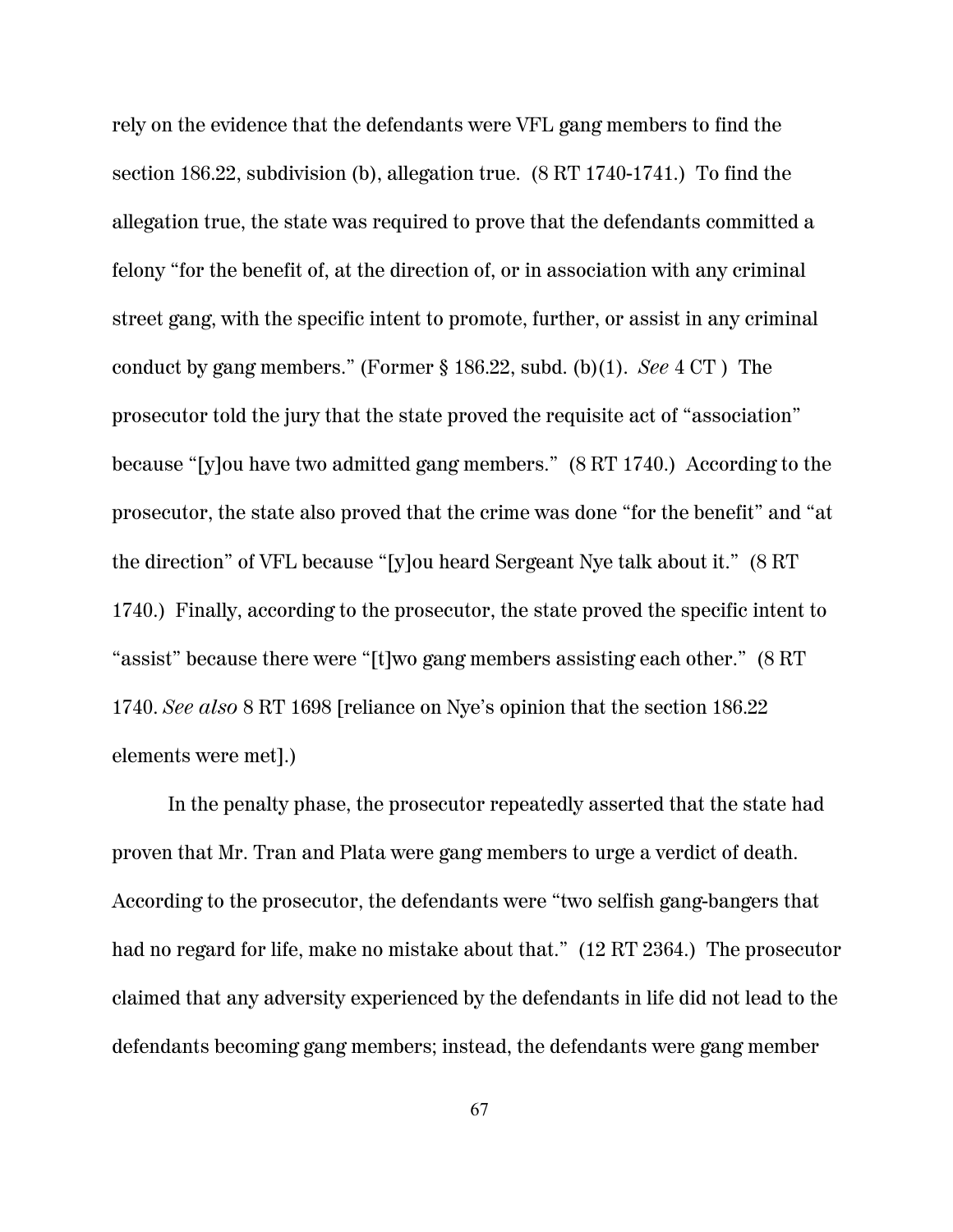rely on the evidence that the defendants were VFL gang members to find the section 186.22, subdivision (b), allegation true. (8 RT 1740-1741.) To find the allegation true, the state was required to prove that the defendants committed a felony "for the benefit of, at the direction of, or in association with any criminal street gang, with the specific intent to promote, further, or assist in any criminal conduct by gang members." (Former § 186.22, subd. (b)(1). *See* 4 CT ) The prosecutor told the jury that the state proved the requisite act of "association" because "[y]ou have two admitted gang members." (8 RT 1740.) According to the prosecutor, the state also proved that the crime was done "for the benefit" and "at the direction" of VFL because "[y]ou heard Sergeant Nye talk about it." (8 RT 1740.) Finally, according to the prosecutor, the state proved the specific intent to "assist" because there were "[t]wo gang members assisting each other." (8 RT 1740. *See also* 8 RT 1698 [reliance on Nye's opinion that the section 186.22 elements were met].)

In the penalty phase, the prosecutor repeatedly asserted that the state had proven that Mr. Tran and Plata were gang members to urge a verdict of death. According to the prosecutor, the defendants were "two selfish gang-bangers that had no regard for life, make no mistake about that." (12 RT 2364.) The prosecutor claimed that any adversity experienced by the defendants in life did not lead to the defendants becoming gang members; instead, the defendants were gang member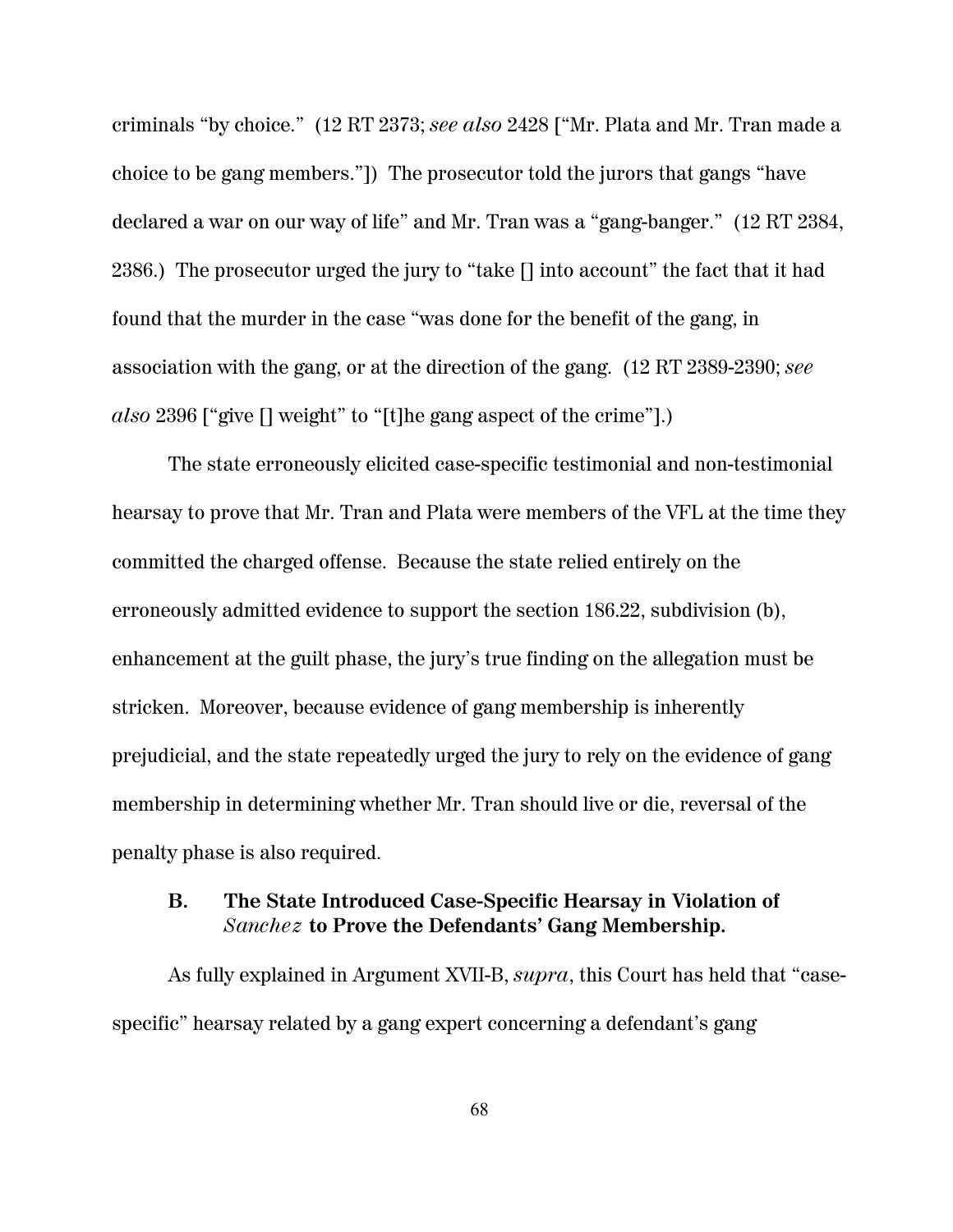criminals "by choice." (12 RT 2373; *see also* 2428 ["Mr. Plata and Mr. Tran made a choice to be gang members."]) The prosecutor told the jurors that gangs "have declared a war on our way of life" and Mr. Tran was a "gang-banger." (12 RT 2384, 2386.) The prosecutor urged the jury to "take [] into account" the fact that it had found that the murder in the case "was done for the benefit of the gang, in association with the gang, or at the direction of the gang. (12 RT 2389-2390; *see also* 2396 ["give [] weight" to "[t]he gang aspect of the crime"].)

The state erroneously elicited case-specific testimonial and non-testimonial hearsay to prove that Mr. Tran and Plata were members of the VFL at the time they committed the charged offense. Because the state relied entirely on the erroneously admitted evidence to support the section 186.22, subdivision (b), enhancement at the guilt phase, the jury's true finding on the allegation must be stricken. Moreover, because evidence of gang membership is inherently prejudicial, and the state repeatedly urged the jury to rely on the evidence of gang membership in determining whether Mr. Tran should live or die, reversal of the penalty phase is also required.

### B. The State Introduced Case-Specific Hearsay in Violation of *Sanchez* to Prove the Defendants' Gang Membership.

As fully explained in Argument XVII-B, *supra*, this Court has held that "case-specific" hearsay related by a gang expert concerning a defendant's gang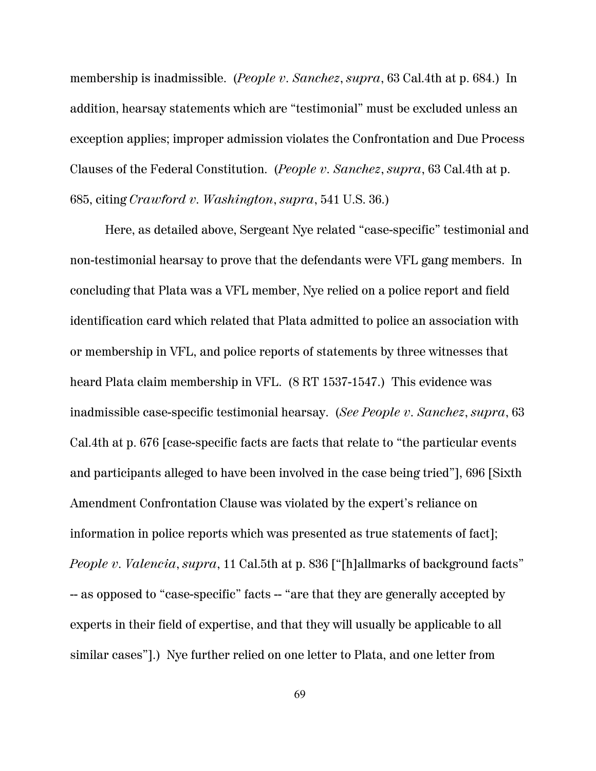membership is inadmissible. (*People v. Sanchez*, *supra*, 63 Cal.4th at p. 684.) In addition, hearsay statements which are "testimonial" must be excluded unless an exception applies; improper admission violates the Confrontation and Due Process Clauses of the Federal Constitution. (*People v. Sanchez*, *supra*, 63 Cal.4th at p. 685, citing *Crawford v. Washington*, *supra*, 541 U.S. 36.)

Here, as detailed above, Sergeant Nye related "case-specific" testimonial and non-testimonial hearsay to prove that the defendants were VFL gang members. In concluding that Plata was a VFL member, Nye relied on a police report and field identification card which related that Plata admitted to police an association with or membership in VFL, and police reports of statements by three witnesses that heard Plata claim membership in VFL. (8 RT 1537-1547.) This evidence was inadmissible case-specific testimonial hearsay. (*See People v. Sanchez*, *supra*, 63 Cal.4th at p. 676 [case-specific facts are facts that relate to "the particular events and participants alleged to have been involved in the case being tried"], 696 [Sixth Amendment Confrontation Clause was violated by the expert's reliance on information in police reports which was presented as true statements of fact]; *People v. Valencia*, *supra*, 11 Cal.5th at p. 836 ["[h]allmarks of background facts" -- as opposed to "case-specific" facts -- "are that they are generally accepted by experts in their field of expertise, and that they will usually be applicable to all similar cases"].) Nye further relied on one letter to Plata, and one letter from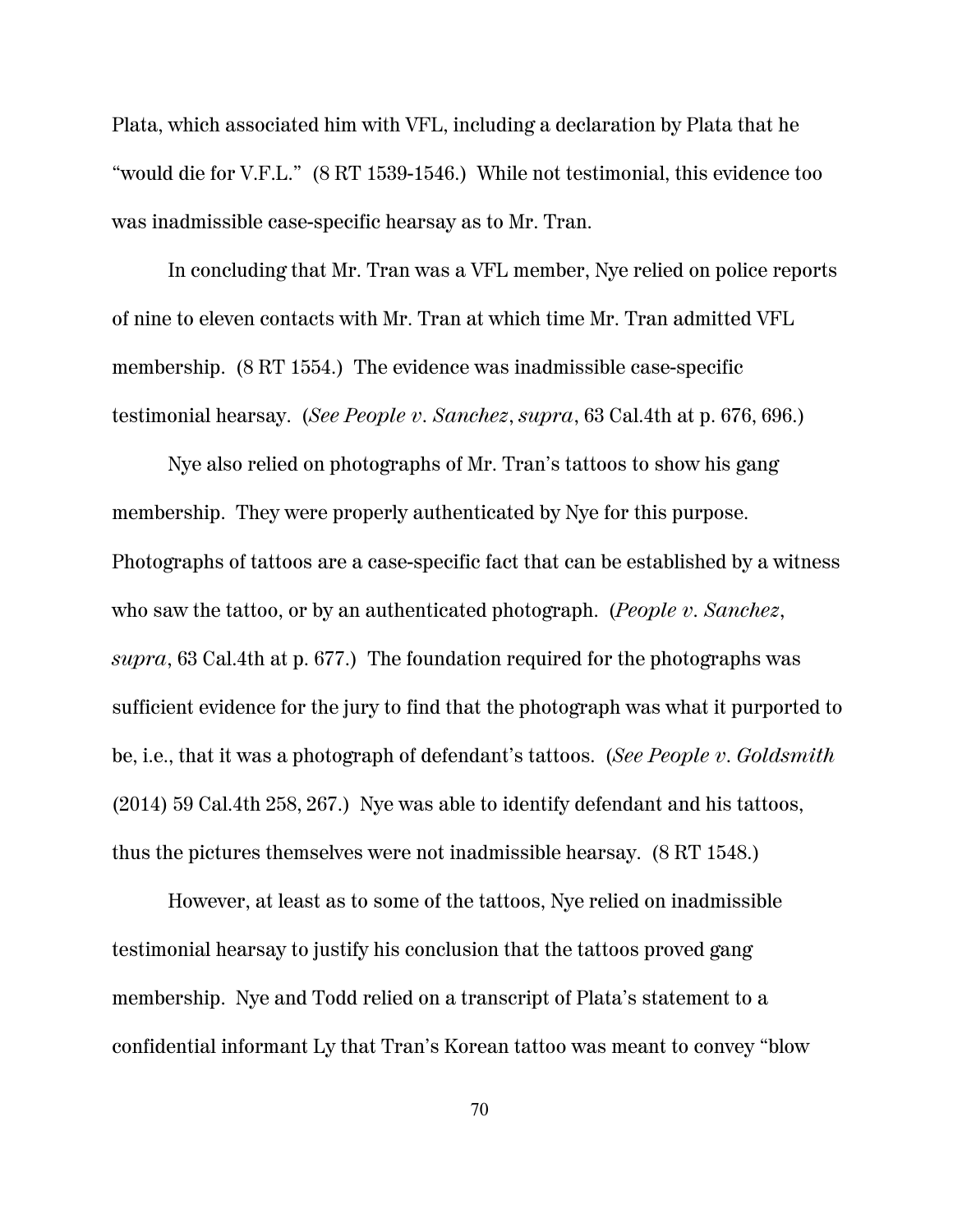Plata, which associated him with VFL, including a declaration by Plata that he "would die for V.F.L." (8 RT 1539-1546.) While not testimonial, this evidence too was inadmissible case-specific hearsay as to Mr. Tran.

In concluding that Mr. Tran was a VFL member, Nye relied on police reports of nine to eleven contacts with Mr. Tran at which time Mr. Tran admitted VFL membership. (8 RT 1554.) The evidence was inadmissible case-specific testimonial hearsay. (*See People v. Sanchez*, *supra*, 63 Cal.4th at p. 676, 696.)

Nye also relied on photographs of Mr. Tran's tattoos to show his gang membership. They were properly authenticated by Nye for this purpose. Photographs of tattoos are a case-specific fact that can be established by a witness who saw the tattoo, or by an authenticated photograph. (*People v. Sanchez*, *supra*, 63 Cal.4th at p. 677.) The foundation required for the photographs was sufficient evidence for the jury to find that the photograph was what it purported to be, i.e., that it was a photograph of defendant's tattoos. (*See People v. Goldsmith* (2014) 59 Cal.4th 258, 267.) Nye was able to identify defendant and his tattoos, thus the pictures themselves were not inadmissible hearsay. (8 RT 1548.)

However, at least as to some of the tattoos, Nye relied on inadmissible testimonial hearsay to justify his conclusion that the tattoos proved gang membership. Nye and Todd relied on a transcript of Plata's statement to a confidential informant Ly that Tran's Korean tattoo was meant to convey "blow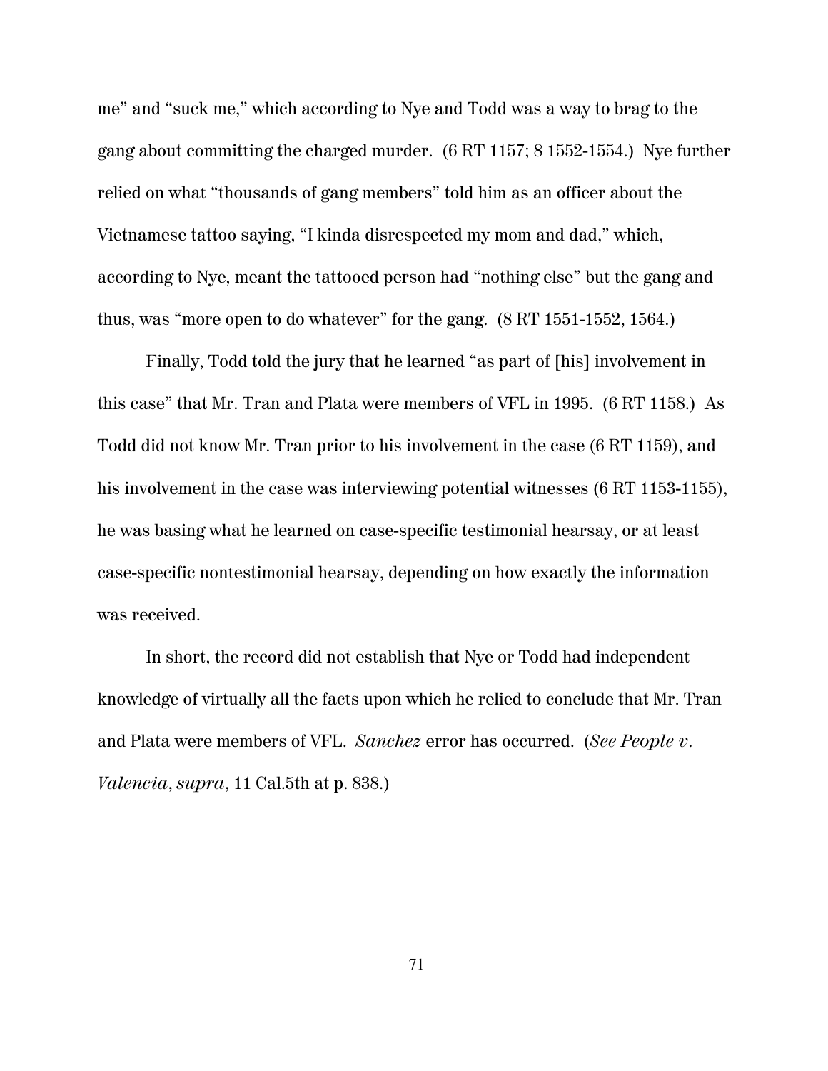me" and "suck me," which according to Nye and Todd was a way to brag to the gang about committing the charged murder. (6 RT 1157; 8 1552-1554.) Nye further relied on what "thousands of gang members" told him as an officer about the Vietnamese tattoo saying, "I kinda disrespected my mom and dad," which, according to Nye, meant the tattooed person had "nothing else" but the gang and thus, was "more open to do whatever" for the gang. (8 RT 1551-1552, 1564.)

Finally, Todd told the jury that he learned "as part of [his] involvement in this case" that Mr. Tran and Plata were members of VFL in 1995. (6 RT 1158.) As Todd did not know Mr. Tran prior to his involvement in the case (6 RT 1159), and his involvement in the case was interviewing potential witnesses (6 RT 1153-1155), he was basing what he learned on case-specific testimonial hearsay, or at least case-specific nontestimonial hearsay, depending on how exactly the information was received.

In short, the record did not establish that Nye or Todd had independent knowledge of virtually all the facts upon which he relied to conclude that Mr. Tran and Plata were members of VFL. *Sanchez* error has occurred. (*See People v. Valencia*, *supra*, 11 Cal.5th at p. 838.)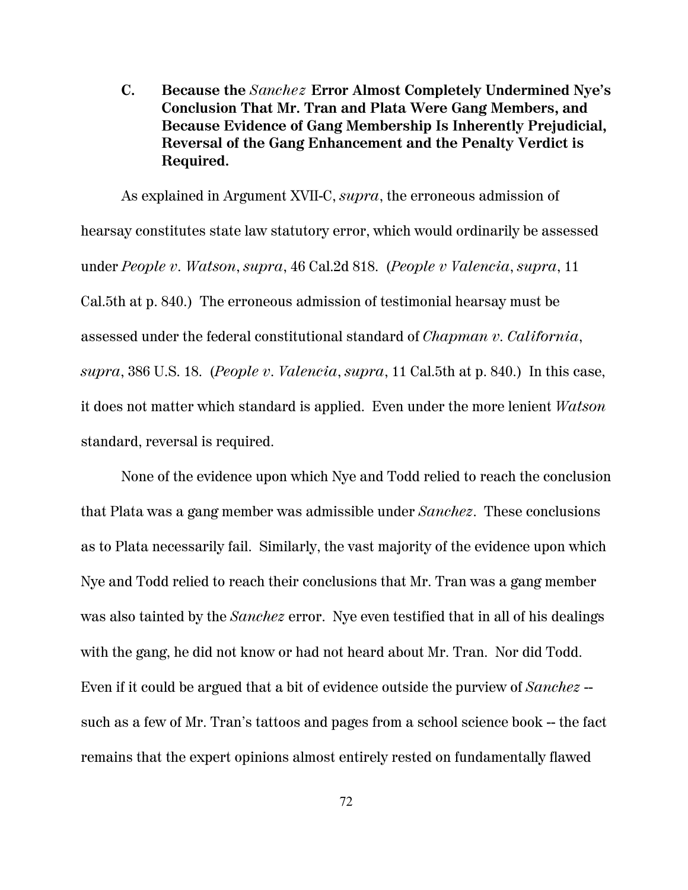### C. Because the *Sanchez* Error Almost Completely Undermined Nye's Conclusion That Mr. Tran and Plata Were Gang Members, and Because Evidence of Gang Membership Is Inherently Prejudicial, Reversal of the Gang Enhancement and the Penalty Verdict is Required.

As explained in Argument XVII-C, *supra*, the erroneous admission of hearsay constitutes state law statutory error, which would ordinarily be assessed under *People v. Watson*, *supra*, 46 Cal.2d 818. (*People v Valencia*, *supra*, 11 Cal.5th at p. 840.) The erroneous admission of testimonial hearsay must be assessed under the federal constitutional standard of *Chapman v. California*, *supra*, 386 U.S. 18. (*People v. Valencia*, *supra*, 11 Cal.5th at p. 840.) In this case, it does not matter which standard is applied. Even under the more lenient *Watson* standard, reversal is required.

None of the evidence upon which Nye and Todd relied to reach the conclusion that Plata was a gang member was admissible under *Sanchez*. These conclusions as to Plata necessarily fail. Similarly, the vast majority of the evidence upon which Nye and Todd relied to reach their conclusions that Mr. Tran was a gang member was also tainted by the *Sanchez* error. Nye even testified that in all of his dealings with the gang, he did not know or had not heard about Mr. Tran. Nor did Todd. Even if it could be argued that a bit of evidence outside the purview of *Sanchez* -- such as a few of Mr. Tran's tattoos and pages from a school science book -- the fact remains that the expert opinions almost entirely rested on fundamentally flawed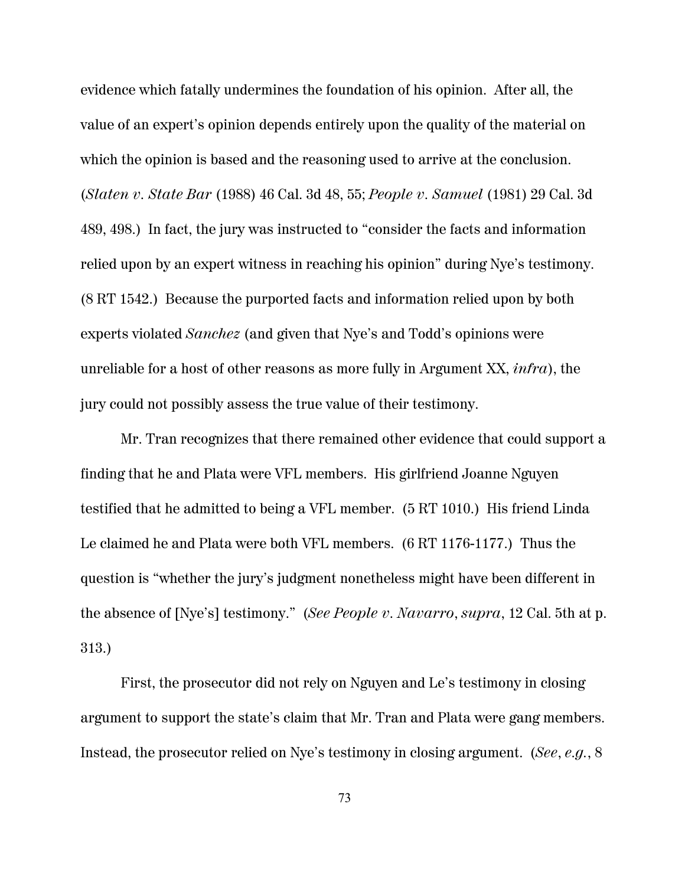evidence which fatally undermines the foundation of his opinion. After all, the value of an expert's opinion depends entirely upon the quality of the material on which the opinion is based and the reasoning used to arrive at the conclusion. (*Slaten v. State Bar* (1988) 46 Cal. 3d 48, 55; *People v. Samuel* (1981) 29 Cal. 3d 489, 498.) In fact, the jury was instructed to "consider the facts and information relied upon by an expert witness in reaching his opinion" during Nye's testimony. (8 RT 1542.) Because the purported facts and information relied upon by both experts violated *Sanchez* (and given that Nye's and Todd's opinions were unreliable for a host of other reasons as more fully in Argument XX, *infra*), the jury could not possibly assess the true value of their testimony.

Mr. Tran recognizes that there remained other evidence that could support a finding that he and Plata were VFL members. His girlfriend Joanne Nguyen testified that he admitted to being a VFL member. (5 RT 1010.) His friend Linda Le claimed he and Plata were both VFL members. (6 RT 1176-1177.) Thus the question is "whether the jury's judgment nonetheless might have been different in the absence of [Nye's] testimony." (*See People v. Navarro*, *supra*, 12 Cal. 5th at p. 313.)

First, the prosecutor did not rely on Nguyen and Le's testimony in closing argument to support the state's claim that Mr. Tran and Plata were gang members. Instead, the prosecutor relied on Nye's testimony in closing argument. (*See*, *e.g.*, 8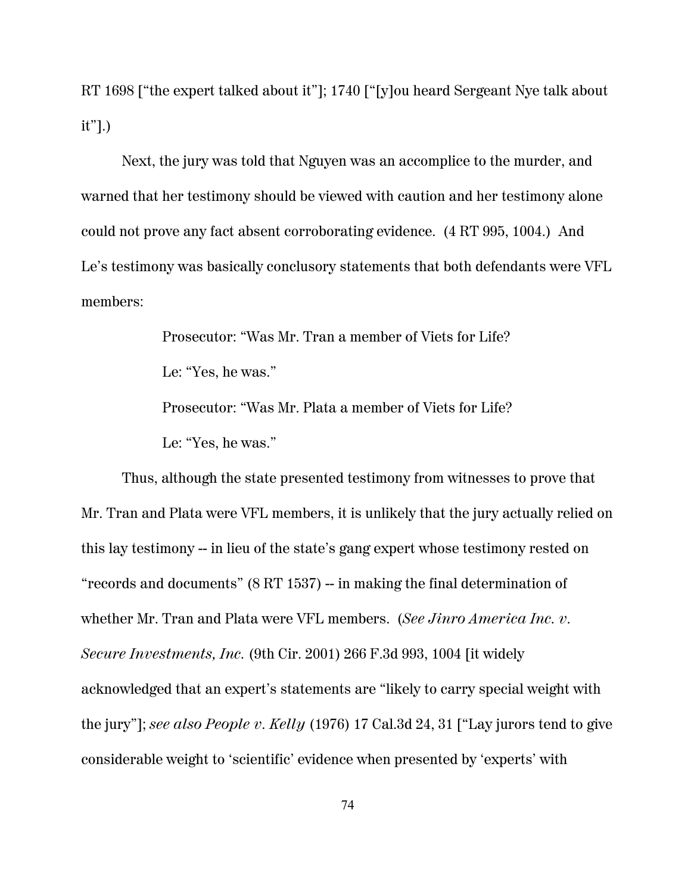RT 1698 ["the expert talked about it"]; 1740 ["[y]ou heard Sergeant Nye talk about it"].)

Next, the jury was told that Nguyen was an accomplice to the murder, and warned that her testimony should be viewed with caution and her testimony alone could not prove any fact absent corroborating evidence. (4 RT 995, 1004.) And Le's testimony was basically conclusory statements that both defendants were VFL members:

> Prosecutor: "Was Mr. Tran a member of Viets for Life?
>
> Le: "Yes, he was."
>
> Prosecutor: "Was Mr. Plata a member of Viets for Life?
>
> Le: "Yes, he was."

Thus, although the state presented testimony from witnesses to prove that Mr. Tran and Plata were VFL members, it is unlikely that the jury actually relied on this lay testimony -- in lieu of the state's gang expert whose testimony rested on "records and documents" (8 RT 1537) -- in making the final determination of whether Mr. Tran and Plata were VFL members. (*See Jinro America Inc. v. Secure Investments, Inc.* (9th Cir. 2001) 266 F.3d 993, 1004 [it widely acknowledged that an expert's statements are "likely to carry special weight with the jury"]; *see also People v. Kelly* (1976) 17 Cal.3d 24, 31 ["Lay jurors tend to give considerable weight to 'scientific' evidence when presented by 'experts' with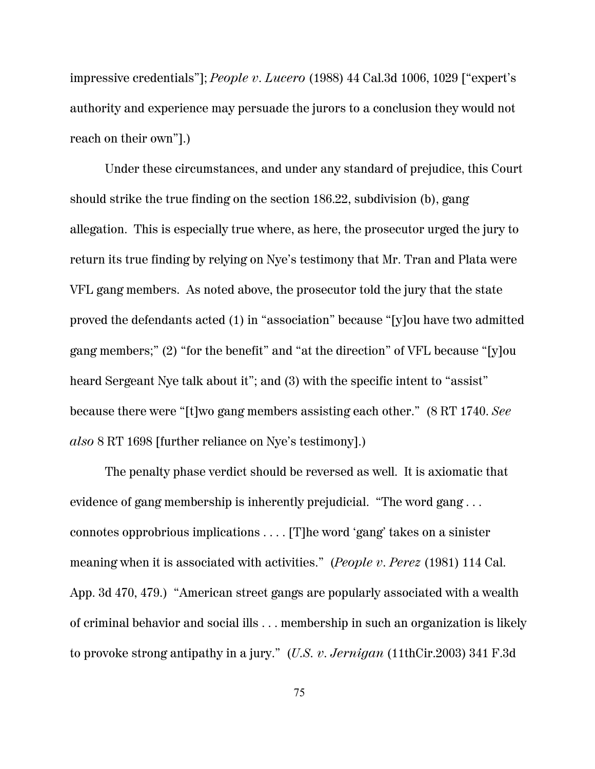impressive credentials"]; *People v. Lucero* (1988) 44 Cal.3d 1006, 1029 ["expert's authority and experience may persuade the jurors to a conclusion they would not reach on their own"].)

Under these circumstances, and under any standard of prejudice, this Court should strike the true finding on the section 186.22, subdivision (b), gang allegation. This is especially true where, as here, the prosecutor urged the jury to return its true finding by relying on Nye's testimony that Mr. Tran and Plata were VFL gang members. As noted above, the prosecutor told the jury that the state proved the defendants acted (1) in "association" because "[y]ou have two admitted gang members;" (2) "for the benefit" and "at the direction" of VFL because "[y]ou heard Sergeant Nye talk about it"; and (3) with the specific intent to "assist" because there were "[t]wo gang members assisting each other." (8 RT 1740. *See also* 8 RT 1698 [further reliance on Nye's testimony].)

The penalty phase verdict should be reversed as well. It is axiomatic that evidence of gang membership is inherently prejudicial. "The word gang . . . connotes opprobrious implications . . . . [T]he word 'gang' takes on a sinister meaning when it is associated with activities." (*People v. Perez* (1981) 114 Cal. App. 3d 470, 479.) "American street gangs are popularly associated with a wealth of criminal behavior and social ills . . . membership in such an organization is likely to provoke strong antipathy in a jury." (*U.S. v. Jernigan* (11thCir.2003) 341 F.3d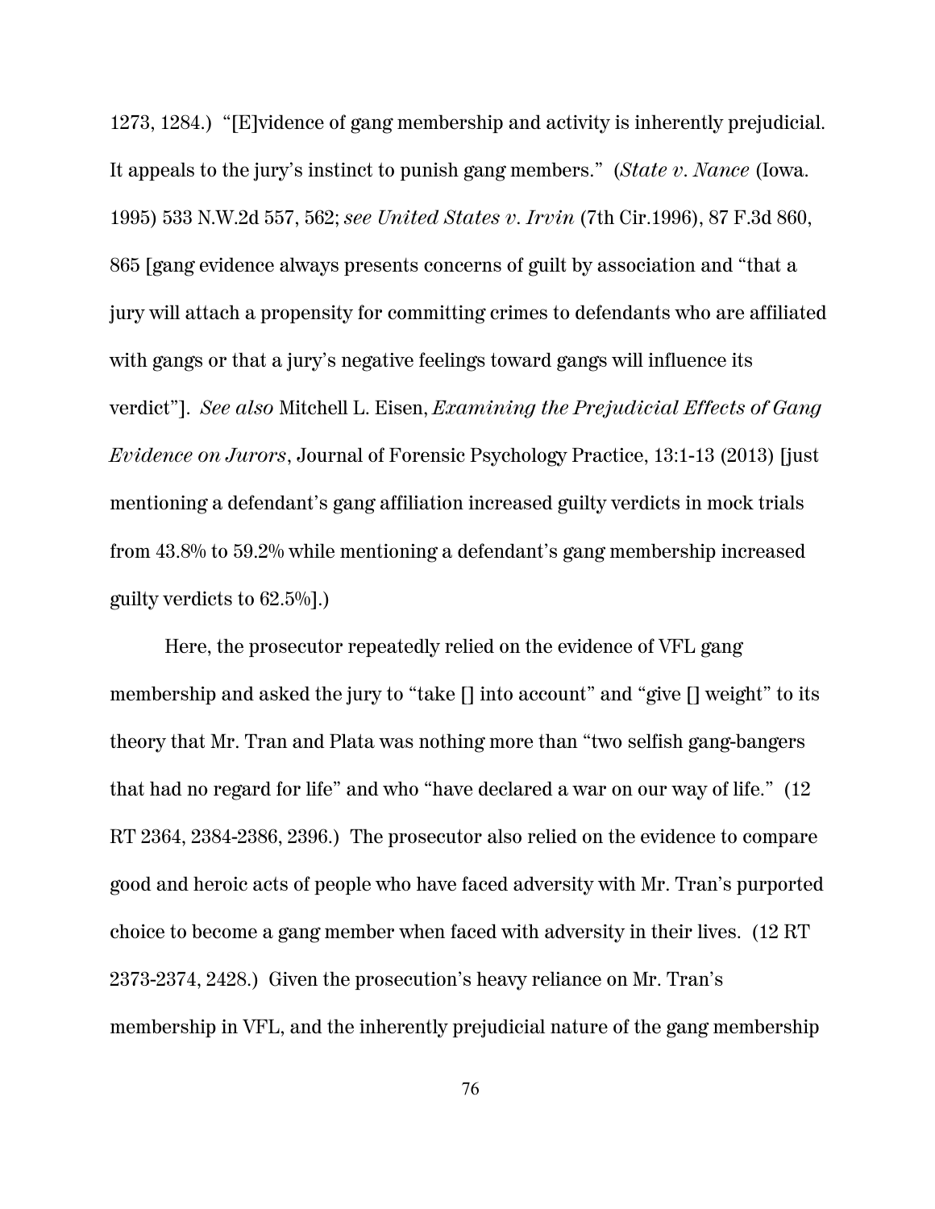1273, 1284.) "[E]vidence of gang membership and activity is inherently prejudicial. It appeals to the jury's instinct to punish gang members." (*State v. Nance* (Iowa. 1995) 533 N.W.2d 557, 562; *see United States v. Irvin* (7th Cir.1996), 87 F.3d 860, 865 [gang evidence always presents concerns of guilt by association and "that a jury will attach a propensity for committing crimes to defendants who are affiliated with gangs or that a jury's negative feelings toward gangs will influence its verdict"]. *See also* Mitchell L. Eisen, *Examining the Prejudicial Effects of Gang Evidence on Jurors*, Journal of Forensic Psychology Practice, 13:1-13 (2013) [just mentioning a defendant's gang affiliation increased guilty verdicts in mock trials from 43.8% to 59.2% while mentioning a defendant's gang membership increased guilty verdicts to 62.5%].)

Here, the prosecutor repeatedly relied on the evidence of VFL gang membership and asked the jury to "take [] into account" and "give [] weight" to its theory that Mr. Tran and Plata was nothing more than "two selfish gang-bangers that had no regard for life" and who "have declared a war on our way of life." (12 RT 2364, 2384-2386, 2396.) The prosecutor also relied on the evidence to compare good and heroic acts of people who have faced adversity with Mr. Tran's purported choice to become a gang member when faced with adversity in their lives. (12 RT 2373-2374, 2428.) Given the prosecution's heavy reliance on Mr. Tran's membership in VFL, and the inherently prejudicial nature of the gang membership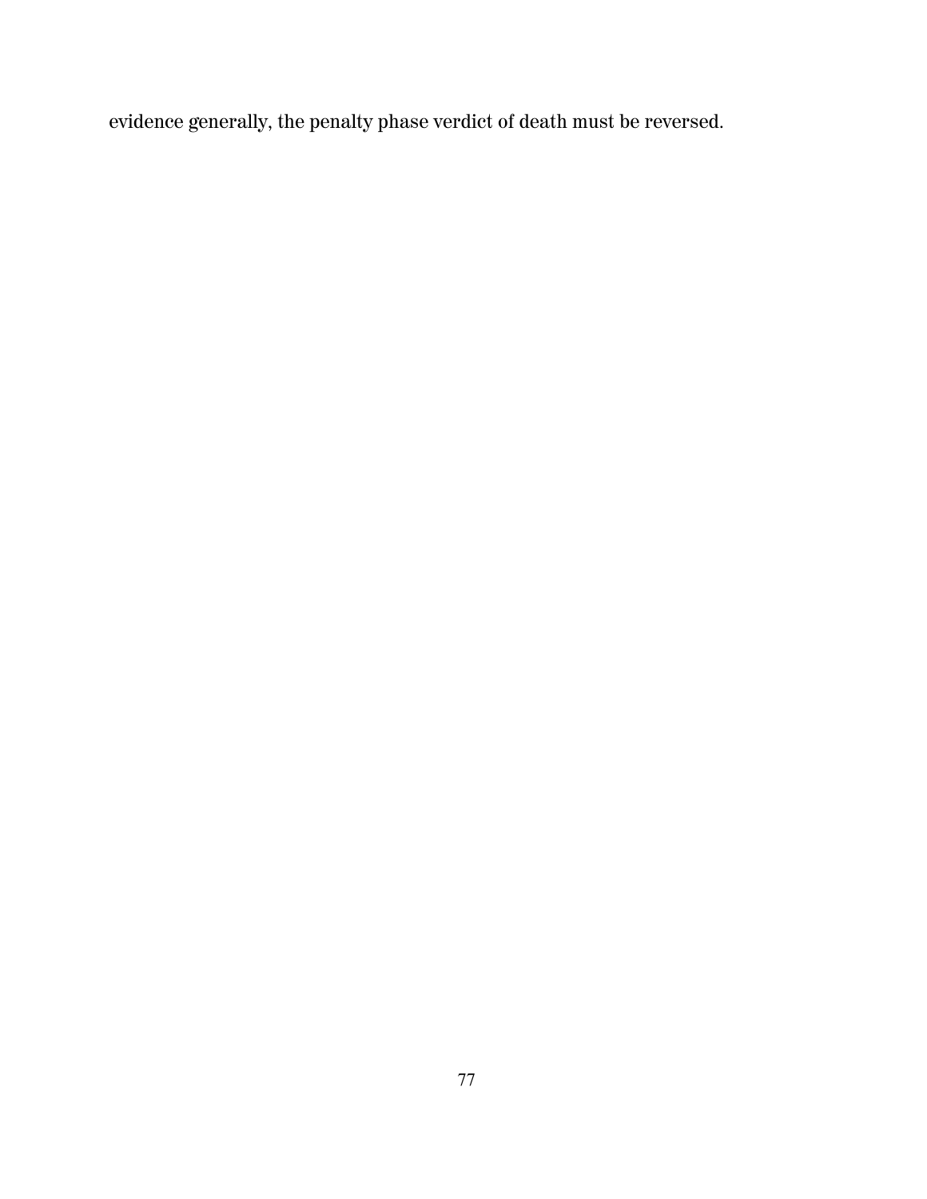evidence generally, the penalty phase verdict of death must be reversed.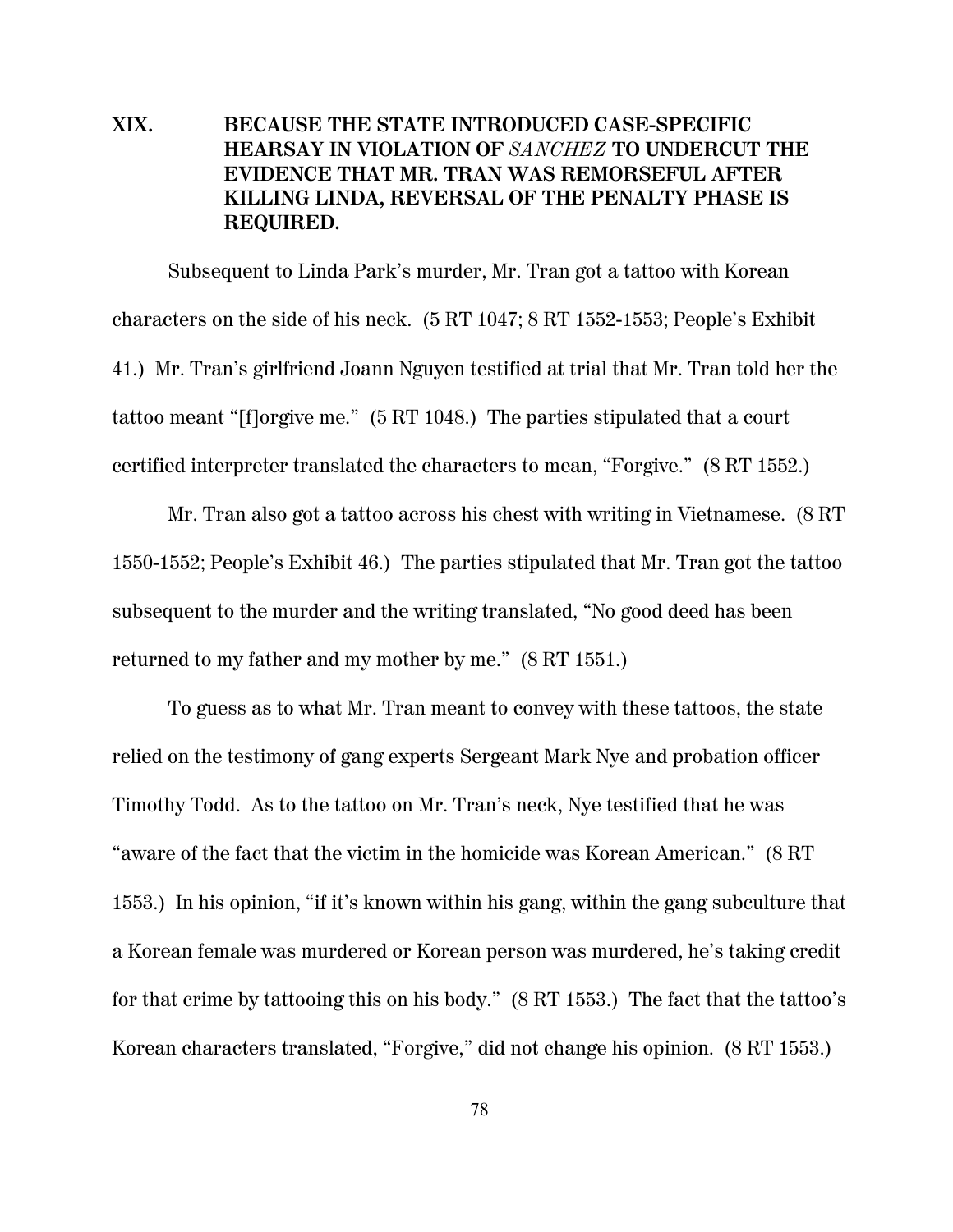## XIX. BECAUSE THE STATE INTRODUCED CASE-SPECIFIC HEARSAY IN VIOLATION OF *SANCHEZ* TO UNDERCUT THE EVIDENCE THAT MR. TRAN WAS REMORSEFUL AFTER KILLING LINDA, REVERSAL OF THE PENALTY PHASE IS REQUIRED.

Subsequent to Linda Park's murder, Mr. Tran got a tattoo with Korean characters on the side of his neck. (5 RT 1047; 8 RT 1552-1553; People's Exhibit 41.) Mr. Tran's girlfriend Joann Nguyen testified at trial that Mr. Tran told her the tattoo meant "[f]orgive me." (5 RT 1048.) The parties stipulated that a court certified interpreter translated the characters to mean, "Forgive." (8 RT 1552.)

Mr. Tran also got a tattoo across his chest with writing in Vietnamese. (8 RT 1550-1552; People's Exhibit 46.) The parties stipulated that Mr. Tran got the tattoo subsequent to the murder and the writing translated, "No good deed has been returned to my father and my mother by me." (8 RT 1551.)

To guess as to what Mr. Tran meant to convey with these tattoos, the state relied on the testimony of gang experts Sergeant Mark Nye and probation officer Timothy Todd. As to the tattoo on Mr. Tran's neck, Nye testified that he was "aware of the fact that the victim in the homicide was Korean American." (8 RT 1553.) In his opinion, "if it's known within his gang, within the gang subculture that a Korean female was murdered or Korean person was murdered, he's taking credit for that crime by tattooing this on his body." (8 RT 1553.) The fact that the tattoo's Korean characters translated, "Forgive," did not change his opinion. (8 RT 1553.)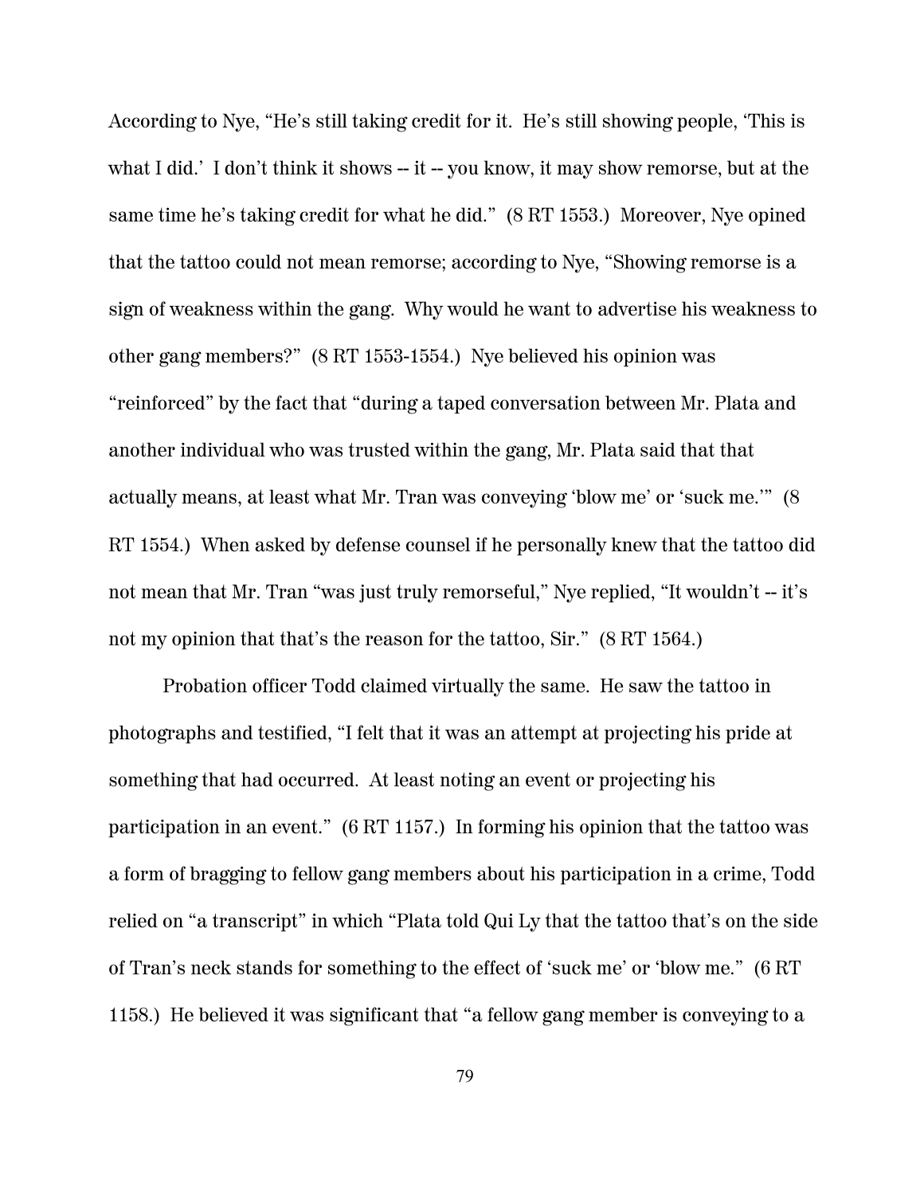According to Nye, "He's still taking credit for it. He's still showing people, 'This is what I did.' I don't think it shows -- it -- you know, it may show remorse, but at the same time he's taking credit for what he did." (8 RT 1553.) Moreover, Nye opined that the tattoo could not mean remorse; according to Nye, "Showing remorse is a sign of weakness within the gang. Why would he want to advertise his weakness to other gang members?" (8 RT 1553-1554.) Nye believed his opinion was "reinforced" by the fact that "during a taped conversation between Mr. Plata and another individual who was trusted within the gang, Mr. Plata said that that actually means, at least what Mr. Tran was conveying 'blow me' or 'suck me.'" (8 RT 1554.) When asked by defense counsel if he personally knew that the tattoo did not mean that Mr. Tran "was just truly remorseful," Nye replied, "It wouldn't -- it's not my opinion that that's the reason for the tattoo, Sir." (8 RT 1564.)

Probation officer Todd claimed virtually the same. He saw the tattoo in photographs and testified, "I felt that it was an attempt at projecting his pride at something that had occurred. At least noting an event or projecting his participation in an event." (6 RT 1157.) In forming his opinion that the tattoo was a form of bragging to fellow gang members about his participation in a crime, Todd relied on "a transcript" in which "Plata told Qui Ly that the tattoo that's on the side of Tran's neck stands for something to the effect of 'suck me' or 'blow me." (6 RT 1158.) He believed it was significant that "a fellow gang member is conveying to a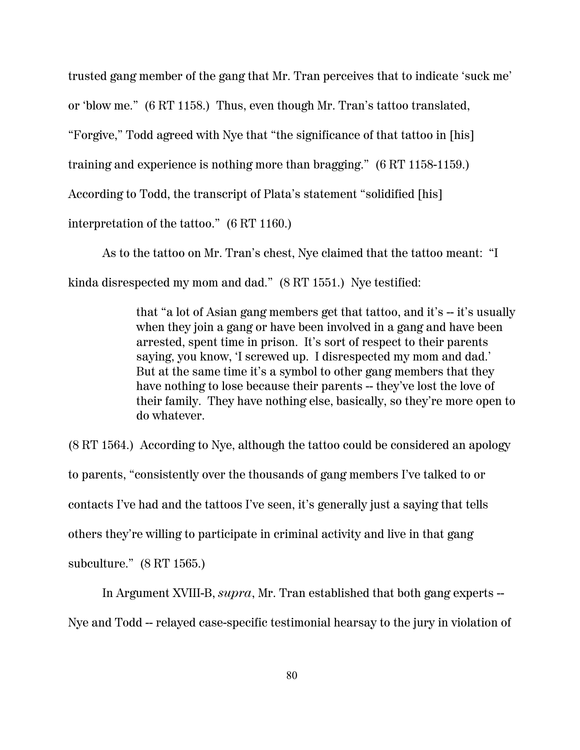trusted gang member of the gang that Mr. Tran perceives that to indicate 'suck me' or 'blow me." (6 RT 1158.) Thus, even though Mr. Tran's tattoo translated, "Forgive," Todd agreed with Nye that "the significance of that tattoo in [his] training and experience is nothing more than bragging." (6 RT 1158-1159.) According to Todd, the transcript of Plata's statement "solidified [his] interpretation of the tattoo." (6 RT 1160.)

As to the tattoo on Mr. Tran's chest, Nye claimed that the tattoo meant: "I kinda disrespected my mom and dad." (8 RT 1551.) Nye testified:

> that "a lot of Asian gang members get that tattoo, and it's -- it's usually when they join a gang or have been involved in a gang and have been arrested, spent time in prison. It's sort of respect to their parents saying, you know, 'I screwed up. I disrespected my mom and dad.' But at the same time it's a symbol to other gang members that they have nothing to lose because their parents -- they've lost the love of their family. They have nothing else, basically, so they're more open to do whatever.

(8 RT 1564.) According to Nye, although the tattoo could be considered an apology to parents, "consistently over the thousands of gang members I've talked to or contacts I've had and the tattoos I've seen, it's generally just a saying that tells others they're willing to participate in criminal activity and live in that gang subculture." (8 RT 1565.)

In Argument XVIII-B, *supra*, Mr. Tran established that both gang experts -- Nye and Todd -- relayed case-specific testimonial hearsay to the jury in violation of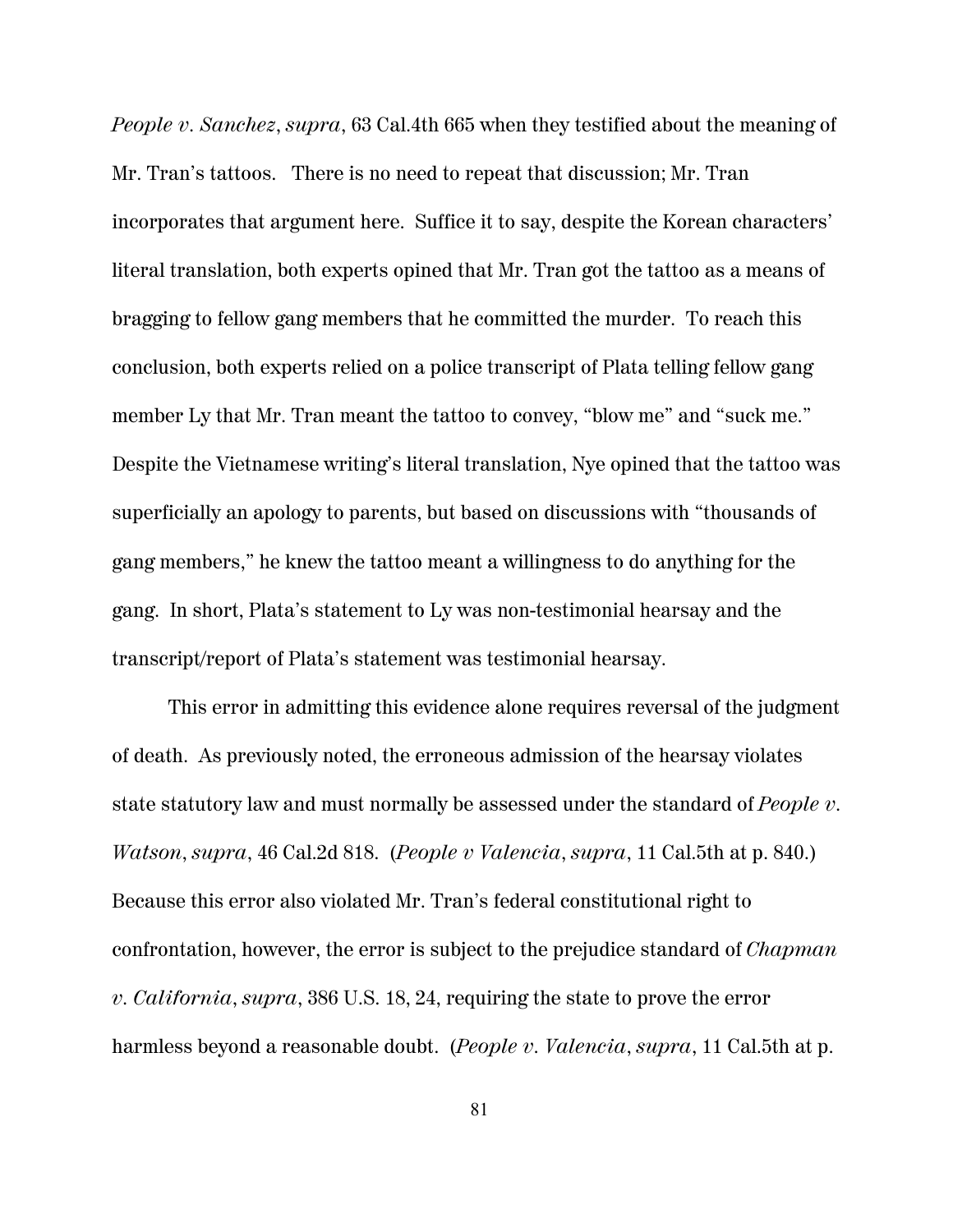*People v. Sanchez*, *supra*, 63 Cal.4th 665 when they testified about the meaning of Mr. Tran's tattoos. There is no need to repeat that discussion; Mr. Tran incorporates that argument here. Suffice it to say, despite the Korean characters' literal translation, both experts opined that Mr. Tran got the tattoo as a means of bragging to fellow gang members that he committed the murder. To reach this conclusion, both experts relied on a police transcript of Plata telling fellow gang member Ly that Mr. Tran meant the tattoo to convey, "blow me" and "suck me." Despite the Vietnamese writing's literal translation, Nye opined that the tattoo was superficially an apology to parents, but based on discussions with "thousands of gang members," he knew the tattoo meant a willingness to do anything for the gang. In short, Plata's statement to Ly was non-testimonial hearsay and the transcript/report of Plata's statement was testimonial hearsay.

This error in admitting this evidence alone requires reversal of the judgment of death. As previously noted, the erroneous admission of the hearsay violates state statutory law and must normally be assessed under the standard of *People v. Watson*, *supra*, 46 Cal.2d 818. (*People v Valencia*, *supra*, 11 Cal.5th at p. 840.) Because this error also violated Mr. Tran's federal constitutional right to confrontation, however, the error is subject to the prejudice standard of *Chapman v. California*, *supra*, 386 U.S. 18, 24, requiring the state to prove the error harmless beyond a reasonable doubt. (*People v. Valencia*, *supra*, 11 Cal.5th at p.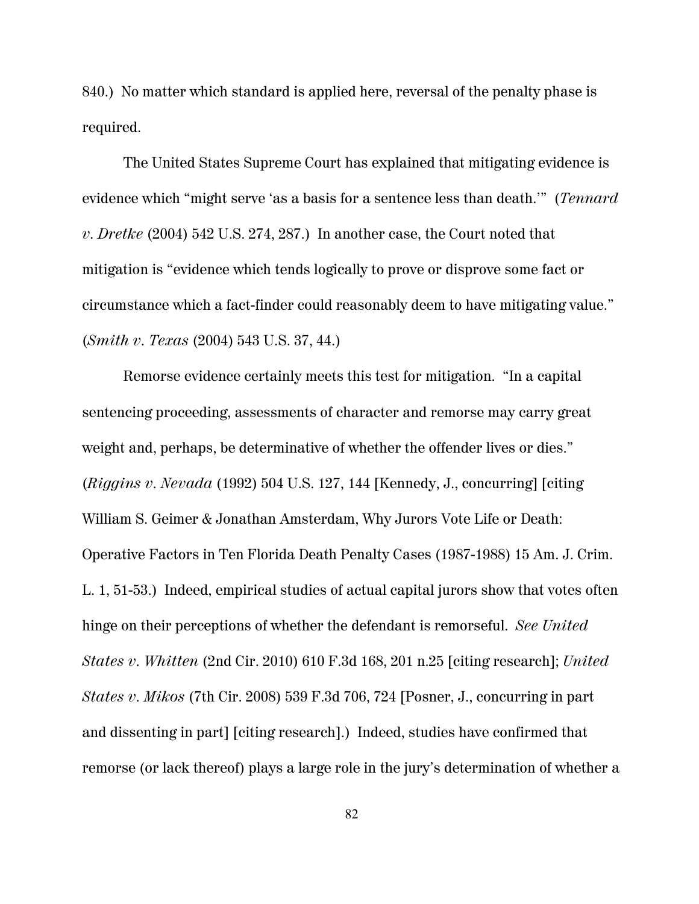840.) No matter which standard is applied here, reversal of the penalty phase is required.

The United States Supreme Court has explained that mitigating evidence is evidence which "might serve 'as a basis for a sentence less than death.'" (*Tennard v. Dretke* (2004) 542 U.S. 274, 287.) In another case, the Court noted that mitigation is "evidence which tends logically to prove or disprove some fact or circumstance which a fact-finder could reasonably deem to have mitigating value." (*Smith v. Texas* (2004) 543 U.S. 37, 44.)

Remorse evidence certainly meets this test for mitigation. "In a capital sentencing proceeding, assessments of character and remorse may carry great weight and, perhaps, be determinative of whether the offender lives or dies." (*Riggins v. Nevada* (1992) 504 U.S. 127, 144 [Kennedy, J., concurring] [citing William S. Geimer & Jonathan Amsterdam, Why Jurors Vote Life or Death: Operative Factors in Ten Florida Death Penalty Cases (1987-1988) 15 Am. J. Crim. L. 1, 51-53.) Indeed, empirical studies of actual capital jurors show that votes often hinge on their perceptions of whether the defendant is remorseful. *See United States v. Whitten* (2nd Cir. 2010) 610 F.3d 168, 201 n.25 [citing research]; *United States v. Mikos* (7th Cir. 2008) 539 F.3d 706, 724 [Posner, J., concurring in part and dissenting in part] [citing research].) Indeed, studies have confirmed that remorse (or lack thereof) plays a large role in the jury's determination of whether a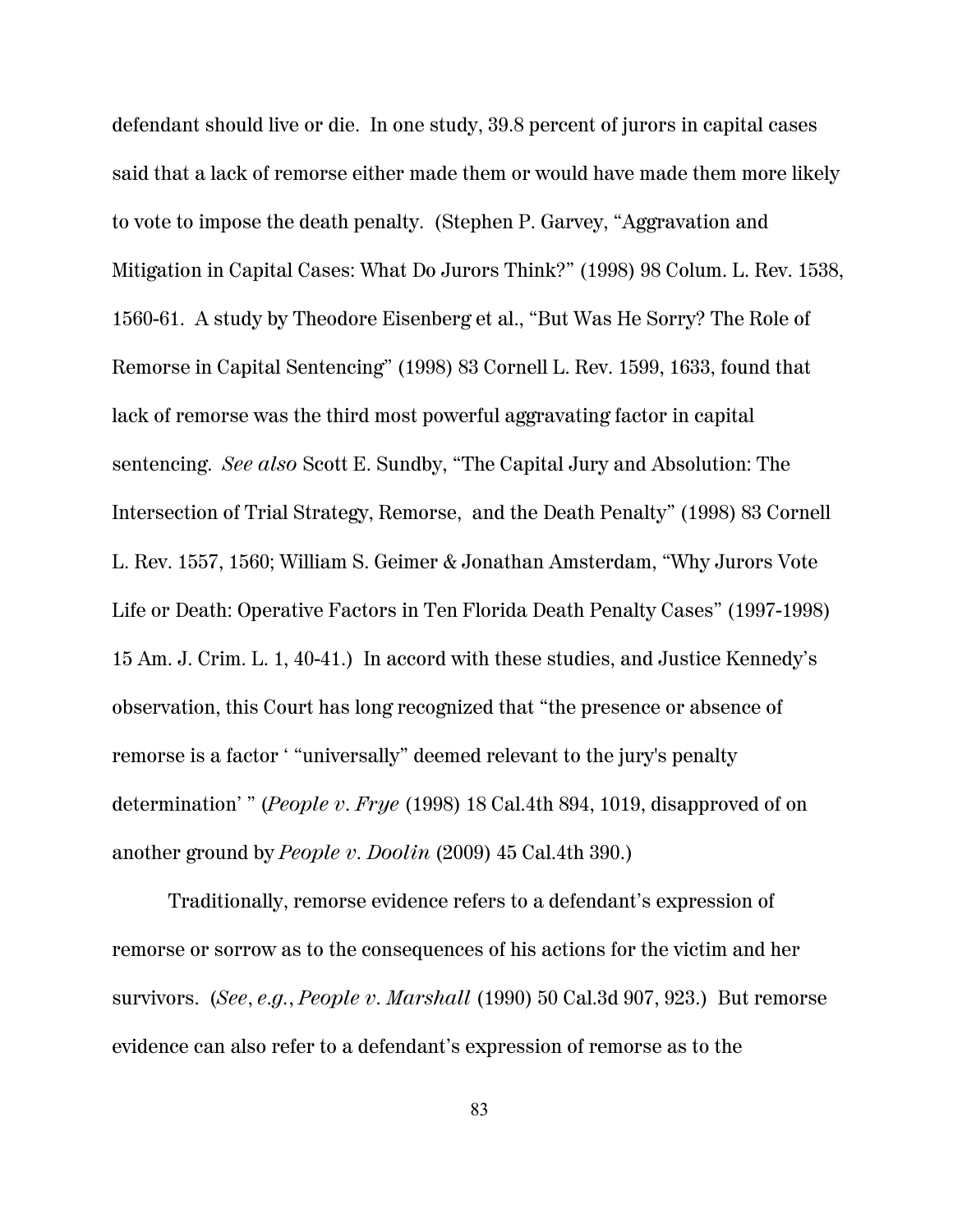defendant should live or die. In one study, 39.8 percent of jurors in capital cases said that a lack of remorse either made them or would have made them more likely to vote to impose the death penalty. (Stephen P. Garvey, "Aggravation and Mitigation in Capital Cases: What Do Jurors Think?" (1998) 98 Colum. L. Rev. 1538, 1560-61. A study by Theodore Eisenberg et al., "But Was He Sorry? The Role of Remorse in Capital Sentencing" (1998) 83 Cornell L. Rev. 1599, 1633, found that lack of remorse was the third most powerful aggravating factor in capital sentencing. *See also* Scott E. Sundby, "The Capital Jury and Absolution: The Intersection of Trial Strategy, Remorse, and the Death Penalty" (1998) 83 Cornell L. Rev. 1557, 1560; William S. Geimer & Jonathan Amsterdam, "Why Jurors Vote Life or Death: Operative Factors in Ten Florida Death Penalty Cases" (1997-1998) 15 Am. J. Crim. L. 1, 40-41.) In accord with these studies, and Justice Kennedy's observation, this Court has long recognized that "the presence or absence of remorse is a factor ' "universally" deemed relevant to the jury's penalty determination' " (*People v. Frye* (1998) 18 Cal.4th 894, 1019, disapproved of on another ground by *People v. Doolin* (2009) 45 Cal.4th 390.)

Traditionally, remorse evidence refers to a defendant's expression of remorse or sorrow as to the consequences of his actions for the victim and her survivors. (*See*, *e.g.*, *People v. Marshall* (1990) 50 Cal.3d 907, 923.) But remorse evidence can also refer to a defendant's expression of remorse as to the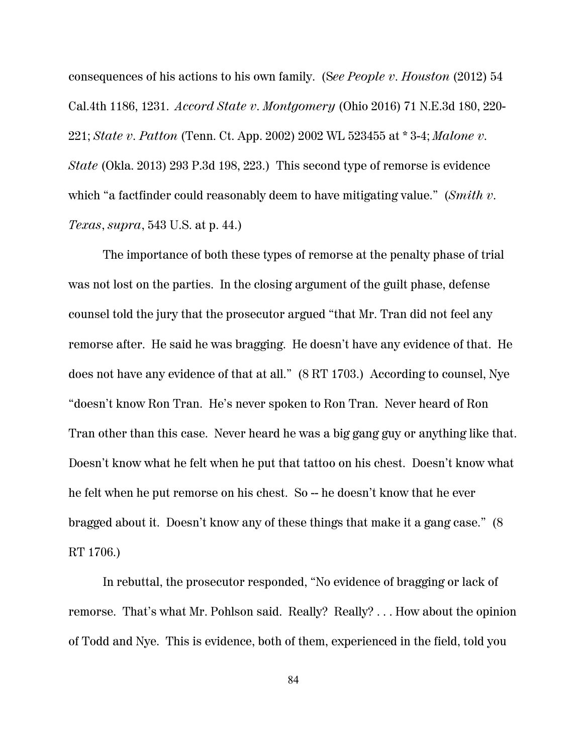consequences of his actions to his own family. (S*ee People v. Houston* (2012) 54 Cal.4th 1186, 1231. *Accord State v. Montgomery* (Ohio 2016) 71 N.E.3d 180, 220-221; *State v. Patton* (Tenn. Ct. App. 2002) 2002 WL 523455 at * 3-4; *Malone v. State* (Okla. 2013) 293 P.3d 198, 223.) This second type of remorse is evidence which "a factfinder could reasonably deem to have mitigating value." (*Smith v. Texas*, *supra*, 543 U.S. at p. 44.)

The importance of both these types of remorse at the penalty phase of trial was not lost on the parties. In the closing argument of the guilt phase, defense counsel told the jury that the prosecutor argued "that Mr. Tran did not feel any remorse after. He said he was bragging. He doesn't have any evidence of that. He does not have any evidence of that at all." (8 RT 1703.) According to counsel, Nye "doesn't know Ron Tran. He's never spoken to Ron Tran. Never heard of Ron Tran other than this case. Never heard he was a big gang guy or anything like that. Doesn't know what he felt when he put that tattoo on his chest. Doesn't know what he felt when he put remorse on his chest. So -- he doesn't know that he ever bragged about it. Doesn't know any of these things that make it a gang case." (8 RT 1706.)

In rebuttal, the prosecutor responded, "No evidence of bragging or lack of remorse. That's what Mr. Pohlson said. Really? Really? . . . How about the opinion of Todd and Nye. This is evidence, both of them, experienced in the field, told you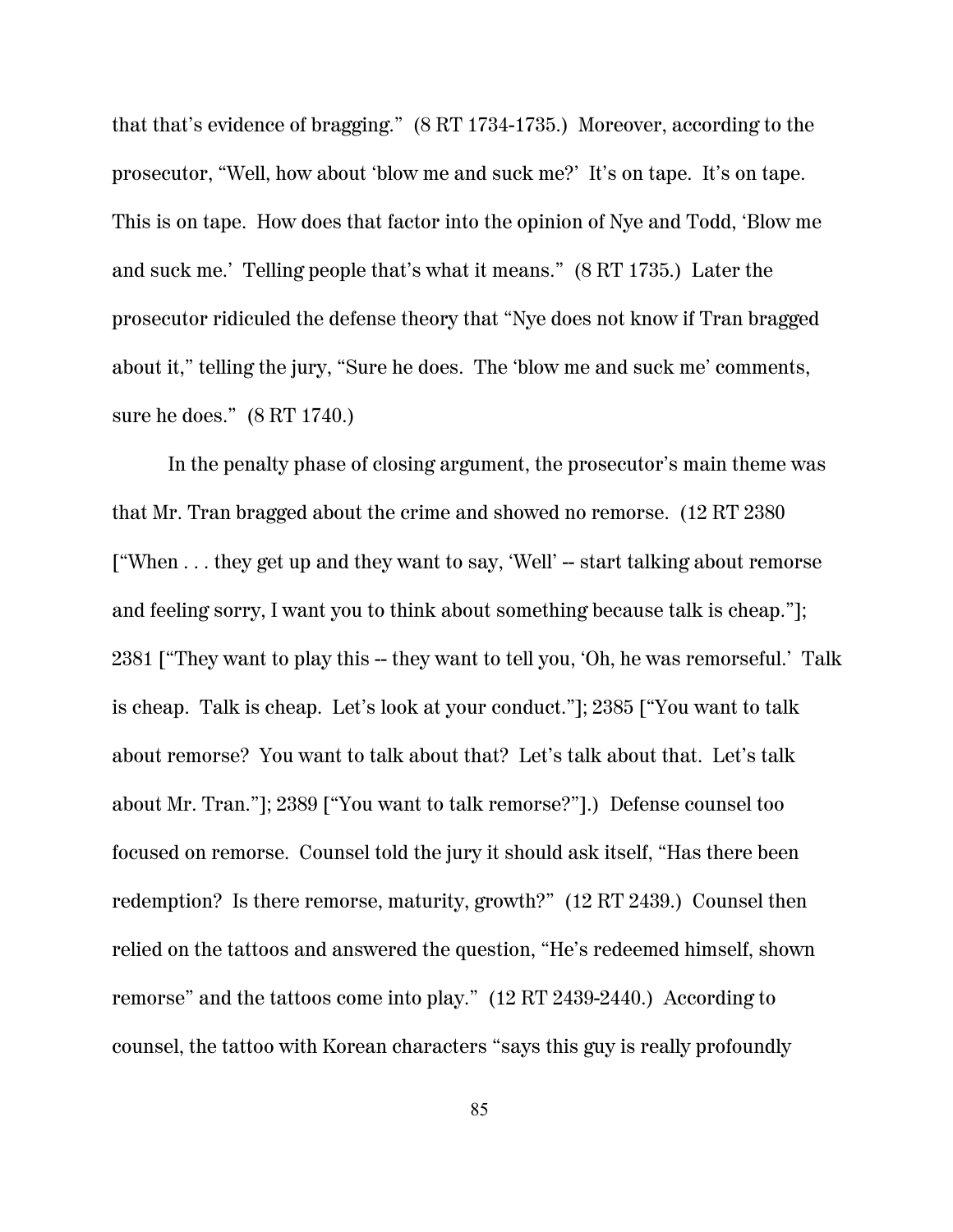that that's evidence of bragging." (8 RT 1734-1735.) Moreover, according to the prosecutor, "Well, how about 'blow me and suck me?' It's on tape. It's on tape. This is on tape. How does that factor into the opinion of Nye and Todd, 'Blow me and suck me.' Telling people that's what it means." (8 RT 1735.) Later the prosecutor ridiculed the defense theory that "Nye does not know if Tran bragged about it," telling the jury, "Sure he does. The 'blow me and suck me' comments, sure he does." (8 RT 1740.)

In the penalty phase of closing argument, the prosecutor's main theme was that Mr. Tran bragged about the crime and showed no remorse. (12 RT 2380 ["When . . . they get up and they want to say, 'Well' -- start talking about remorse and feeling sorry, I want you to think about something because talk is cheap."]; 2381 ["They want to play this -- they want to tell you, 'Oh, he was remorseful.' Talk is cheap. Talk is cheap. Let's look at your conduct."]; 2385 ["You want to talk about remorse? You want to talk about that? Let's talk about that. Let's talk about Mr. Tran."]; 2389 ["You want to talk remorse?"].) Defense counsel too focused on remorse. Counsel told the jury it should ask itself, "Has there been redemption? Is there remorse, maturity, growth?" (12 RT 2439.) Counsel then relied on the tattoos and answered the question, "He's redeemed himself, shown remorse" and the tattoos come into play." (12 RT 2439-2440.) According to counsel, the tattoo with Korean characters "says this guy is really profoundly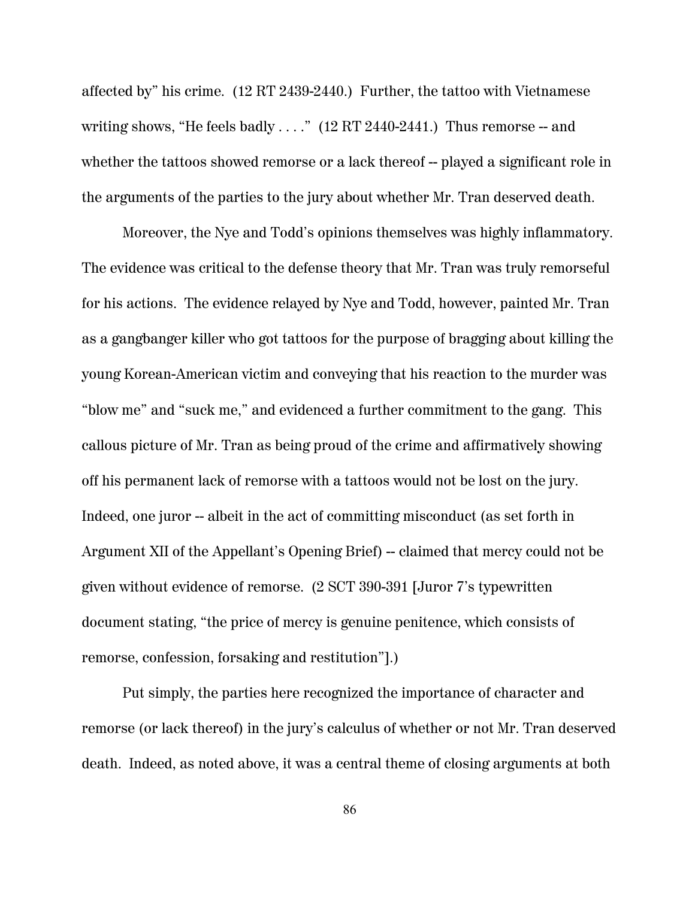affected by" his crime. (12 RT 2439-2440.) Further, the tattoo with Vietnamese writing shows, "He feels badly . . . ." (12 RT 2440-2441.) Thus remorse -- and whether the tattoos showed remorse or a lack thereof -- played a significant role in the arguments of the parties to the jury about whether Mr. Tran deserved death.

Moreover, the Nye and Todd's opinions themselves was highly inflammatory. The evidence was critical to the defense theory that Mr. Tran was truly remorseful for his actions. The evidence relayed by Nye and Todd, however, painted Mr. Tran as a gangbanger killer who got tattoos for the purpose of bragging about killing the young Korean-American victim and conveying that his reaction to the murder was "blow me" and "suck me," and evidenced a further commitment to the gang. This callous picture of Mr. Tran as being proud of the crime and affirmatively showing off his permanent lack of remorse with a tattoos would not be lost on the jury. Indeed, one juror -- albeit in the act of committing misconduct (as set forth in Argument XII of the Appellant's Opening Brief) -- claimed that mercy could not be given without evidence of remorse. (2 SCT 390-391 [Juror 7's typewritten document stating, "the price of mercy is genuine penitence, which consists of remorse, confession, forsaking and restitution"].)

Put simply, the parties here recognized the importance of character and remorse (or lack thereof) in the jury's calculus of whether or not Mr. Tran deserved death. Indeed, as noted above, it was a central theme of closing arguments at both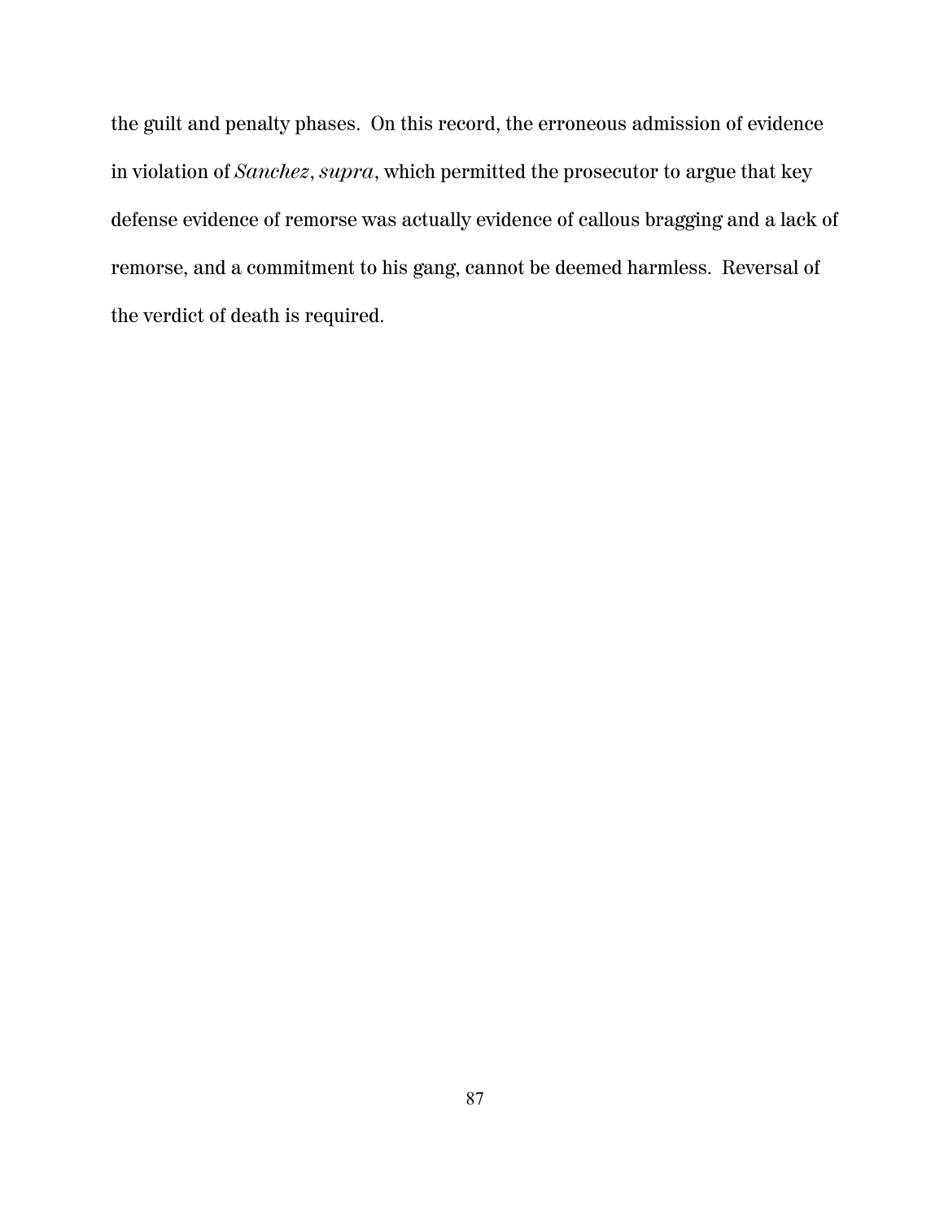the guilt and penalty phases. On this record, the erroneous admission of evidence in violation of *Sanchez*, *supra*, which permitted the prosecutor to argue that key defense evidence of remorse was actually evidence of callous bragging and a lack of remorse, and a commitment to his gang, cannot be deemed harmless. Reversal of the verdict of death is required.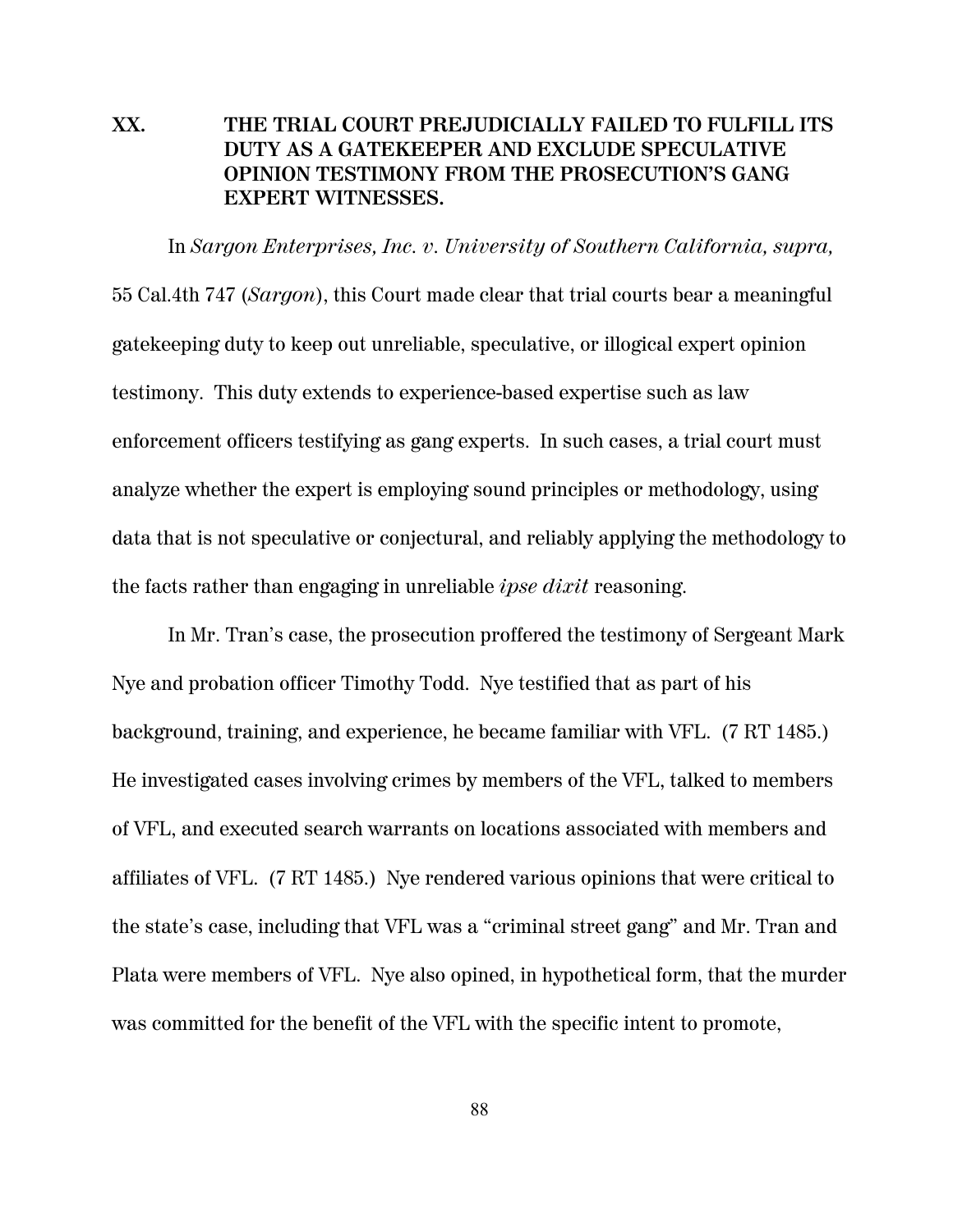## XX. THE TRIAL COURT PREJUDICIALLY FAILED TO FULFILL ITS DUTY AS A GATEKEEPER AND EXCLUDE SPECULATIVE OPINION TESTIMONY FROM THE PROSECUTION'S GANG EXPERT WITNESSES.

In *Sargon Enterprises, Inc. v. University of Southern California, supra,* 55 Cal.4th 747 (*Sargon*), this Court made clear that trial courts bear a meaningful gatekeeping duty to keep out unreliable, speculative, or illogical expert opinion testimony. This duty extends to experience-based expertise such as law enforcement officers testifying as gang experts. In such cases, a trial court must analyze whether the expert is employing sound principles or methodology, using data that is not speculative or conjectural, and reliably applying the methodology to the facts rather than engaging in unreliable *ipse dixit* reasoning.

In Mr. Tran's case, the prosecution proffered the testimony of Sergeant Mark Nye and probation officer Timothy Todd. Nye testified that as part of his background, training, and experience, he became familiar with VFL. (7 RT 1485.) He investigated cases involving crimes by members of the VFL, talked to members of VFL, and executed search warrants on locations associated with members and affiliates of VFL. (7 RT 1485.) Nye rendered various opinions that were critical to the state's case, including that VFL was a "criminal street gang" and Mr. Tran and Plata were members of VFL. Nye also opined, in hypothetical form, that the murder was committed for the benefit of the VFL with the specific intent to promote,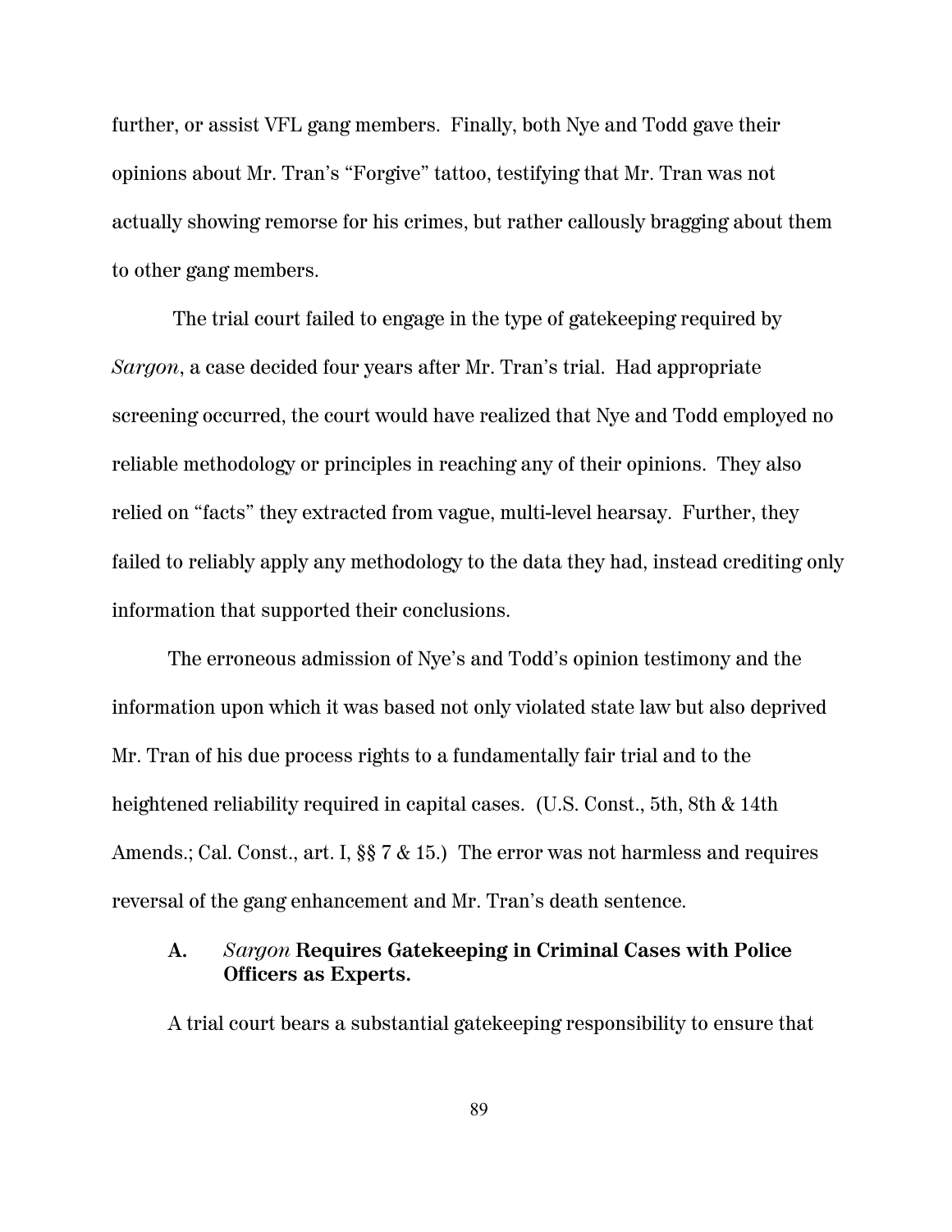further, or assist VFL gang members. Finally, both Nye and Todd gave their opinions about Mr. Tran's "Forgive" tattoo, testifying that Mr. Tran was not actually showing remorse for his crimes, but rather callously bragging about them to other gang members.

The trial court failed to engage in the type of gatekeeping required by *Sargon*, a case decided four years after Mr. Tran's trial. Had appropriate screening occurred, the court would have realized that Nye and Todd employed no reliable methodology or principles in reaching any of their opinions. They also relied on "facts" they extracted from vague, multi-level hearsay. Further, they failed to reliably apply any methodology to the data they had, instead crediting only information that supported their conclusions.

The erroneous admission of Nye's and Todd's opinion testimony and the information upon which it was based not only violated state law but also deprived Mr. Tran of his due process rights to a fundamentally fair trial and to the heightened reliability required in capital cases. (U.S. Const., 5th, 8th & 14th Amends.; Cal. Const., art. I, §§ 7 & 15.) The error was not harmless and requires reversal of the gang enhancement and Mr. Tran's death sentence.

### A. *Sargon* Requires Gatekeeping in Criminal Cases with Police Officers as Experts.

A trial court bears a substantial gatekeeping responsibility to ensure that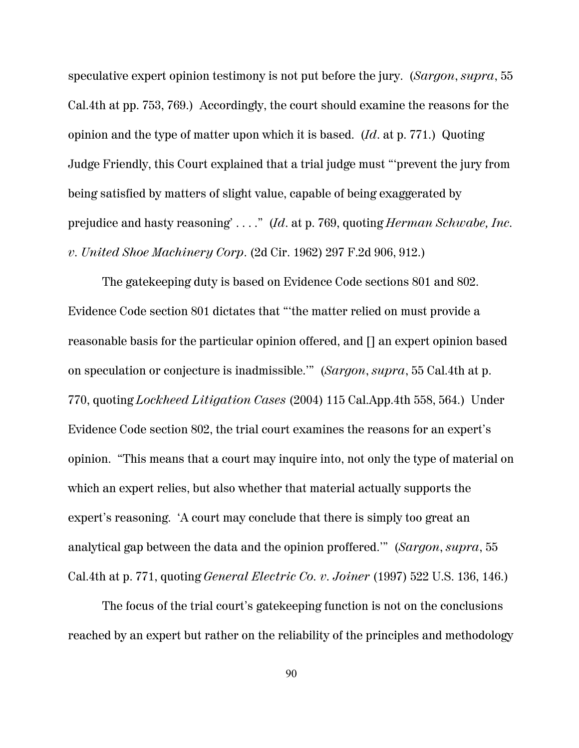speculative expert opinion testimony is not put before the jury. (*Sargon*, *supra*, 55 Cal.4th at pp. 753, 769.) Accordingly, the court should examine the reasons for the opinion and the type of matter upon which it is based. (*Id*. at p. 771.) Quoting Judge Friendly, this Court explained that a trial judge must "'prevent the jury from being satisfied by matters of slight value, capable of being exaggerated by prejudice and hasty reasoning' . . . ." (*Id*. at p. 769, quoting *Herman Schwabe, Inc. v. United Shoe Machinery Corp*. (2d Cir. 1962) 297 F.2d 906, 912.)

The gatekeeping duty is based on Evidence Code sections 801 and 802. Evidence Code section 801 dictates that "'the matter relied on must provide a reasonable basis for the particular opinion offered, and [] an expert opinion based on speculation or conjecture is inadmissible.'" (*Sargon*, *supra*, 55 Cal.4th at p. 770, quoting *Lockheed Litigation Cases* (2004) 115 Cal.App.4th 558, 564.) Under Evidence Code section 802, the trial court examines the reasons for an expert's opinion. "This means that a court may inquire into, not only the type of material on which an expert relies, but also whether that material actually supports the expert's reasoning. 'A court may conclude that there is simply too great an analytical gap between the data and the opinion proffered.'" (*Sargon*, *supra*, 55 Cal.4th at p. 771, quoting *General Electric Co. v. Joiner* (1997) 522 U.S. 136, 146.)

The focus of the trial court's gatekeeping function is not on the conclusions reached by an expert but rather on the reliability of the principles and methodology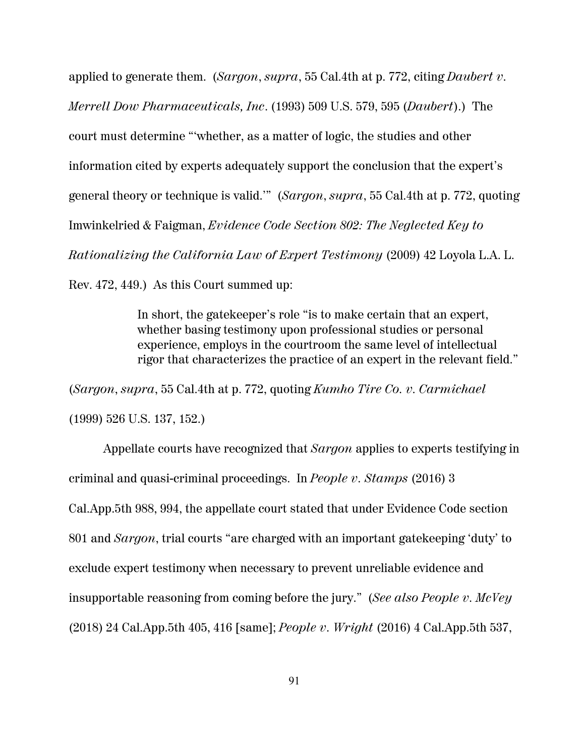applied to generate them. (*Sargon*, *supra*, 55 Cal.4th at p. 772, citing *Daubert v. Merrell Dow Pharmaceuticals, Inc*. (1993) 509 U.S. 579, 595 (*Daubert*).) The court must determine "'whether, as a matter of logic, the studies and other information cited by experts adequately support the conclusion that the expert's general theory or technique is valid.'" (*Sargon*, *supra*, 55 Cal.4th at p. 772, quoting Imwinkelried & Faigman, *Evidence Code Section 802: The Neglected Key to Rationalizing the California Law of Expert Testimony* (2009) 42 Loyola L.A. L. Rev. 472, 449.) As this Court summed up:

> In short, the gatekeeper's role "is to make certain that an expert, whether basing testimony upon professional studies or personal experience, employs in the courtroom the same level of intellectual rigor that characterizes the practice of an expert in the relevant field."

(*Sargon*, *supra*, 55 Cal.4th at p. 772, quoting *Kumho Tire Co. v. Carmichael* (1999) 526 U.S. 137, 152.)

Appellate courts have recognized that *Sargon* applies to experts testifying in criminal and quasi-criminal proceedings. In *People v. Stamps* (2016) 3 Cal.App.5th 988, 994, the appellate court stated that under Evidence Code section 801 and *Sargon*, trial courts "are charged with an important gatekeeping 'duty' to exclude expert testimony when necessary to prevent unreliable evidence and insupportable reasoning from coming before the jury." (*See also People v. McVey* (2018) 24 Cal.App.5th 405, 416 [same]; *People v. Wright* (2016) 4 Cal.App.5th 537,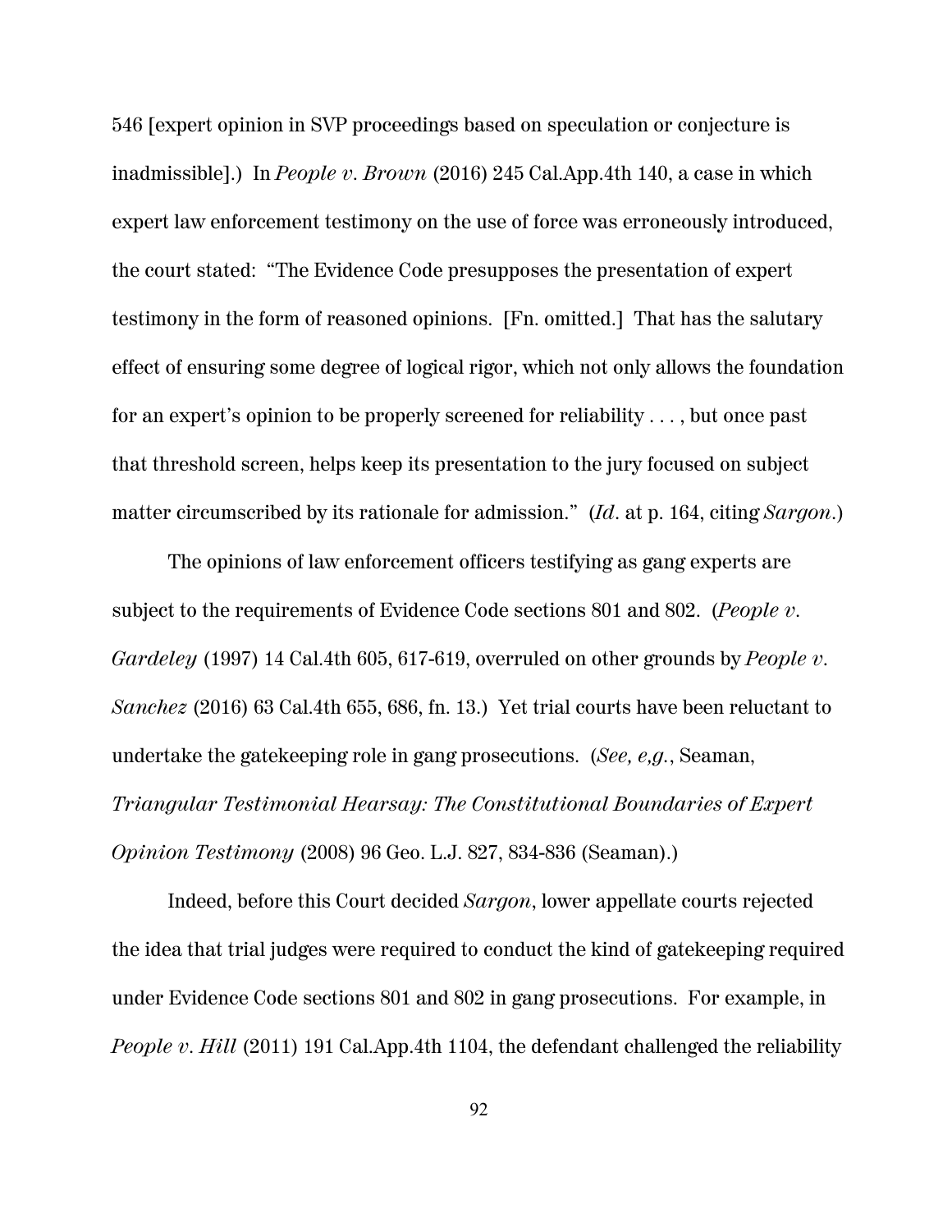546 [expert opinion in SVP proceedings based on speculation or conjecture is inadmissible].) In *People v. Brown* (2016) 245 Cal.App.4th 140, a case in which expert law enforcement testimony on the use of force was erroneously introduced, the court stated: "The Evidence Code presupposes the presentation of expert testimony in the form of reasoned opinions. [Fn. omitted.] That has the salutary effect of ensuring some degree of logical rigor, which not only allows the foundation for an expert's opinion to be properly screened for reliability . . . , but once past that threshold screen, helps keep its presentation to the jury focused on subject matter circumscribed by its rationale for admission." (*Id*. at p. 164, citing *Sargon*.)

The opinions of law enforcement officers testifying as gang experts are subject to the requirements of Evidence Code sections 801 and 802. (*People v. Gardeley* (1997) 14 Cal.4th 605, 617-619, overruled on other grounds by *People v. Sanchez* (2016) 63 Cal.4th 655, 686, fn. 13.) Yet trial courts have been reluctant to undertake the gatekeeping role in gang prosecutions. (*See, e,g.*, Seaman, *Triangular Testimonial Hearsay: The Constitutional Boundaries of Expert Opinion Testimony* (2008) 96 Geo. L.J. 827, 834-836 (Seaman).)

Indeed, before this Court decided *Sargon*, lower appellate courts rejected the idea that trial judges were required to conduct the kind of gatekeeping required under Evidence Code sections 801 and 802 in gang prosecutions. For example, in *People v. Hill* (2011) 191 Cal.App.4th 1104, the defendant challenged the reliability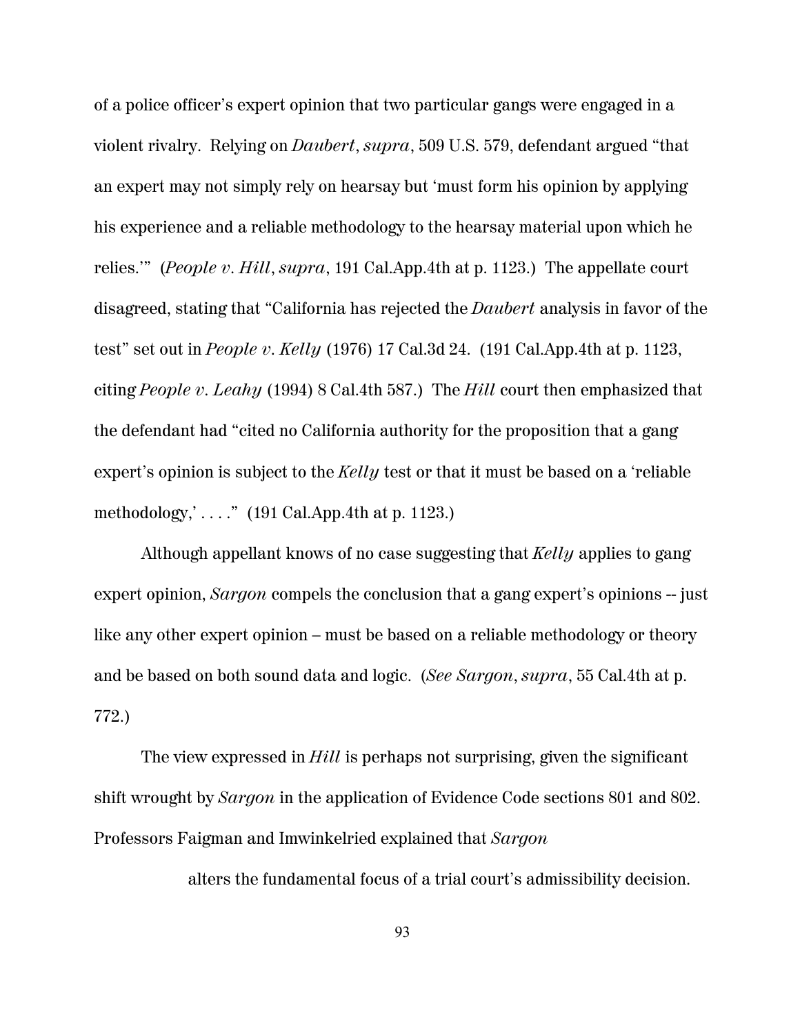of a police officer's expert opinion that two particular gangs were engaged in a violent rivalry. Relying on *Daubert*, *supra*, 509 U.S. 579, defendant argued "that an expert may not simply rely on hearsay but 'must form his opinion by applying his experience and a reliable methodology to the hearsay material upon which he relies.'" (*People v. Hill*, *supra*, 191 Cal.App.4th at p. 1123.) The appellate court disagreed, stating that "California has rejected the *Daubert* analysis in favor of the test" set out in *People v. Kelly* (1976) 17 Cal.3d 24. (191 Cal.App.4th at p. 1123, citing *People v. Leahy* (1994) 8 Cal.4th 587.) The *Hill* court then emphasized that the defendant had "cited no California authority for the proposition that a gang expert's opinion is subject to the *Kelly* test or that it must be based on a 'reliable methodology,' . . . ." (191 Cal.App.4th at p. 1123.)

Although appellant knows of no case suggesting that *Kelly* applies to gang expert opinion, *Sargon* compels the conclusion that a gang expert's opinions -- just like any other expert opinion – must be based on a reliable methodology or theory and be based on both sound data and logic. (*See Sargon*, *supra*, 55 Cal.4th at p. 772.)

The view expressed in *Hill* is perhaps not surprising, given the significant shift wrought by *Sargon* in the application of Evidence Code sections 801 and 802. Professors Faigman and Imwinkelried explained that *Sargon*

> alters the fundamental focus of a trial court's admissibility decision.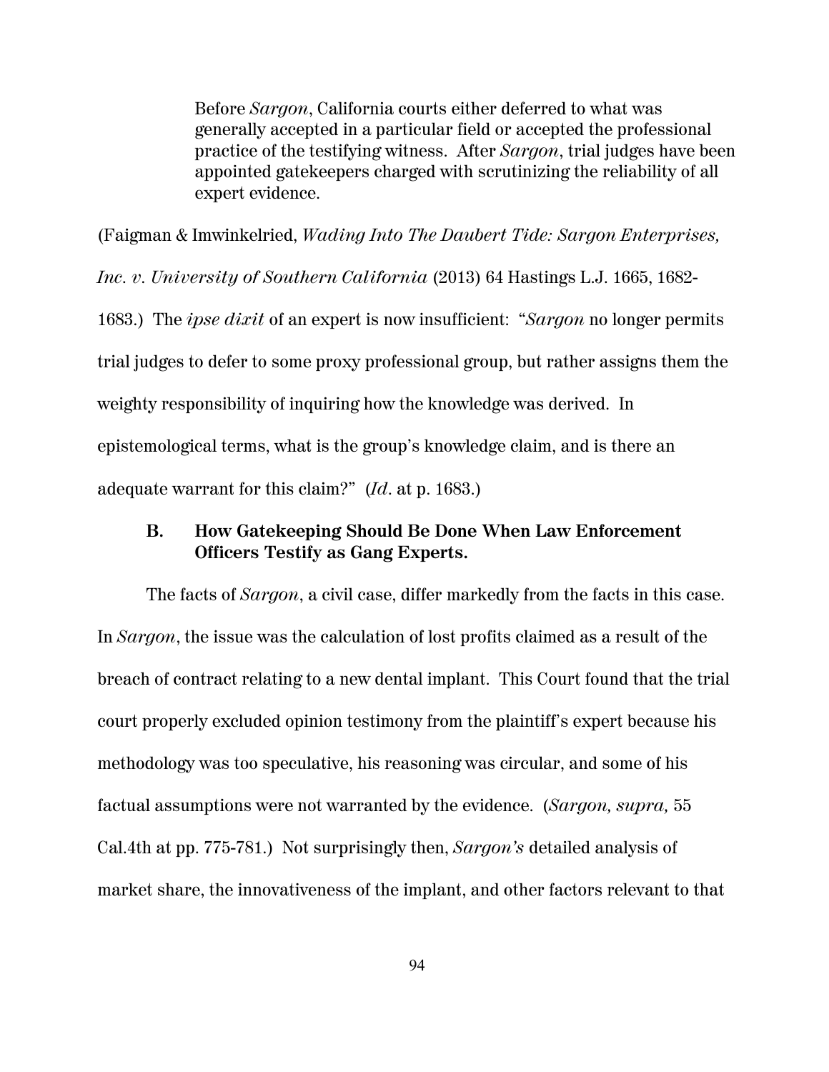> Before *Sargon*, California courts either deferred to what was generally accepted in a particular field or accepted the professional practice of the testifying witness. After *Sargon*, trial judges have been appointed gatekeepers charged with scrutinizing the reliability of all expert evidence.

(Faigman & Imwinkelried, *Wading Into The Daubert Tide: Sargon Enterprises, Inc. v. University of Southern California* (2013) 64 Hastings L.J. 1665, 1682-1683.) The *ipse dixit* of an expert is now insufficient: "*Sargon* no longer permits trial judges to defer to some proxy professional group, but rather assigns them the weighty responsibility of inquiring how the knowledge was derived. In epistemological terms, what is the group's knowledge claim, and is there an adequate warrant for this claim?" (*Id*. at p. 1683.)

### B. How Gatekeeping Should Be Done When Law Enforcement Officers Testify as Gang Experts.

The facts of *Sargon*, a civil case, differ markedly from the facts in this case. In *Sargon*, the issue was the calculation of lost profits claimed as a result of the breach of contract relating to a new dental implant. This Court found that the trial court properly excluded opinion testimony from the plaintiff's expert because his methodology was too speculative, his reasoning was circular, and some of his factual assumptions were not warranted by the evidence. (*Sargon, supra,* 55 Cal.4th at pp. 775-781.) Not surprisingly then, *Sargon's* detailed analysis of market share, the innovativeness of the implant, and other factors relevant to that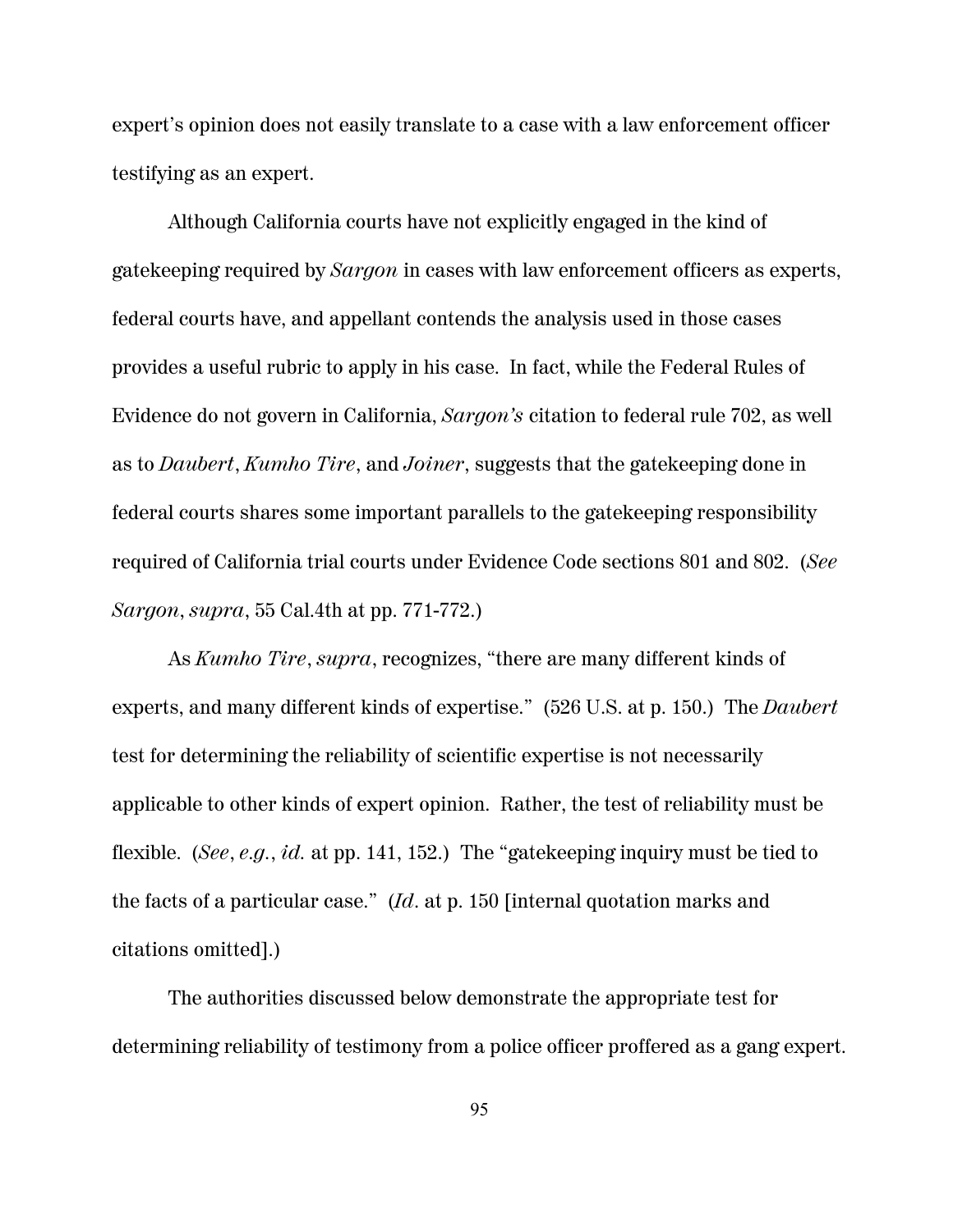expert's opinion does not easily translate to a case with a law enforcement officer testifying as an expert.

Although California courts have not explicitly engaged in the kind of gatekeeping required by *Sargon* in cases with law enforcement officers as experts, federal courts have, and appellant contends the analysis used in those cases provides a useful rubric to apply in his case. In fact, while the Federal Rules of Evidence do not govern in California, *Sargon's* citation to federal rule 702, as well as to *Daubert*, *Kumho Tire*, and *Joiner*, suggests that the gatekeeping done in federal courts shares some important parallels to the gatekeeping responsibility required of California trial courts under Evidence Code sections 801 and 802. (*See Sargon*, *supra*, 55 Cal.4th at pp. 771-772.)

As *Kumho Tire*, *supra*, recognizes, "there are many different kinds of experts, and many different kinds of expertise." (526 U.S. at p. 150.) The *Daubert* test for determining the reliability of scientific expertise is not necessarily applicable to other kinds of expert opinion. Rather, the test of reliability must be flexible. (*See*, *e.g.*, *id.* at pp. 141, 152.) The "gatekeeping inquiry must be tied to the facts of a particular case." (*Id*. at p. 150 [internal quotation marks and citations omitted].)

The authorities discussed below demonstrate the appropriate test for determining reliability of testimony from a police officer proffered as a gang expert.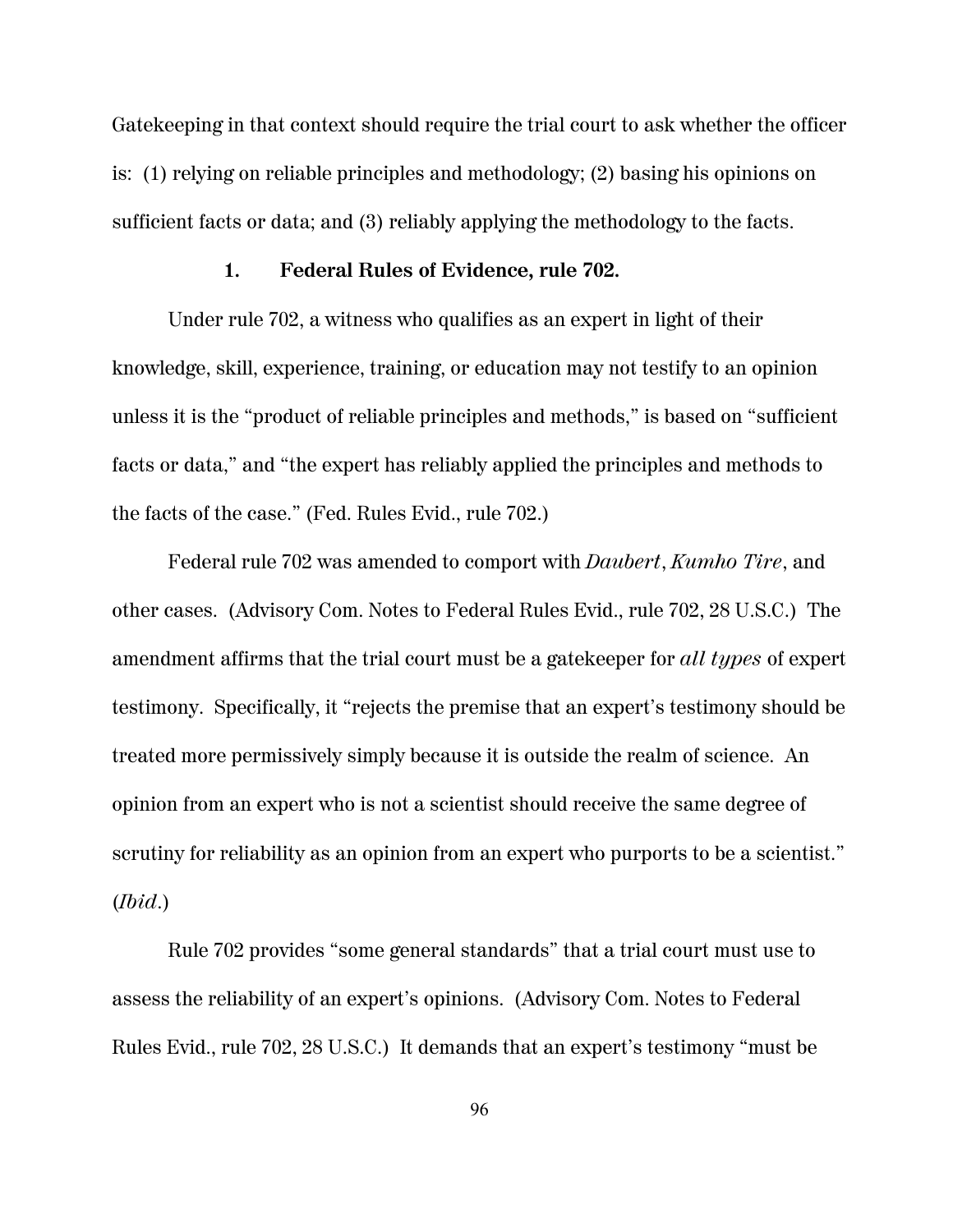Gatekeeping in that context should require the trial court to ask whether the officer is: (1) relying on reliable principles and methodology; (2) basing his opinions on sufficient facts or data; and (3) reliably applying the methodology to the facts.

### 1. Federal Rules of Evidence, rule 702.

Under rule 702, a witness who qualifies as an expert in light of their knowledge, skill, experience, training, or education may not testify to an opinion unless it is the "product of reliable principles and methods," is based on "sufficient facts or data," and "the expert has reliably applied the principles and methods to the facts of the case." (Fed. Rules Evid., rule 702.)

Federal rule 702 was amended to comport with *Daubert*, *Kumho Tire*, and other cases. (Advisory Com. Notes to Federal Rules Evid., rule 702, 28 U.S.C.) The amendment affirms that the trial court must be a gatekeeper for *all types* of expert testimony. Specifically, it "rejects the premise that an expert's testimony should be treated more permissively simply because it is outside the realm of science. An opinion from an expert who is not a scientist should receive the same degree of scrutiny for reliability as an opinion from an expert who purports to be a scientist." (*Ibid*.)

Rule 702 provides "some general standards" that a trial court must use to assess the reliability of an expert's opinions. (Advisory Com. Notes to Federal Rules Evid., rule 702, 28 U.S.C.) It demands that an expert's testimony "must be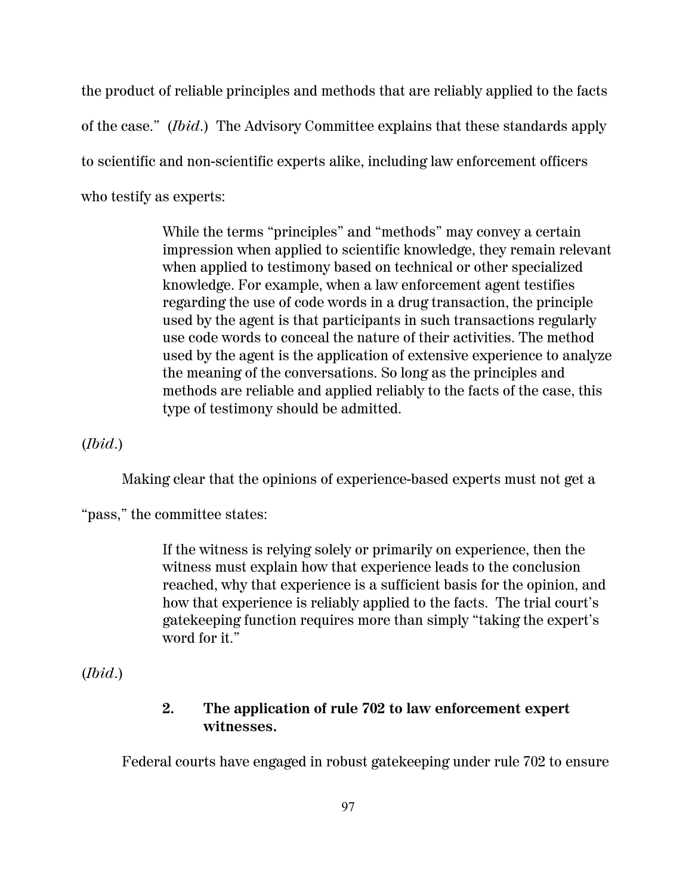the product of reliable principles and methods that are reliably applied to the facts of the case." (*Ibid.*) The Advisory Committee explains that these standards apply to scientific and non-scientific experts alike, including law enforcement officers who testify as experts:

> While the terms "principles" and "methods" may convey a certain impression when applied to scientific knowledge, they remain relevant when applied to testimony based on technical or other specialized knowledge. For example, when a law enforcement agent testifies regarding the use of code words in a drug transaction, the principle used by the agent is that participants in such transactions regularly use code words to conceal the nature of their activities. The method used by the agent is the application of extensive experience to analyze the meaning of the conversations. So long as the principles and methods are reliable and applied reliably to the facts of the case, this type of testimony should be admitted.

(*Ibid.*)

Making clear that the opinions of experience-based experts must not get a "pass," the committee states:

> If the witness is relying solely or primarily on experience, then the witness must explain how that experience leads to the conclusion reached, why that experience is a sufficient basis for the opinion, and how that experience is reliably applied to the facts. The trial court's gatekeeping function requires more than simply "taking the expert's word for it."

(*Ibid.*)

### 2. The application of rule 702 to law enforcement expert witnesses.

Federal courts have engaged in robust gatekeeping under rule 702 to ensure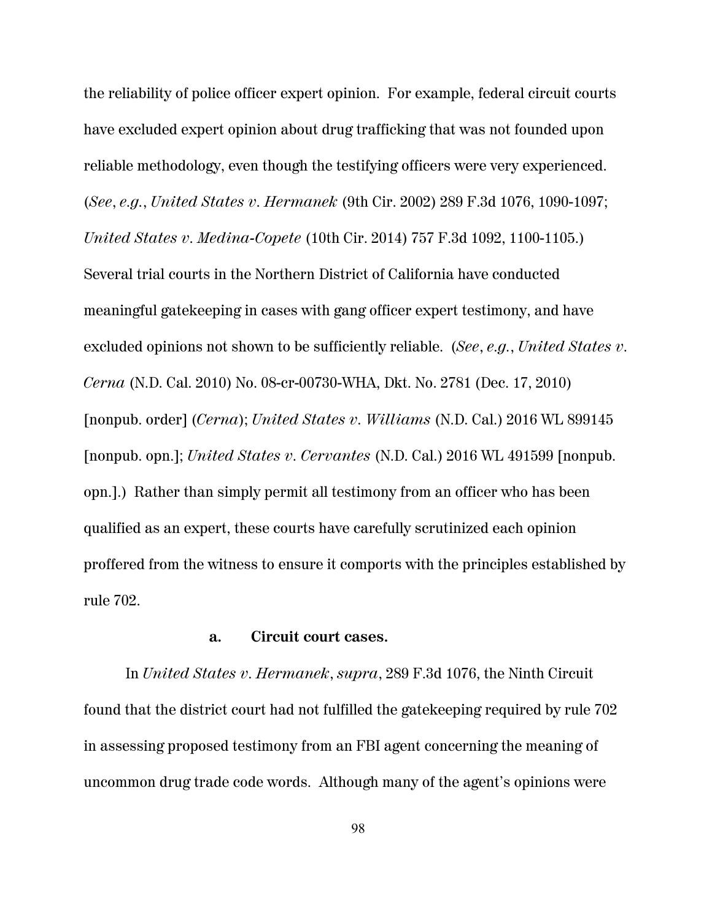the reliability of police officer expert opinion. For example, federal circuit courts have excluded expert opinion about drug trafficking that was not founded upon reliable methodology, even though the testifying officers were very experienced. (*See*, *e.g.*, *United States v. Hermanek* (9th Cir. 2002) 289 F.3d 1076, 1090-1097; *United States v. Medina-Copete* (10th Cir. 2014) 757 F.3d 1092, 1100-1105.) Several trial courts in the Northern District of California have conducted meaningful gatekeeping in cases with gang officer expert testimony, and have excluded opinions not shown to be sufficiently reliable. (*See*, *e.g.*, *United States v. Cerna* (N.D. Cal. 2010) No. 08-cr-00730-WHA, Dkt. No. 2781 (Dec. 17, 2010) [nonpub. order] (*Cerna*); *United States v. Williams* (N.D. Cal.) 2016 WL 899145 [nonpub. opn.]; *United States v. Cervantes* (N.D. Cal.) 2016 WL 491599 [nonpub. opn.].) Rather than simply permit all testimony from an officer who has been qualified as an expert, these courts have carefully scrutinized each opinion proffered from the witness to ensure it comports with the principles established by rule 702.

**a. Circuit court cases.**

In *United States v. Hermanek*, *supra*, 289 F.3d 1076, the Ninth Circuit found that the district court had not fulfilled the gatekeeping required by rule 702 in assessing proposed testimony from an FBI agent concerning the meaning of uncommon drug trade code words. Although many of the agent's opinions were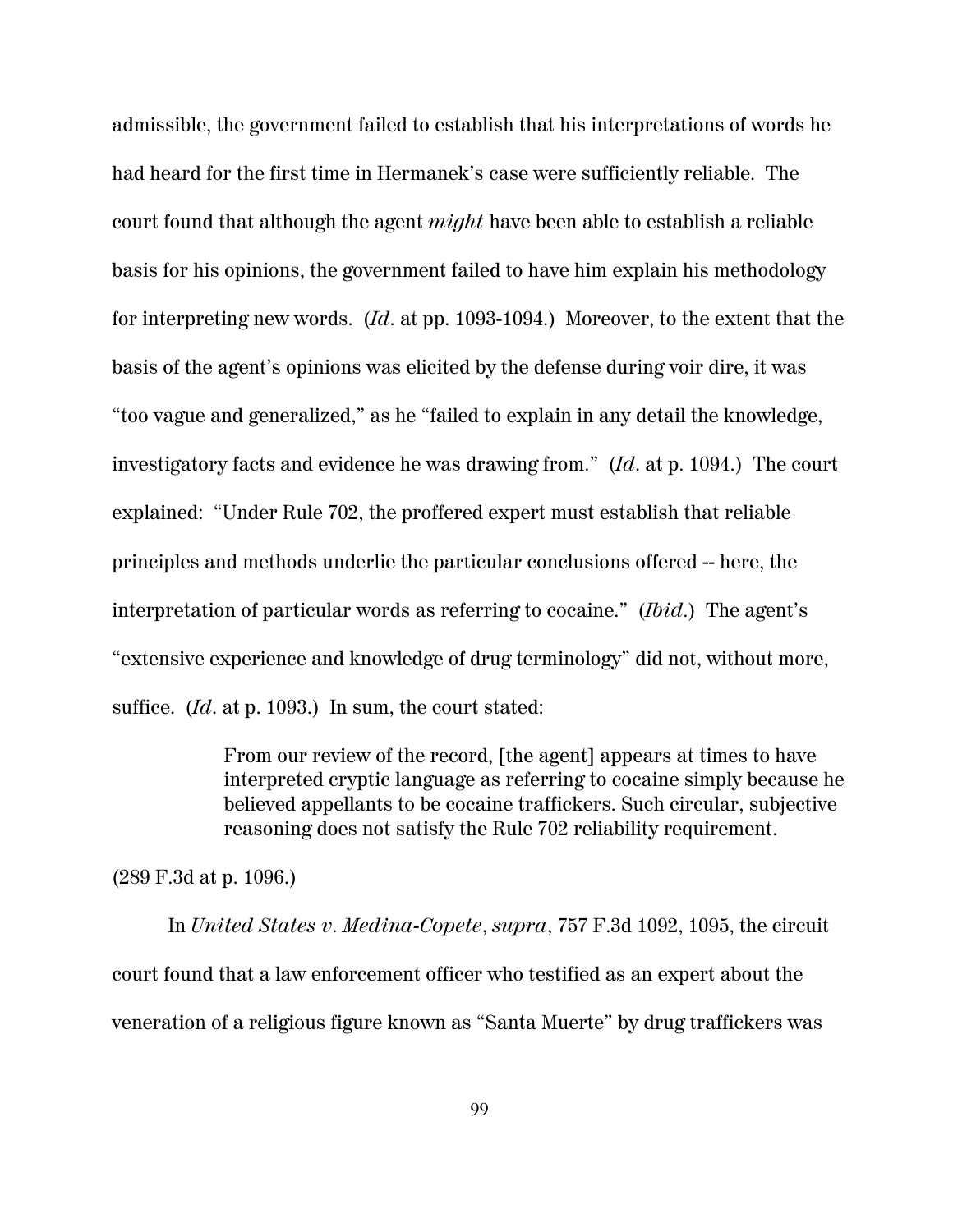admissible, the government failed to establish that his interpretations of words he had heard for the first time in Hermanek's case were sufficiently reliable. The court found that although the agent *might* have been able to establish a reliable basis for his opinions, the government failed to have him explain his methodology for interpreting new words. (*Id*. at pp. 1093-1094.) Moreover, to the extent that the basis of the agent's opinions was elicited by the defense during voir dire, it was "too vague and generalized," as he "failed to explain in any detail the knowledge, investigatory facts and evidence he was drawing from." (*Id*. at p. 1094.) The court explained: "Under Rule 702, the proffered expert must establish that reliable principles and methods underlie the particular conclusions offered -- here, the interpretation of particular words as referring to cocaine." (*Ibid*.) The agent's "extensive experience and knowledge of drug terminology" did not, without more, suffice. (*Id*. at p. 1093.) In sum, the court stated:

> From our review of the record, [the agent] appears at times to have interpreted cryptic language as referring to cocaine simply because he believed appellants to be cocaine traffickers. Such circular, subjective reasoning does not satisfy the Rule 702 reliability requirement.

(289 F.3d at p. 1096.)

In *United States v. Medina-Copete*, *supra*, 757 F.3d 1092, 1095, the circuit court found that a law enforcement officer who testified as an expert about the veneration of a religious figure known as "Santa Muerte" by drug traffickers was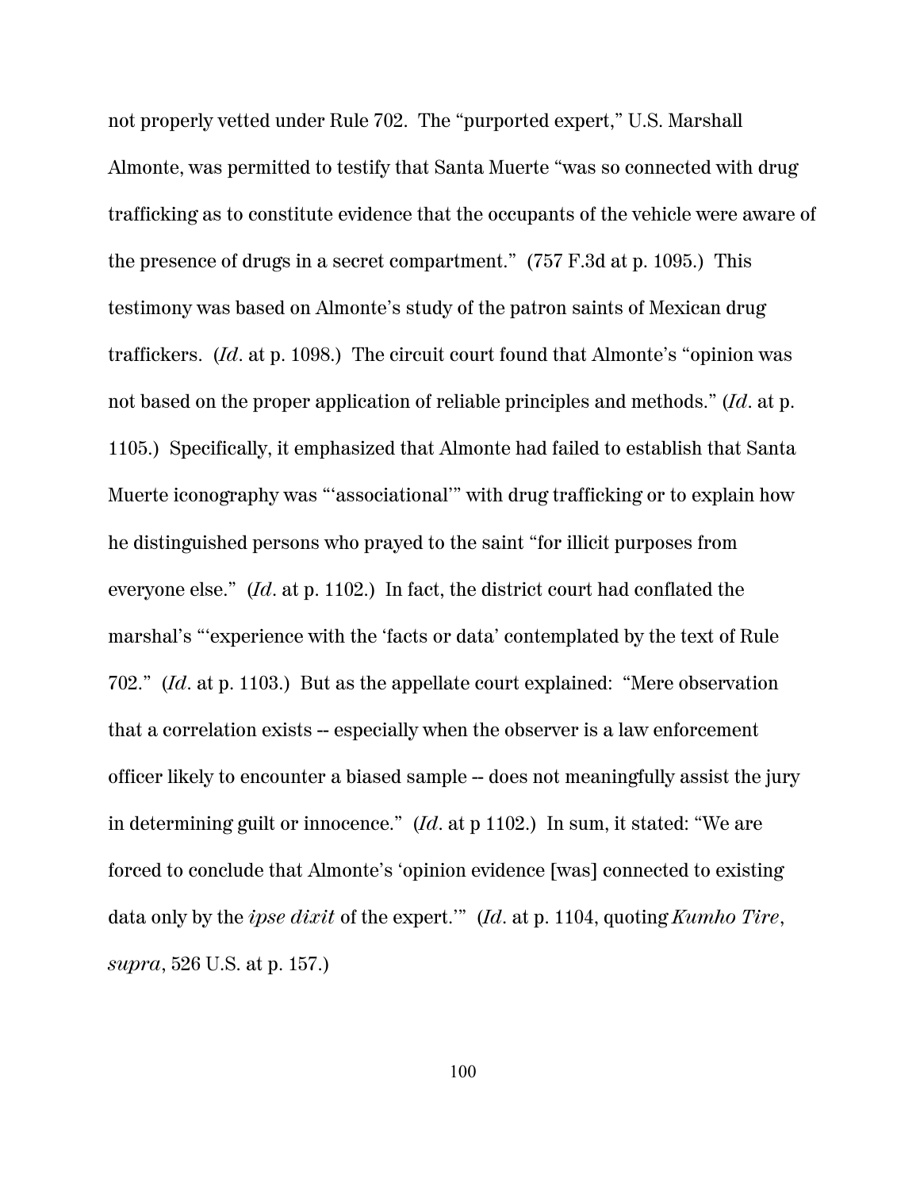not properly vetted under Rule 702. The "purported expert," U.S. Marshall Almonte, was permitted to testify that Santa Muerte "was so connected with drug trafficking as to constitute evidence that the occupants of the vehicle were aware of the presence of drugs in a secret compartment." (757 F.3d at p. 1095.) This testimony was based on Almonte's study of the patron saints of Mexican drug traffickers. (*Id*. at p. 1098.) The circuit court found that Almonte's "opinion was not based on the proper application of reliable principles and methods." (*Id*. at p. 1105.) Specifically, it emphasized that Almonte had failed to establish that Santa Muerte iconography was "'associational'" with drug trafficking or to explain how he distinguished persons who prayed to the saint "for illicit purposes from everyone else." (*Id*. at p. 1102.) In fact, the district court had conflated the marshal's "'experience with the 'facts or data' contemplated by the text of Rule 702." (*Id*. at p. 1103.) But as the appellate court explained: "Mere observation that a correlation exists -- especially when the observer is a law enforcement officer likely to encounter a biased sample -- does not meaningfully assist the jury in determining guilt or innocence." (*Id*. at p 1102.) In sum, it stated: "We are forced to conclude that Almonte's 'opinion evidence [was] connected to existing data only by the *ipse dixit* of the expert.'" (*Id*. at p. 1104, quoting *Kumho Tire*, *supra*, 526 U.S. at p. 157.)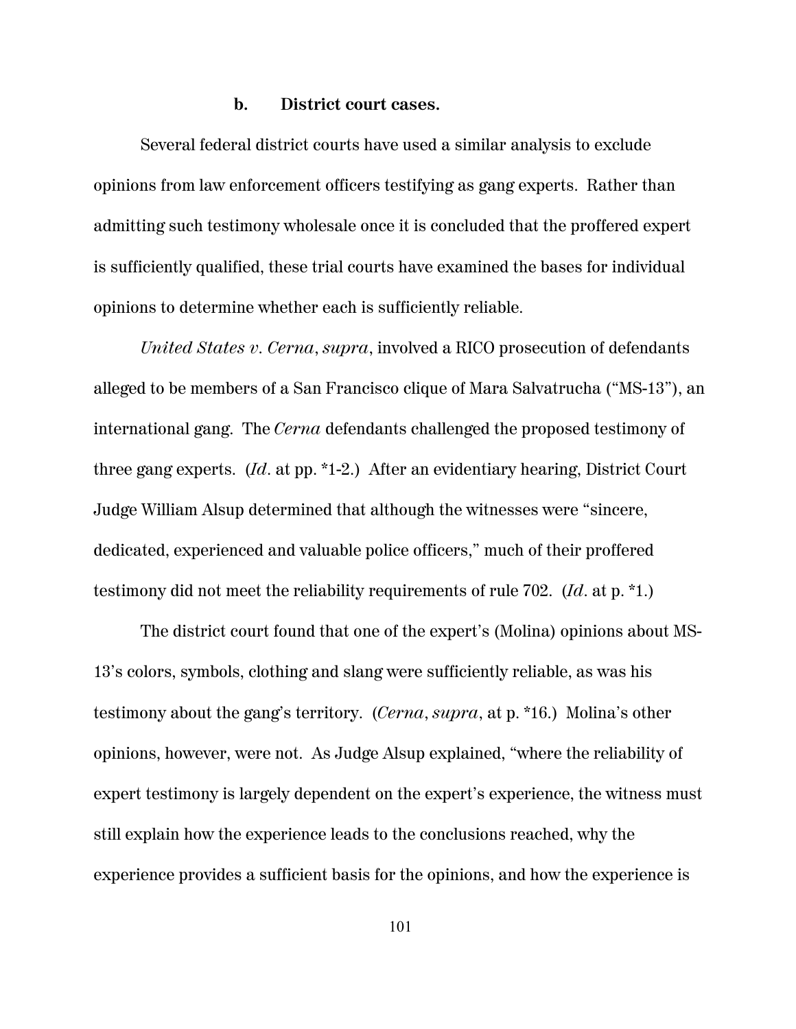### b. District court cases.

Several federal district courts have used a similar analysis to exclude opinions from law enforcement officers testifying as gang experts. Rather than admitting such testimony wholesale once it is concluded that the proffered expert is sufficiently qualified, these trial courts have examined the bases for individual opinions to determine whether each is sufficiently reliable.

*United States v. Cerna*, *supra*, involved a RICO prosecution of defendants alleged to be members of a San Francisco clique of Mara Salvatrucha ("MS-13"), an international gang. The *Cerna* defendants challenged the proposed testimony of three gang experts. (*Id*. at pp. *1-2.) After an evidentiary hearing, District Court Judge William Alsup determined that although the witnesses were "sincere, dedicated, experienced and valuable police officers," much of their proffered testimony did not meet the reliability requirements of rule 702. (*Id*. at p. *1.)

The district court found that one of the expert's (Molina) opinions about MS-13's colors, symbols, clothing and slang were sufficiently reliable, as was his testimony about the gang's territory. (*Cerna*, *supra*, at p. *16.) Molina's other opinions, however, were not. As Judge Alsup explained, "where the reliability of expert testimony is largely dependent on the expert's experience, the witness must still explain how the experience leads to the conclusions reached, why the experience provides a sufficient basis for the opinions, and how the experience is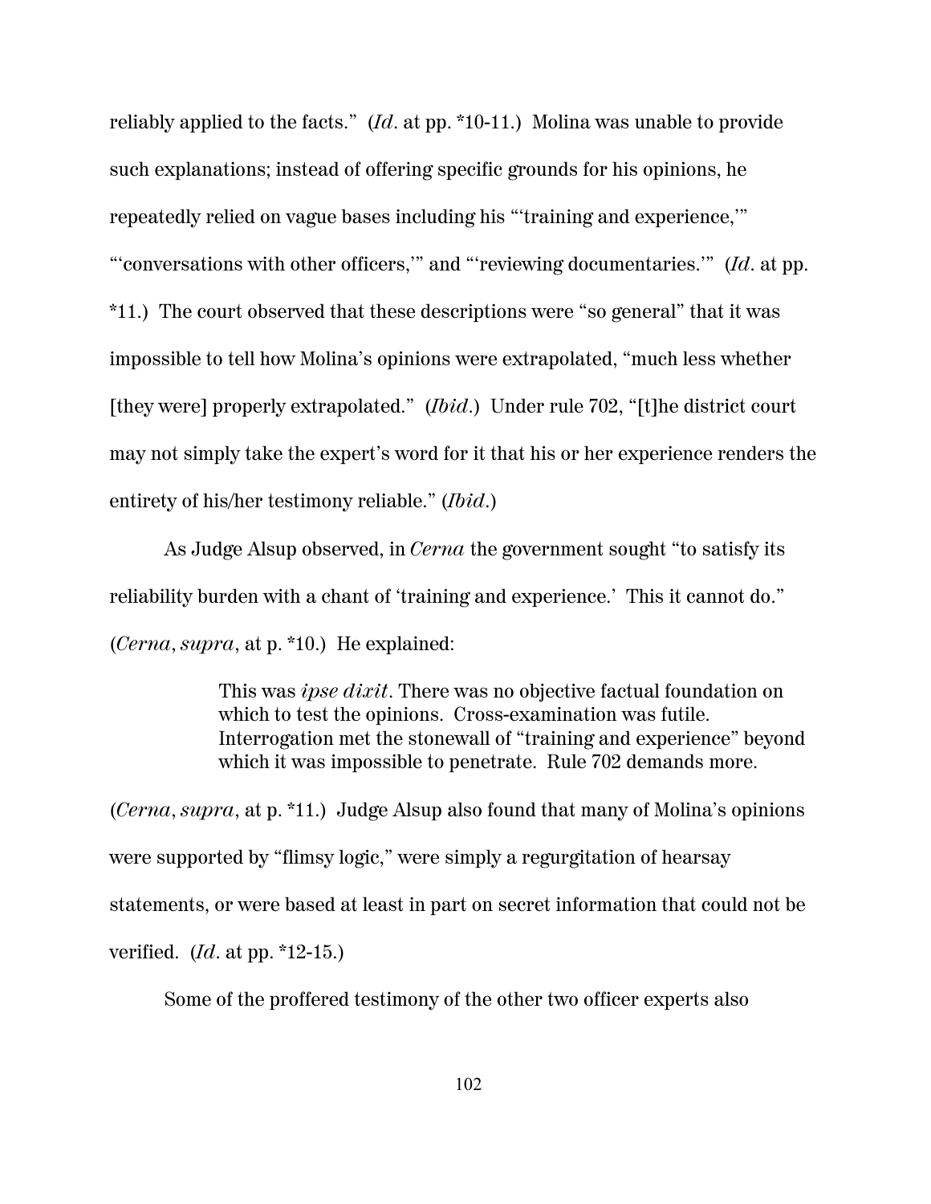reliably applied to the facts." (*Id*. at pp. *10-11.) Molina was unable to provide such explanations; instead of offering specific grounds for his opinions, he repeatedly relied on vague bases including his "'training and experience,'" "'conversations with other officers,'" and "'reviewing documentaries.'" (*Id*. at pp. *11.) The court observed that these descriptions were "so general" that it was impossible to tell how Molina's opinions were extrapolated, "much less whether [they were] properly extrapolated." (*Ibid*.) Under rule 702, "[t]he district court may not simply take the expert's word for it that his or her experience renders the entirety of his/her testimony reliable." (*Ibid*.)

As Judge Alsup observed, in *Cerna* the government sought "to satisfy its reliability burden with a chant of 'training and experience.' This it cannot do." (*Cerna*, *supra*, at p. *10.) He explained:

> This was *ipse dixit*. There was no objective factual foundation on which to test the opinions. Cross-examination was futile. Interrogation met the stonewall of "training and experience" beyond which it was impossible to penetrate. Rule 702 demands more.

(*Cerna*, *supra*, at p. *11.) Judge Alsup also found that many of Molina's opinions were supported by "flimsy logic," were simply a regurgitation of hearsay statements, or were based at least in part on secret information that could not be verified. (*Id*. at pp. *12-15.)

Some of the proffered testimony of the other two officer experts also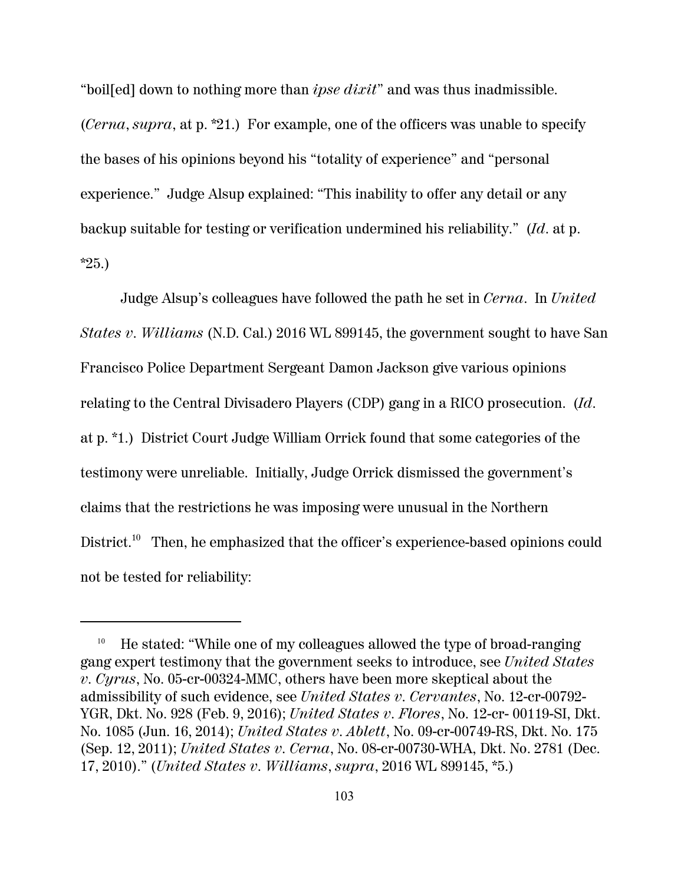"boil[ed] down to nothing more than *ipse dixit*" and was thus inadmissible. (*Cerna*, *supra*, at p. *21.) For example, one of the officers was unable to specify the bases of his opinions beyond his "totality of experience" and "personal experience." Judge Alsup explained: "This inability to offer any detail or any backup suitable for testing or verification undermined his reliability." (*Id*. at p. *25.)

Judge Alsup's colleagues have followed the path he set in *Cerna*. In *United States v. Williams* (N.D. Cal.) 2016 WL 899145, the government sought to have San Francisco Police Department Sergeant Damon Jackson give various opinions relating to the Central Divisadero Players (CDP) gang in a RICO prosecution. (*Id*. at p. *1.) District Court Judge William Orrick found that some categories of the testimony were unreliable. Initially, Judge Orrick dismissed the government's claims that the restrictions he was imposing were unusual in the Northern District.[10] Then, he emphasized that the officer's experience-based opinions could not be tested for reliability:

---

[10] He stated: "While one of my colleagues allowed the type of broad-ranging gang expert testimony that the government seeks to introduce, see *United States v. Cyrus*, No. 05-cr-00324-MMC, others have been more skeptical about the admissibility of such evidence, see *United States v. Cervantes*, No. 12-cr-00792-YGR, Dkt. No. 928 (Feb. 9, 2016); *United States v. Flores*, No. 12-cr- 00119-SI, Dkt. No. 1085 (Jun. 16, 2014); *United States v. Ablett*, No. 09-cr-00749-RS, Dkt. No. 175 (Sep. 12, 2011); *United States v. Cerna*, No. 08-cr-00730-WHA, Dkt. No. 2781 (Dec. 17, 2010)." (*United States v. Williams*, *supra*, 2016 WL 899145, *5.)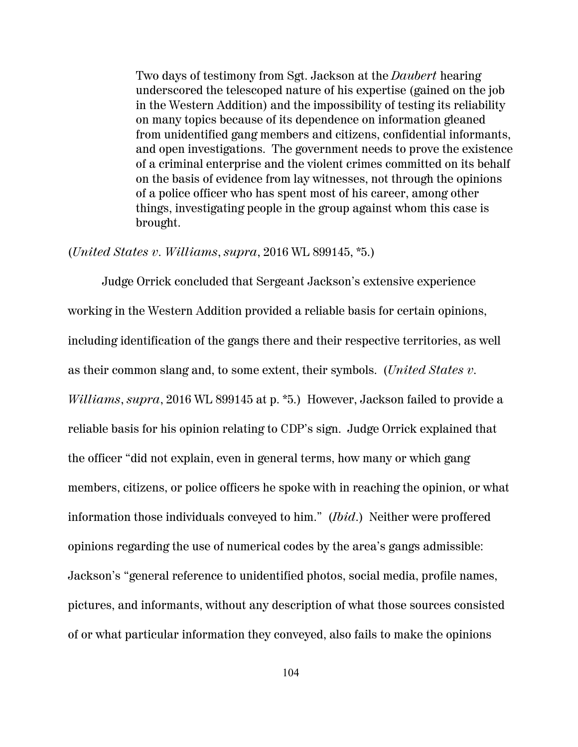> Two days of testimony from Sgt. Jackson at the *Daubert* hearing underscored the telescoped nature of his expertise (gained on the job in the Western Addition) and the impossibility of testing its reliability on many topics because of its dependence on information gleaned from unidentified gang members and citizens, confidential informants, and open investigations. The government needs to prove the existence of a criminal enterprise and the violent crimes committed on its behalf on the basis of evidence from lay witnesses, not through the opinions of a police officer who has spent most of his career, among other things, investigating people in the group against whom this case is brought.

(*United States v. Williams*, *supra*, 2016 WL 899145, *5.)

Judge Orrick concluded that Sergeant Jackson's extensive experience working in the Western Addition provided a reliable basis for certain opinions, including identification of the gangs there and their respective territories, as well as their common slang and, to some extent, their symbols. (*United States v. Williams*, *supra*, 2016 WL 899145 at p. *5.) However, Jackson failed to provide a reliable basis for his opinion relating to CDP's sign. Judge Orrick explained that the officer "did not explain, even in general terms, how many or which gang members, citizens, or police officers he spoke with in reaching the opinion, or what information those individuals conveyed to him." (*Ibid*.) Neither were proffered opinions regarding the use of numerical codes by the area's gangs admissible: Jackson's "general reference to unidentified photos, social media, profile names, pictures, and informants, without any description of what those sources consisted of or what particular information they conveyed, also fails to make the opinions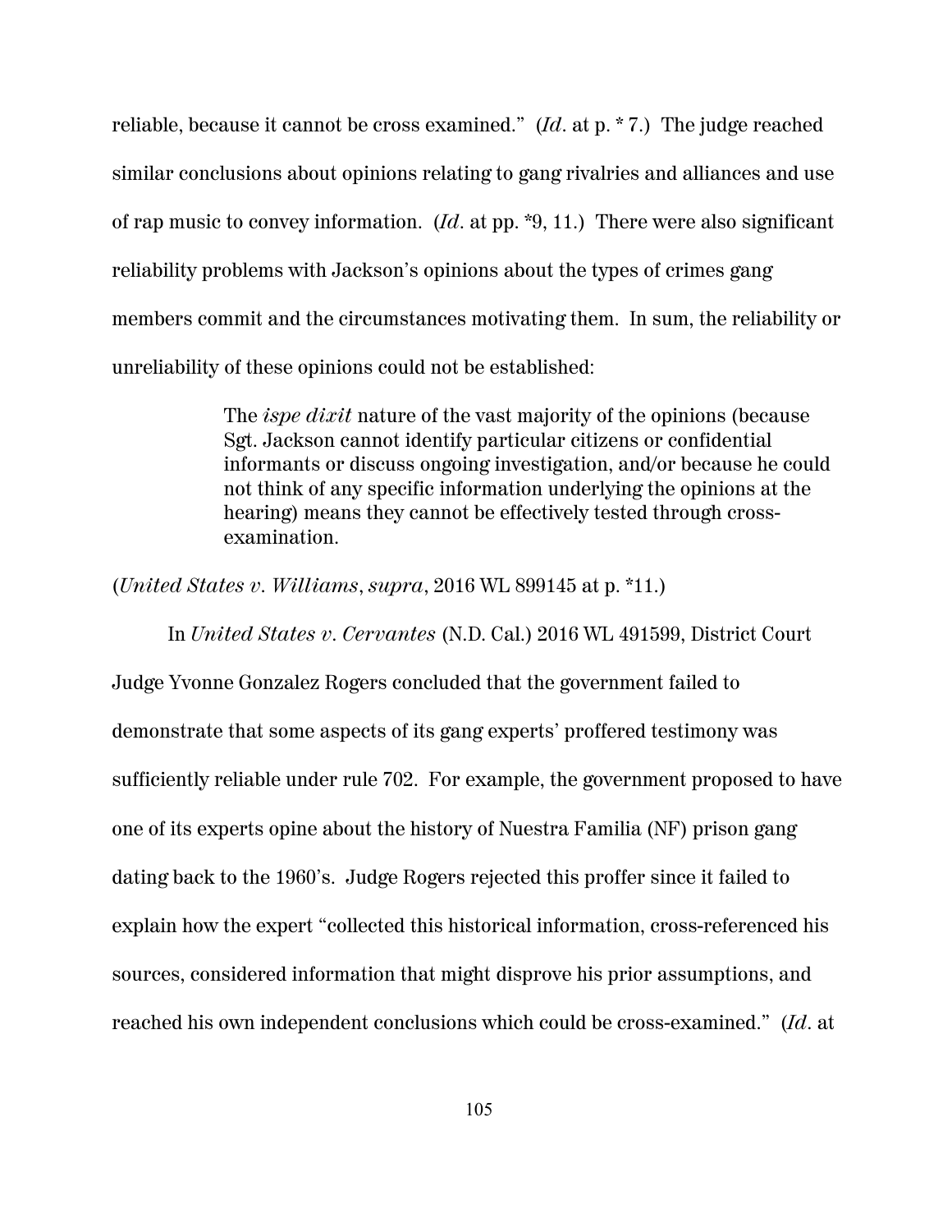reliable, because it cannot be cross examined." (*Id*. at p. * 7.) The judge reached similar conclusions about opinions relating to gang rivalries and alliances and use of rap music to convey information. (*Id*. at pp. *9, 11.) There were also significant reliability problems with Jackson's opinions about the types of crimes gang members commit and the circumstances motivating them. In sum, the reliability or unreliability of these opinions could not be established:

> The *ispe dixit* nature of the vast majority of the opinions (because Sgt. Jackson cannot identify particular citizens or confidential informants or discuss ongoing investigation, and/or because he could not think of any specific information underlying the opinions at the hearing) means they cannot be effectively tested through cross-examination.

(*United States v. Williams*, *supra*, 2016 WL 899145 at p. *11.)

In *United States v. Cervantes* (N.D. Cal.) 2016 WL 491599, District Court Judge Yvonne Gonzalez Rogers concluded that the government failed to demonstrate that some aspects of its gang experts' proffered testimony was sufficiently reliable under rule 702. For example, the government proposed to have one of its experts opine about the history of Nuestra Familia (NF) prison gang dating back to the 1960's. Judge Rogers rejected this proffer since it failed to explain how the expert "collected this historical information, cross-referenced his sources, considered information that might disprove his prior assumptions, and reached his own independent conclusions which could be cross-examined." (*Id*. at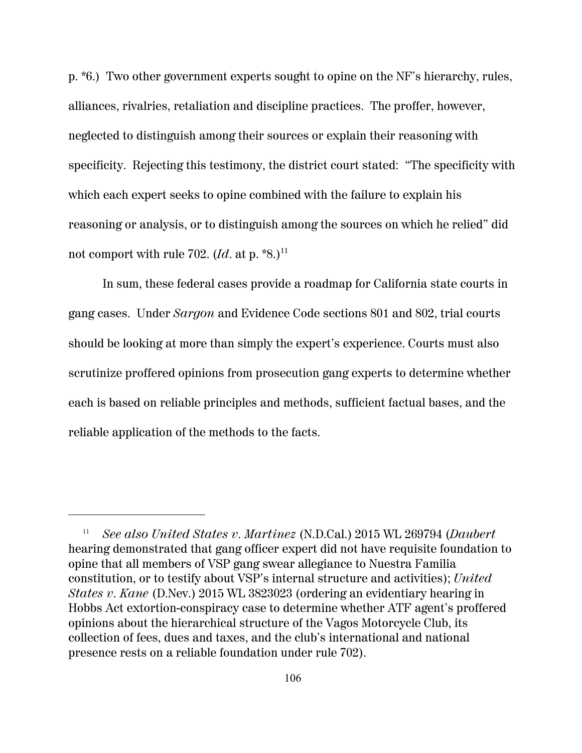p. *6.) Two other government experts sought to opine on the NF's hierarchy, rules, alliances, rivalries, retaliation and discipline practices. The proffer, however, neglected to distinguish among their sources or explain their reasoning with specificity. Rejecting this testimony, the district court stated: "The specificity with which each expert seeks to opine combined with the failure to explain his reasoning or analysis, or to distinguish among the sources on which he relied" did not comport with rule 702. (*Id*. at p. *8.)[11]

In sum, these federal cases provide a roadmap for California state courts in gang cases. Under *Sargon* and Evidence Code sections 801 and 802, trial courts should be looking at more than simply the expert's experience. Courts must also scrutinize proffered opinions from prosecution gang experts to determine whether each is based on reliable principles and methods, sufficient factual bases, and the reliable application of the methods to the facts.

---

[11] *See also United States v. Martinez* (N.D.Cal.) 2015 WL 269794 (*Daubert* hearing demonstrated that gang officer expert did not have requisite foundation to opine that all members of VSP gang swear allegiance to Nuestra Familia constitution, or to testify about VSP's internal structure and activities); *United States v. Kane* (D.Nev.) 2015 WL 3823023 (ordering an evidentiary hearing in Hobbs Act extortion-conspiracy case to determine whether ATF agent's proffered opinions about the hierarchical structure of the Vagos Motorcycle Club, its collection of fees, dues and taxes, and the club's international and national presence rests on a reliable foundation under rule 702).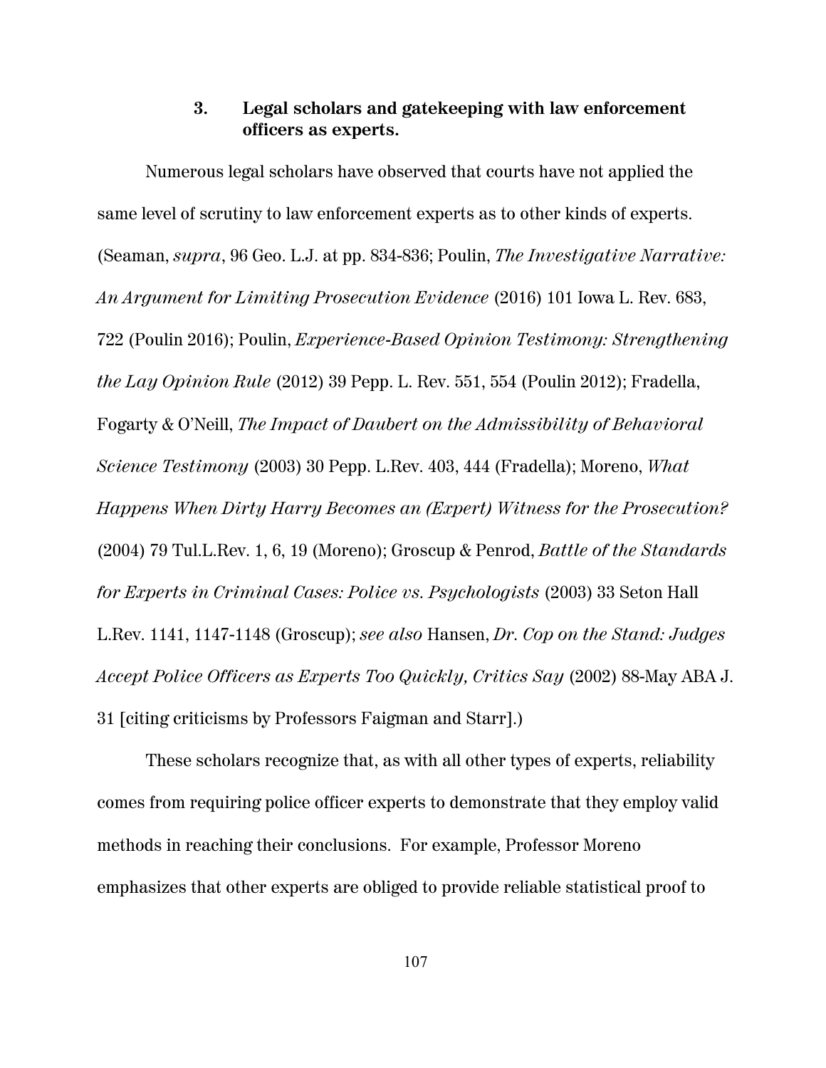### 3. Legal scholars and gatekeeping with law enforcement officers as experts.

Numerous legal scholars have observed that courts have not applied the same level of scrutiny to law enforcement experts as to other kinds of experts. (Seaman, *supra*, 96 Geo. L.J. at pp. 834-836; Poulin, *The Investigative Narrative: An Argument for Limiting Prosecution Evidence* (2016) 101 Iowa L. Rev. 683, 722 (Poulin 2016); Poulin, *Experience-Based Opinion Testimony: Strengthening the Lay Opinion Rule* (2012) 39 Pepp. L. Rev. 551, 554 (Poulin 2012); Fradella, Fogarty & O'Neill, *The Impact of Daubert on the Admissibility of Behavioral Science Testimony* (2003) 30 Pepp. L.Rev. 403, 444 (Fradella); Moreno, *What Happens When Dirty Harry Becomes an (Expert) Witness for the Prosecution?* (2004) 79 Tul.L.Rev. 1, 6, 19 (Moreno); Groscup & Penrod, *Battle of the Standards for Experts in Criminal Cases: Police vs. Psychologists* (2003) 33 Seton Hall L.Rev. 1141, 1147-1148 (Groscup); *see also* Hansen, *Dr. Cop on the Stand: Judges Accept Police Officers as Experts Too Quickly, Critics Say* (2002) 88-May ABA J. 31 [citing criticisms by Professors Faigman and Starr].)

These scholars recognize that, as with all other types of experts, reliability comes from requiring police officer experts to demonstrate that they employ valid methods in reaching their conclusions. For example, Professor Moreno emphasizes that other experts are obliged to provide reliable statistical proof to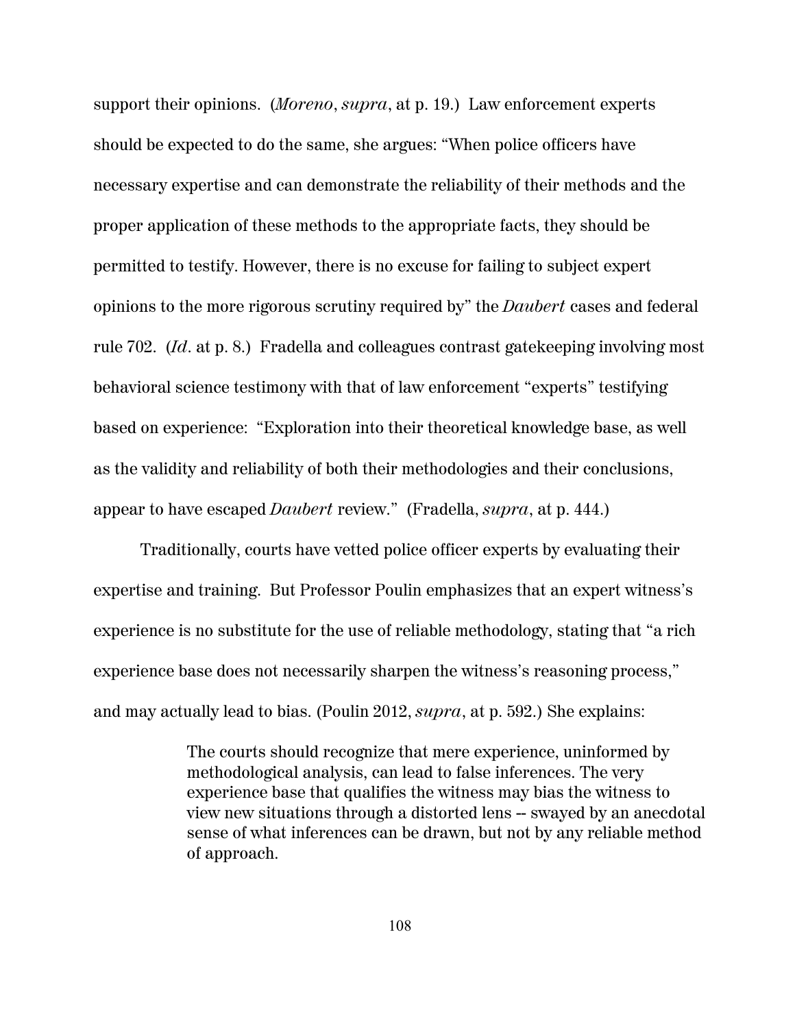support their opinions. (*Moreno*, *supra*, at p. 19.) Law enforcement experts should be expected to do the same, she argues: "When police officers have necessary expertise and can demonstrate the reliability of their methods and the proper application of these methods to the appropriate facts, they should be permitted to testify. However, there is no excuse for failing to subject expert opinions to the more rigorous scrutiny required by" the *Daubert* cases and federal rule 702. (*Id*. at p. 8.) Fradella and colleagues contrast gatekeeping involving most behavioral science testimony with that of law enforcement "experts" testifying based on experience: "Exploration into their theoretical knowledge base, as well as the validity and reliability of both their methodologies and their conclusions, appear to have escaped *Daubert* review." (Fradella, *supra*, at p. 444.)

Traditionally, courts have vetted police officer experts by evaluating their expertise and training. But Professor Poulin emphasizes that an expert witness's experience is no substitute for the use of reliable methodology, stating that "a rich experience base does not necessarily sharpen the witness's reasoning process," and may actually lead to bias. (Poulin 2012, *supra*, at p. 592.) She explains:

> The courts should recognize that mere experience, uninformed by methodological analysis, can lead to false inferences. The very experience base that qualifies the witness may bias the witness to view new situations through a distorted lens -- swayed by an anecdotal sense of what inferences can be drawn, but not by any reliable method of approach.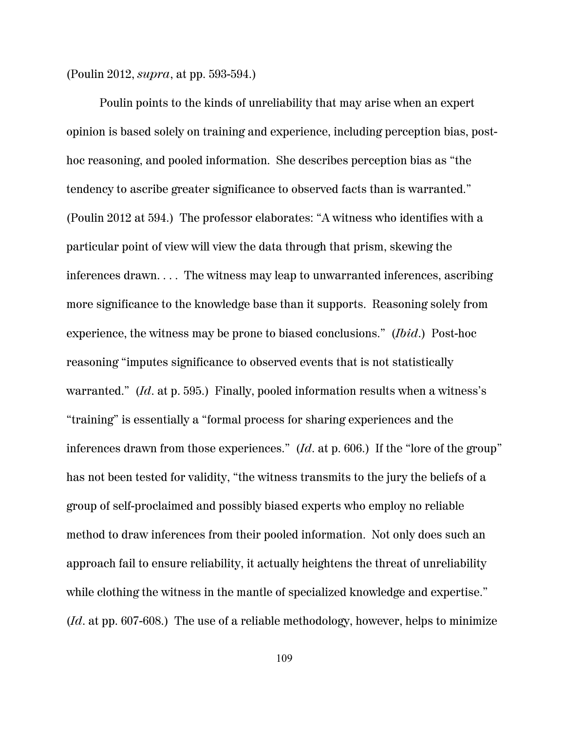(Poulin 2012, *supra*, at pp. 593-594.)

Poulin points to the kinds of unreliability that may arise when an expert opinion is based solely on training and experience, including perception bias, post-hoc reasoning, and pooled information. She describes perception bias as "the tendency to ascribe greater significance to observed facts than is warranted." (Poulin 2012 at 594.) The professor elaborates: "A witness who identifies with a particular point of view will view the data through that prism, skewing the inferences drawn. . . . The witness may leap to unwarranted inferences, ascribing more significance to the knowledge base than it supports. Reasoning solely from experience, the witness may be prone to biased conclusions." (*Ibid*.) Post-hoc reasoning "imputes significance to observed events that is not statistically warranted." (*Id*. at p. 595.) Finally, pooled information results when a witness's "training" is essentially a "formal process for sharing experiences and the inferences drawn from those experiences." (*Id*. at p. 606.) If the "lore of the group" has not been tested for validity, "the witness transmits to the jury the beliefs of a group of self-proclaimed and possibly biased experts who employ no reliable method to draw inferences from their pooled information. Not only does such an approach fail to ensure reliability, it actually heightens the threat of unreliability while clothing the witness in the mantle of specialized knowledge and expertise." (*Id*. at pp. 607-608.) The use of a reliable methodology, however, helps to minimize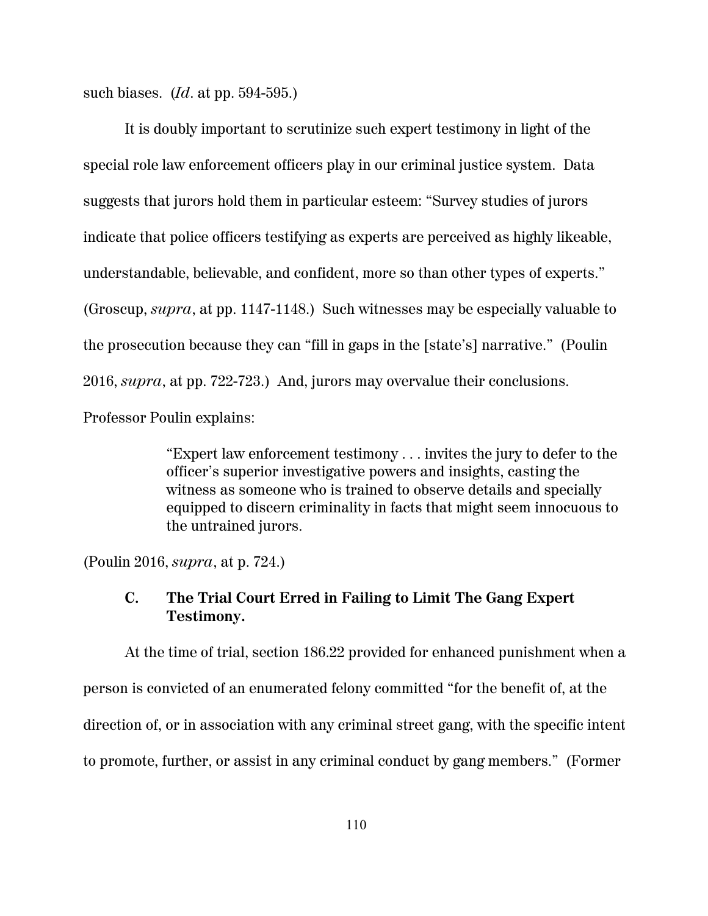such biases. (*Id*. at pp. 594-595.)

It is doubly important to scrutinize such expert testimony in light of the special role law enforcement officers play in our criminal justice system. Data suggests that jurors hold them in particular esteem: "Survey studies of jurors indicate that police officers testifying as experts are perceived as highly likeable, understandable, believable, and confident, more so than other types of experts." (Groscup, *supra*, at pp. 1147-1148.) Such witnesses may be especially valuable to the prosecution because they can "fill in gaps in the [state's] narrative." (Poulin 2016, *supra*, at pp. 722-723.) And, jurors may overvalue their conclusions. Professor Poulin explains:

> "Expert law enforcement testimony . . . invites the jury to defer to the officer's superior investigative powers and insights, casting the witness as someone who is trained to observe details and specially equipped to discern criminality in facts that might seem innocuous to the untrained jurors.

(Poulin 2016, *supra*, at p. 724.)

### C. The Trial Court Erred in Failing to Limit The Gang Expert Testimony.

At the time of trial, section 186.22 provided for enhanced punishment when a person is convicted of an enumerated felony committed "for the benefit of, at the direction of, or in association with any criminal street gang, with the specific intent to promote, further, or assist in any criminal conduct by gang members." (Former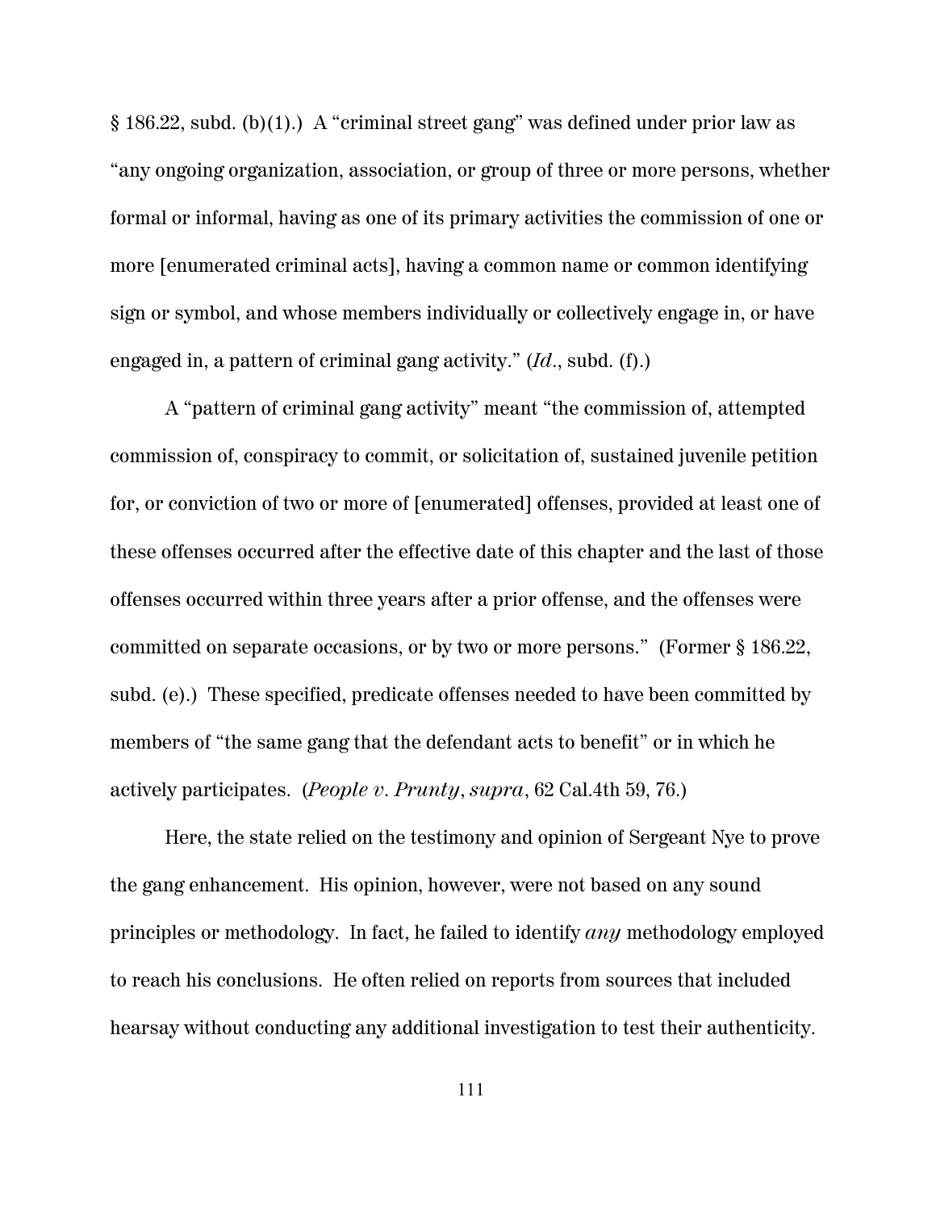§ 186.22, subd. (b)(1).) A "criminal street gang" was defined under prior law as "any ongoing organization, association, or group of three or more persons, whether formal or informal, having as one of its primary activities the commission of one or more [enumerated criminal acts], having a common name or common identifying sign or symbol, and whose members individually or collectively engage in, or have engaged in, a pattern of criminal gang activity." (*Id*., subd. (f).)

A "pattern of criminal gang activity" meant "the commission of, attempted commission of, conspiracy to commit, or solicitation of, sustained juvenile petition for, or conviction of two or more of [enumerated] offenses, provided at least one of these offenses occurred after the effective date of this chapter and the last of those offenses occurred within three years after a prior offense, and the offenses were committed on separate occasions, or by two or more persons." (Former § 186.22, subd. (e).) These specified, predicate offenses needed to have been committed by members of "the same gang that the defendant acts to benefit" or in which he actively participates. (*People v. Prunty*, *supra*, 62 Cal.4th 59, 76.)

Here, the state relied on the testimony and opinion of Sergeant Nye to prove the gang enhancement. His opinion, however, were not based on any sound principles or methodology. In fact, he failed to identify *any* methodology employed to reach his conclusions. He often relied on reports from sources that included hearsay without conducting any additional investigation to test their authenticity.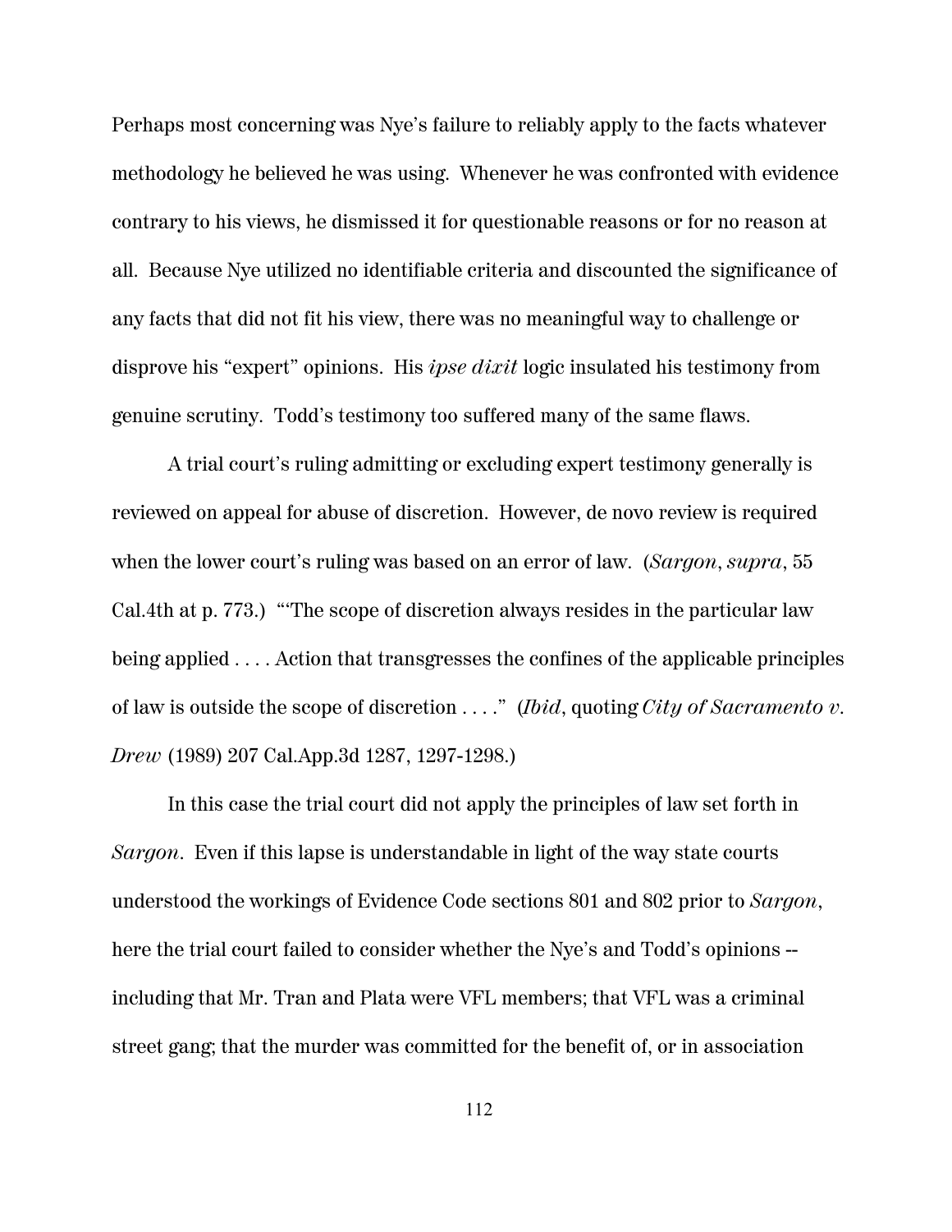Perhaps most concerning was Nye's failure to reliably apply to the facts whatever methodology he believed he was using. Whenever he was confronted with evidence contrary to his views, he dismissed it for questionable reasons or for no reason at all. Because Nye utilized no identifiable criteria and discounted the significance of any facts that did not fit his view, there was no meaningful way to challenge or disprove his "expert" opinions. His *ipse dixit* logic insulated his testimony from genuine scrutiny. Todd's testimony too suffered many of the same flaws.

A trial court's ruling admitting or excluding expert testimony generally is reviewed on appeal for abuse of discretion. However, de novo review is required when the lower court's ruling was based on an error of law. (*Sargon*, *supra*, 55 Cal.4th at p. 773.) "'The scope of discretion always resides in the particular law being applied . . . . Action that transgresses the confines of the applicable principles of law is outside the scope of discretion . . . ." (*Ibid*, quoting *City of Sacramento v. Drew* (1989) 207 Cal.App.3d 1287, 1297-1298.)

In this case the trial court did not apply the principles of law set forth in *Sargon*. Even if this lapse is understandable in light of the way state courts understood the workings of Evidence Code sections 801 and 802 prior to *Sargon*, here the trial court failed to consider whether the Nye's and Todd's opinions -- including that Mr. Tran and Plata were VFL members; that VFL was a criminal street gang; that the murder was committed for the benefit of, or in association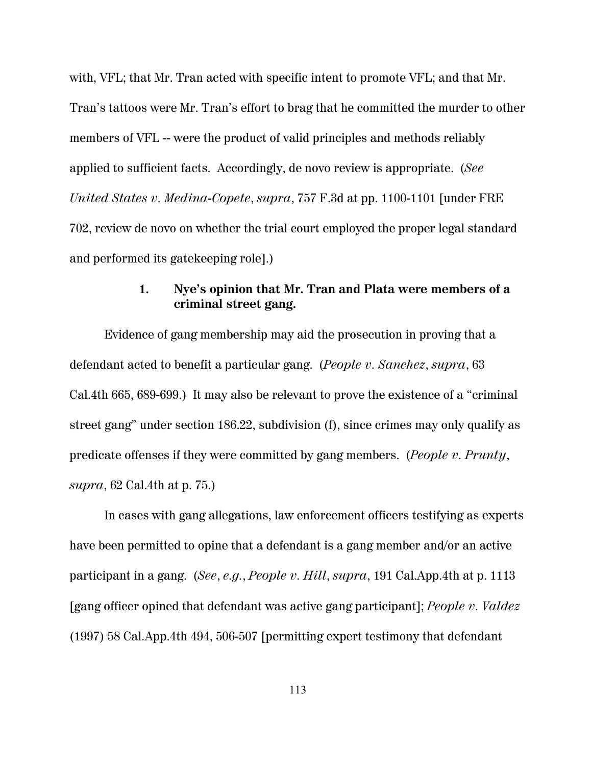with, VFL; that Mr. Tran acted with specific intent to promote VFL; and that Mr. Tran's tattoos were Mr. Tran's effort to brag that he committed the murder to other members of VFL -- were the product of valid principles and methods reliably applied to sufficient facts. Accordingly, de novo review is appropriate. (*See United States v. Medina-Copete*, *supra*, 757 F.3d at pp. 1100-1101 [under FRE 702, review de novo on whether the trial court employed the proper legal standard and performed its gatekeeping role].)

### 1. Nye's opinion that Mr. Tran and Plata were members of a criminal street gang.

Evidence of gang membership may aid the prosecution in proving that a defendant acted to benefit a particular gang. (*People v. Sanchez*, *supra*, 63 Cal.4th 665, 689-699.) It may also be relevant to prove the existence of a "criminal street gang" under section 186.22, subdivision (f), since crimes may only qualify as predicate offenses if they were committed by gang members. (*People v. Prunty*, *supra*, 62 Cal.4th at p. 75.)

In cases with gang allegations, law enforcement officers testifying as experts have been permitted to opine that a defendant is a gang member and/or an active participant in a gang. (*See*, *e.g.*, *People v. Hill*, *supra*, 191 Cal.App.4th at p. 1113 [gang officer opined that defendant was active gang participant]; *People v. Valdez* (1997) 58 Cal.App.4th 494, 506-507 [permitting expert testimony that defendant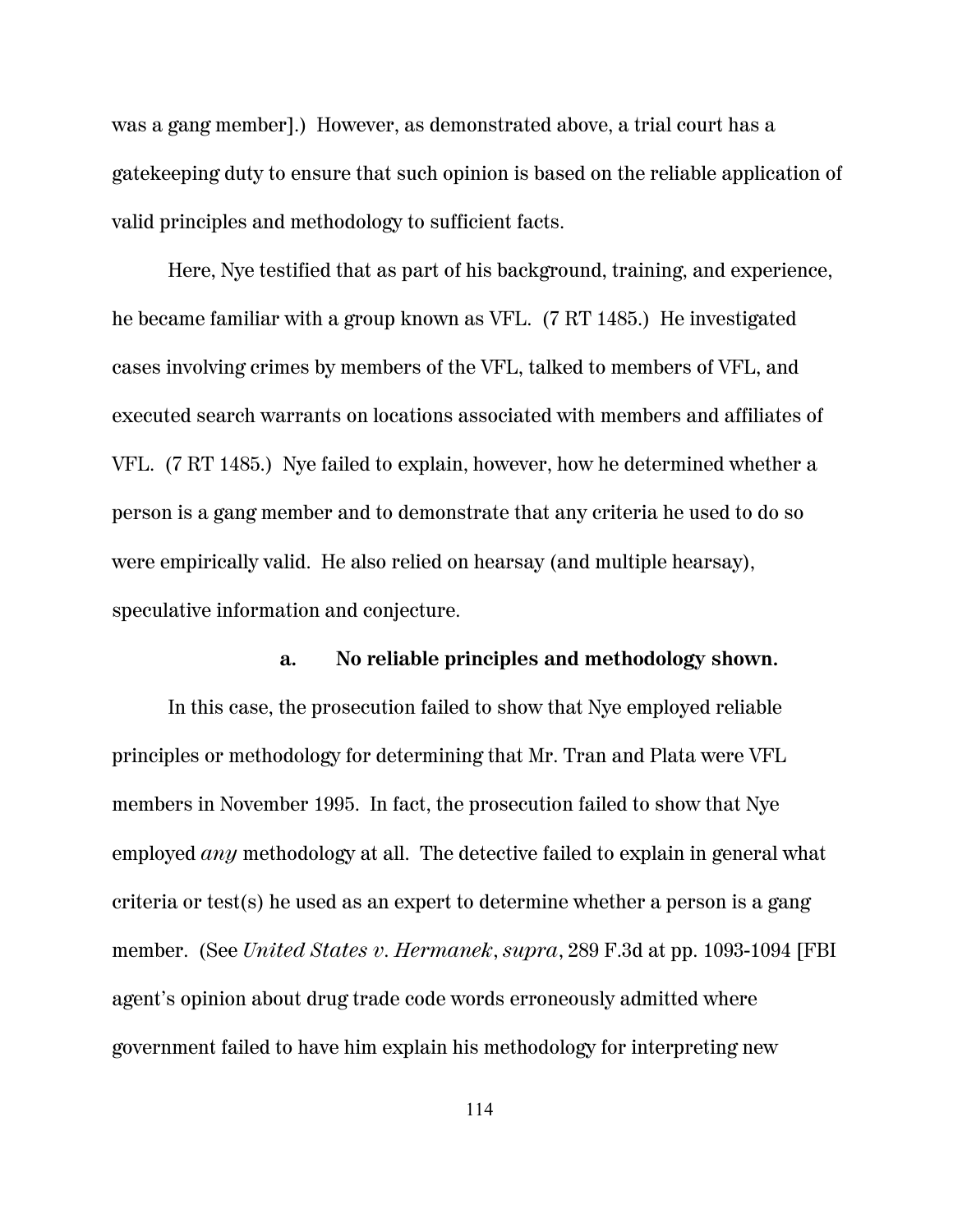was a gang member].) However, as demonstrated above, a trial court has a gatekeeping duty to ensure that such opinion is based on the reliable application of valid principles and methodology to sufficient facts.

Here, Nye testified that as part of his background, training, and experience, he became familiar with a group known as VFL. (7 RT 1485.) He investigated cases involving crimes by members of the VFL, talked to members of VFL, and executed search warrants on locations associated with members and affiliates of VFL. (7 RT 1485.) Nye failed to explain, however, how he determined whether a person is a gang member and to demonstrate that any criteria he used to do so were empirically valid. He also relied on hearsay (and multiple hearsay), speculative information and conjecture.

**a. No reliable principles and methodology shown.**

In this case, the prosecution failed to show that Nye employed reliable principles or methodology for determining that Mr. Tran and Plata were VFL members in November 1995. In fact, the prosecution failed to show that Nye employed *any* methodology at all. The detective failed to explain in general what criteria or test(s) he used as an expert to determine whether a person is a gang member. (See *United States v. Hermanek*, *supra*, 289 F.3d at pp. 1093-1094 [FBI agent's opinion about drug trade code words erroneously admitted where government failed to have him explain his methodology for interpreting new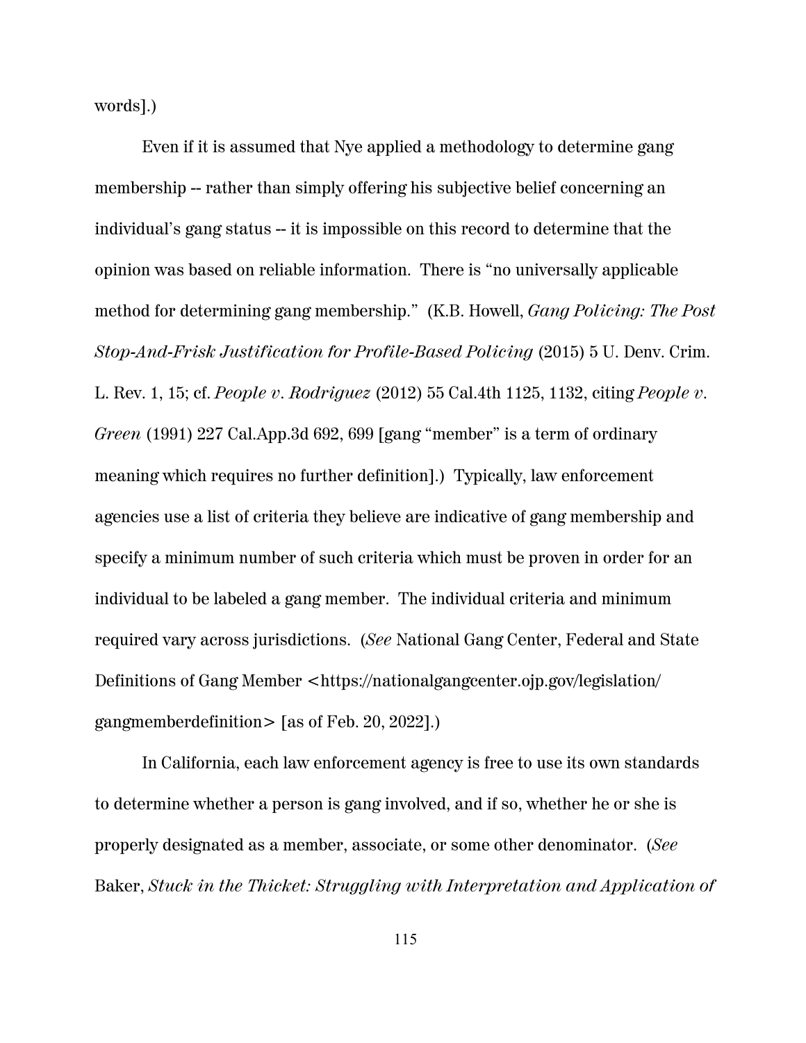words].)

Even if it is assumed that Nye applied a methodology to determine gang membership -- rather than simply offering his subjective belief concerning an individual's gang status -- it is impossible on this record to determine that the opinion was based on reliable information. There is "no universally applicable method for determining gang membership." (K.B. Howell, *Gang Policing: The Post Stop-And-Frisk Justification for Profile-Based Policing* (2015) 5 U. Denv. Crim. L. Rev. 1, 15; cf. *People v. Rodriguez* (2012) 55 Cal.4th 1125, 1132, citing *People v. Green* (1991) 227 Cal.App.3d 692, 699 [gang "member" is a term of ordinary meaning which requires no further definition].) Typically, law enforcement agencies use a list of criteria they believe are indicative of gang membership and specify a minimum number of such criteria which must be proven in order for an individual to be labeled a gang member. The individual criteria and minimum required vary across jurisdictions. (*See* National Gang Center, Federal and State Definitions of Gang Member <https://nationalgangcenter.ojp.gov/legislation/gangmemberdefinition> [as of Feb. 20, 2022].)

In California, each law enforcement agency is free to use its own standards to determine whether a person is gang involved, and if so, whether he or she is properly designated as a member, associate, or some other denominator. (*See* Baker, *Stuck in the Thicket: Struggling with Interpretation and Application of*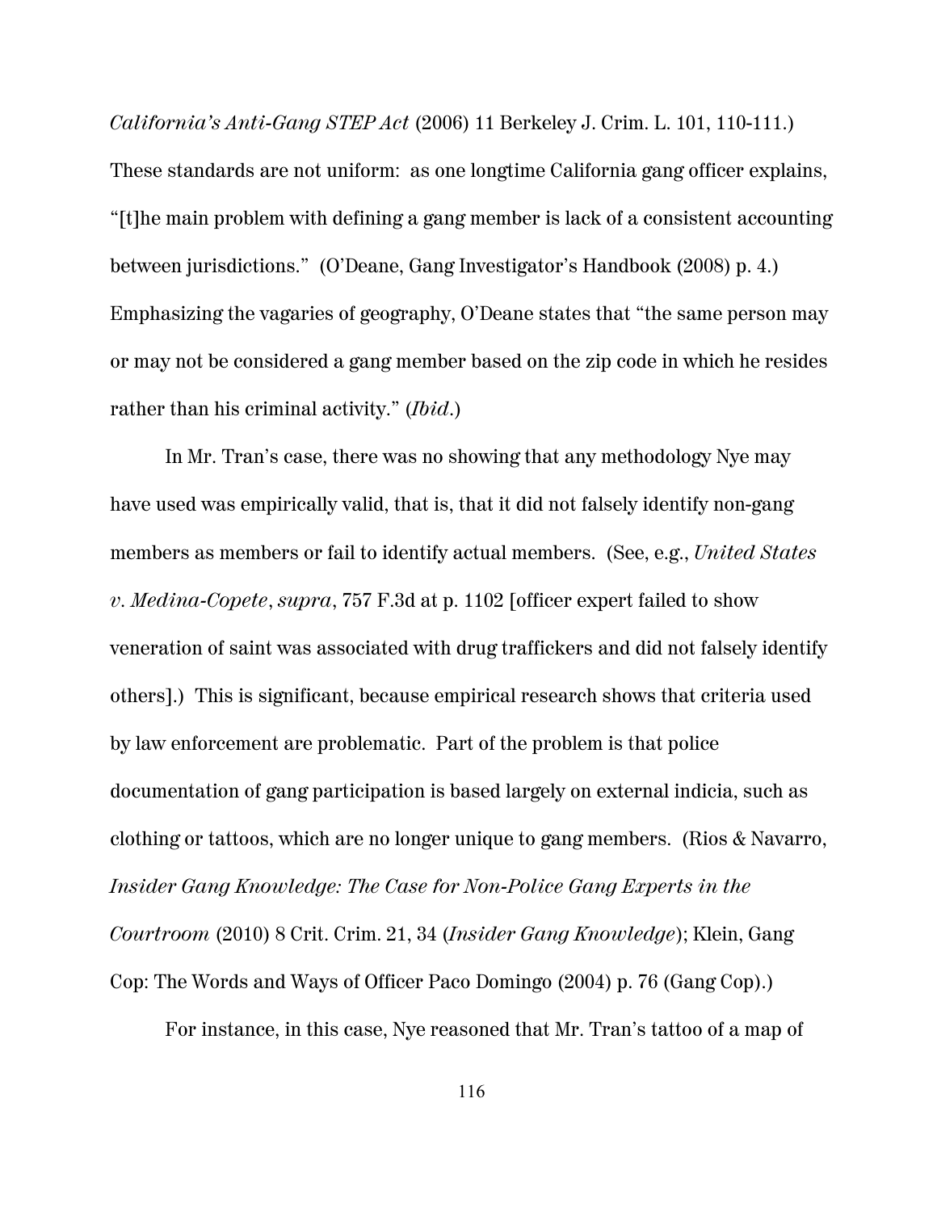*California's Anti-Gang STEP Act* (2006) 11 Berkeley J. Crim. L. 101, 110-111.) These standards are not uniform: as one longtime California gang officer explains, "[t]he main problem with defining a gang member is lack of a consistent accounting between jurisdictions." (O'Deane, Gang Investigator's Handbook (2008) p. 4.) Emphasizing the vagaries of geography, O'Deane states that "the same person may or may not be considered a gang member based on the zip code in which he resides rather than his criminal activity." (*Ibid*.)

In Mr. Tran's case, there was no showing that any methodology Nye may have used was empirically valid, that is, that it did not falsely identify non-gang members as members or fail to identify actual members. (See, e.g., *United States v. Medina-Copete*, *supra*, 757 F.3d at p. 1102 [officer expert failed to show veneration of saint was associated with drug traffickers and did not falsely identify others].) This is significant, because empirical research shows that criteria used by law enforcement are problematic. Part of the problem is that police documentation of gang participation is based largely on external indicia, such as clothing or tattoos, which are no longer unique to gang members. (Rios & Navarro, *Insider Gang Knowledge: The Case for Non-Police Gang Experts in the Courtroom* (2010) 8 Crit. Crim. 21, 34 (*Insider Gang Knowledge*); Klein, Gang Cop: The Words and Ways of Officer Paco Domingo (2004) p. 76 (Gang Cop).)

For instance, in this case, Nye reasoned that Mr. Tran's tattoo of a map of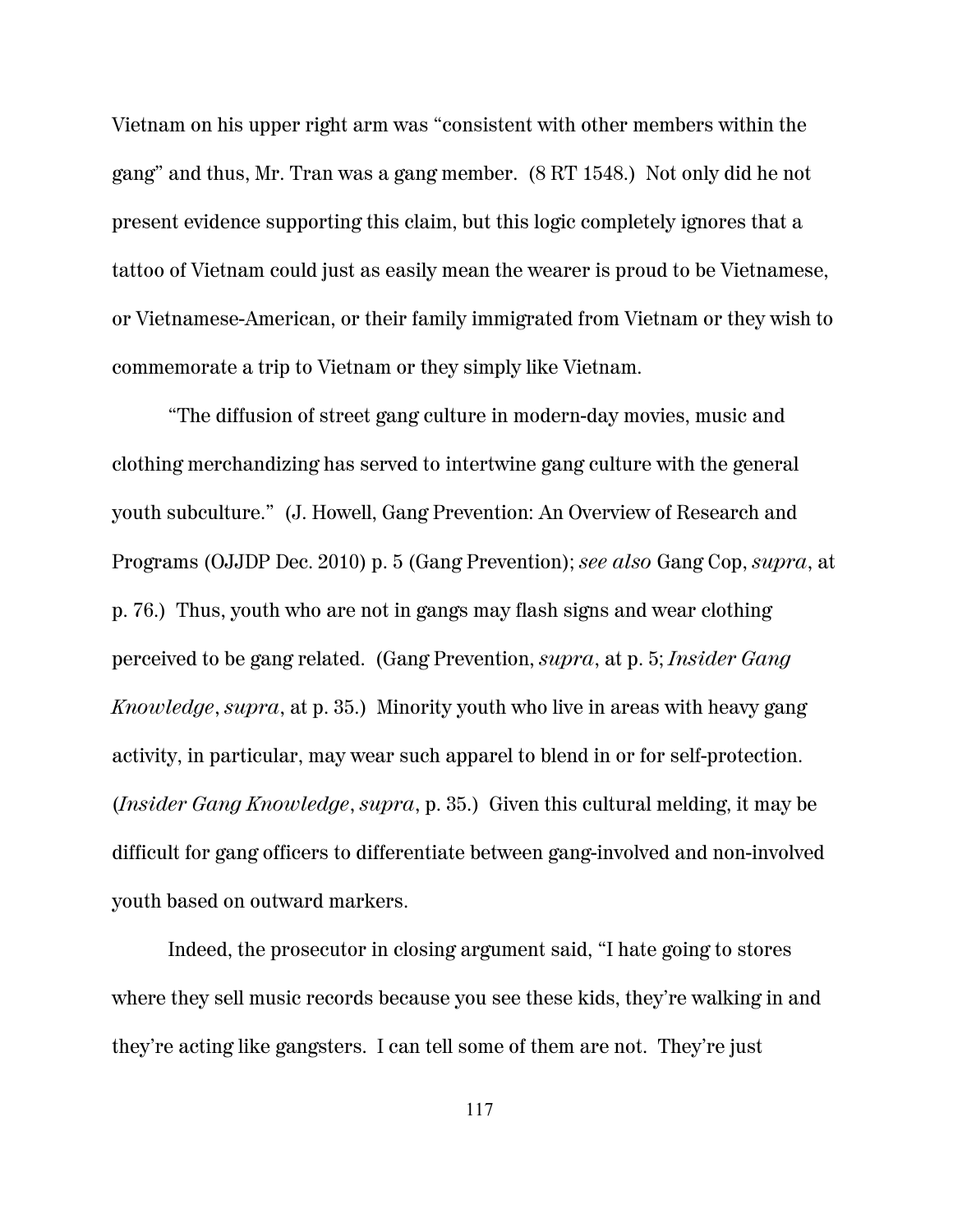Vietnam on his upper right arm was "consistent with other members within the gang" and thus, Mr. Tran was a gang member. (8 RT 1548.) Not only did he not present evidence supporting this claim, but this logic completely ignores that a tattoo of Vietnam could just as easily mean the wearer is proud to be Vietnamese, or Vietnamese-American, or their family immigrated from Vietnam or they wish to commemorate a trip to Vietnam or they simply like Vietnam.

"The diffusion of street gang culture in modern-day movies, music and clothing merchandizing has served to intertwine gang culture with the general youth subculture." (J. Howell, Gang Prevention: An Overview of Research and Programs (OJJDP Dec. 2010) p. 5 (Gang Prevention); *see also* Gang Cop, *supra*, at p. 76.) Thus, youth who are not in gangs may flash signs and wear clothing perceived to be gang related. (Gang Prevention, *supra*, at p. 5; *Insider Gang Knowledge*, *supra*, at p. 35.) Minority youth who live in areas with heavy gang activity, in particular, may wear such apparel to blend in or for self-protection. (*Insider Gang Knowledge*, *supra*, p. 35.) Given this cultural melding, it may be difficult for gang officers to differentiate between gang-involved and non-involved youth based on outward markers.

Indeed, the prosecutor in closing argument said, "I hate going to stores where they sell music records because you see these kids, they're walking in and they're acting like gangsters. I can tell some of them are not. They're just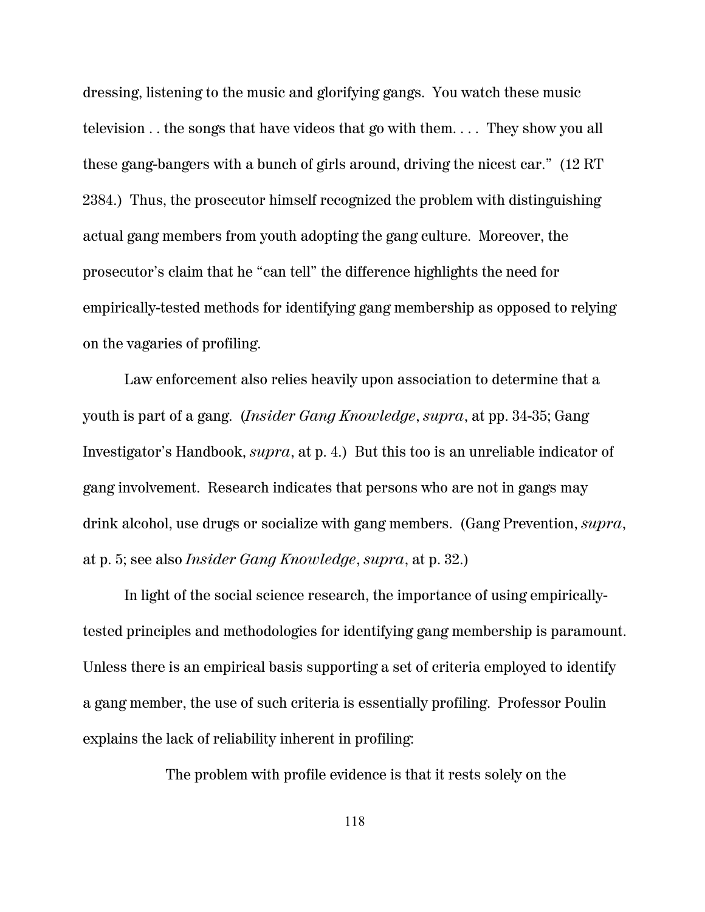dressing, listening to the music and glorifying gangs. You watch these music television . . the songs that have videos that go with them. . . . They show you all these gang-bangers with a bunch of girls around, driving the nicest car." (12 RT 2384.) Thus, the prosecutor himself recognized the problem with distinguishing actual gang members from youth adopting the gang culture. Moreover, the prosecutor's claim that he "can tell" the difference highlights the need for empirically-tested methods for identifying gang membership as opposed to relying on the vagaries of profiling.

Law enforcement also relies heavily upon association to determine that a youth is part of a gang. (*Insider Gang Knowledge*, *supra*, at pp. 34-35; Gang Investigator's Handbook, *supra*, at p. 4.) But this too is an unreliable indicator of gang involvement. Research indicates that persons who are not in gangs may drink alcohol, use drugs or socialize with gang members. (Gang Prevention, *supra*, at p. 5; see also *Insider Gang Knowledge*, *supra*, at p. 32.)

In light of the social science research, the importance of using empirically-tested principles and methodologies for identifying gang membership is paramount. Unless there is an empirical basis supporting a set of criteria employed to identify a gang member, the use of such criteria is essentially profiling. Professor Poulin explains the lack of reliability inherent in profiling:

> The problem with profile evidence is that it rests solely on the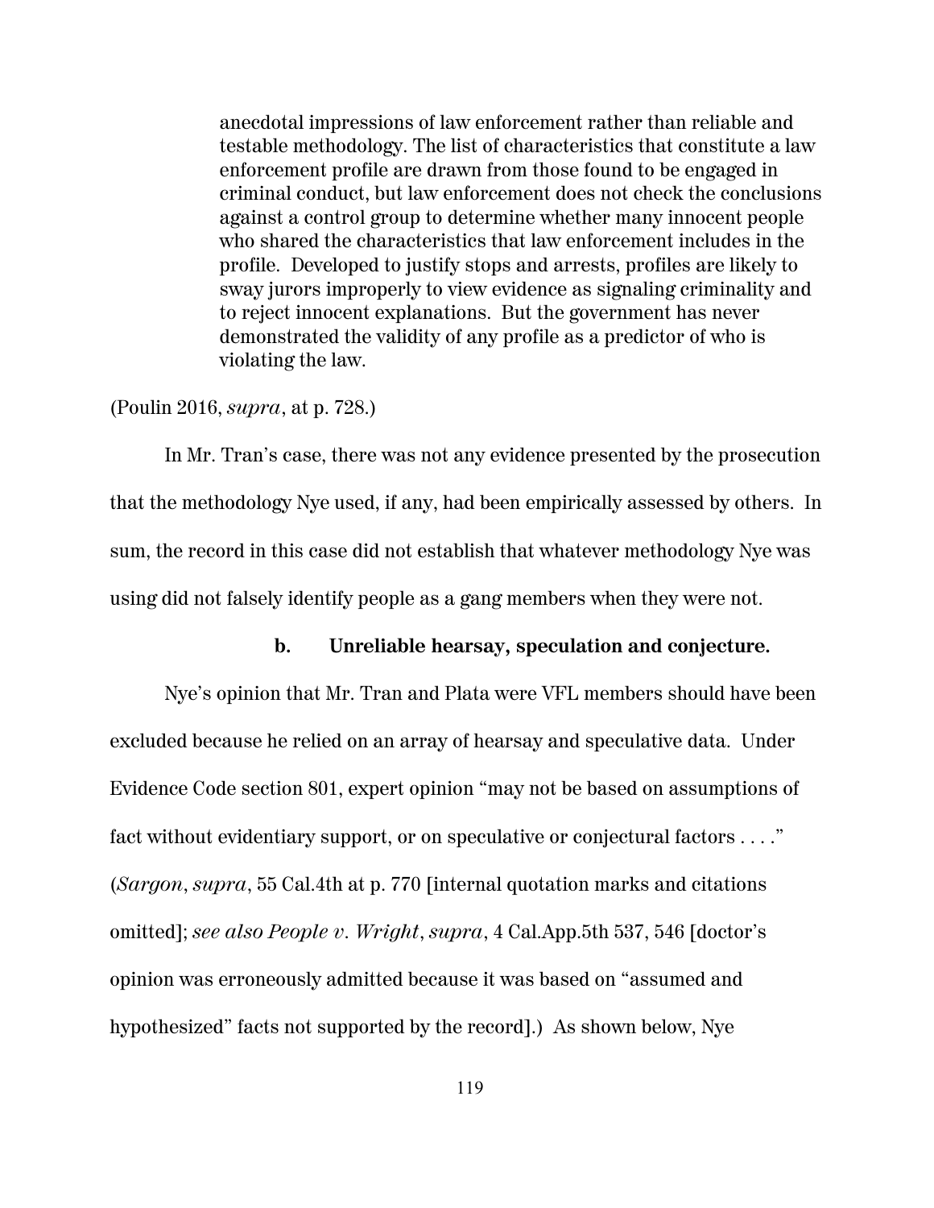> anecdotal impressions of law enforcement rather than reliable and testable methodology. The list of characteristics that constitute a law enforcement profile are drawn from those found to be engaged in criminal conduct, but law enforcement does not check the conclusions against a control group to determine whether many innocent people who shared the characteristics that law enforcement includes in the profile. Developed to justify stops and arrests, profiles are likely to sway jurors improperly to view evidence as signaling criminality and to reject innocent explanations. But the government has never demonstrated the validity of any profile as a predictor of who is violating the law.

(Poulin 2016, *supra*, at p. 728.)

In Mr. Tran's case, there was not any evidence presented by the prosecution that the methodology Nye used, if any, had been empirically assessed by others. In sum, the record in this case did not establish that whatever methodology Nye was using did not falsely identify people as a gang members when they were not.

**b. Unreliable hearsay, speculation and conjecture.**

Nye's opinion that Mr. Tran and Plata were VFL members should have been excluded because he relied on an array of hearsay and speculative data. Under Evidence Code section 801, expert opinion "may not be based on assumptions of fact without evidentiary support, or on speculative or conjectural factors . . . ." (*Sargon*, *supra*, 55 Cal.4th at p. 770 [internal quotation marks and citations omitted]; *see also People v. Wright*, *supra*, 4 Cal.App.5th 537, 546 [doctor's opinion was erroneously admitted because it was based on "assumed and hypothesized" facts not supported by the record].) As shown below, Nye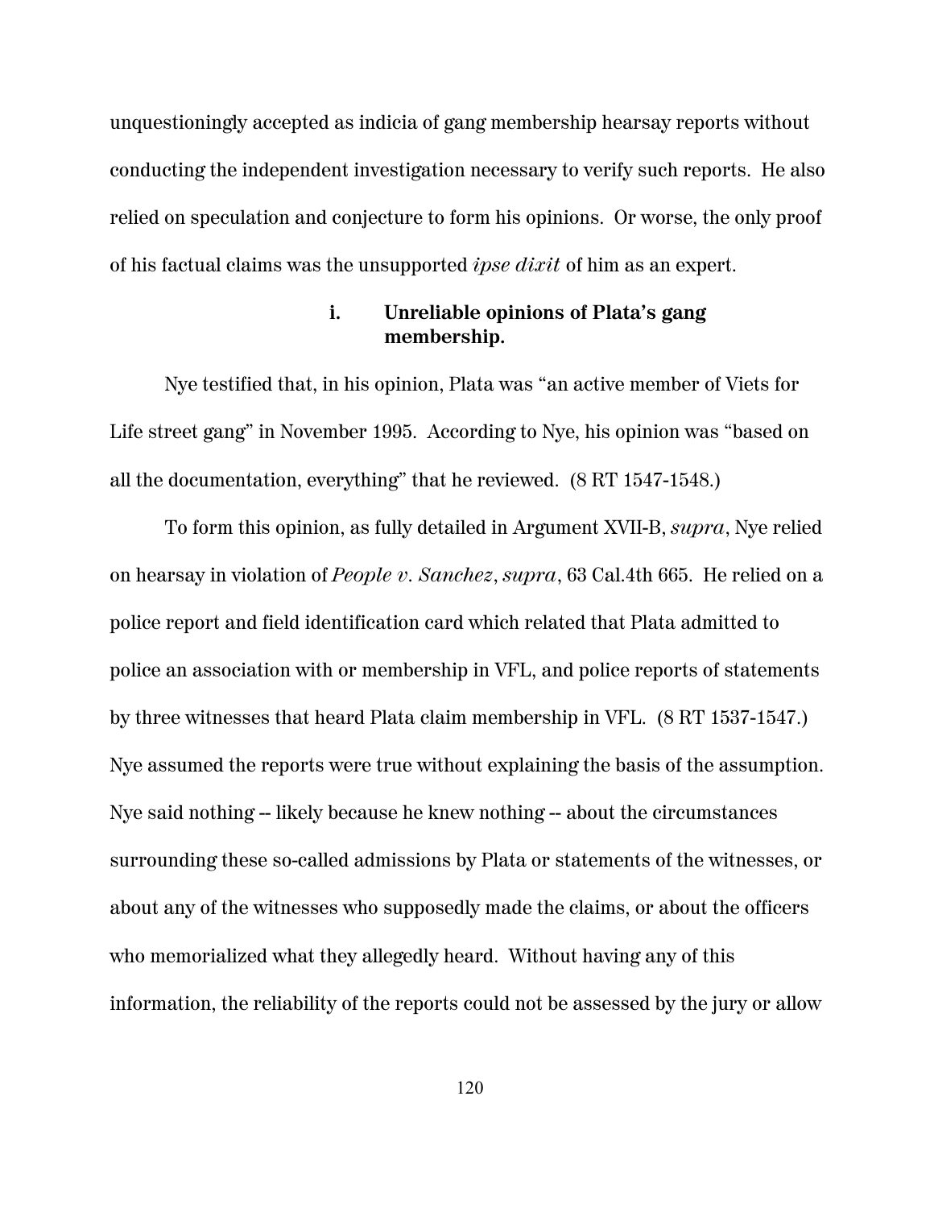unquestioningly accepted as indicia of gang membership hearsay reports without conducting the independent investigation necessary to verify such reports. He also relied on speculation and conjecture to form his opinions. Or worse, the only proof of his factual claims was the unsupported *ipse dixit* of him as an expert.

#### i. Unreliable opinions of Plata's gang membership.

Nye testified that, in his opinion, Plata was "an active member of Viets for Life street gang" in November 1995. According to Nye, his opinion was "based on all the documentation, everything" that he reviewed. (8 RT 1547-1548.)

To form this opinion, as fully detailed in Argument XVII-B, *supra*, Nye relied on hearsay in violation of *People v. Sanchez*, *supra*, 63 Cal.4th 665. He relied on a police report and field identification card which related that Plata admitted to police an association with or membership in VFL, and police reports of statements by three witnesses that heard Plata claim membership in VFL. (8 RT 1537-1547.) Nye assumed the reports were true without explaining the basis of the assumption. Nye said nothing -- likely because he knew nothing -- about the circumstances surrounding these so-called admissions by Plata or statements of the witnesses, or about any of the witnesses who supposedly made the claims, or about the officers who memorialized what they allegedly heard. Without having any of this information, the reliability of the reports could not be assessed by the jury or allow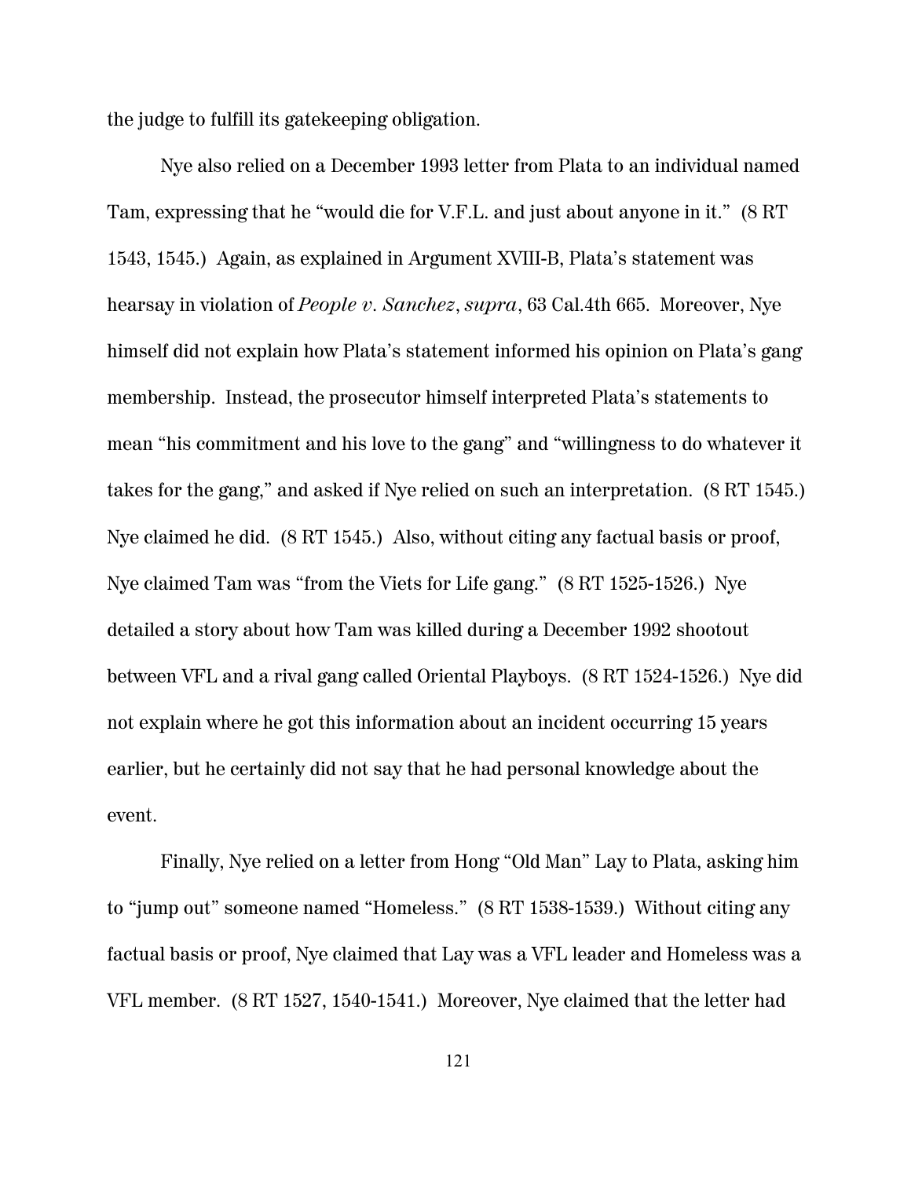the judge to fulfill its gatekeeping obligation.

Nye also relied on a December 1993 letter from Plata to an individual named Tam, expressing that he "would die for V.F.L. and just about anyone in it." (8 RT 1543, 1545.) Again, as explained in Argument XVIII-B, Plata's statement was hearsay in violation of *People v. Sanchez*, *supra*, 63 Cal.4th 665. Moreover, Nye himself did not explain how Plata's statement informed his opinion on Plata's gang membership. Instead, the prosecutor himself interpreted Plata's statements to mean "his commitment and his love to the gang" and "willingness to do whatever it takes for the gang," and asked if Nye relied on such an interpretation. (8 RT 1545.) Nye claimed he did. (8 RT 1545.) Also, without citing any factual basis or proof, Nye claimed Tam was "from the Viets for Life gang." (8 RT 1525-1526.) Nye detailed a story about how Tam was killed during a December 1992 shootout between VFL and a rival gang called Oriental Playboys. (8 RT 1524-1526.) Nye did not explain where he got this information about an incident occurring 15 years earlier, but he certainly did not say that he had personal knowledge about the event.

Finally, Nye relied on a letter from Hong "Old Man" Lay to Plata, asking him to "jump out" someone named "Homeless." (8 RT 1538-1539.) Without citing any factual basis or proof, Nye claimed that Lay was a VFL leader and Homeless was a VFL member. (8 RT 1527, 1540-1541.) Moreover, Nye claimed that the letter had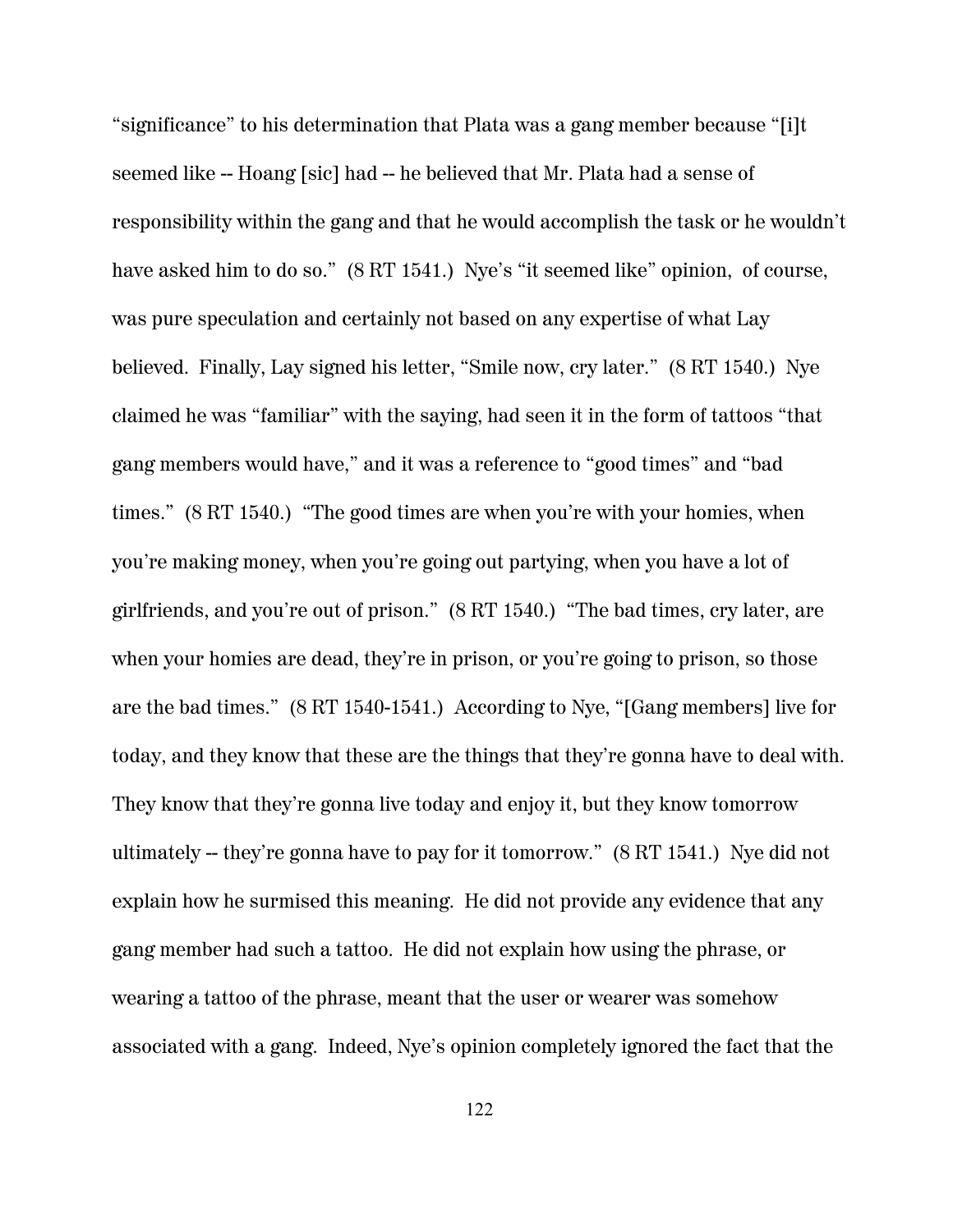"significance" to his determination that Plata was a gang member because "[i]t seemed like -- Hoang [sic] had -- he believed that Mr. Plata had a sense of responsibility within the gang and that he would accomplish the task or he wouldn't have asked him to do so." (8 RT 1541.) Nye's "it seemed like" opinion, of course, was pure speculation and certainly not based on any expertise of what Lay believed. Finally, Lay signed his letter, "Smile now, cry later." (8 RT 1540.) Nye claimed he was "familiar" with the saying, had seen it in the form of tattoos "that gang members would have," and it was a reference to "good times" and "bad times." (8 RT 1540.) "The good times are when you're with your homies, when you're making money, when you're going out partying, when you have a lot of girlfriends, and you're out of prison." (8 RT 1540.) "The bad times, cry later, are when your homies are dead, they're in prison, or you're going to prison, so those are the bad times." (8 RT 1540-1541.) According to Nye, "[Gang members] live for today, and they know that these are the things that they're gonna have to deal with. They know that they're gonna live today and enjoy it, but they know tomorrow ultimately -- they're gonna have to pay for it tomorrow." (8 RT 1541.) Nye did not explain how he surmised this meaning. He did not provide any evidence that any gang member had such a tattoo. He did not explain how using the phrase, or wearing a tattoo of the phrase, meant that the user or wearer was somehow associated with a gang. Indeed, Nye's opinion completely ignored the fact that the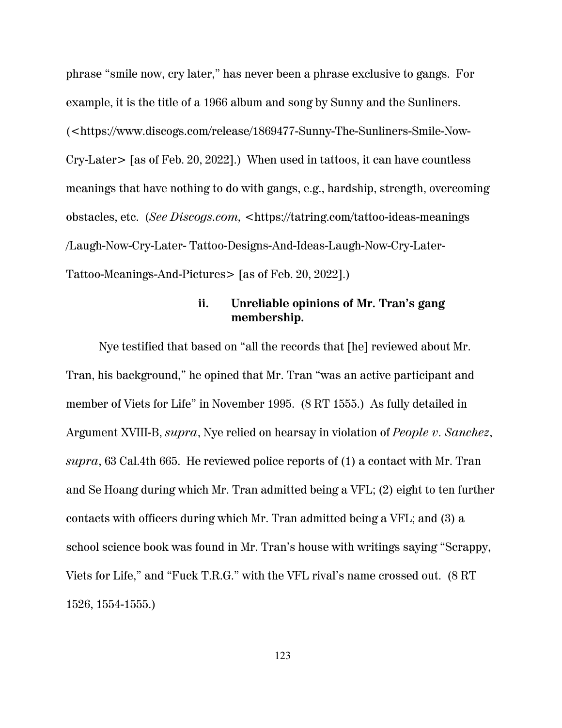phrase "smile now, cry later," has never been a phrase exclusive to gangs. For example, it is the title of a 1966 album and song by Sunny and the Sunliners. (<https://www.discogs.com/release/1869477-Sunny-The-Sunliners-Smile-Now-Cry-Later> [as of Feb. 20, 2022].) When used in tattoos, it can have countless meanings that have nothing to do with gangs, e.g., hardship, strength, overcoming obstacles, etc. (*See Discogs.com,* <https://tatring.com/tattoo-ideas-meanings /Laugh-Now-Cry-Later- Tattoo-Designs-And-Ideas-Laugh-Now-Cry-Later-Tattoo-Meanings-And-Pictures> [as of Feb. 20, 2022].)

**ii. Unreliable opinions of Mr. Tran's gang membership.**

Nye testified that based on "all the records that [he] reviewed about Mr. Tran, his background," he opined that Mr. Tran "was an active participant and member of Viets for Life" in November 1995. (8 RT 1555.) As fully detailed in Argument XVIII-B, *supra*, Nye relied on hearsay in violation of *People v. Sanchez*, *supra*, 63 Cal.4th 665. He reviewed police reports of (1) a contact with Mr. Tran and Se Hoang during which Mr. Tran admitted being a VFL; (2) eight to ten further contacts with officers during which Mr. Tran admitted being a VFL; and (3) a school science book was found in Mr. Tran's house with writings saying "Scrappy, Viets for Life," and "Fuck T.R.G." with the VFL rival's name crossed out. (8 RT 1526, 1554-1555.)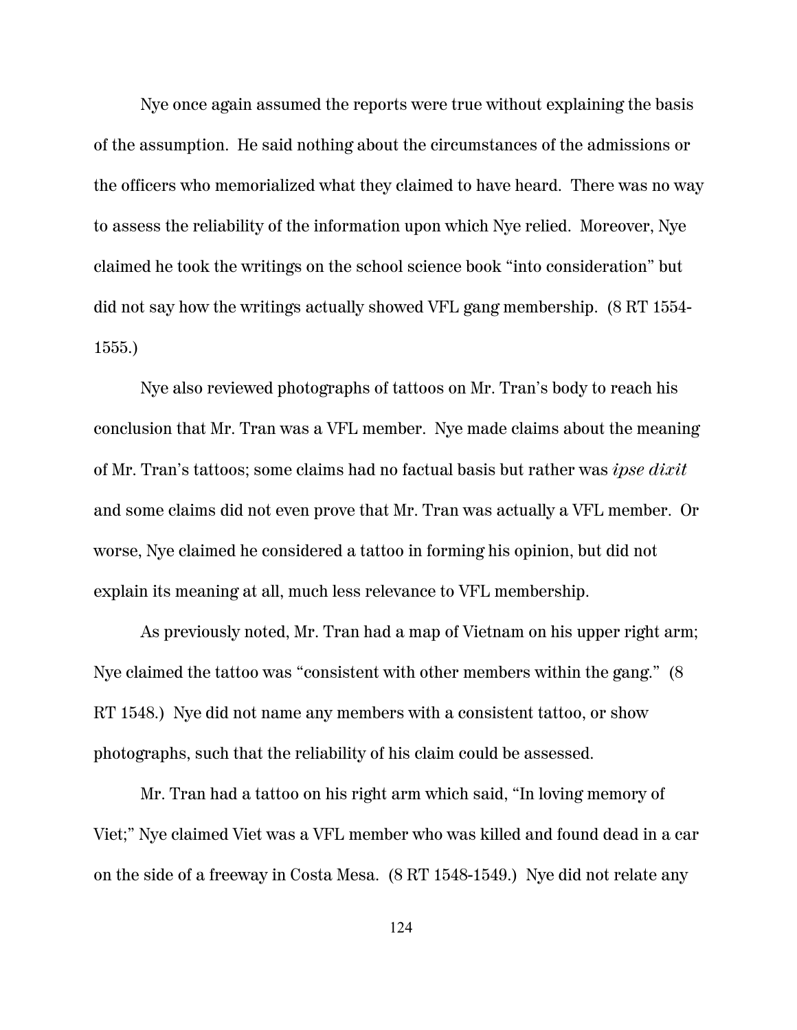Nye once again assumed the reports were true without explaining the basis of the assumption. He said nothing about the circumstances of the admissions or the officers who memorialized what they claimed to have heard. There was no way to assess the reliability of the information upon which Nye relied. Moreover, Nye claimed he took the writings on the school science book "into consideration" but did not say how the writings actually showed VFL gang membership. (8 RT 1554-1555.)

Nye also reviewed photographs of tattoos on Mr. Tran's body to reach his conclusion that Mr. Tran was a VFL member. Nye made claims about the meaning of Mr. Tran's tattoos; some claims had no factual basis but rather was *ipse dixit* and some claims did not even prove that Mr. Tran was actually a VFL member. Or worse, Nye claimed he considered a tattoo in forming his opinion, but did not explain its meaning at all, much less relevance to VFL membership.

As previously noted, Mr. Tran had a map of Vietnam on his upper right arm; Nye claimed the tattoo was "consistent with other members within the gang." (8 RT 1548.) Nye did not name any members with a consistent tattoo, or show photographs, such that the reliability of his claim could be assessed.

Mr. Tran had a tattoo on his right arm which said, "In loving memory of Viet;" Nye claimed Viet was a VFL member who was killed and found dead in a car on the side of a freeway in Costa Mesa. (8 RT 1548-1549.) Nye did not relate any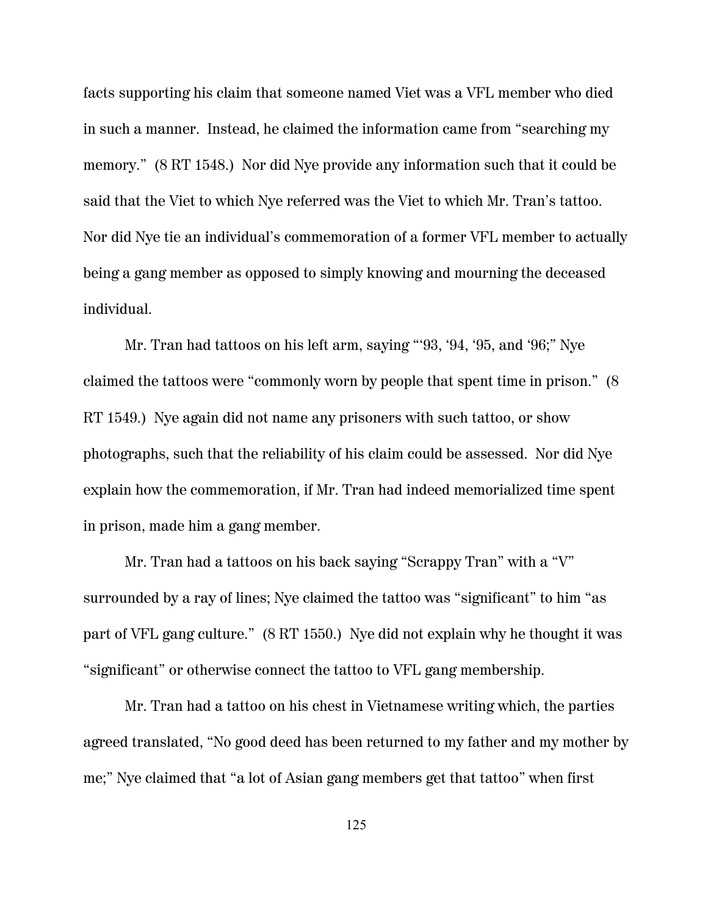facts supporting his claim that someone named Viet was a VFL member who died in such a manner. Instead, he claimed the information came from "searching my memory." (8 RT 1548.) Nor did Nye provide any information such that it could be said that the Viet to which Nye referred was the Viet to which Mr. Tran's tattoo. Nor did Nye tie an individual's commemoration of a former VFL member to actually being a gang member as opposed to simply knowing and mourning the deceased individual.

Mr. Tran had tattoos on his left arm, saying "'93, '94, '95, and '96;" Nye claimed the tattoos were "commonly worn by people that spent time in prison." (8 RT 1549.) Nye again did not name any prisoners with such tattoo, or show photographs, such that the reliability of his claim could be assessed. Nor did Nye explain how the commemoration, if Mr. Tran had indeed memorialized time spent in prison, made him a gang member.

Mr. Tran had a tattoos on his back saying "Scrappy Tran" with a "V" surrounded by a ray of lines; Nye claimed the tattoo was "significant" to him "as part of VFL gang culture." (8 RT 1550.) Nye did not explain why he thought it was "significant" or otherwise connect the tattoo to VFL gang membership.

Mr. Tran had a tattoo on his chest in Vietnamese writing which, the parties agreed translated, "No good deed has been returned to my father and my mother by me;" Nye claimed that "a lot of Asian gang members get that tattoo" when first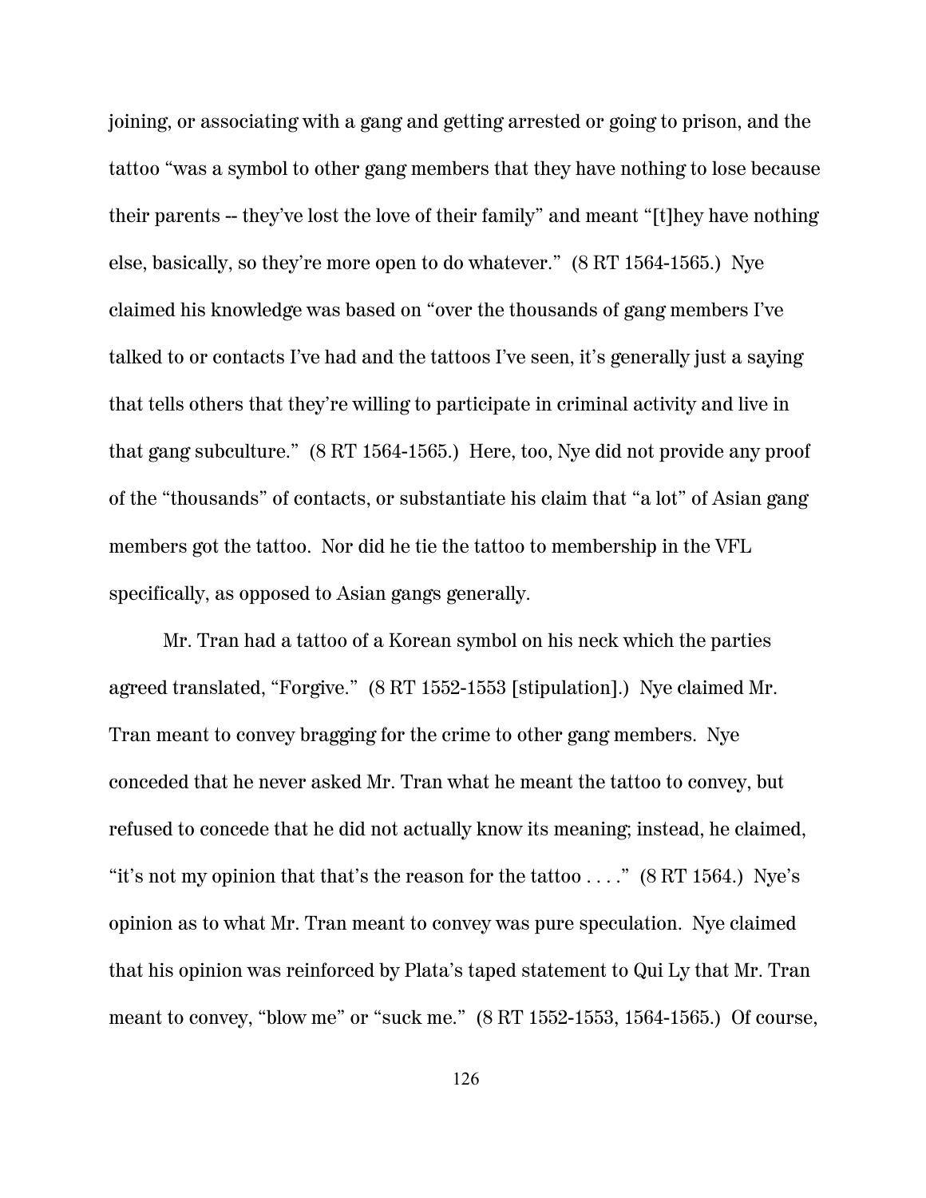joining, or associating with a gang and getting arrested or going to prison, and the tattoo "was a symbol to other gang members that they have nothing to lose because their parents -- they've lost the love of their family" and meant "[t]hey have nothing else, basically, so they're more open to do whatever." (8 RT 1564-1565.) Nye claimed his knowledge was based on "over the thousands of gang members I've talked to or contacts I've had and the tattoos I've seen, it's generally just a saying that tells others that they're willing to participate in criminal activity and live in that gang subculture." (8 RT 1564-1565.) Here, too, Nye did not provide any proof of the "thousands" of contacts, or substantiate his claim that "a lot" of Asian gang members got the tattoo. Nor did he tie the tattoo to membership in the VFL specifically, as opposed to Asian gangs generally.

Mr. Tran had a tattoo of a Korean symbol on his neck which the parties agreed translated, "Forgive." (8 RT 1552-1553 [stipulation].) Nye claimed Mr. Tran meant to convey bragging for the crime to other gang members. Nye conceded that he never asked Mr. Tran what he meant the tattoo to convey, but refused to concede that he did not actually know its meaning; instead, he claimed, "it's not my opinion that that's the reason for the tattoo . . . ." (8 RT 1564.) Nye's opinion as to what Mr. Tran meant to convey was pure speculation. Nye claimed that his opinion was reinforced by Plata's taped statement to Qui Ly that Mr. Tran meant to convey, "blow me" or "suck me." (8 RT 1552-1553, 1564-1565.) Of course,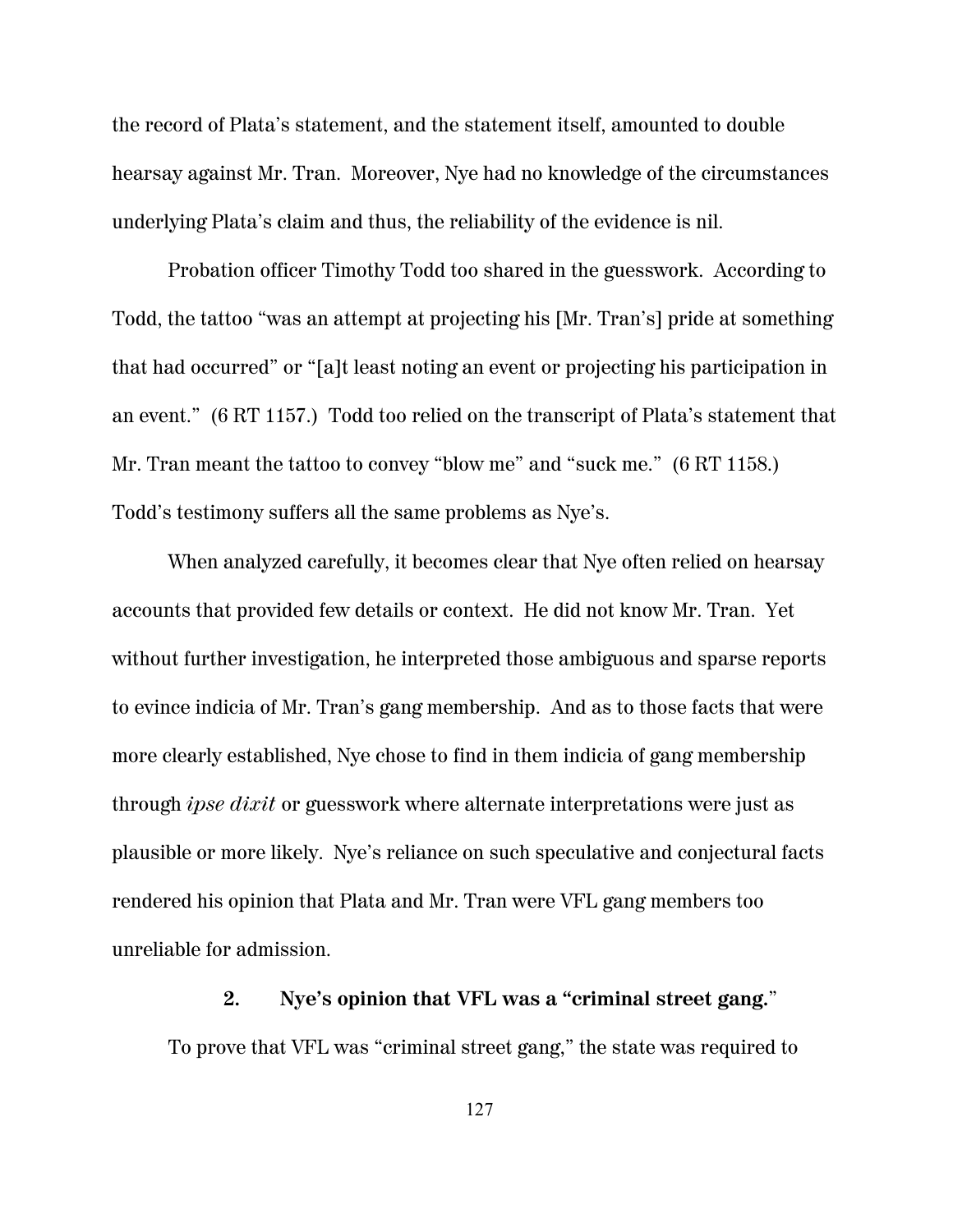the record of Plata's statement, and the statement itself, amounted to double hearsay against Mr. Tran. Moreover, Nye had no knowledge of the circumstances underlying Plata's claim and thus, the reliability of the evidence is nil.

Probation officer Timothy Todd too shared in the guesswork. According to Todd, the tattoo "was an attempt at projecting his [Mr. Tran's] pride at something that had occurred" or "[a]t least noting an event or projecting his participation in an event." (6 RT 1157.) Todd too relied on the transcript of Plata's statement that Mr. Tran meant the tattoo to convey "blow me" and "suck me." (6 RT 1158.) Todd's testimony suffers all the same problems as Nye's.

When analyzed carefully, it becomes clear that Nye often relied on hearsay accounts that provided few details or context. He did not know Mr. Tran. Yet without further investigation, he interpreted those ambiguous and sparse reports to evince indicia of Mr. Tran's gang membership. And as to those facts that were more clearly established, Nye chose to find in them indicia of gang membership through *ipse dixit* or guesswork where alternate interpretations were just as plausible or more likely. Nye's reliance on such speculative and conjectural facts rendered his opinion that Plata and Mr. Tran were VFL gang members too unreliable for admission.

### 2. Nye's opinion that VFL was a "criminal street gang."

To prove that VFL was "criminal street gang," the state was required to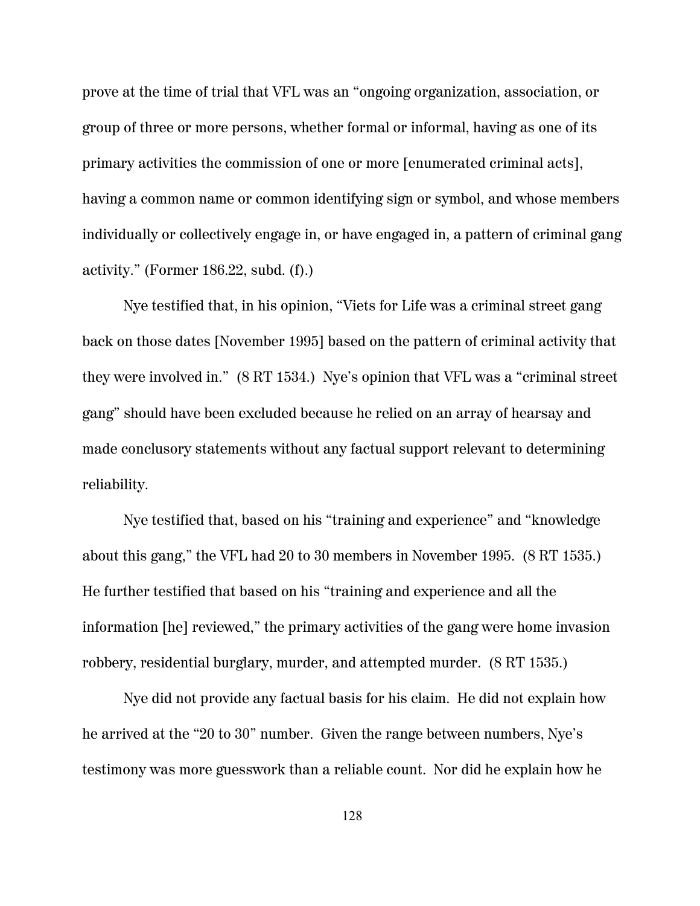prove at the time of trial that VFL was an "ongoing organization, association, or group of three or more persons, whether formal or informal, having as one of its primary activities the commission of one or more [enumerated criminal acts], having a common name or common identifying sign or symbol, and whose members individually or collectively engage in, or have engaged in, a pattern of criminal gang activity." (Former 186.22, subd. (f).)

Nye testified that, in his opinion, "Viets for Life was a criminal street gang back on those dates [November 1995] based on the pattern of criminal activity that they were involved in." (8 RT 1534.) Nye's opinion that VFL was a "criminal street gang" should have been excluded because he relied on an array of hearsay and made conclusory statements without any factual support relevant to determining reliability.

Nye testified that, based on his "training and experience" and "knowledge about this gang," the VFL had 20 to 30 members in November 1995. (8 RT 1535.) He further testified that based on his "training and experience and all the information [he] reviewed," the primary activities of the gang were home invasion robbery, residential burglary, murder, and attempted murder. (8 RT 1535.)

Nye did not provide any factual basis for his claim. He did not explain how he arrived at the "20 to 30" number. Given the range between numbers, Nye's testimony was more guesswork than a reliable count. Nor did he explain how he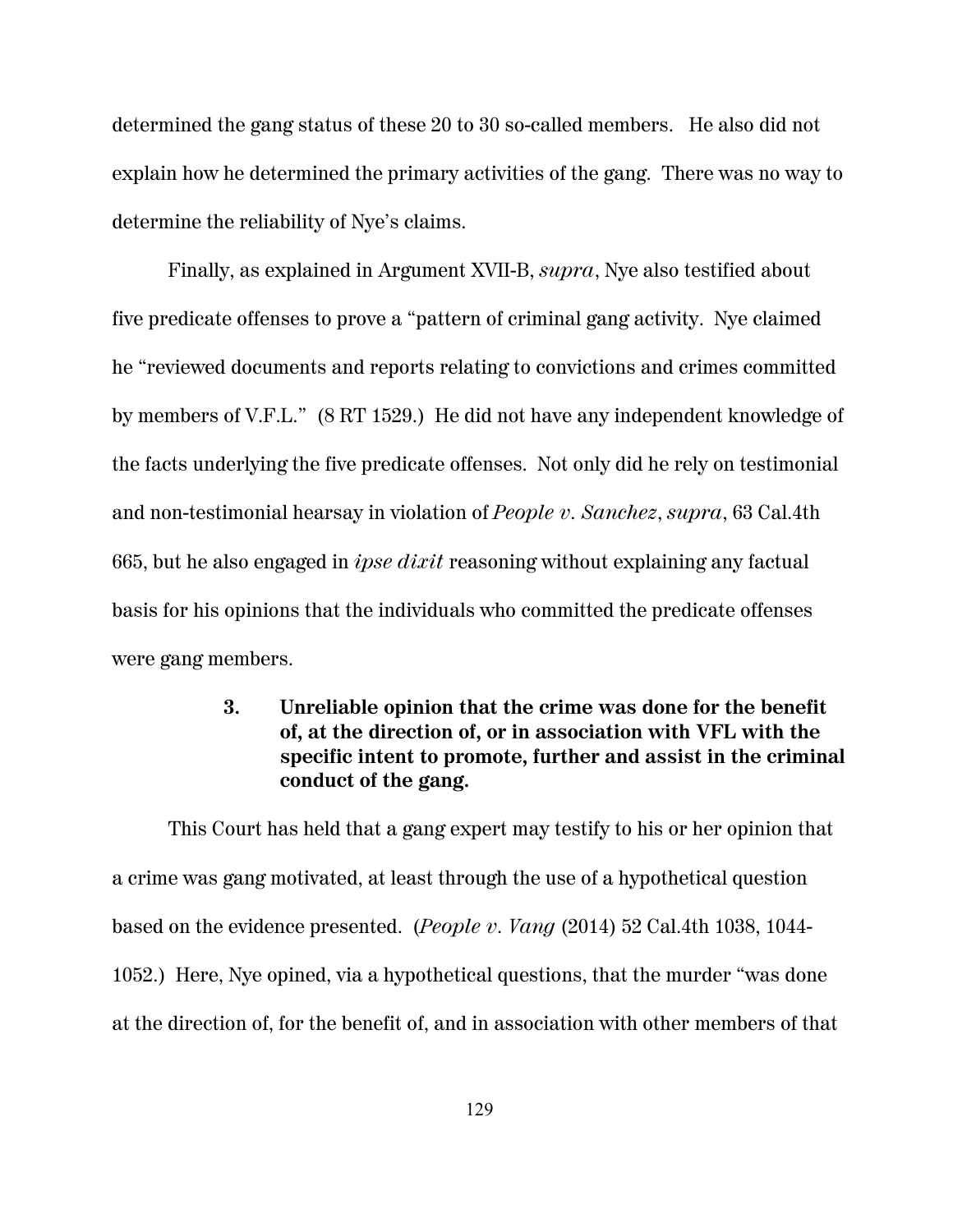determined the gang status of these 20 to 30 so-called members. He also did not explain how he determined the primary activities of the gang. There was no way to determine the reliability of Nye's claims.

Finally, as explained in Argument XVII-B, *supra*, Nye also testified about five predicate offenses to prove a "pattern of criminal gang activity. Nye claimed he "reviewed documents and reports relating to convictions and crimes committed by members of V.F.L." (8 RT 1529.) He did not have any independent knowledge of the facts underlying the five predicate offenses. Not only did he rely on testimonial and non-testimonial hearsay in violation of *People v. Sanchez*, *supra*, 63 Cal.4th 665, but he also engaged in *ipse dixit* reasoning without explaining any factual basis for his opinions that the individuals who committed the predicate offenses were gang members.

### 3. Unreliable opinion that the crime was done for the benefit of, at the direction of, or in association with VFL with the specific intent to promote, further and assist in the criminal conduct of the gang.

This Court has held that a gang expert may testify to his or her opinion that a crime was gang motivated, at least through the use of a hypothetical question based on the evidence presented. (*People v. Vang* (2014) 52 Cal.4th 1038, 1044-1052.) Here, Nye opined, via a hypothetical questions, that the murder "was done at the direction of, for the benefit of, and in association with other members of that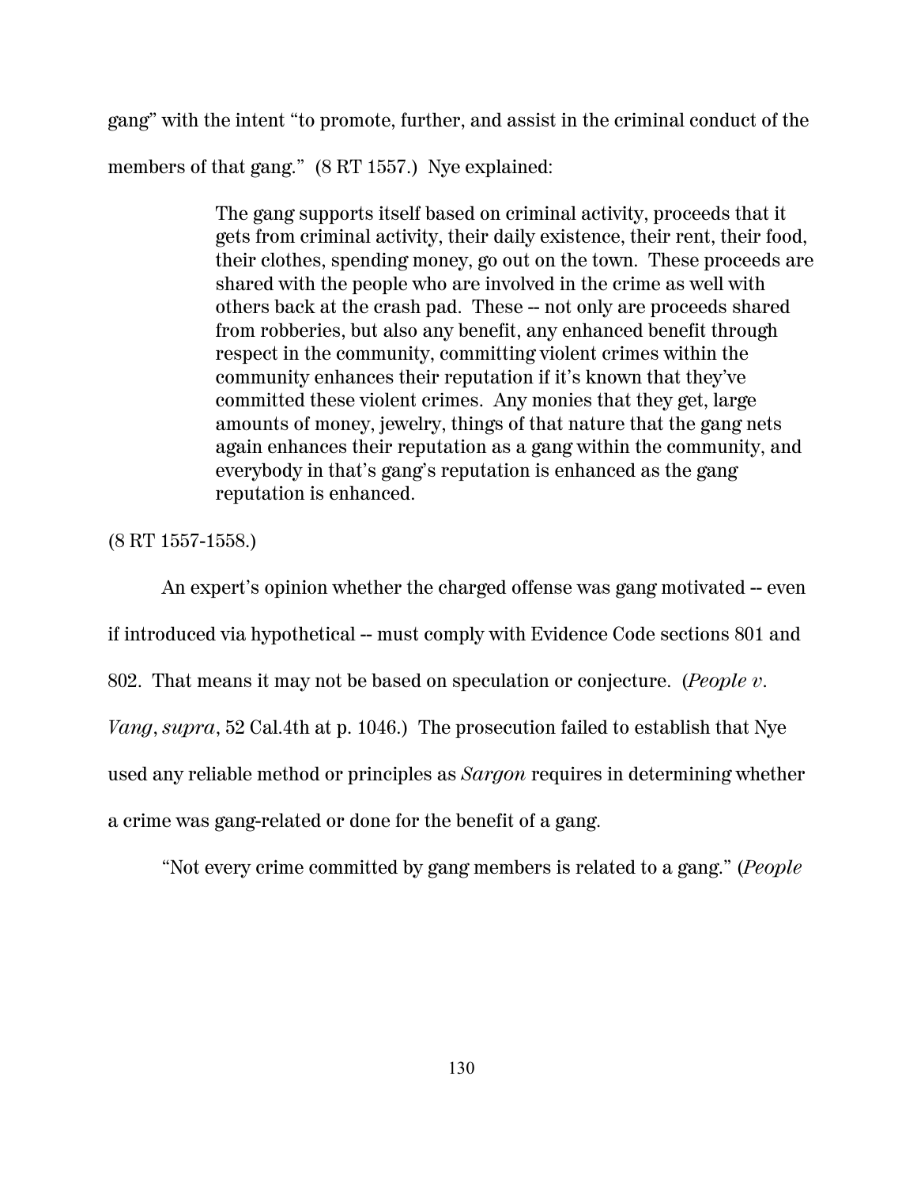gang" with the intent "to promote, further, and assist in the criminal conduct of the members of that gang." (8 RT 1557.) Nye explained:

> The gang supports itself based on criminal activity, proceeds that it gets from criminal activity, their daily existence, their rent, their food, their clothes, spending money, go out on the town. These proceeds are shared with the people who are involved in the crime as well with others back at the crash pad. These -- not only are proceeds shared from robberies, but also any benefit, any enhanced benefit through respect in the community, committing violent crimes within the community enhances their reputation if it's known that they've committed these violent crimes. Any monies that they get, large amounts of money, jewelry, things of that nature that the gang nets again enhances their reputation as a gang within the community, and everybody in that's gang's reputation is enhanced as the gang reputation is enhanced.

(8 RT 1557-1558.)

An expert's opinion whether the charged offense was gang motivated -- even if introduced via hypothetical -- must comply with Evidence Code sections 801 and 802. That means it may not be based on speculation or conjecture. (*People v. Vang*, *supra*, 52 Cal.4th at p. 1046.) The prosecution failed to establish that Nye used any reliable method or principles as *Sargon* requires in determining whether a crime was gang-related or done for the benefit of a gang.

"Not every crime committed by gang members is related to a gang." (*People*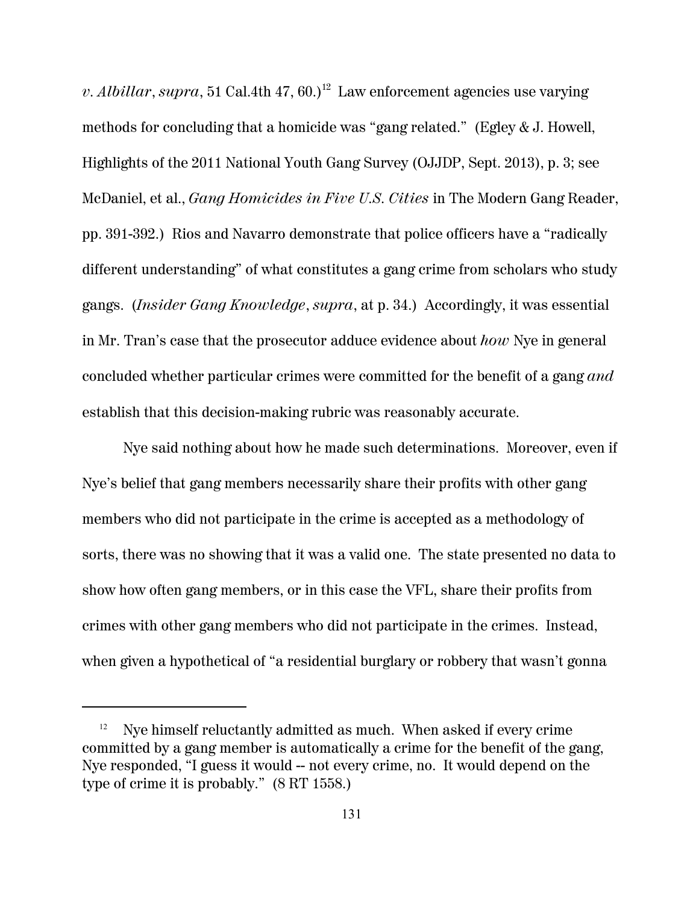*v. Albillar*, *supra*, 51 Cal.4th 47, 60.)[12] Law enforcement agencies use varying methods for concluding that a homicide was "gang related." (Egley & J. Howell, Highlights of the 2011 National Youth Gang Survey (OJJDP, Sept. 2013), p. 3; see McDaniel, et al., *Gang Homicides in Five U.S. Cities* in The Modern Gang Reader, pp. 391-392.) Rios and Navarro demonstrate that police officers have a "radically different understanding" of what constitutes a gang crime from scholars who study gangs. (*Insider Gang Knowledge*, *supra*, at p. 34.) Accordingly, it was essential in Mr. Tran's case that the prosecutor adduce evidence about *how* Nye in general concluded whether particular crimes were committed for the benefit of a gang *and* establish that this decision-making rubric was reasonably accurate.

Nye said nothing about how he made such determinations. Moreover, even if Nye's belief that gang members necessarily share their profits with other gang members who did not participate in the crime is accepted as a methodology of sorts, there was no showing that it was a valid one. The state presented no data to show how often gang members, or in this case the VFL, share their profits from crimes with other gang members who did not participate in the crimes. Instead, when given a hypothetical of "a residential burglary or robbery that wasn't gonna

---

[12] Nye himself reluctantly admitted as much. When asked if every crime committed by a gang member is automatically a crime for the benefit of the gang, Nye responded, "I guess it would -- not every crime, no. It would depend on the type of crime it is probably." (8 RT 1558.)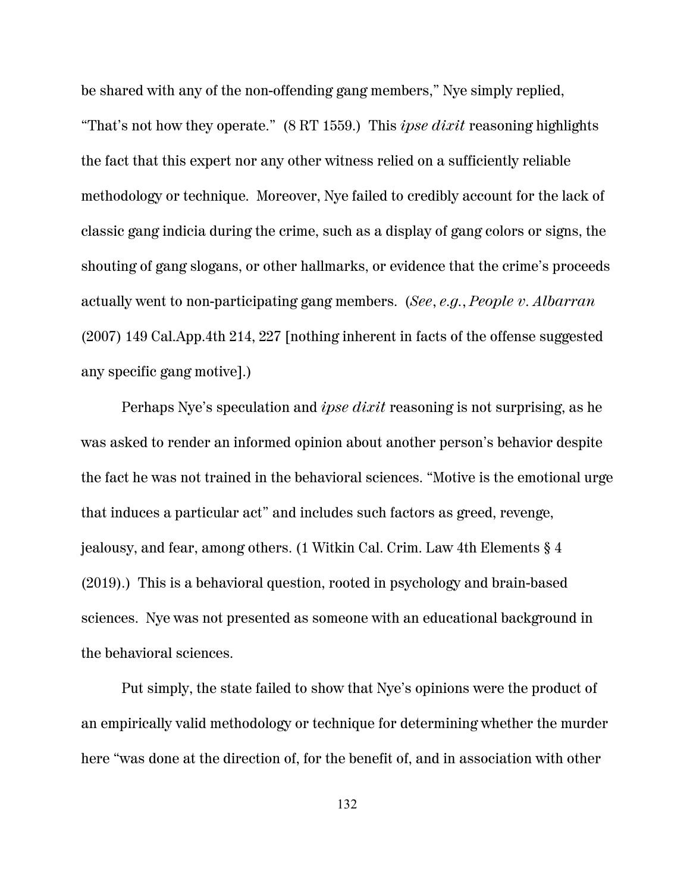be shared with any of the non-offending gang members," Nye simply replied, "That's not how they operate." (8 RT 1559.) This *ipse dixit* reasoning highlights the fact that this expert nor any other witness relied on a sufficiently reliable methodology or technique. Moreover, Nye failed to credibly account for the lack of classic gang indicia during the crime, such as a display of gang colors or signs, the shouting of gang slogans, or other hallmarks, or evidence that the crime's proceeds actually went to non-participating gang members. (*See*, *e.g.*, *People v. Albarran* (2007) 149 Cal.App.4th 214, 227 [nothing inherent in facts of the offense suggested any specific gang motive].)

Perhaps Nye's speculation and *ipse dixit* reasoning is not surprising, as he was asked to render an informed opinion about another person's behavior despite the fact he was not trained in the behavioral sciences. "Motive is the emotional urge that induces a particular act" and includes such factors as greed, revenge, jealousy, and fear, among others. (1 Witkin Cal. Crim. Law 4th Elements § 4 (2019).) This is a behavioral question, rooted in psychology and brain-based sciences. Nye was not presented as someone with an educational background in the behavioral sciences.

Put simply, the state failed to show that Nye's opinions were the product of an empirically valid methodology or technique for determining whether the murder here "was done at the direction of, for the benefit of, and in association with other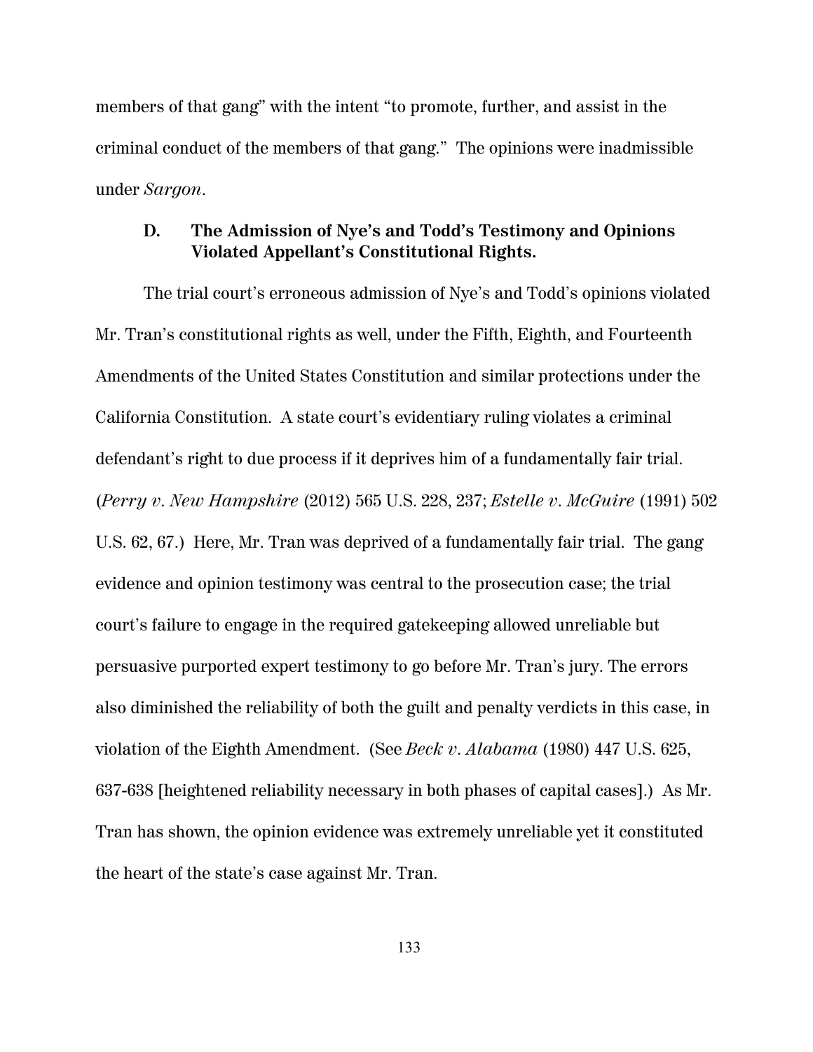members of that gang" with the intent "to promote, further, and assist in the criminal conduct of the members of that gang." The opinions were inadmissible under *Sargon*.

### D. The Admission of Nye's and Todd's Testimony and Opinions Violated Appellant's Constitutional Rights.

The trial court's erroneous admission of Nye's and Todd's opinions violated Mr. Tran's constitutional rights as well, under the Fifth, Eighth, and Fourteenth Amendments of the United States Constitution and similar protections under the California Constitution. A state court's evidentiary ruling violates a criminal defendant's right to due process if it deprives him of a fundamentally fair trial. (*Perry v. New Hampshire* (2012) 565 U.S. 228, 237; *Estelle v. McGuire* (1991) 502 U.S. 62, 67.) Here, Mr. Tran was deprived of a fundamentally fair trial. The gang evidence and opinion testimony was central to the prosecution case; the trial court's failure to engage in the required gatekeeping allowed unreliable but persuasive purported expert testimony to go before Mr. Tran's jury. The errors also diminished the reliability of both the guilt and penalty verdicts in this case, in violation of the Eighth Amendment. (See *Beck v. Alabama* (1980) 447 U.S. 625, 637-638 [heightened reliability necessary in both phases of capital cases].) As Mr. Tran has shown, the opinion evidence was extremely unreliable yet it constituted the heart of the state's case against Mr. Tran.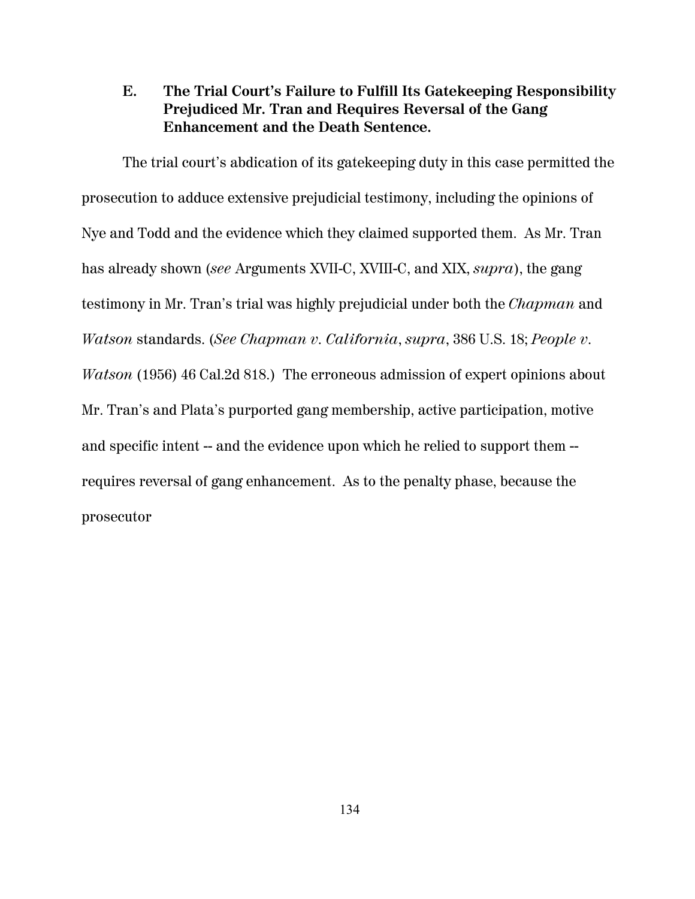### E. The Trial Court's Failure to Fulfill Its Gatekeeping Responsibility Prejudiced Mr. Tran and Requires Reversal of the Gang Enhancement and the Death Sentence.

The trial court's abdication of its gatekeeping duty in this case permitted the prosecution to adduce extensive prejudicial testimony, including the opinions of Nye and Todd and the evidence which they claimed supported them. As Mr. Tran has already shown (*see* Arguments XVII-C, XVIII-C, and XIX, *supra*), the gang testimony in Mr. Tran's trial was highly prejudicial under both the *Chapman* and *Watson* standards. (*See Chapman v. California*, *supra*, 386 U.S. 18; *People v. Watson* (1956) 46 Cal.2d 818.) The erroneous admission of expert opinions about Mr. Tran's and Plata's purported gang membership, active participation, motive and specific intent -- and the evidence upon which he relied to support them -- requires reversal of gang enhancement. As to the penalty phase, because the prosecutor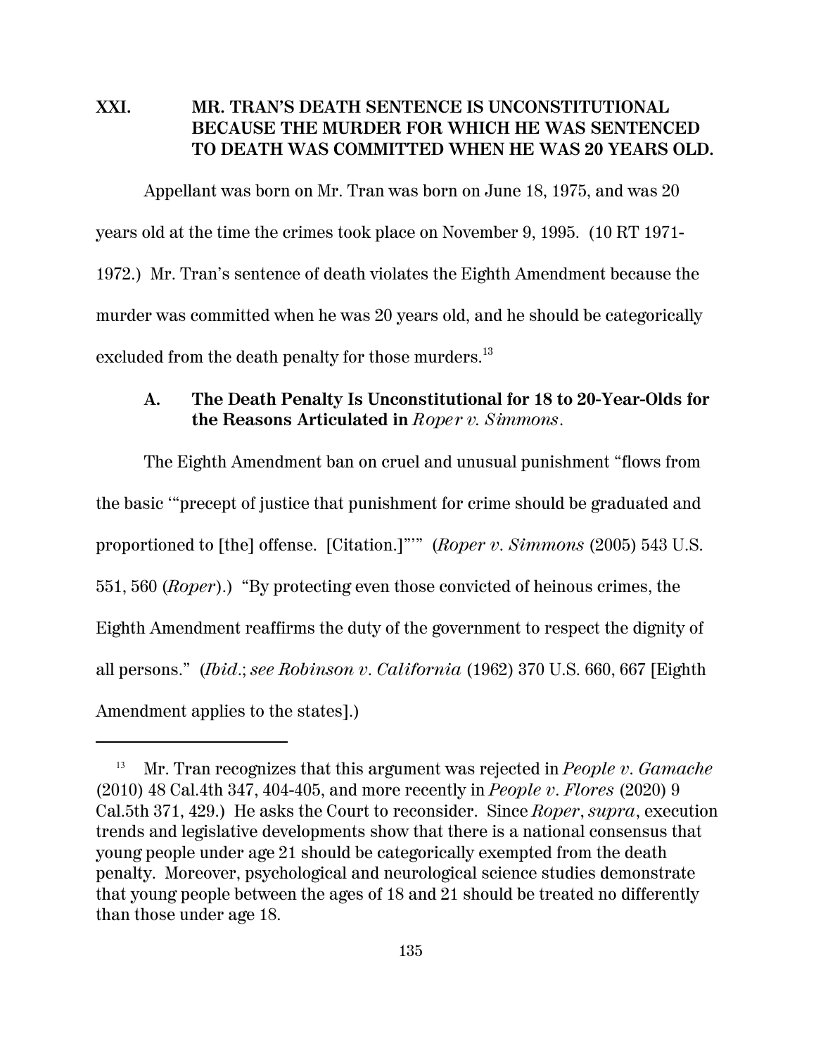## XXI. MR. TRAN'S DEATH SENTENCE IS UNCONSTITUTIONAL BECAUSE THE MURDER FOR WHICH HE WAS SENTENCED TO DEATH WAS COMMITTED WHEN HE WAS 20 YEARS OLD.

Appellant was born on Mr. Tran was born on June 18, 1975, and was 20 years old at the time the crimes took place on November 9, 1995. (10 RT 1971-1972.) Mr. Tran's sentence of death violates the Eighth Amendment because the murder was committed when he was 20 years old, and he should be categorically excluded from the death penalty for those murders.[13]

### A. The Death Penalty Is Unconstitutional for 18 to 20-Year-Olds for the Reasons Articulated in *Roper v. Simmons*.

The Eighth Amendment ban on cruel and unusual punishment "flows from the basic '"precept of justice that punishment for crime should be graduated and proportioned to [the] offense. [Citation.]"'" (*Roper v. Simmons* (2005) 543 U.S. 551, 560 (*Roper*).) "By protecting even those convicted of heinous crimes, the Eighth Amendment reaffirms the duty of the government to respect the dignity of all persons." (*Ibid.*; *see Robinson v. California* (1962) 370 U.S. 660, 667 [Eighth Amendment applies to the states].)

---

[13] Mr. Tran recognizes that this argument was rejected in *People v. Gamache* (2010) 48 Cal.4th 347, 404-405, and more recently in *People v. Flores* (2020) 9 Cal.5th 371, 429.) He asks the Court to reconsider. Since *Roper*, *supra*, execution trends and legislative developments show that there is a national consensus that young people under age 21 should be categorically exempted from the death penalty. Moreover, psychological and neurological science studies demonstrate that young people between the ages of 18 and 21 should be treated no differently than those under age 18.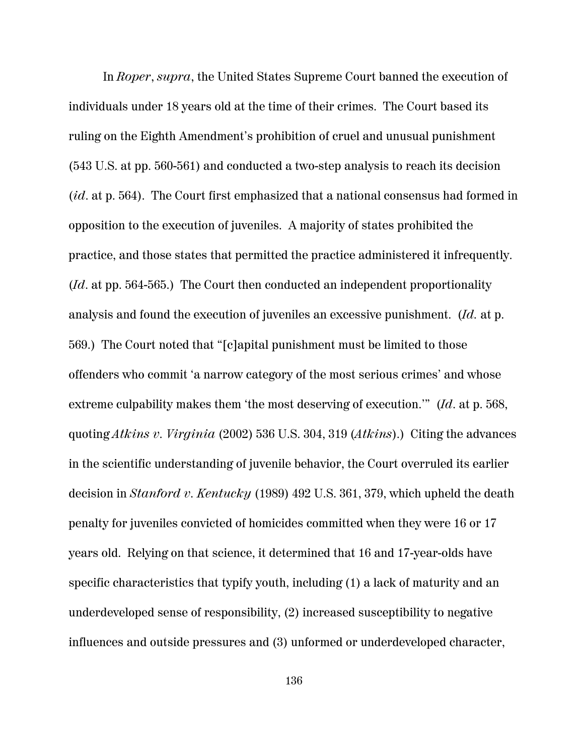In *Roper*, *supra*, the United States Supreme Court banned the execution of individuals under 18 years old at the time of their crimes. The Court based its ruling on the Eighth Amendment's prohibition of cruel and unusual punishment (543 U.S. at pp. 560-561) and conducted a two-step analysis to reach its decision (*id*. at p. 564). The Court first emphasized that a national consensus had formed in opposition to the execution of juveniles. A majority of states prohibited the practice, and those states that permitted the practice administered it infrequently. (*Id*. at pp. 564-565.) The Court then conducted an independent proportionality analysis and found the execution of juveniles an excessive punishment. (*Id.* at p. 569.) The Court noted that "[c]apital punishment must be limited to those offenders who commit 'a narrow category of the most serious crimes' and whose extreme culpability makes them 'the most deserving of execution.'" (*Id*. at p. 568, quoting *Atkins v. Virginia* (2002) 536 U.S. 304, 319 (*Atkins*).) Citing the advances in the scientific understanding of juvenile behavior, the Court overruled its earlier decision in *Stanford v. Kentucky* (1989) 492 U.S. 361, 379, which upheld the death penalty for juveniles convicted of homicides committed when they were 16 or 17 years old. Relying on that science, it determined that 16 and 17-year-olds have specific characteristics that typify youth, including (1) a lack of maturity and an underdeveloped sense of responsibility, (2) increased susceptibility to negative influences and outside pressures and (3) unformed or underdeveloped character,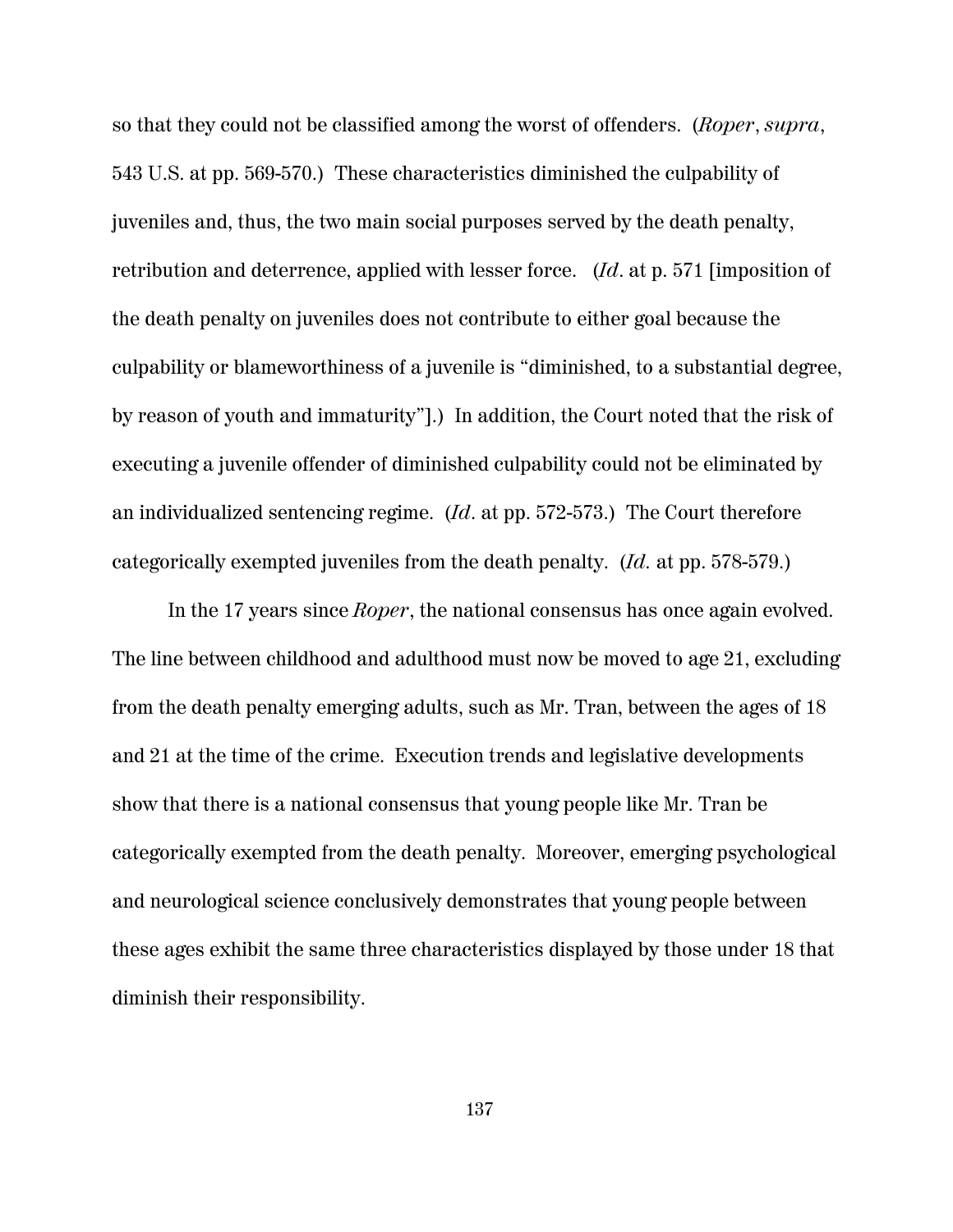so that they could not be classified among the worst of offenders. (*Roper*, *supra*, 543 U.S. at pp. 569-570.) These characteristics diminished the culpability of juveniles and, thus, the two main social purposes served by the death penalty, retribution and deterrence, applied with lesser force. (*Id*. at p. 571 [imposition of the death penalty on juveniles does not contribute to either goal because the culpability or blameworthiness of a juvenile is "diminished, to a substantial degree, by reason of youth and immaturity"].) In addition, the Court noted that the risk of executing a juvenile offender of diminished culpability could not be eliminated by an individualized sentencing regime. (*Id*. at pp. 572-573.) The Court therefore categorically exempted juveniles from the death penalty. (*Id.* at pp. 578-579.)

In the 17 years since *Roper*, the national consensus has once again evolved. The line between childhood and adulthood must now be moved to age 21, excluding from the death penalty emerging adults, such as Mr. Tran, between the ages of 18 and 21 at the time of the crime. Execution trends and legislative developments show that there is a national consensus that young people like Mr. Tran be categorically exempted from the death penalty. Moreover, emerging psychological and neurological science conclusively demonstrates that young people between these ages exhibit the same three characteristics displayed by those under 18 that diminish their responsibility.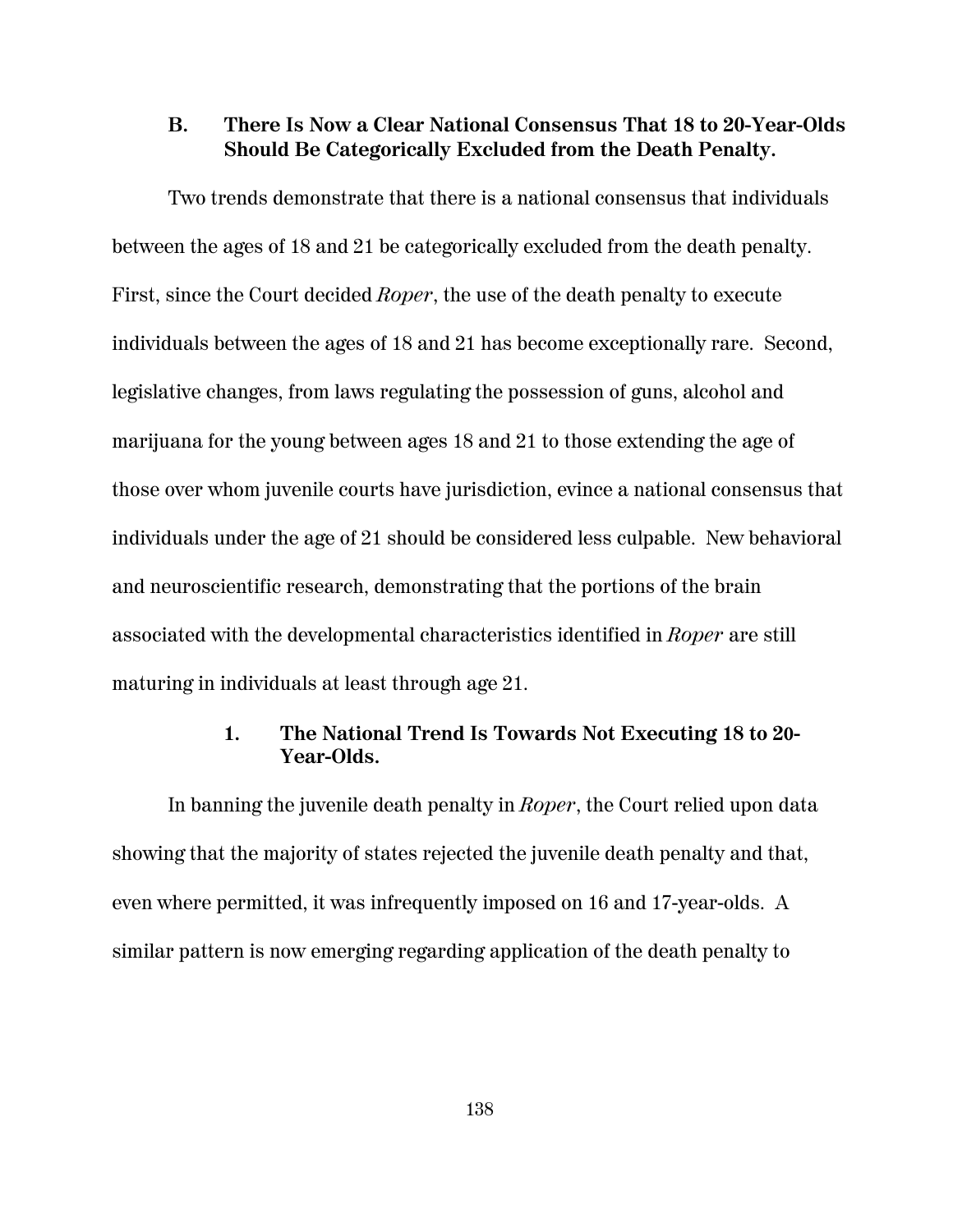### B. There Is Now a Clear National Consensus That 18 to 20-Year-Olds Should Be Categorically Excluded from the Death Penalty.

Two trends demonstrate that there is a national consensus that individuals between the ages of 18 and 21 be categorically excluded from the death penalty. First, since the Court decided *Roper*, the use of the death penalty to execute individuals between the ages of 18 and 21 has become exceptionally rare. Second, legislative changes, from laws regulating the possession of guns, alcohol and marijuana for the young between ages 18 and 21 to those extending the age of those over whom juvenile courts have jurisdiction, evince a national consensus that individuals under the age of 21 should be considered less culpable. New behavioral and neuroscientific research, demonstrating that the portions of the brain associated with the developmental characteristics identified in *Roper* are still maturing in individuals at least through age 21.

#### 1. The National Trend Is Towards Not Executing 18 to 20-Year-Olds.

In banning the juvenile death penalty in *Roper*, the Court relied upon data showing that the majority of states rejected the juvenile death penalty and that, even where permitted, it was infrequently imposed on 16 and 17-year-olds. A similar pattern is now emerging regarding application of the death penalty to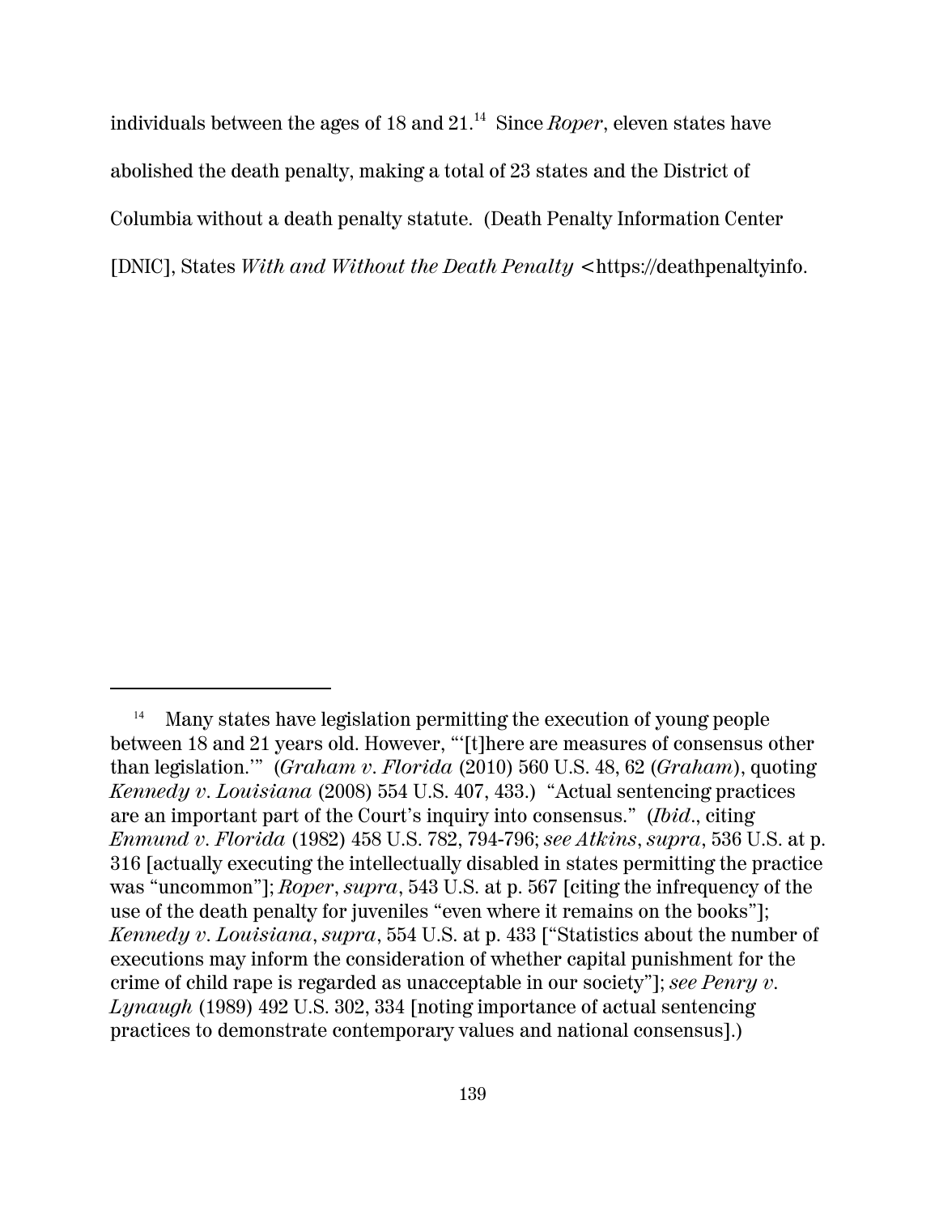individuals between the ages of 18 and 21.[14] Since *Roper*, eleven states have abolished the death penalty, making a total of 23 states and the District of Columbia without a death penalty statute. (Death Penalty Information Center [DNIC], States *With and Without the Death Penalty* <https://deathpenaltyinfo.

---

[14] Many states have legislation permitting the execution of young people between 18 and 21 years old. However, "'[t]here are measures of consensus other than legislation.'" (*Graham v. Florida* (2010) 560 U.S. 48, 62 (*Graham*), quoting *Kennedy v. Louisiana* (2008) 554 U.S. 407, 433.) "Actual sentencing practices are an important part of the Court's inquiry into consensus." (*Ibid*., citing *Enmund v. Florida* (1982) 458 U.S. 782, 794-796; *see Atkins*, *supra*, 536 U.S. at p. 316 [actually executing the intellectually disabled in states permitting the practice was "uncommon"]; *Roper*, *supra*, 543 U.S. at p. 567 [citing the infrequency of the use of the death penalty for juveniles "even where it remains on the books"]; *Kennedy v. Louisiana*, *supra*, 554 U.S. at p. 433 ["Statistics about the number of executions may inform the consideration of whether capital punishment for the crime of child rape is regarded as unacceptable in our society"]; *see Penry v. Lynaugh* (1989) 492 U.S. 302, 334 [noting importance of actual sentencing practices to demonstrate contemporary values and national consensus].)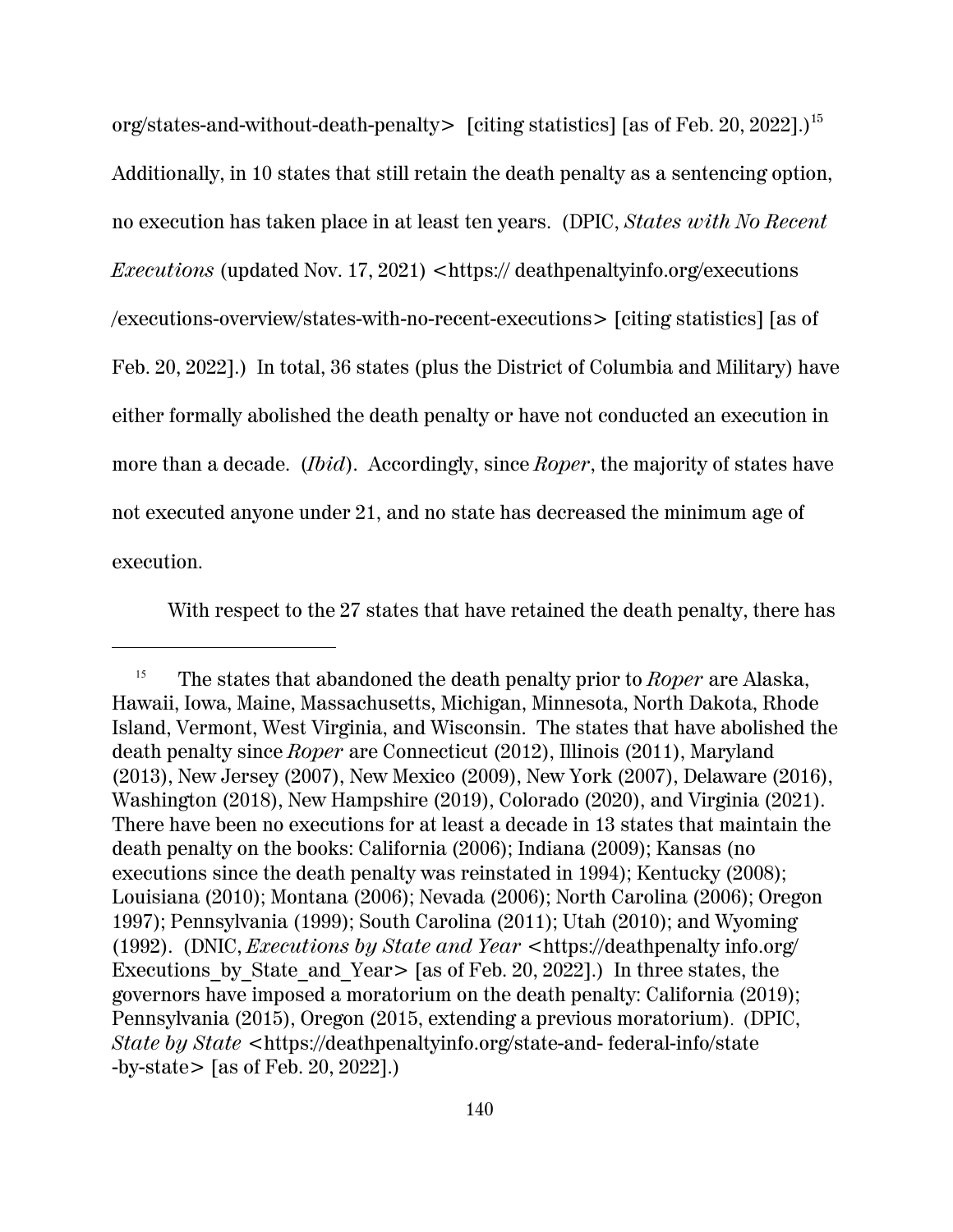org/states-and-without-death-penalty> [citing statistics] [as of Feb. 20, 2022].)[15] Additionally, in 10 states that still retain the death penalty as a sentencing option, no execution has taken place in at least ten years. (DPIC, *States with No Recent Executions* (updated Nov. 17, 2021) <https:// deathpenaltyinfo.org/executions /executions-overview/states-with-no-recent-executions> [citing statistics] [as of Feb. 20, 2022].) In total, 36 states (plus the District of Columbia and Military) have either formally abolished the death penalty or have not conducted an execution in more than a decade. (*Ibid*). Accordingly, since *Roper*, the majority of states have not executed anyone under 21, and no state has decreased the minimum age of execution.

With respect to the 27 states that have retained the death penalty, there has

---

[15] The states that abandoned the death penalty prior to *Roper* are Alaska, Hawaii, Iowa, Maine, Massachusetts, Michigan, Minnesota, North Dakota, Rhode Island, Vermont, West Virginia, and Wisconsin. The states that have abolished the death penalty since *Roper* are Connecticut (2012), Illinois (2011), Maryland (2013), New Jersey (2007), New Mexico (2009), New York (2007), Delaware (2016), Washington (2018), New Hampshire (2019), Colorado (2020), and Virginia (2021). There have been no executions for at least a decade in 13 states that maintain the death penalty on the books: California (2006); Indiana (2009); Kansas (no executions since the death penalty was reinstated in 1994); Kentucky (2008); Louisiana (2010); Montana (2006); Nevada (2006); North Carolina (2006); Oregon 1997); Pennsylvania (1999); South Carolina (2011); Utah (2010); and Wyoming (1992). (DNIC, *Executions by State and Year* <https://deathpenalty info.org/ Executions_by_State_and_Year> [as of Feb. 20, 2022].) In three states, the governors have imposed a moratorium on the death penalty: California (2019); Pennsylvania (2015), Oregon (2015, extending a previous moratorium). (DPIC, *State by State* <https://deathpenaltyinfo.org/state-and- federal-info/state -by-state> [as of Feb. 20, 2022].)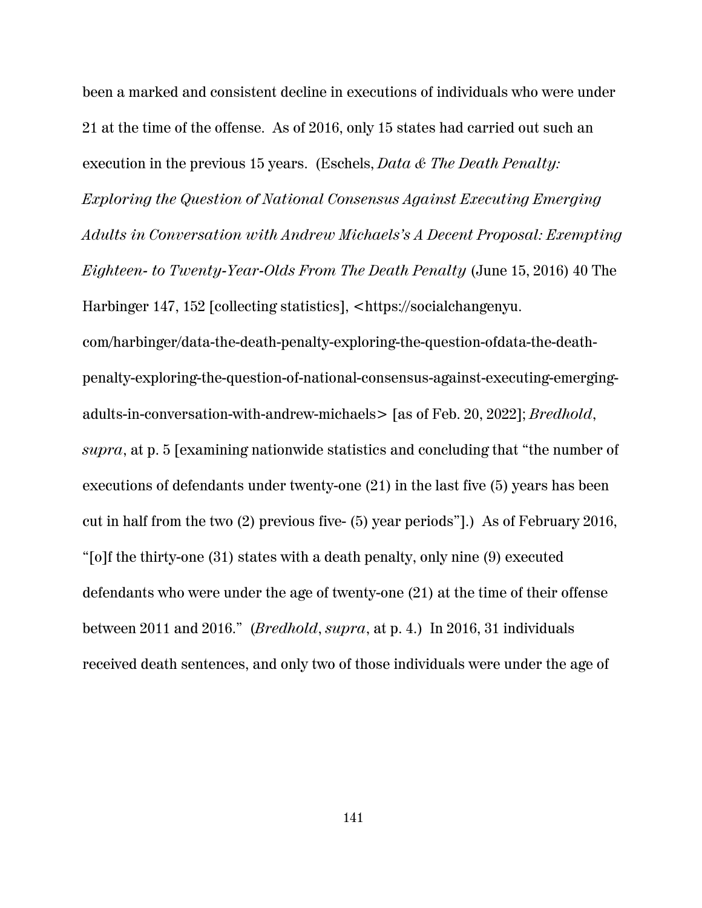been a marked and consistent decline in executions of individuals who were under 21 at the time of the offense. As of 2016, only 15 states had carried out such an execution in the previous 15 years. (Eschels, *Data & The Death Penalty: Exploring the Question of National Consensus Against Executing Emerging Adults in Conversation with Andrew Michaels's A Decent Proposal: Exempting Eighteen- to Twenty-Year-Olds From The Death Penalty* (June 15, 2016) 40 The Harbinger 147, 152 [collecting statistics], <https://socialchangenyu.com/harbinger/data-the-death-penalty-exploring-the-question-ofdata-the-death-penalty-exploring-the-question-of-national-consensus-against-executing-emerging-adults-in-conversation-with-andrew-michaels> [as of Feb. 20, 2022]; *Bredhold*, *supra*, at p. 5 [examining nationwide statistics and concluding that "the number of executions of defendants under twenty-one (21) in the last five (5) years has been cut in half from the two (2) previous five- (5) year periods"].) As of February 2016, "[o]f the thirty-one (31) states with a death penalty, only nine (9) executed defendants who were under the age of twenty-one (21) at the time of their offense between 2011 and 2016." (*Bredhold*, *supra*, at p. 4.) In 2016, 31 individuals received death sentences, and only two of those individuals were under the age of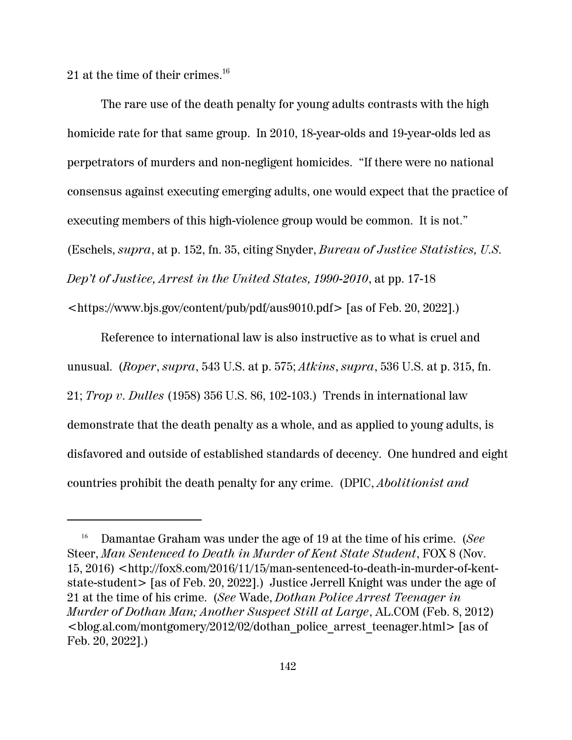21 at the time of their crimes.[16]

The rare use of the death penalty for young adults contrasts with the high homicide rate for that same group. In 2010, 18-year-olds and 19-year-olds led as perpetrators of murders and non-negligent homicides. "If there were no national consensus against executing emerging adults, one would expect that the practice of executing members of this high-violence group would be common. It is not." (Eschels, *supra*, at p. 152, fn. 35, citing Snyder, *Bureau of Justice Statistics, U.S. Dep't of Justice, Arrest in the United States, 1990-2010*, at pp. 17-18 <https://www.bjs.gov/content/pub/pdf/aus9010.pdf> [as of Feb. 20, 2022].)

Reference to international law is also instructive as to what is cruel and unusual. (*Roper*, *supra*, 543 U.S. at p. 575; *Atkins*, *supra*, 536 U.S. at p. 315, fn. 21; *Trop v. Dulles* (1958) 356 U.S. 86, 102-103.) Trends in international law demonstrate that the death penalty as a whole, and as applied to young adults, is disfavored and outside of established standards of decency. One hundred and eight countries prohibit the death penalty for any crime. (DPIC, *Abolitionist and*

---

[16] Damantae Graham was under the age of 19 at the time of his crime. (*See* Steer, *Man Sentenced to Death in Murder of Kent State Student*, FOX 8 (Nov. 15, 2016) <http://fox8.com/2016/11/15/man-sentenced-to-death-in-murder-of-kent-state-student> [as of Feb. 20, 2022].) Justice Jerrell Knight was under the age of 21 at the time of his crime. (*See* Wade, *Dothan Police Arrest Teenager in Murder of Dothan Man; Another Suspect Still at Large*, AL.COM (Feb. 8, 2012) <blog.al.com/montgomery/2012/02/dothan_police_arrest_teenager.html> [as of Feb. 20, 2022].)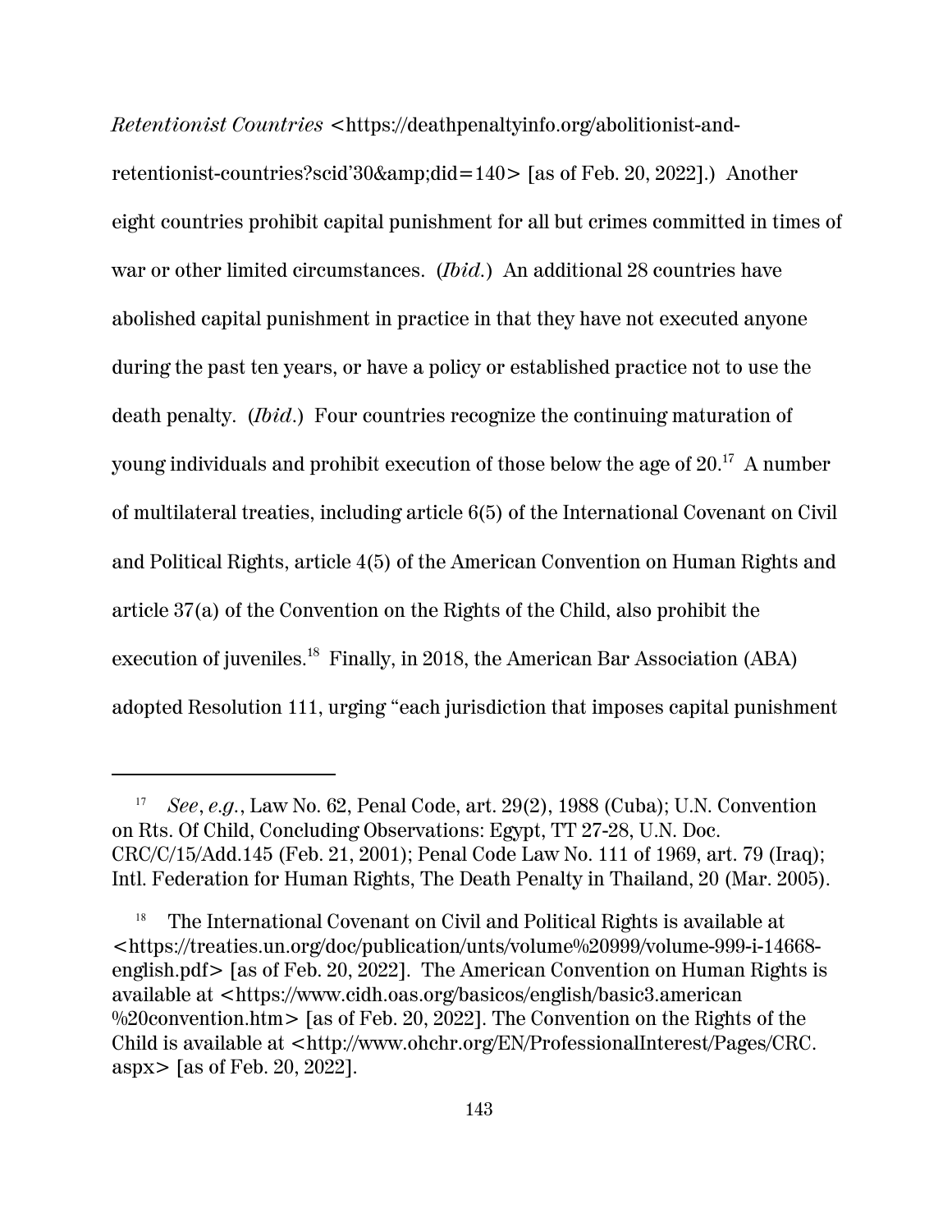*Retentionist Countries* <https://deathpenaltyinfo.org/abolitionist-and-retentionist-countries?scid'30&amp;did=140> [as of Feb. 20, 2022].) Another eight countries prohibit capital punishment for all but crimes committed in times of war or other limited circumstances. (*Ibid.*) An additional 28 countries have abolished capital punishment in practice in that they have not executed anyone during the past ten years, or have a policy or established practice not to use the death penalty. (*Ibid.*) Four countries recognize the continuing maturation of young individuals and prohibit execution of those below the age of 20.[17] A number of multilateral treaties, including article 6(5) of the International Covenant on Civil and Political Rights, article 4(5) of the American Convention on Human Rights and article 37(a) of the Convention on the Rights of the Child, also prohibit the execution of juveniles.[18] Finally, in 2018, the American Bar Association (ABA) adopted Resolution 111, urging "each jurisdiction that imposes capital punishment

---

[17] *See*, *e.g.*, Law No. 62, Penal Code, art. 29(2), 1988 (Cuba); U.N. Convention on Rts. Of Child, Concluding Observations: Egypt, TT 27-28, U.N. Doc. CRC/C/15/Add.145 (Feb. 21, 2001); Penal Code Law No. 111 of 1969, art. 79 (Iraq); Intl. Federation for Human Rights, The Death Penalty in Thailand, 20 (Mar. 2005).

[18] The International Covenant on Civil and Political Rights is available at <https://treaties.un.org/doc/publication/unts/volume%20999/volume-999-i-14668-english.pdf> [as of Feb. 20, 2022]. The American Convention on Human Rights is available at <https://www.cidh.oas.org/basicos/english/basic3.american%20convention.htm> [as of Feb. 20, 2022]. The Convention on the Rights of the Child is available at <http://www.ohchr.org/EN/ProfessionalInterest/Pages/CRC.aspx> [as of Feb. 20, 2022].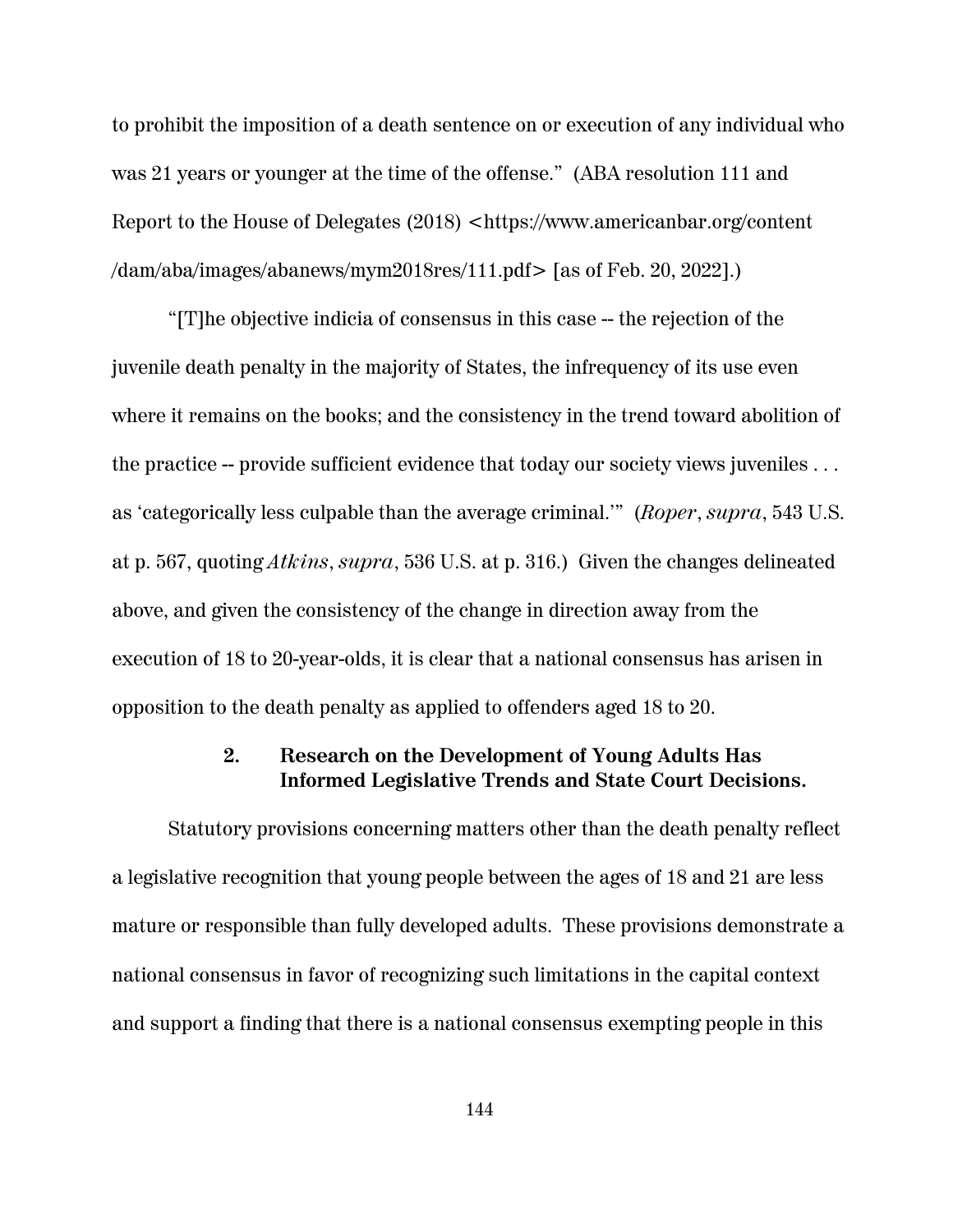to prohibit the imposition of a death sentence on or execution of any individual who was 21 years or younger at the time of the offense." (ABA resolution 111 and Report to the House of Delegates (2018) <https://www.americanbar.org/content/dam/aba/images/abanews/mym2018res/111.pdf> [as of Feb. 20, 2022].)

"[T]he objective indicia of consensus in this case -- the rejection of the juvenile death penalty in the majority of States, the infrequency of its use even where it remains on the books; and the consistency in the trend toward abolition of the practice -- provide sufficient evidence that today our society views juveniles . . . as 'categorically less culpable than the average criminal.'" (*Roper*, *supra*, 543 U.S. at p. 567, quoting *Atkins*, *supra*, 536 U.S. at p. 316.) Given the changes delineated above, and given the consistency of the change in direction away from the execution of 18 to 20-year-olds, it is clear that a national consensus has arisen in opposition to the death penalty as applied to offenders aged 18 to 20.

### 2. Research on the Development of Young Adults Has Informed Legislative Trends and State Court Decisions.

Statutory provisions concerning matters other than the death penalty reflect a legislative recognition that young people between the ages of 18 and 21 are less mature or responsible than fully developed adults. These provisions demonstrate a national consensus in favor of recognizing such limitations in the capital context and support a finding that there is a national consensus exempting people in this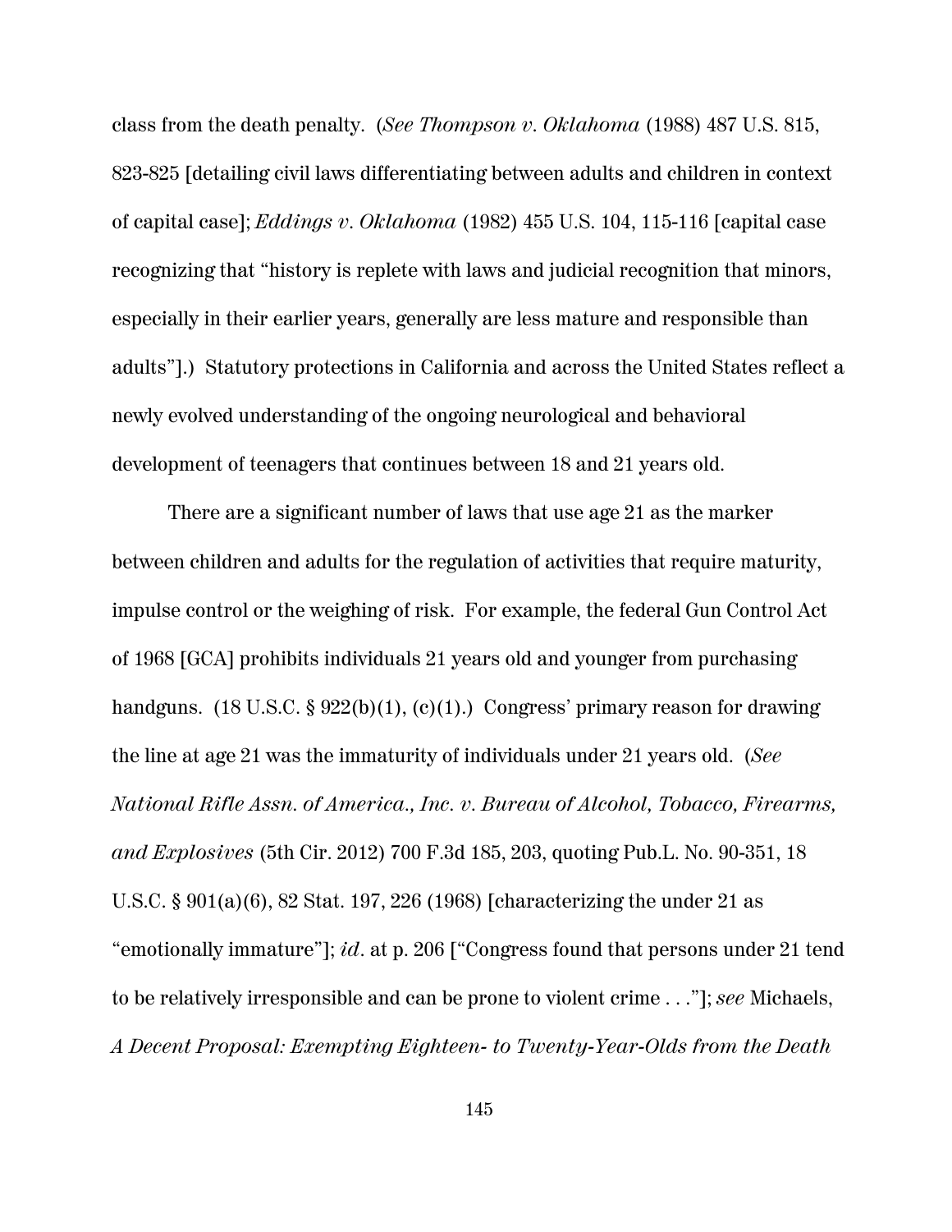class from the death penalty. (*See Thompson v. Oklahoma* (1988) 487 U.S. 815, 823-825 [detailing civil laws differentiating between adults and children in context of capital case]; *Eddings v. Oklahoma* (1982) 455 U.S. 104, 115-116 [capital case recognizing that "history is replete with laws and judicial recognition that minors, especially in their earlier years, generally are less mature and responsible than adults"].) Statutory protections in California and across the United States reflect a newly evolved understanding of the ongoing neurological and behavioral development of teenagers that continues between 18 and 21 years old.

There are a significant number of laws that use age 21 as the marker between children and adults for the regulation of activities that require maturity, impulse control or the weighing of risk. For example, the federal Gun Control Act of 1968 [GCA] prohibits individuals 21 years old and younger from purchasing handguns. (18 U.S.C. § 922(b)(1), (c)(1).) Congress' primary reason for drawing the line at age 21 was the immaturity of individuals under 21 years old. (*See National Rifle Assn. of America., Inc. v. Bureau of Alcohol, Tobacco, Firearms, and Explosives* (5th Cir. 2012) 700 F.3d 185, 203, quoting Pub.L. No. 90-351, 18 U.S.C. § 901(a)(6), 82 Stat. 197, 226 (1968) [characterizing the under 21 as "emotionally immature"]; *id*. at p. 206 ["Congress found that persons under 21 tend to be relatively irresponsible and can be prone to violent crime . . ."]; *see* Michaels, *A Decent Proposal: Exempting Eighteen- to Twenty-Year-Olds from the Death*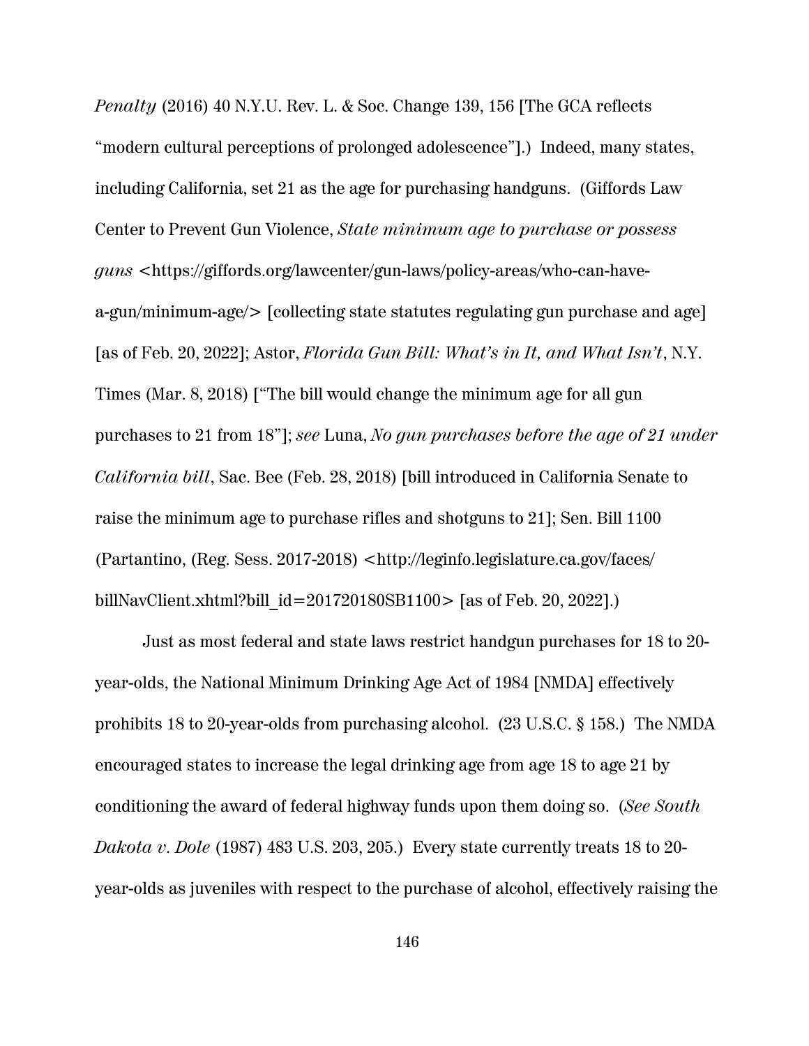*Penalty* (2016) 40 N.Y.U. Rev. L. & Soc. Change 139, 156 [The GCA reflects "modern cultural perceptions of prolonged adolescence"].) Indeed, many states, including California, set 21 as the age for purchasing handguns. (Giffords Law Center to Prevent Gun Violence, *State minimum age to purchase or possess guns* <https://giffords.org/lawcenter/gun-laws/policy-areas/who-can-have-a-gun/minimum-age/> [collecting state statutes regulating gun purchase and age] [as of Feb. 20, 2022]; Astor, *Florida Gun Bill: What's in It, and What Isn't*, N.Y. Times (Mar. 8, 2018) ["The bill would change the minimum age for all gun purchases to 21 from 18"]; *see* Luna, *No gun purchases before the age of 21 under California bill*, Sac. Bee (Feb. 28, 2018) [bill introduced in California Senate to raise the minimum age to purchase rifles and shotguns to 21]; Sen. Bill 1100 (Partantino, (Reg. Sess. 2017-2018) <http://leginfo.legislature.ca.gov/faces/billNavClient.xhtml?bill_id=201720180SB1100> [as of Feb. 20, 2022].)

Just as most federal and state laws restrict handgun purchases for 18 to 20-year-olds, the National Minimum Drinking Age Act of 1984 [NMDA] effectively prohibits 18 to 20-year-olds from purchasing alcohol. (23 U.S.C. § 158.) The NMDA encouraged states to increase the legal drinking age from age 18 to age 21 by conditioning the award of federal highway funds upon them doing so. (*See South Dakota v. Dole* (1987) 483 U.S. 203, 205.) Every state currently treats 18 to 20-year-olds as juveniles with respect to the purchase of alcohol, effectively raising the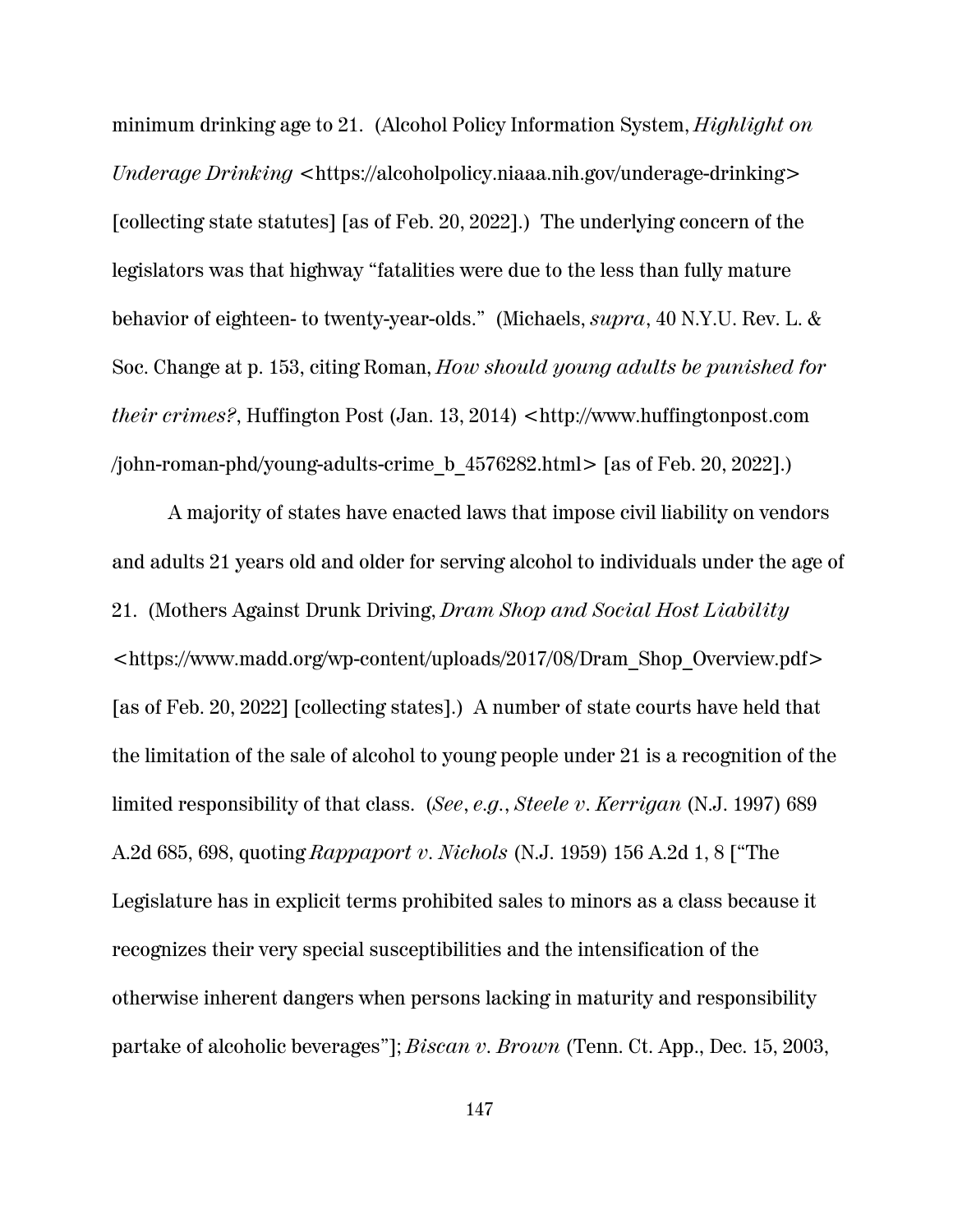minimum drinking age to 21. (Alcohol Policy Information System, *Highlight on Underage Drinking* <https://alcoholpolicy.niaaa.nih.gov/underage-drinking> [collecting state statutes] [as of Feb. 20, 2022].) The underlying concern of the legislators was that highway "fatalities were due to the less than fully mature behavior of eighteen- to twenty-year-olds." (Michaels, *supra*, 40 N.Y.U. Rev. L. & Soc. Change at p. 153, citing Roman, *How should young adults be punished for their crimes?*, Huffington Post (Jan. 13, 2014) <http://www.huffingtonpost.com/john-roman-phd/young-adults-crime_b_4576282.html> [as of Feb. 20, 2022].)

A majority of states have enacted laws that impose civil liability on vendors and adults 21 years old and older for serving alcohol to individuals under the age of 21. (Mothers Against Drunk Driving, *Dram Shop and Social Host Liability* <https://www.madd.org/wp-content/uploads/2017/08/Dram_Shop_Overview.pdf> [as of Feb. 20, 2022] [collecting states].) A number of state courts have held that the limitation of the sale of alcohol to young people under 21 is a recognition of the limited responsibility of that class. (*See*, *e.g.*, *Steele v. Kerrigan* (N.J. 1997) 689 A.2d 685, 698, quoting *Rappaport v. Nichols* (N.J. 1959) 156 A.2d 1, 8 ["The Legislature has in explicit terms prohibited sales to minors as a class because it recognizes their very special susceptibilities and the intensification of the otherwise inherent dangers when persons lacking in maturity and responsibility partake of alcoholic beverages"]; *Biscan v. Brown* (Tenn. Ct. App., Dec. 15, 2003,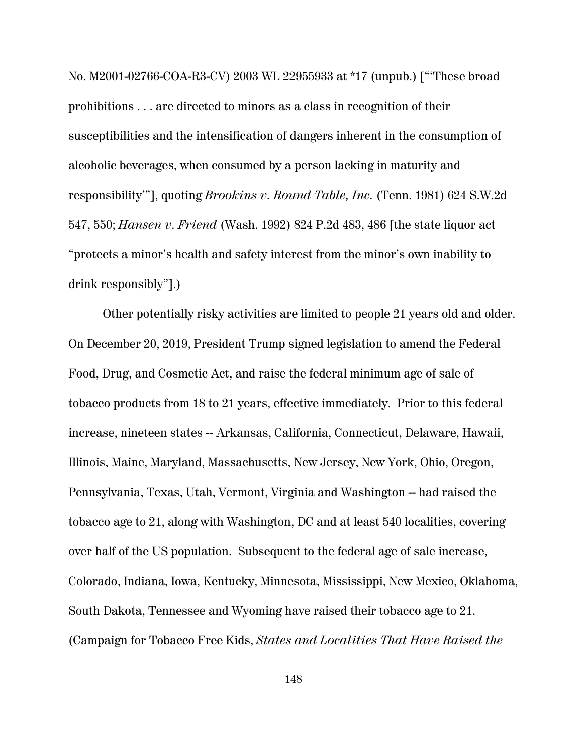No. M2001-02766-COA-R3-CV) 2003 WL 22955933 at *17 (unpub.) ["'These broad prohibitions . . . are directed to minors as a class in recognition of their susceptibilities and the intensification of dangers inherent in the consumption of alcoholic beverages, when consumed by a person lacking in maturity and responsibility'"], quoting *Brookins v. Round Table, Inc.* (Tenn. 1981) 624 S.W.2d 547, 550; *Hansen v. Friend* (Wash. 1992) 824 P.2d 483, 486 [the state liquor act "protects a minor's health and safety interest from the minor's own inability to drink responsibly"].)

Other potentially risky activities are limited to people 21 years old and older. On December 20, 2019, President Trump signed legislation to amend the Federal Food, Drug, and Cosmetic Act, and raise the federal minimum age of sale of tobacco products from 18 to 21 years, effective immediately. Prior to this federal increase, nineteen states -- Arkansas, California, Connecticut, Delaware, Hawaii, Illinois, Maine, Maryland, Massachusetts, New Jersey, New York, Ohio, Oregon, Pennsylvania, Texas, Utah, Vermont, Virginia and Washington -- had raised the tobacco age to 21, along with Washington, DC and at least 540 localities, covering over half of the US population. Subsequent to the federal age of sale increase, Colorado, Indiana, Iowa, Kentucky, Minnesota, Mississippi, New Mexico, Oklahoma, South Dakota, Tennessee and Wyoming have raised their tobacco age to 21. (Campaign for Tobacco Free Kids, *States and Localities That Have Raised the*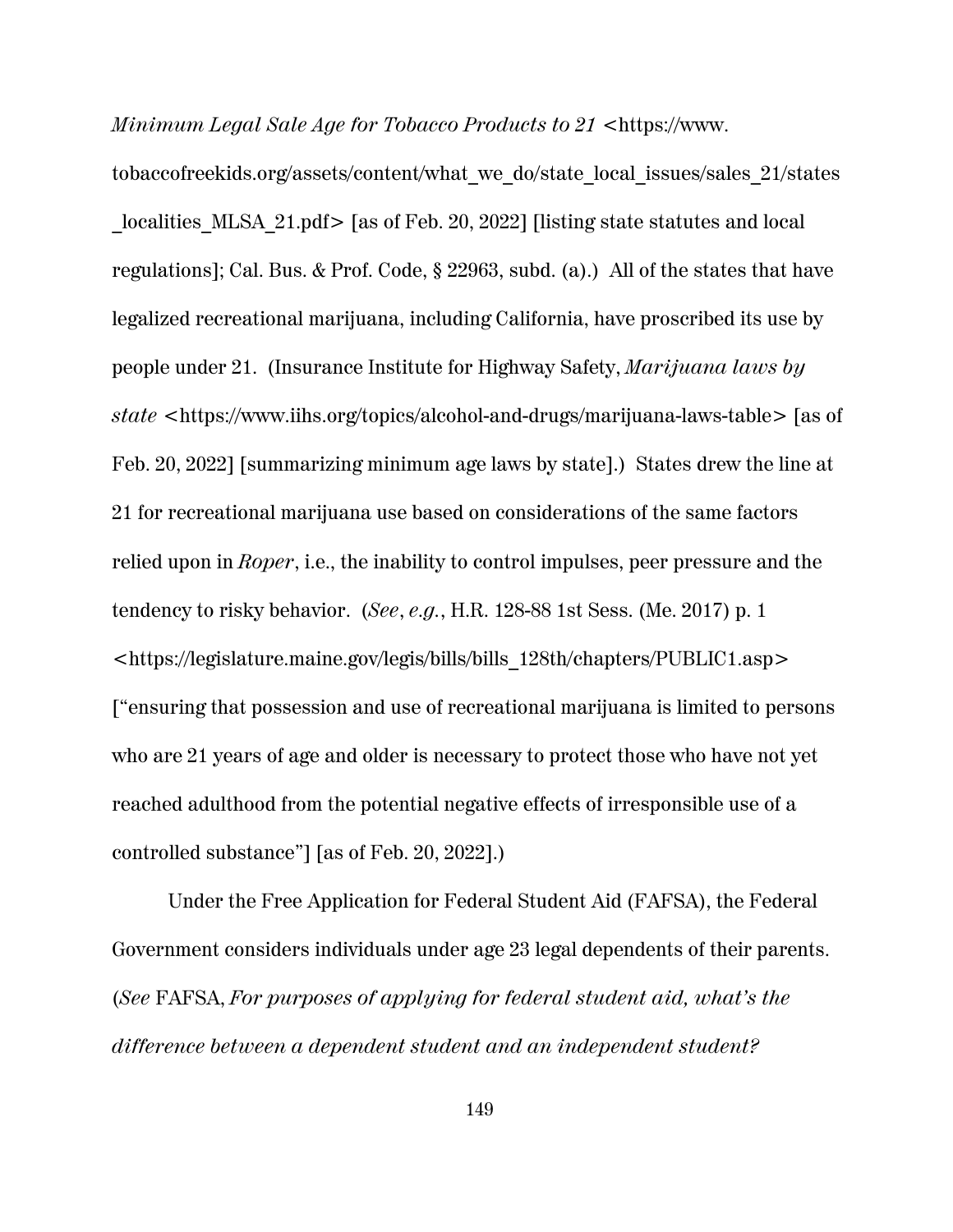*Minimum Legal Sale Age for Tobacco Products to 21* <https://www.tobaccofreekids.org/assets/content/what_we_do/state_local_issues/sales_21/states_localities_MLSA_21.pdf> [as of Feb. 20, 2022] [listing state statutes and local regulations]; Cal. Bus. & Prof. Code, § 22963, subd. (a).) All of the states that have legalized recreational marijuana, including California, have proscribed its use by people under 21. (Insurance Institute for Highway Safety, *Marijuana laws by state* <https://www.iihs.org/topics/alcohol-and-drugs/marijuana-laws-table> [as of Feb. 20, 2022] [summarizing minimum age laws by state].) States drew the line at 21 for recreational marijuana use based on considerations of the same factors relied upon in *Roper*, i.e., the inability to control impulses, peer pressure and the tendency to risky behavior. (*See*, *e.g.*, H.R. 128-88 1st Sess. (Me. 2017) p. 1 <https://legislature.maine.gov/legis/bills/bills_128th/chapters/PUBLIC1.asp> ["ensuring that possession and use of recreational marijuana is limited to persons who are 21 years of age and older is necessary to protect those who have not yet reached adulthood from the potential negative effects of irresponsible use of a controlled substance"] [as of Feb. 20, 2022].)

Under the Free Application for Federal Student Aid (FAFSA), the Federal Government considers individuals under age 23 legal dependents of their parents. (*See* FAFSA, *For purposes of applying for federal student aid, what's the difference between a dependent student and an independent student?*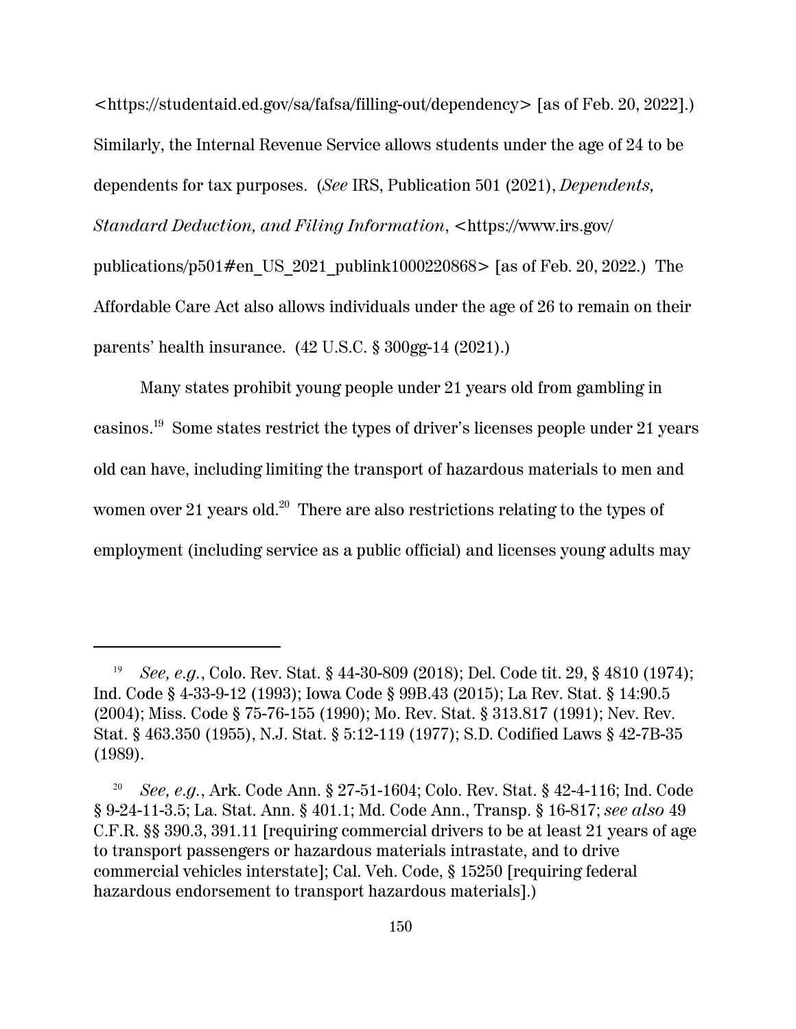<https://studentaid.ed.gov/sa/fafsa/filling-out/dependency> [as of Feb. 20, 2022].) Similarly, the Internal Revenue Service allows students under the age of 24 to be dependents for tax purposes. (*See* IRS, Publication 501 (2021), *Dependents, Standard Deduction, and Filing Information*, <https://www.irs.gov/publications/p501#en_US_2021_publink1000220868> [as of Feb. 20, 2022.) The Affordable Care Act also allows individuals under the age of 26 to remain on their parents' health insurance. (42 U.S.C. § 300gg-14 (2021).)

Many states prohibit young people under 21 years old from gambling in casinos.[19] Some states restrict the types of driver's licenses people under 21 years old can have, including limiting the transport of hazardous materials to men and women over 21 years old.[20] There are also restrictions relating to the types of employment (including service as a public official) and licenses young adults may

---

[19] *See, e.g.*, Colo. Rev. Stat. § 44-30-809 (2018); Del. Code tit. 29, § 4810 (1974); Ind. Code § 4-33-9-12 (1993); Iowa Code § 99B.43 (2015); La Rev. Stat. § 14:90.5 (2004); Miss. Code § 75-76-155 (1990); Mo. Rev. Stat. § 313.817 (1991); Nev. Rev. Stat. § 463.350 (1955), N.J. Stat. § 5:12-119 (1977); S.D. Codified Laws § 42-7B-35 (1989).

[20] *See, e.g.*, Ark. Code Ann. § 27-51-1604; Colo. Rev. Stat. § 42-4-116; Ind. Code § 9-24-11-3.5; La. Stat. Ann. § 401.1; Md. Code Ann., Transp. § 16-817; *see also* 49 C.F.R. §§ 390.3, 391.11 [requiring commercial drivers to be at least 21 years of age to transport passengers or hazardous materials intrastate, and to drive commercial vehicles interstate]; Cal. Veh. Code, § 15250 [requiring federal hazardous endorsement to transport hazardous materials].)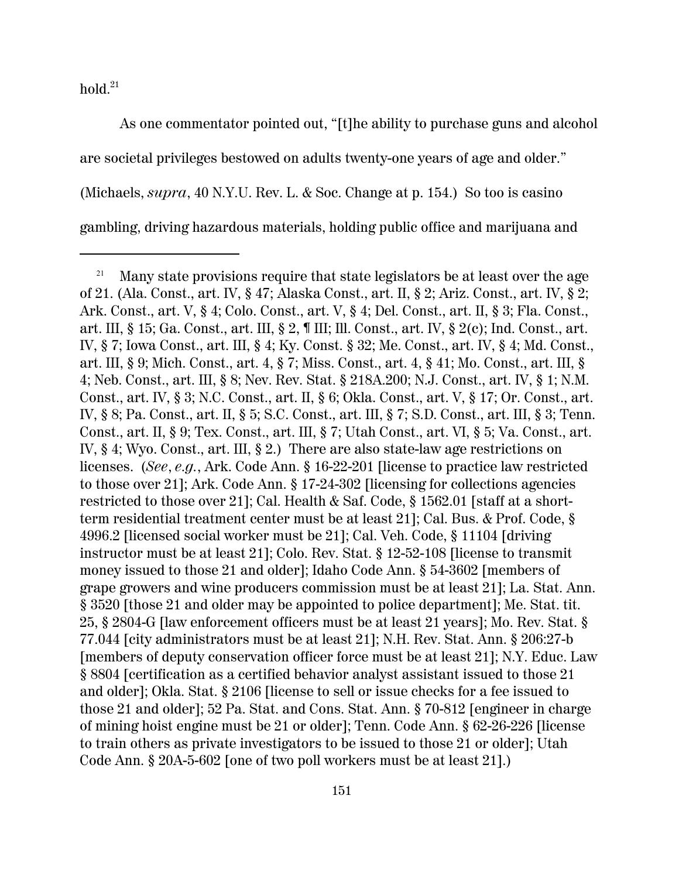hold.[21]

As one commentator pointed out, "[t]he ability to purchase guns and alcohol are societal privileges bestowed on adults twenty-one years of age and older." (Michaels, *supra*, 40 N.Y.U. Rev. L. & Soc. Change at p. 154.) So too is casino gambling, driving hazardous materials, holding public office and marijuana and

---

[21] Many state provisions require that state legislators be at least over the age of 21. (Ala. Const., art. IV, § 47; Alaska Const., art. II, § 2; Ariz. Const., art. IV, § 2; Ark. Const., art. V, § 4; Colo. Const., art. V, § 4; Del. Const., art. II, § 3; Fla. Const., art. III, § 15; Ga. Const., art. III, § 2, ¶ III; Ill. Const., art. IV, § 2(c); Ind. Const., art. IV, § 7; Iowa Const., art. III, § 4; Ky. Const. § 32; Me. Const., art. IV, § 4; Md. Const., art. III, § 9; Mich. Const., art. 4, § 7; Miss. Const., art. 4, § 41; Mo. Const., art. III, § 4; Neb. Const., art. III, § 8; Nev. Rev. Stat. § 218A.200; N.J. Const., art. IV, § 1; N.M. Const., art. IV, § 3; N.C. Const., art. II, § 6; Okla. Const., art. V, § 17; Or. Const., art. IV, § 8; Pa. Const., art. II, § 5; S.C. Const., art. III, § 7; S.D. Const., art. III, § 3; Tenn. Const., art. II, § 9; Tex. Const., art. III, § 7; Utah Const., art. VI, § 5; Va. Const., art. IV, § 4; Wyo. Const., art. III, § 2.) There are also state-law age restrictions on licenses. (*See*, *e.g.*, Ark. Code Ann. § 16-22-201 [license to practice law restricted to those over 21]; Ark. Code Ann. § 17-24-302 [licensing for collections agencies restricted to those over 21]; Cal. Health & Saf. Code, § 1562.01 [staff at a short-term residential treatment center must be at least 21]; Cal. Bus. & Prof. Code, § 4996.2 [licensed social worker must be 21]; Cal. Veh. Code, § 11104 [driving instructor must be at least 21]; Colo. Rev. Stat. § 12-52-108 [license to transmit money issued to those 21 and older]; Idaho Code Ann. § 54-3602 [members of grape growers and wine producers commission must be at least 21]; La. Stat. Ann. § 3520 [those 21 and older may be appointed to police department]; Me. Stat. tit. 25, § 2804-G [law enforcement officers must be at least 21 years]; Mo. Rev. Stat. § 77.044 [city administrators must be at least 21]; N.H. Rev. Stat. Ann. § 206:27-b [members of deputy conservation officer force must be at least 21]; N.Y. Educ. Law § 8804 [certification as a certified behavior analyst assistant issued to those 21 and older]; Okla. Stat. § 2106 [license to sell or issue checks for a fee issued to those 21 and older]; 52 Pa. Stat. and Cons. Stat. Ann. § 70-812 [engineer in charge of mining hoist engine must be 21 or older]; Tenn. Code Ann. § 62-26-226 [license to train others as private investigators to be issued to those 21 or older]; Utah Code Ann. § 20A-5-602 [one of two poll workers must be at least 21].)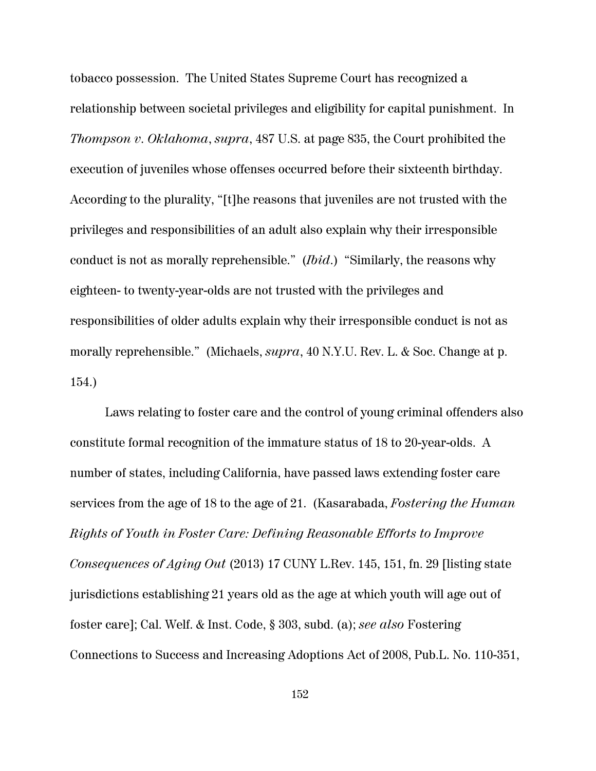tobacco possession. The United States Supreme Court has recognized a relationship between societal privileges and eligibility for capital punishment. In *Thompson v. Oklahoma*, *supra*, 487 U.S. at page 835, the Court prohibited the execution of juveniles whose offenses occurred before their sixteenth birthday. According to the plurality, "[t]he reasons that juveniles are not trusted with the privileges and responsibilities of an adult also explain why their irresponsible conduct is not as morally reprehensible." (*Ibid*.) "Similarly, the reasons why eighteen- to twenty-year-olds are not trusted with the privileges and responsibilities of older adults explain why their irresponsible conduct is not as morally reprehensible." (Michaels, *supra*, 40 N.Y.U. Rev. L. & Soc. Change at p. 154.)

Laws relating to foster care and the control of young criminal offenders also constitute formal recognition of the immature status of 18 to 20-year-olds. A number of states, including California, have passed laws extending foster care services from the age of 18 to the age of 21. (Kasarabada, *Fostering the Human Rights of Youth in Foster Care: Defining Reasonable Efforts to Improve Consequences of Aging Out* (2013) 17 CUNY L.Rev. 145, 151, fn. 29 [listing state jurisdictions establishing 21 years old as the age at which youth will age out of foster care]; Cal. Welf. & Inst. Code, § 303, subd. (a); *see also* Fostering Connections to Success and Increasing Adoptions Act of 2008, Pub.L. No. 110-351,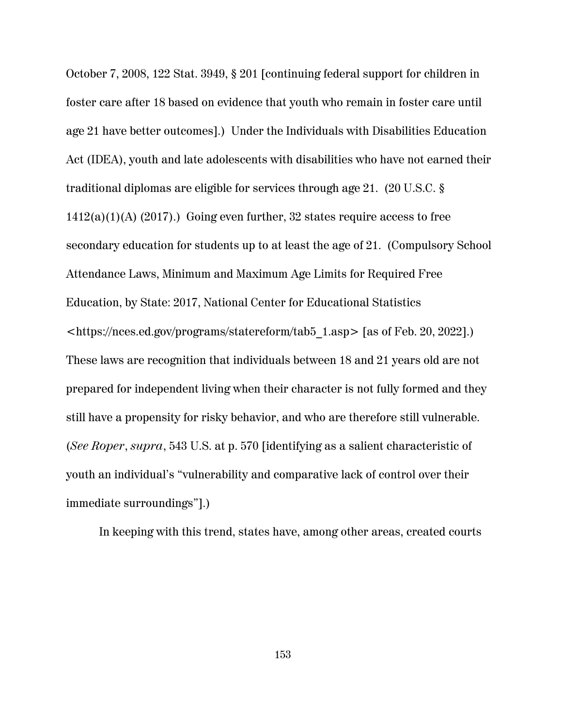October 7, 2008, 122 Stat. 3949, § 201 [continuing federal support for children in foster care after 18 based on evidence that youth who remain in foster care until age 21 have better outcomes].) Under the Individuals with Disabilities Education Act (IDEA), youth and late adolescents with disabilities who have not earned their traditional diplomas are eligible for services through age 21. (20 U.S.C. § 1412(a)(1)(A) (2017).) Going even further, 32 states require access to free secondary education for students up to at least the age of 21. (Compulsory School Attendance Laws, Minimum and Maximum Age Limits for Required Free Education, by State: 2017, National Center for Educational Statistics <https://nces.ed.gov/programs/statereform/tab5_1.asp> [as of Feb. 20, 2022].) These laws are recognition that individuals between 18 and 21 years old are not prepared for independent living when their character is not fully formed and they still have a propensity for risky behavior, and who are therefore still vulnerable. (*See Roper*, *supra*, 543 U.S. at p. 570 [identifying as a salient characteristic of youth an individual's "vulnerability and comparative lack of control over their immediate surroundings"].)

In keeping with this trend, states have, among other areas, created courts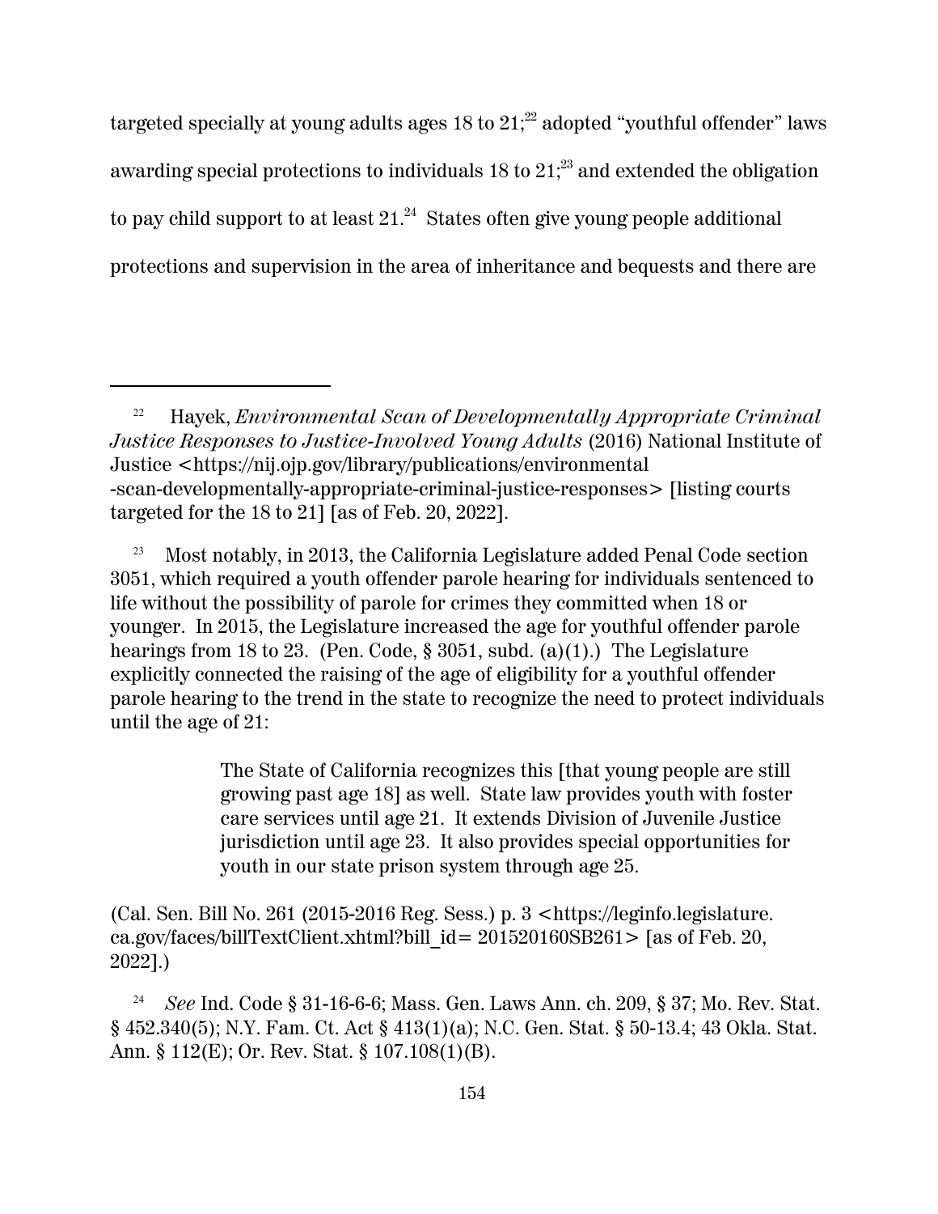targeted specially at young adults ages 18 to 21;[22] adopted "youthful offender" laws awarding special protections to individuals 18 to 21;[23] and extended the obligation to pay child support to at least 21.[24] States often give young people additional protections and supervision in the area of inheritance and bequests and there are

---

[22] Hayek, *Environmental Scan of Developmentally Appropriate Criminal Justice Responses to Justice-Involved Young Adults* (2016) National Institute of Justice <https://nij.ojp.gov/library/publications/environmental-scan-developmentally-appropriate-criminal-justice-responses> [listing courts targeted for the 18 to 21] [as of Feb. 20, 2022].

[23] Most notably, in 2013, the California Legislature added Penal Code section 3051, which required a youth offender parole hearing for individuals sentenced to life without the possibility of parole for crimes they committed when 18 or younger. In 2015, the Legislature increased the age for youthful offender parole hearings from 18 to 23. (Pen. Code, § 3051, subd. (a)(1).) The Legislature explicitly connected the raising of the age of eligibility for a youthful offender parole hearing to the trend in the state to recognize the need to protect individuals until the age of 21:

> The State of California recognizes this [that young people are still growing past age 18] as well. State law provides youth with foster care services until age 21. It extends Division of Juvenile Justice jurisdiction until age 23. It also provides special opportunities for youth in our state prison system through age 25.

(Cal. Sen. Bill No. 261 (2015-2016 Reg. Sess.) p. 3 <https://leginfo.legislature.ca.gov/faces/billTextClient.xhtml?bill_id= 201520160SB261> [as of Feb. 20, 2022].)

[24] *See* Ind. Code § 31-16-6-6; Mass. Gen. Laws Ann. ch. 209, § 37; Mo. Rev. Stat. § 452.340(5); N.Y. Fam. Ct. Act § 413(1)(a); N.C. Gen. Stat. § 50-13.4; 43 Okla. Stat. Ann. § 112(E); Or. Rev. Stat. § 107.108(1)(B).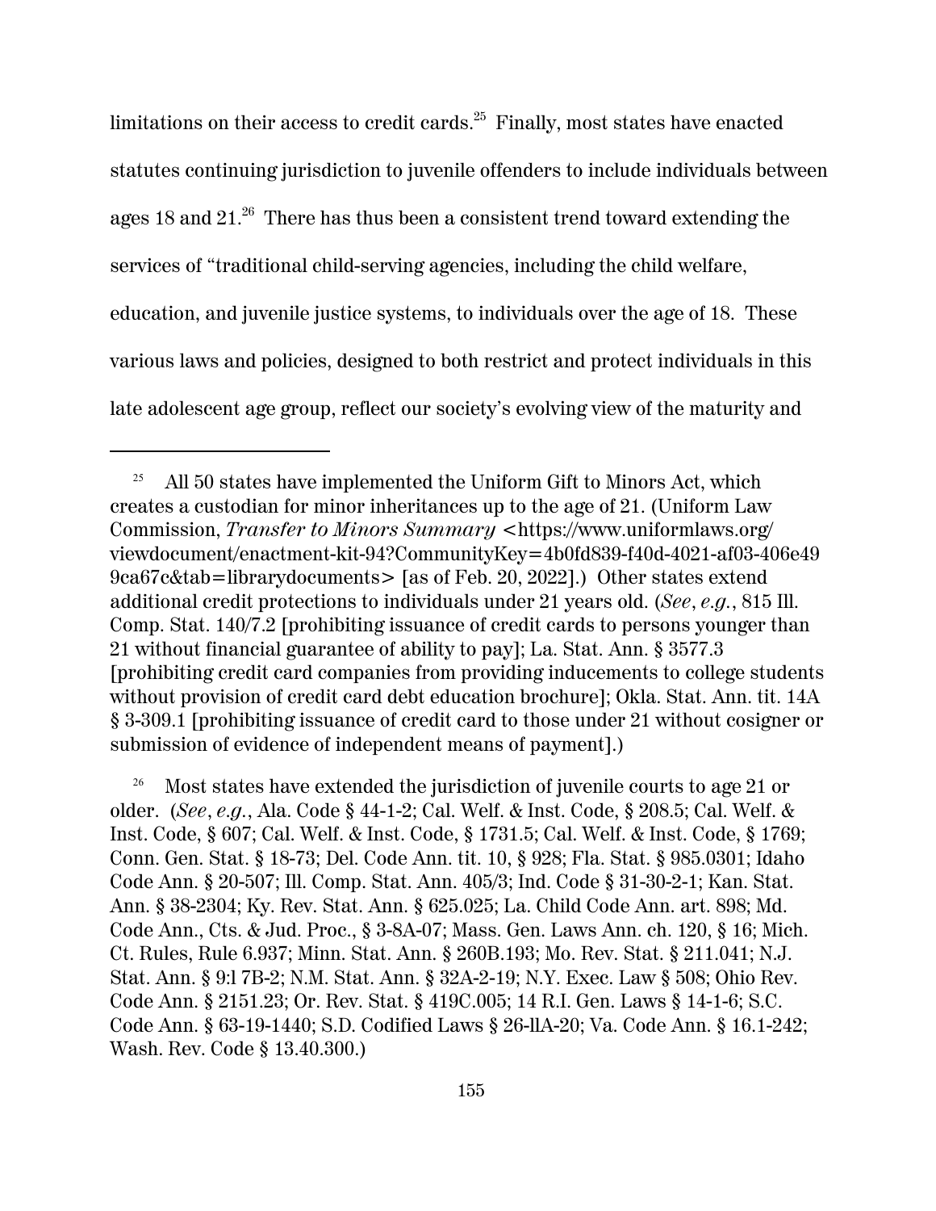limitations on their access to credit cards.[25] Finally, most states have enacted statutes continuing jurisdiction to juvenile offenders to include individuals between ages 18 and 21.[26] There has thus been a consistent trend toward extending the services of "traditional child-serving agencies, including the child welfare, education, and juvenile justice systems, to individuals over the age of 18. These various laws and policies, designed to both restrict and protect individuals in this late adolescent age group, reflect our society's evolving view of the maturity and

---

[25] All 50 states have implemented the Uniform Gift to Minors Act, which creates a custodian for minor inheritances up to the age of 21. (Uniform Law Commission, *Transfer to Minors Summary* <https://www.uniformlaws.org/viewdocument/enactment-kit-94?CommunityKey=4b0fd839-f40d-4021-af03-406e499ca67c&tab=librarydocuments> [as of Feb. 20, 2022].) Other states extend additional credit protections to individuals under 21 years old. (*See*, *e.g.*, 815 Ill. Comp. Stat. 140/7.2 [prohibiting issuance of credit cards to persons younger than 21 without financial guarantee of ability to pay]; La. Stat. Ann. § 3577.3 [prohibiting credit card companies from providing inducements to college students without provision of credit card debt education brochure]; Okla. Stat. Ann. tit. 14A § 3-309.1 [prohibiting issuance of credit card to those under 21 without cosigner or submission of evidence of independent means of payment].)

[26] Most states have extended the jurisdiction of juvenile courts to age 21 or older. (*See*, *e.g.*, Ala. Code § 44-1-2; Cal. Welf. & Inst. Code, § 208.5; Cal. Welf. & Inst. Code, § 607; Cal. Welf. & Inst. Code, § 1731.5; Cal. Welf. & Inst. Code, § 1769; Conn. Gen. Stat. § 18-73; Del. Code Ann. tit. 10, § 928; Fla. Stat. § 985.0301; Idaho Code Ann. § 20-507; Ill. Comp. Stat. Ann. 405/3; Ind. Code § 31-30-2-1; Kan. Stat. Ann. § 38-2304; Ky. Rev. Stat. Ann. § 625.025; La. Child Code Ann. art. 898; Md. Code Ann., Cts. & Jud. Proc., § 3-8A-07; Mass. Gen. Laws Ann. ch. 120, § 16; Mich. Ct. Rules, Rule 6.937; Minn. Stat. Ann. § 260B.193; Mo. Rev. Stat. § 211.041; N.J. Stat. Ann. § 9:l 7B-2; N.M. Stat. Ann. § 32A-2-19; N.Y. Exec. Law § 508; Ohio Rev. Code Ann. § 2151.23; Or. Rev. Stat. § 419C.005; 14 R.I. Gen. Laws § 14-1-6; S.C. Code Ann. § 63-19-1440; S.D. Codified Laws § 26-llA-20; Va. Code Ann. § 16.1-242; Wash. Rev. Code § 13.40.300.)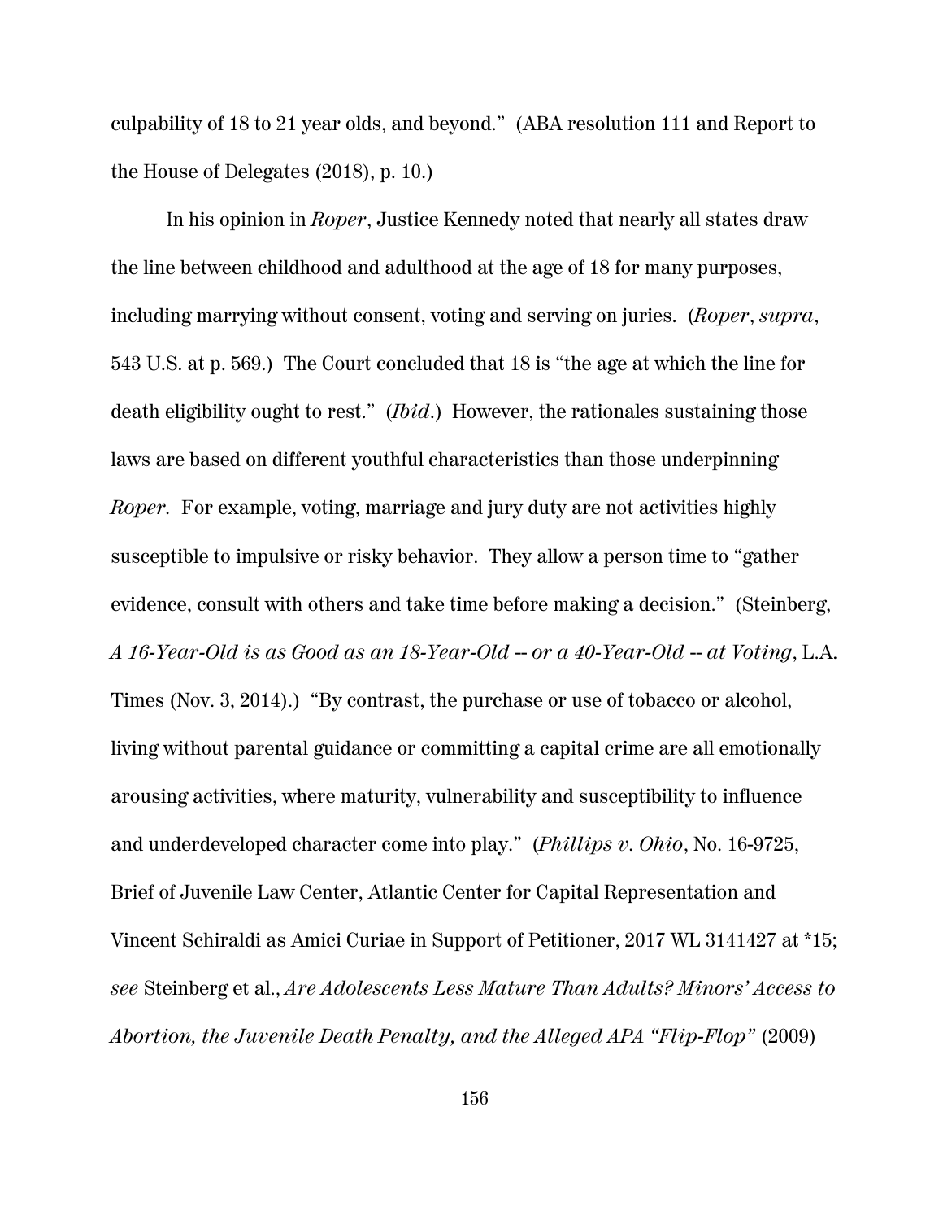culpability of 18 to 21 year olds, and beyond." (ABA resolution 111 and Report to the House of Delegates (2018), p. 10.)

In his opinion in *Roper*, Justice Kennedy noted that nearly all states draw the line between childhood and adulthood at the age of 18 for many purposes, including marrying without consent, voting and serving on juries. (*Roper*, *supra*, 543 U.S. at p. 569.) The Court concluded that 18 is "the age at which the line for death eligibility ought to rest." (*Ibid*.) However, the rationales sustaining those laws are based on different youthful characteristics than those underpinning *Roper*. For example, voting, marriage and jury duty are not activities highly susceptible to impulsive or risky behavior. They allow a person time to "gather evidence, consult with others and take time before making a decision." (Steinberg, *A 16-Year-Old is as Good as an 18-Year-Old -- or a 40-Year-Old -- at Voting*, L.A. Times (Nov. 3, 2014).) "By contrast, the purchase or use of tobacco or alcohol, living without parental guidance or committing a capital crime are all emotionally arousing activities, where maturity, vulnerability and susceptibility to influence and underdeveloped character come into play." (*Phillips v. Ohio*, No. 16-9725, Brief of Juvenile Law Center, Atlantic Center for Capital Representation and Vincent Schiraldi as Amici Curiae in Support of Petitioner, 2017 WL 3141427 at *15; *see* Steinberg et al., *Are Adolescents Less Mature Than Adults? Minors' Access to Abortion, the Juvenile Death Penalty, and the Alleged APA "Flip-Flop"* (2009)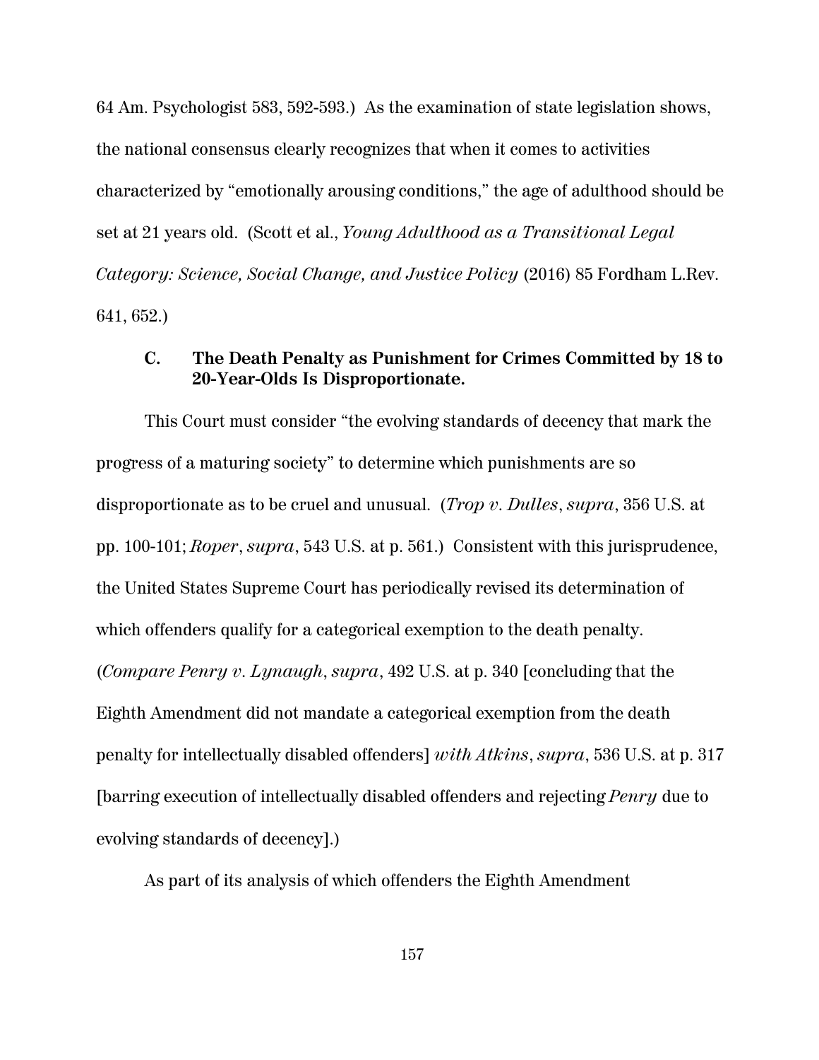64 Am. Psychologist 583, 592-593.) As the examination of state legislation shows, the national consensus clearly recognizes that when it comes to activities characterized by "emotionally arousing conditions," the age of adulthood should be set at 21 years old. (Scott et al., *Young Adulthood as a Transitional Legal Category: Science, Social Change, and Justice Policy* (2016) 85 Fordham L.Rev. 641, 652.)

### C. The Death Penalty as Punishment for Crimes Committed by 18 to 20-Year-Olds Is Disproportionate.

This Court must consider "the evolving standards of decency that mark the progress of a maturing society" to determine which punishments are so disproportionate as to be cruel and unusual. (*Trop v. Dulles*, *supra*, 356 U.S. at pp. 100-101; *Roper*, *supra*, 543 U.S. at p. 561.) Consistent with this jurisprudence, the United States Supreme Court has periodically revised its determination of which offenders qualify for a categorical exemption to the death penalty. (*Compare Penry v. Lynaugh*, *supra*, 492 U.S. at p. 340 [concluding that the Eighth Amendment did not mandate a categorical exemption from the death penalty for intellectually disabled offenders] *with Atkins*, *supra*, 536 U.S. at p. 317 [barring execution of intellectually disabled offenders and rejecting *Penry* due to evolving standards of decency].)

As part of its analysis of which offenders the Eighth Amendment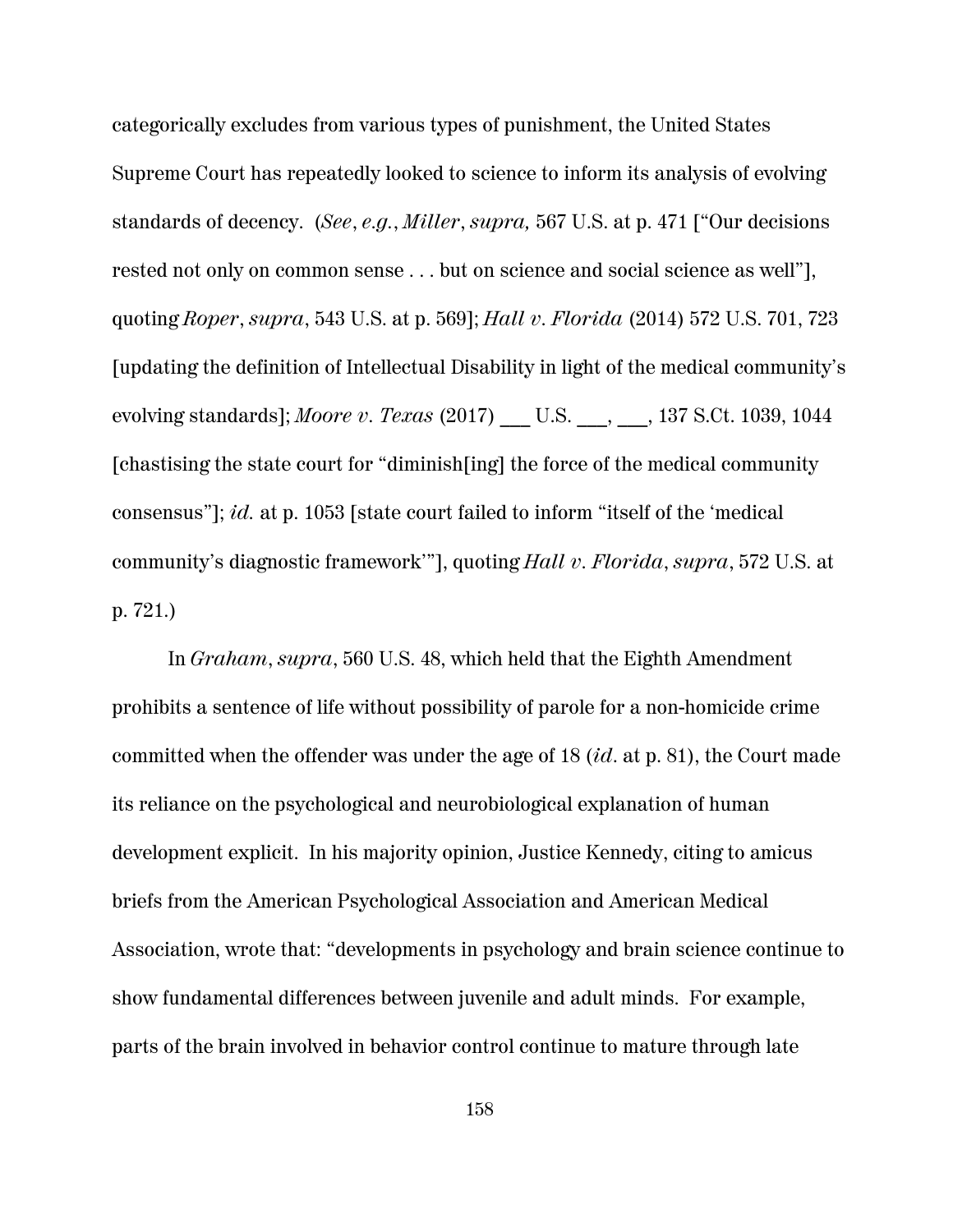categorically excludes from various types of punishment, the United States Supreme Court has repeatedly looked to science to inform its analysis of evolving standards of decency. (*See*, *e.g.*, *Miller*, *supra,* 567 U.S. at p. 471 ["Our decisions rested not only on common sense . . . but on science and social science as well"], quoting *Roper*, *supra*, 543 U.S. at p. 569]; *Hall v. Florida* (2014) 572 U.S. 701, 723 [updating the definition of Intellectual Disability in light of the medical community's evolving standards]; *Moore v. Texas* (2017) ___ U.S. ___, ___, 137 S.Ct. 1039, 1044 [chastising the state court for "diminish[ing] the force of the medical community consensus"]; *id.* at p. 1053 [state court failed to inform "itself of the 'medical community's diagnostic framework'"], quoting *Hall v. Florida*, *supra*, 572 U.S. at p. 721.)

In *Graham*, *supra*, 560 U.S. 48, which held that the Eighth Amendment prohibits a sentence of life without possibility of parole for a non-homicide crime committed when the offender was under the age of 18 (*id*. at p. 81), the Court made its reliance on the psychological and neurobiological explanation of human development explicit. In his majority opinion, Justice Kennedy, citing to amicus briefs from the American Psychological Association and American Medical Association, wrote that: "developments in psychology and brain science continue to show fundamental differences between juvenile and adult minds. For example, parts of the brain involved in behavior control continue to mature through late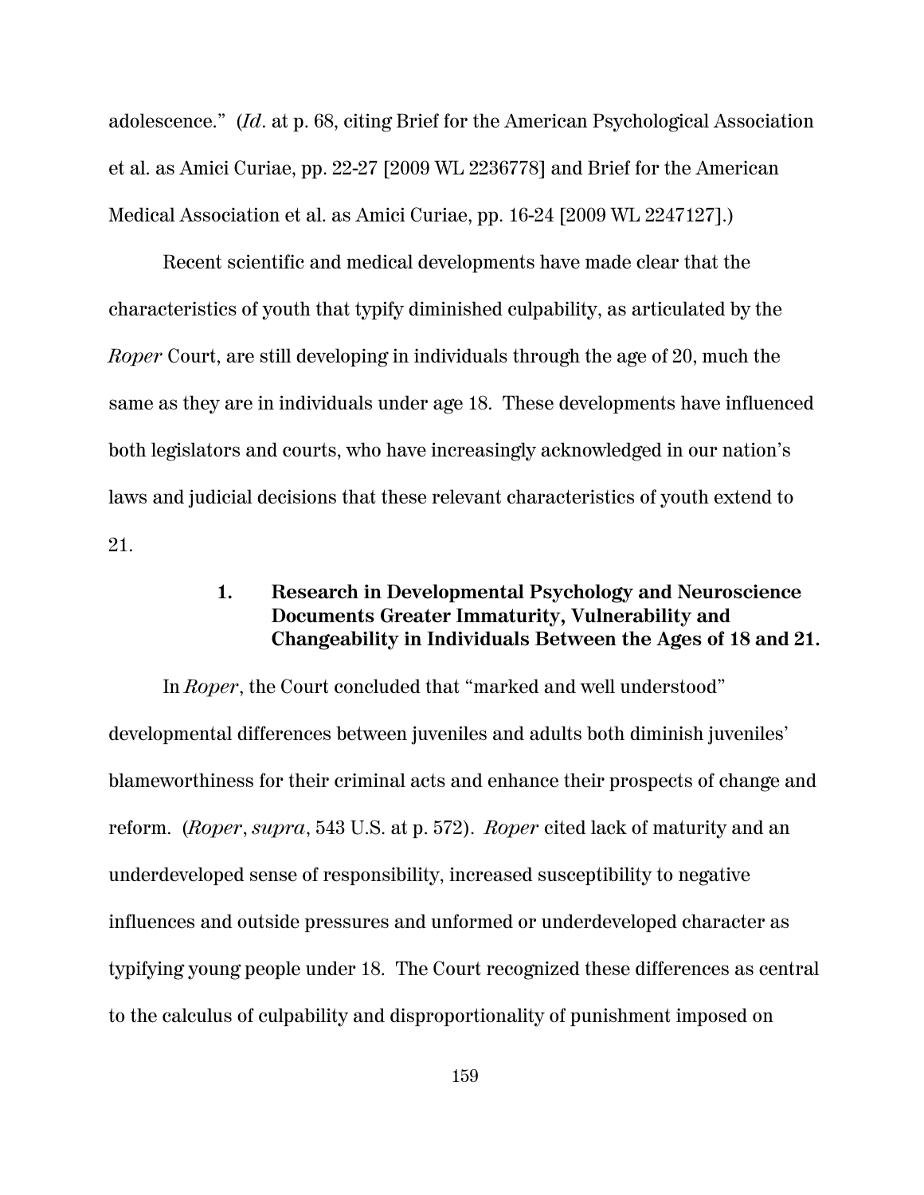adolescence." (*Id*. at p. 68, citing Brief for the American Psychological Association et al. as Amici Curiae, pp. 22-27 [2009 WL 2236778] and Brief for the American Medical Association et al. as Amici Curiae, pp. 16-24 [2009 WL 2247127].)

Recent scientific and medical developments have made clear that the characteristics of youth that typify diminished culpability, as articulated by the *Roper* Court, are still developing in individuals through the age of 20, much the same as they are in individuals under age 18. These developments have influenced both legislators and courts, who have increasingly acknowledged in our nation's laws and judicial decisions that these relevant characteristics of youth extend to 21.

### 1. Research in Developmental Psychology and Neuroscience Documents Greater Immaturity, Vulnerability and Changeability in Individuals Between the Ages of 18 and 21.

In *Roper*, the Court concluded that "marked and well understood" developmental differences between juveniles and adults both diminish juveniles' blameworthiness for their criminal acts and enhance their prospects of change and reform. (*Roper*, *supra*, 543 U.S. at p. 572). *Roper* cited lack of maturity and an underdeveloped sense of responsibility, increased susceptibility to negative influences and outside pressures and unformed or underdeveloped character as typifying young people under 18. The Court recognized these differences as central to the calculus of culpability and disproportionality of punishment imposed on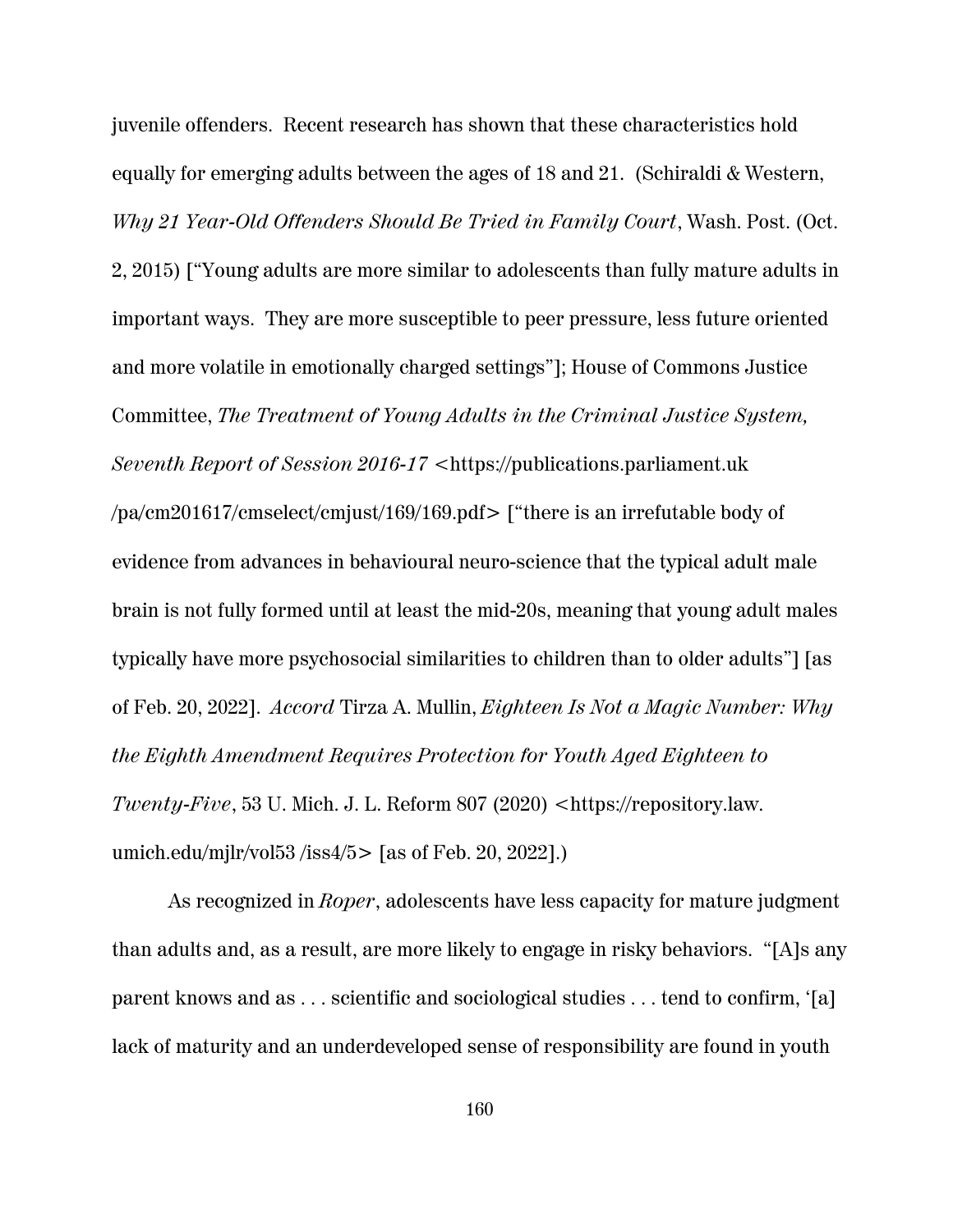juvenile offenders. Recent research has shown that these characteristics hold equally for emerging adults between the ages of 18 and 21. (Schiraldi & Western, *Why 21 Year-Old Offenders Should Be Tried in Family Court*, Wash. Post. (Oct. 2, 2015) ["Young adults are more similar to adolescents than fully mature adults in important ways. They are more susceptible to peer pressure, less future oriented and more volatile in emotionally charged settings"]; House of Commons Justice Committee, *The Treatment of Young Adults in the Criminal Justice System, Seventh Report of Session 2016-17* <https://publications.parliament.uk/pa/cm201617/cmselect/cmjust/169/169.pdf> ["there is an irrefutable body of evidence from advances in behavioural neuro-science that the typical adult male brain is not fully formed until at least the mid-20s, meaning that young adult males typically have more psychosocial similarities to children than to older adults"] [as of Feb. 20, 2022]. *Accord* Tirza A. Mullin, *Eighteen Is Not a Magic Number: Why the Eighth Amendment Requires Protection for Youth Aged Eighteen to Twenty-Five*, 53 U. Mich. J. L. Reform 807 (2020) <https://repository.law.umich.edu/mjlr/vol53/iss4/5> [as of Feb. 20, 2022].)

As recognized in *Roper*, adolescents have less capacity for mature judgment than adults and, as a result, are more likely to engage in risky behaviors. "[A]s any parent knows and as . . . scientific and sociological studies . . . tend to confirm, '[a] lack of maturity and an underdeveloped sense of responsibility are found in youth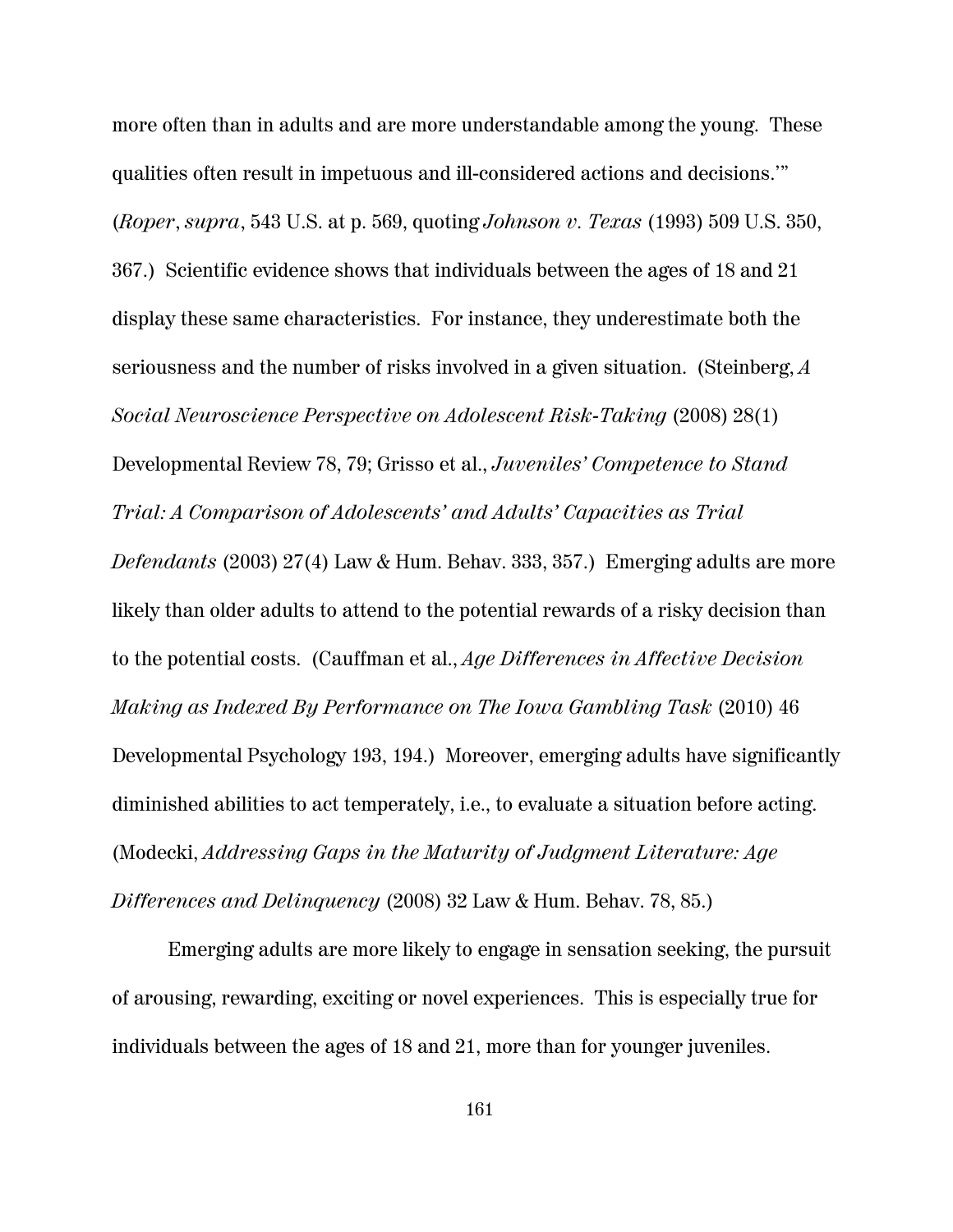more often than in adults and are more understandable among the young. These qualities often result in impetuous and ill-considered actions and decisions.'" (*Roper*, *supra*, 543 U.S. at p. 569, quoting *Johnson v. Texas* (1993) 509 U.S. 350, 367.) Scientific evidence shows that individuals between the ages of 18 and 21 display these same characteristics. For instance, they underestimate both the seriousness and the number of risks involved in a given situation. (Steinberg, *A Social Neuroscience Perspective on Adolescent Risk-Taking* (2008) 28(1) Developmental Review 78, 79; Grisso et al., *Juveniles' Competence to Stand Trial: A Comparison of Adolescents' and Adults' Capacities as Trial Defendants* (2003) 27(4) Law & Hum. Behav. 333, 357.) Emerging adults are more likely than older adults to attend to the potential rewards of a risky decision than to the potential costs. (Cauffman et al., *Age Differences in Affective Decision Making as Indexed By Performance on The Iowa Gambling Task* (2010) 46 Developmental Psychology 193, 194.) Moreover, emerging adults have significantly diminished abilities to act temperately, i.e., to evaluate a situation before acting. (Modecki, *Addressing Gaps in the Maturity of Judgment Literature: Age Differences and Delinquency* (2008) 32 Law & Hum. Behav. 78, 85.)

Emerging adults are more likely to engage in sensation seeking, the pursuit of arousing, rewarding, exciting or novel experiences. This is especially true for individuals between the ages of 18 and 21, more than for younger juveniles.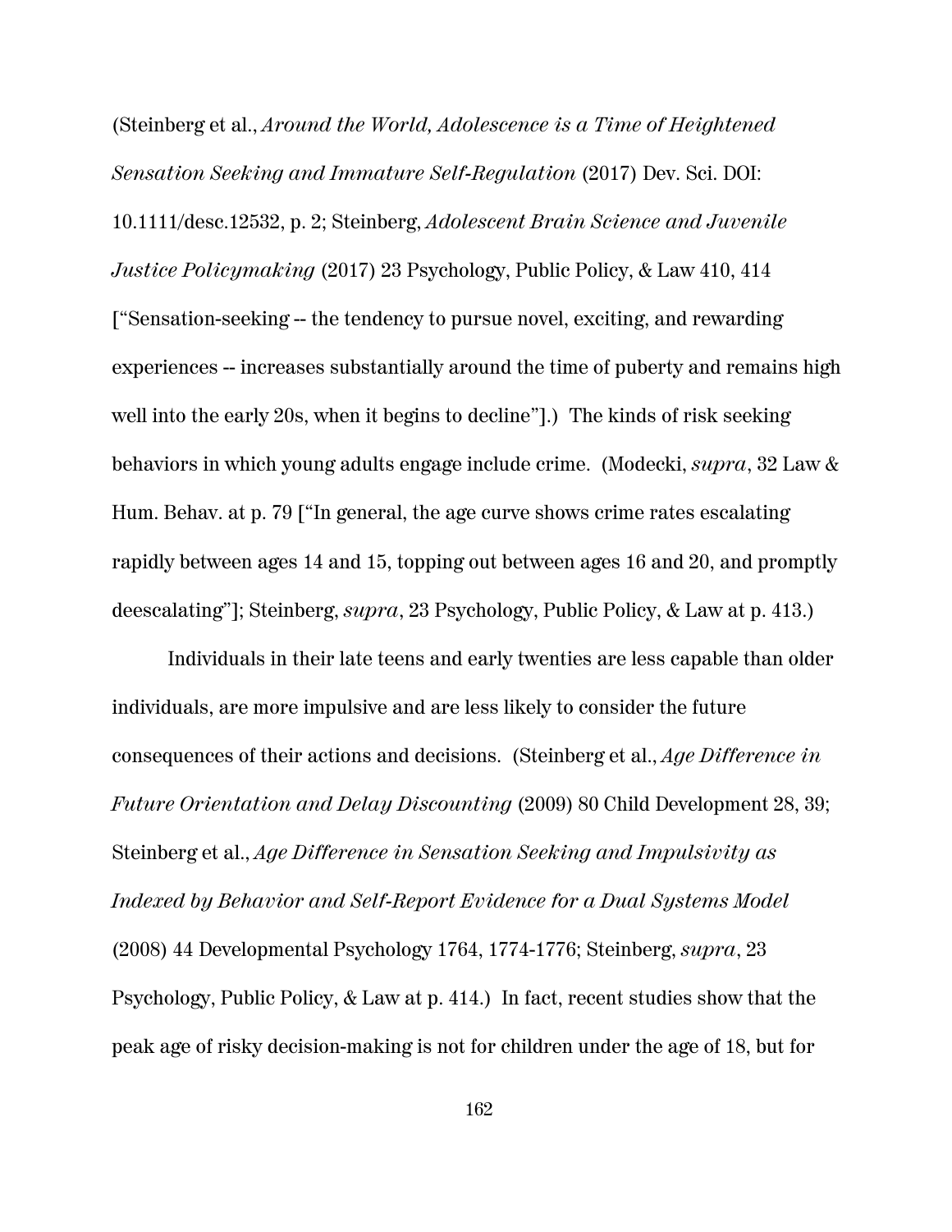(Steinberg et al., *Around the World, Adolescence is a Time of Heightened Sensation Seeking and Immature Self-Regulation* (2017) Dev. Sci. DOI: 10.1111/desc.12532, p. 2; Steinberg, *Adolescent Brain Science and Juvenile Justice Policymaking* (2017) 23 Psychology, Public Policy, & Law 410, 414 ["Sensation-seeking -- the tendency to pursue novel, exciting, and rewarding experiences -- increases substantially around the time of puberty and remains high well into the early 20s, when it begins to decline"].) The kinds of risk seeking behaviors in which young adults engage include crime. (Modecki, *supra*, 32 Law & Hum. Behav. at p. 79 ["In general, the age curve shows crime rates escalating rapidly between ages 14 and 15, topping out between ages 16 and 20, and promptly deescalating"]; Steinberg, *supra*, 23 Psychology, Public Policy, & Law at p. 413.)

Individuals in their late teens and early twenties are less capable than older individuals, are more impulsive and are less likely to consider the future consequences of their actions and decisions. (Steinberg et al., *Age Difference in Future Orientation and Delay Discounting* (2009) 80 Child Development 28, 39; Steinberg et al., *Age Difference in Sensation Seeking and Impulsivity as Indexed by Behavior and Self-Report Evidence for a Dual Systems Model* (2008) 44 Developmental Psychology 1764, 1774-1776; Steinberg, *supra*, 23 Psychology, Public Policy, & Law at p. 414.) In fact, recent studies show that the peak age of risky decision-making is not for children under the age of 18, but for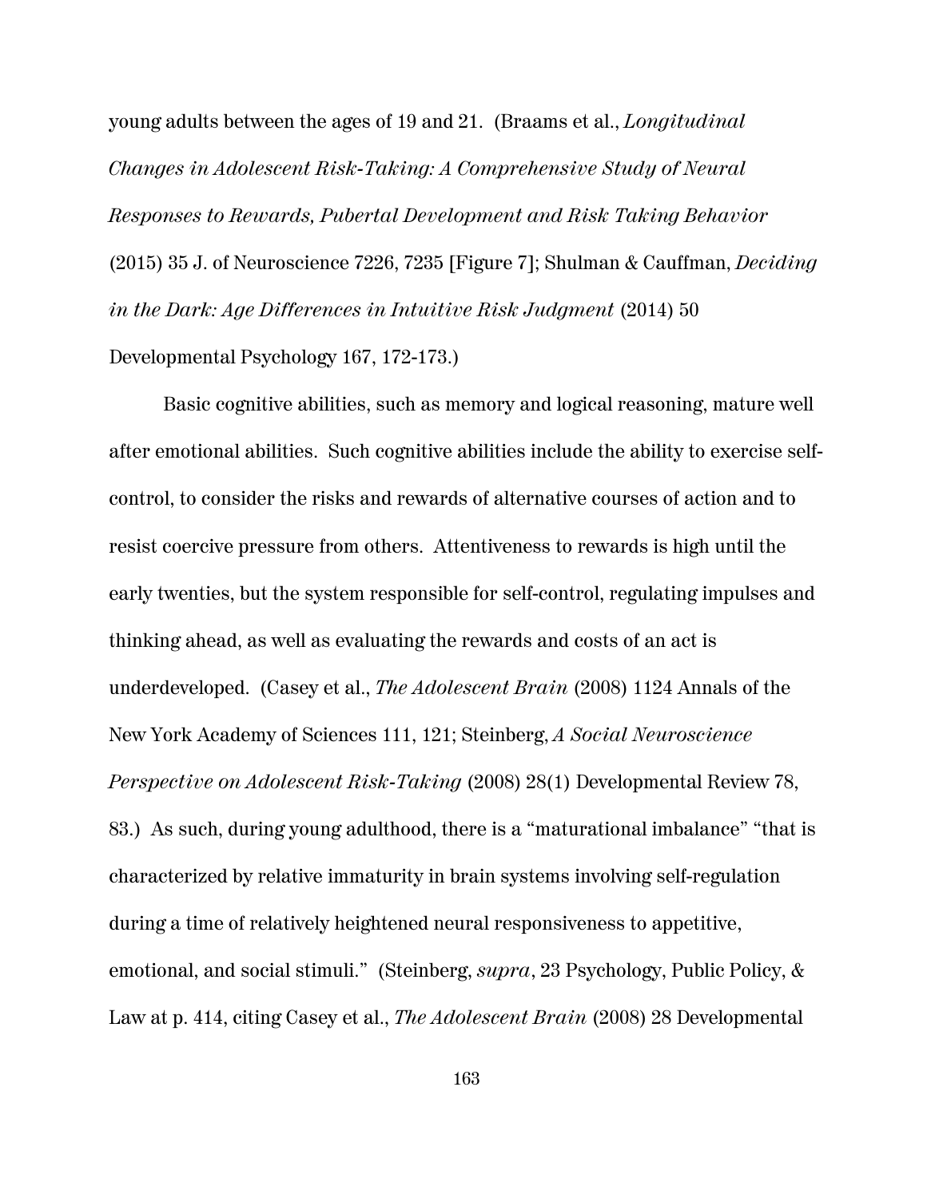young adults between the ages of 19 and 21. (Braams et al., *Longitudinal Changes in Adolescent Risk-Taking: A Comprehensive Study of Neural Responses to Rewards, Pubertal Development and Risk Taking Behavior* (2015) 35 J. of Neuroscience 7226, 7235 [Figure 7]; Shulman & Cauffman, *Deciding in the Dark: Age Differences in Intuitive Risk Judgment* (2014) 50 Developmental Psychology 167, 172-173.)

Basic cognitive abilities, such as memory and logical reasoning, mature well after emotional abilities. Such cognitive abilities include the ability to exercise self-control, to consider the risks and rewards of alternative courses of action and to resist coercive pressure from others. Attentiveness to rewards is high until the early twenties, but the system responsible for self-control, regulating impulses and thinking ahead, as well as evaluating the rewards and costs of an act is underdeveloped. (Casey et al., *The Adolescent Brain* (2008) 1124 Annals of the New York Academy of Sciences 111, 121; Steinberg, *A Social Neuroscience Perspective on Adolescent Risk-Taking* (2008) 28(1) Developmental Review 78, 83.) As such, during young adulthood, there is a "maturational imbalance" "that is characterized by relative immaturity in brain systems involving self-regulation during a time of relatively heightened neural responsiveness to appetitive, emotional, and social stimuli." (Steinberg, *supra*, 23 Psychology, Public Policy, & Law at p. 414, citing Casey et al., *The Adolescent Brain* (2008) 28 Developmental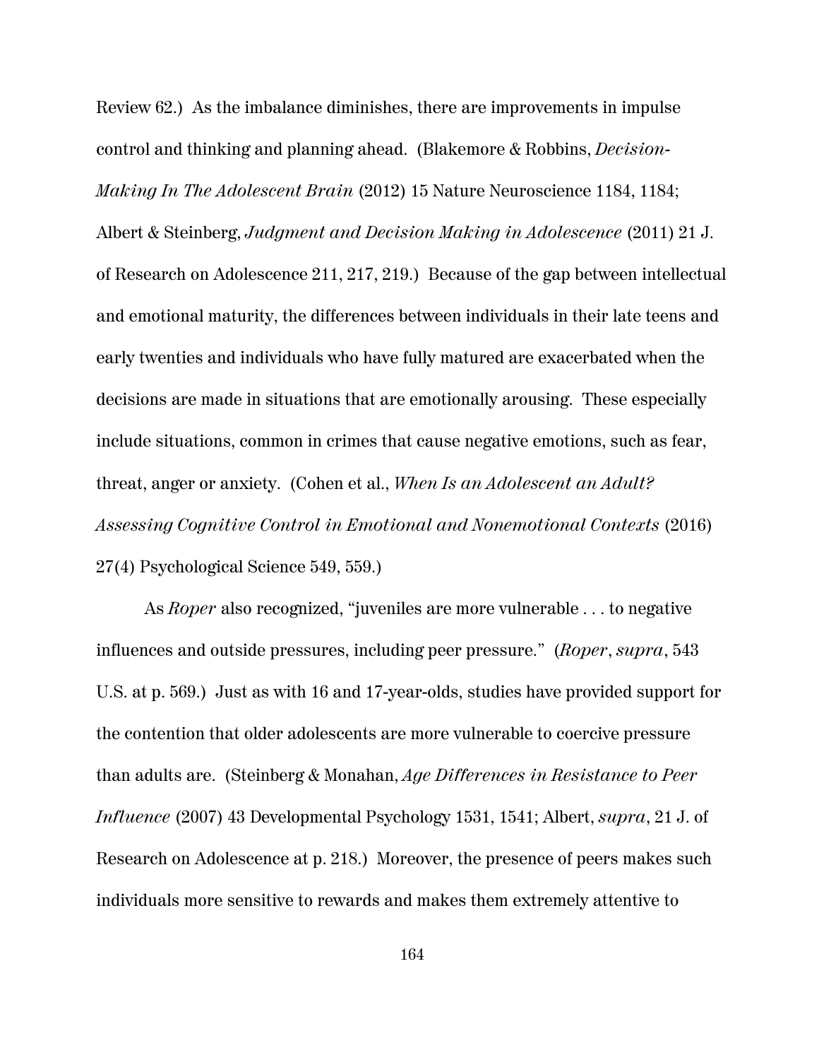Review 62.) As the imbalance diminishes, there are improvements in impulse control and thinking and planning ahead. (Blakemore & Robbins, *Decision-Making In The Adolescent Brain* (2012) 15 Nature Neuroscience 1184, 1184; Albert & Steinberg, *Judgment and Decision Making in Adolescence* (2011) 21 J. of Research on Adolescence 211, 217, 219.) Because of the gap between intellectual and emotional maturity, the differences between individuals in their late teens and early twenties and individuals who have fully matured are exacerbated when the decisions are made in situations that are emotionally arousing. These especially include situations, common in crimes that cause negative emotions, such as fear, threat, anger or anxiety. (Cohen et al., *When Is an Adolescent an Adult? Assessing Cognitive Control in Emotional and Nonemotional Contexts* (2016) 27(4) Psychological Science 549, 559.)

As *Roper* also recognized, "juveniles are more vulnerable . . . to negative influences and outside pressures, including peer pressure." (*Roper*, *supra*, 543 U.S. at p. 569.) Just as with 16 and 17-year-olds, studies have provided support for the contention that older adolescents are more vulnerable to coercive pressure than adults are. (Steinberg & Monahan, *Age Differences in Resistance to Peer Influence* (2007) 43 Developmental Psychology 1531, 1541; Albert, *supra*, 21 J. of Research on Adolescence at p. 218.) Moreover, the presence of peers makes such individuals more sensitive to rewards and makes them extremely attentive to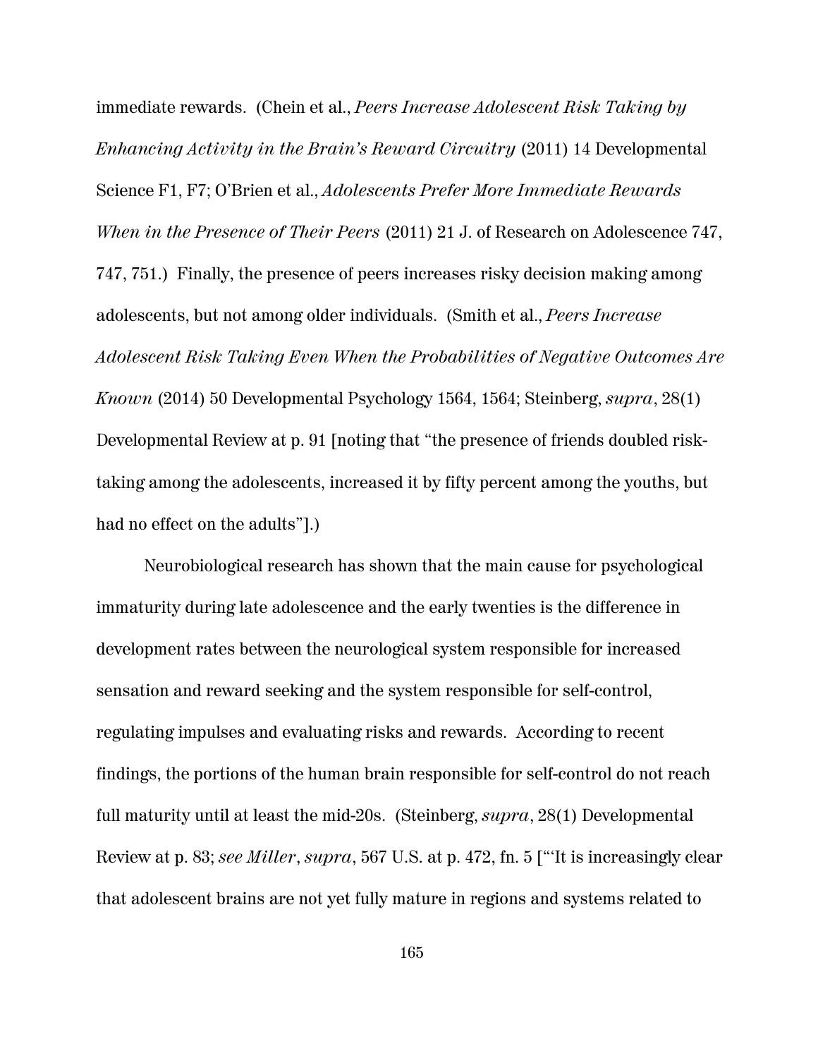immediate rewards. (Chein et al., *Peers Increase Adolescent Risk Taking by Enhancing Activity in the Brain's Reward Circuitry* (2011) 14 Developmental Science F1, F7; O'Brien et al., *Adolescents Prefer More Immediate Rewards When in the Presence of Their Peers* (2011) 21 J. of Research on Adolescence 747, 747, 751.) Finally, the presence of peers increases risky decision making among adolescents, but not among older individuals. (Smith et al., *Peers Increase Adolescent Risk Taking Even When the Probabilities of Negative Outcomes Are Known* (2014) 50 Developmental Psychology 1564, 1564; Steinberg, *supra*, 28(1) Developmental Review at p. 91 [noting that "the presence of friends doubled risk-taking among the adolescents, increased it by fifty percent among the youths, but had no effect on the adults"].)

Neurobiological research has shown that the main cause for psychological immaturity during late adolescence and the early twenties is the difference in development rates between the neurological system responsible for increased sensation and reward seeking and the system responsible for self-control, regulating impulses and evaluating risks and rewards. According to recent findings, the portions of the human brain responsible for self-control do not reach full maturity until at least the mid-20s. (Steinberg, *supra*, 28(1) Developmental Review at p. 83; *see Miller*, *supra*, 567 U.S. at p. 472, fn. 5 ["'It is increasingly clear that adolescent brains are not yet fully mature in regions and systems related to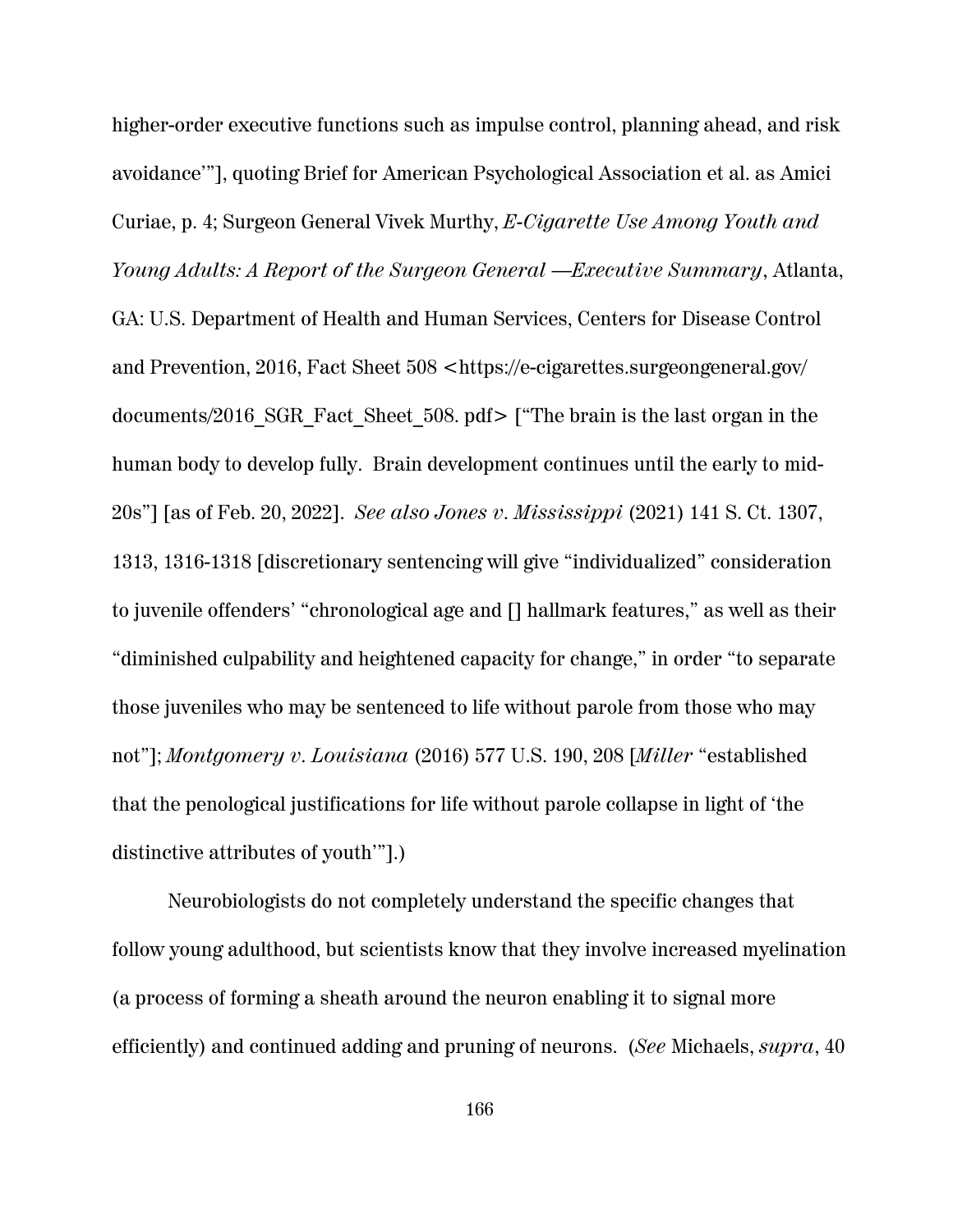higher-order executive functions such as impulse control, planning ahead, and risk avoidance'"], quoting Brief for American Psychological Association et al. as Amici Curiae, p. 4; Surgeon General Vivek Murthy, *E-Cigarette Use Among Youth and Young Adults: A Report of the Surgeon General —Executive Summary*, Atlanta, GA: U.S. Department of Health and Human Services, Centers for Disease Control and Prevention, 2016, Fact Sheet 508 <https://e-cigarettes.surgeongeneral.gov/documents/2016_SGR_Fact_Sheet_508. pdf> ["The brain is the last organ in the human body to develop fully. Brain development continues until the early to mid-20s"] [as of Feb. 20, 2022]. *See also Jones v. Mississippi* (2021) 141 S. Ct. 1307, 1313, 1316-1318 [discretionary sentencing will give "individualized" consideration to juvenile offenders' "chronological age and [] hallmark features," as well as their "diminished culpability and heightened capacity for change," in order "to separate those juveniles who may be sentenced to life without parole from those who may not"]; *Montgomery v. Louisiana* (2016) 577 U.S. 190, 208 [*Miller* "established that the penological justifications for life without parole collapse in light of 'the distinctive attributes of youth'"].)

Neurobiologists do not completely understand the specific changes that follow young adulthood, but scientists know that they involve increased myelination (a process of forming a sheath around the neuron enabling it to signal more efficiently) and continued adding and pruning of neurons. (*See* Michaels, *supra*, 40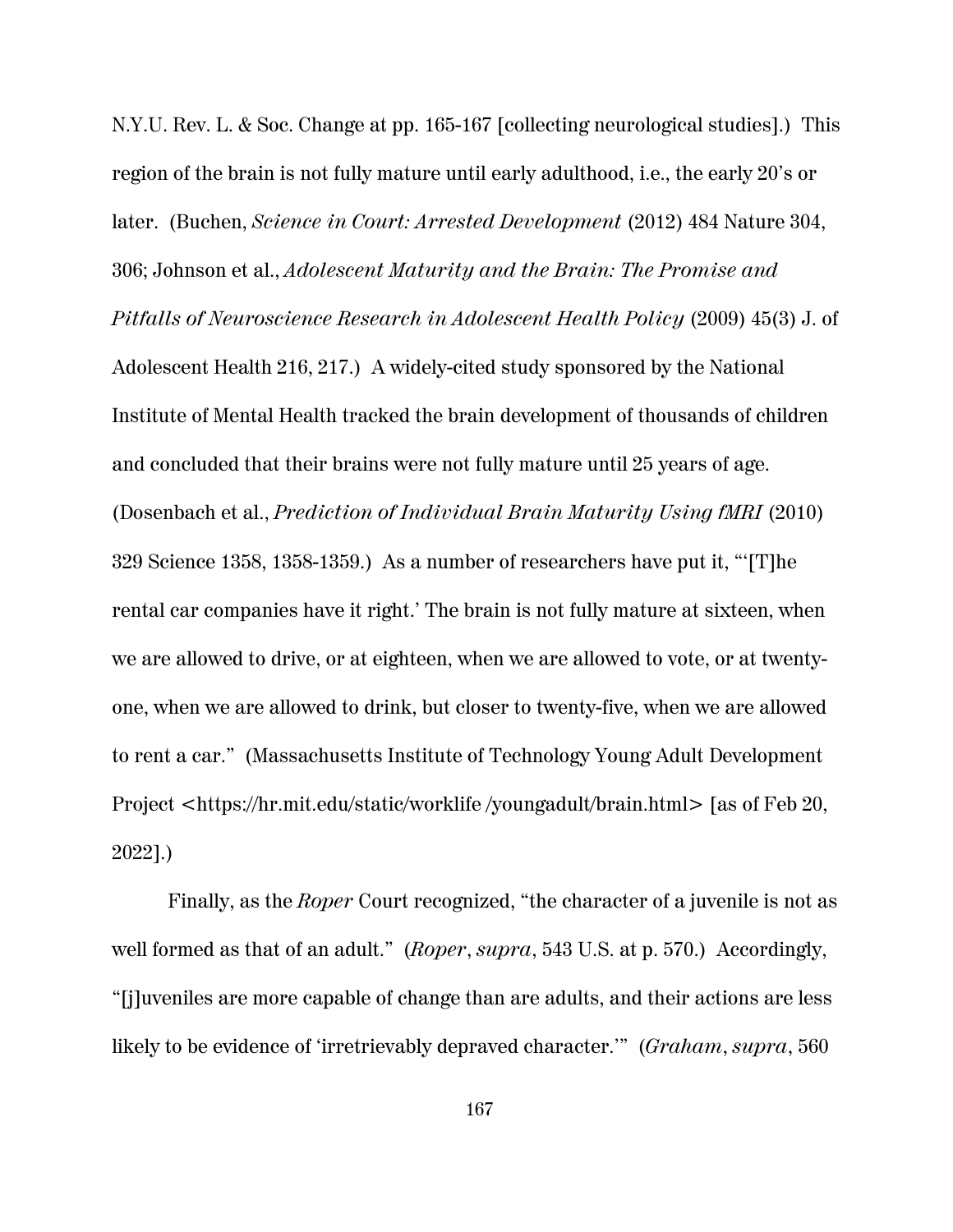N.Y.U. Rev. L. & Soc. Change at pp. 165-167 [collecting neurological studies].) This region of the brain is not fully mature until early adulthood, i.e., the early 20's or later. (Buchen, *Science in Court: Arrested Development* (2012) 484 Nature 304, 306; Johnson et al., *Adolescent Maturity and the Brain: The Promise and Pitfalls of Neuroscience Research in Adolescent Health Policy* (2009) 45(3) J. of Adolescent Health 216, 217.) A widely-cited study sponsored by the National Institute of Mental Health tracked the brain development of thousands of children and concluded that their brains were not fully mature until 25 years of age. (Dosenbach et al., *Prediction of Individual Brain Maturity Using fMRI* (2010) 329 Science 1358, 1358-1359.) As a number of researchers have put it, "'[T]he rental car companies have it right.' The brain is not fully mature at sixteen, when we are allowed to drive, or at eighteen, when we are allowed to vote, or at twenty-one, when we are allowed to drink, but closer to twenty-five, when we are allowed to rent a car." (Massachusetts Institute of Technology Young Adult Development Project <https://hr.mit.edu/static/worklife /youngadult/brain.html> [as of Feb 20, 2022].)

Finally, as the *Roper* Court recognized, "the character of a juvenile is not as well formed as that of an adult." (*Roper*, *supra*, 543 U.S. at p. 570.) Accordingly, "[j]uveniles are more capable of change than are adults, and their actions are less likely to be evidence of 'irretrievably depraved character.'" (*Graham*, *supra*, 560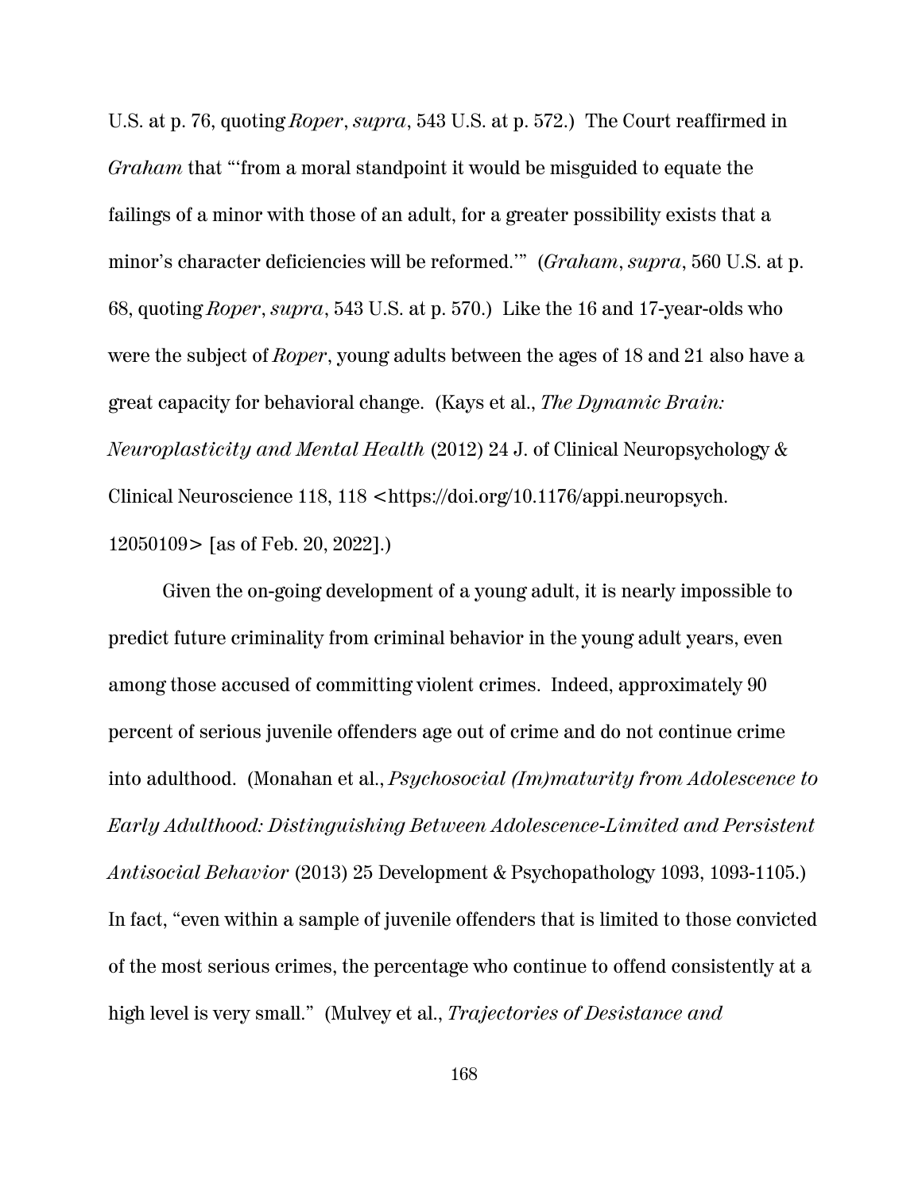U.S. at p. 76, quoting *Roper*, *supra*, 543 U.S. at p. 572.) The Court reaffirmed in *Graham* that "'from a moral standpoint it would be misguided to equate the failings of a minor with those of an adult, for a greater possibility exists that a minor's character deficiencies will be reformed.'" (*Graham*, *supra*, 560 U.S. at p. 68, quoting *Roper*, *supra*, 543 U.S. at p. 570.) Like the 16 and 17-year-olds who were the subject of *Roper*, young adults between the ages of 18 and 21 also have a great capacity for behavioral change. (Kays et al., *The Dynamic Brain: Neuroplasticity and Mental Health* (2012) 24 J. of Clinical Neuropsychology & Clinical Neuroscience 118, 118 <https://doi.org/10.1176/appi.neuropsych.12050109> [as of Feb. 20, 2022].)

Given the on-going development of a young adult, it is nearly impossible to predict future criminality from criminal behavior in the young adult years, even among those accused of committing violent crimes. Indeed, approximately 90 percent of serious juvenile offenders age out of crime and do not continue crime into adulthood. (Monahan et al., *Psychosocial (Im)maturity from Adolescence to Early Adulthood: Distinguishing Between Adolescence-Limited and Persistent Antisocial Behavior* (2013) 25 Development & Psychopathology 1093, 1093-1105.) In fact, "even within a sample of juvenile offenders that is limited to those convicted of the most serious crimes, the percentage who continue to offend consistently at a high level is very small." (Mulvey et al., *Trajectories of Desistance and*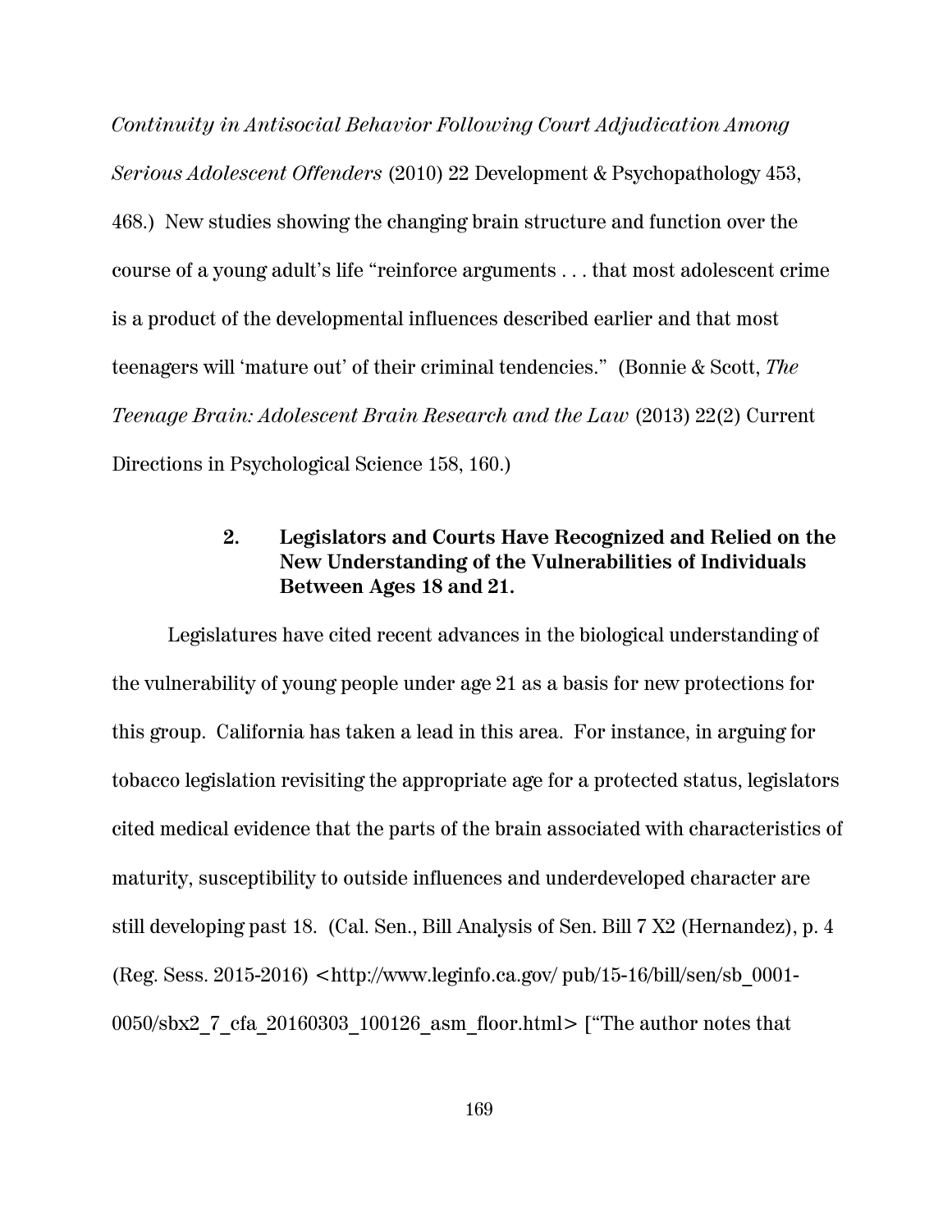*Continuity in Antisocial Behavior Following Court Adjudication Among Serious Adolescent Offenders* (2010) 22 Development & Psychopathology 453, 468.) New studies showing the changing brain structure and function over the course of a young adult's life "reinforce arguments . . . that most adolescent crime is a product of the developmental influences described earlier and that most teenagers will 'mature out' of their criminal tendencies." (Bonnie & Scott, *The Teenage Brain: Adolescent Brain Research and the Law* (2013) 22(2) Current Directions in Psychological Science 158, 160.)

### 2. Legislators and Courts Have Recognized and Relied on the New Understanding of the Vulnerabilities of Individuals Between Ages 18 and 21.

Legislatures have cited recent advances in the biological understanding of the vulnerability of young people under age 21 as a basis for new protections for this group. California has taken a lead in this area. For instance, in arguing for tobacco legislation revisiting the appropriate age for a protected status, legislators cited medical evidence that the parts of the brain associated with characteristics of maturity, susceptibility to outside influences and underdeveloped character are still developing past 18. (Cal. Sen., Bill Analysis of Sen. Bill 7 X2 (Hernandez), p. 4 (Reg. Sess. 2015-2016) <http://www.leginfo.ca.gov/ pub/15-16/bill/sen/sb_0001-0050/sbx2_7_cfa_20160303_100126_asm_floor.html> ["The author notes that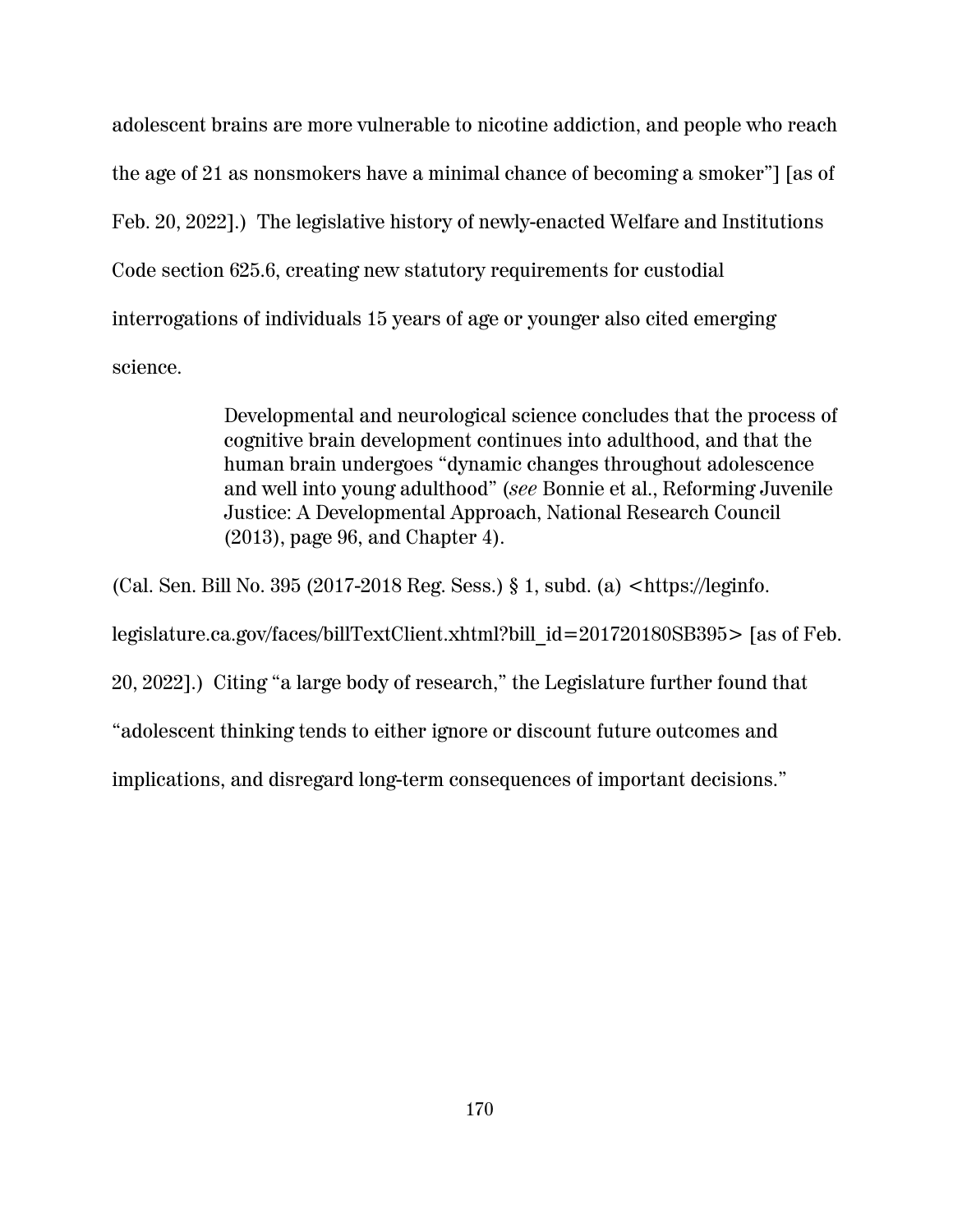adolescent brains are more vulnerable to nicotine addiction, and people who reach the age of 21 as nonsmokers have a minimal chance of becoming a smoker"] [as of Feb. 20, 2022].) The legislative history of newly-enacted Welfare and Institutions Code section 625.6, creating new statutory requirements for custodial interrogations of individuals 15 years of age or younger also cited emerging science.

> Developmental and neurological science concludes that the process of cognitive brain development continues into adulthood, and that the human brain undergoes "dynamic changes throughout adolescence and well into young adulthood" (*see* Bonnie et al., Reforming Juvenile Justice: A Developmental Approach, National Research Council (2013), page 96, and Chapter 4).

(Cal. Sen. Bill No. 395 (2017-2018 Reg. Sess.) § 1, subd. (a) <https://leginfo.legislature.ca.gov/faces/billTextClient.xhtml?bill_id=201720180SB395> [as of Feb. 20, 2022].) Citing "a large body of research," the Legislature further found that "adolescent thinking tends to either ignore or discount future outcomes and implications, and disregard long-term consequences of important decisions."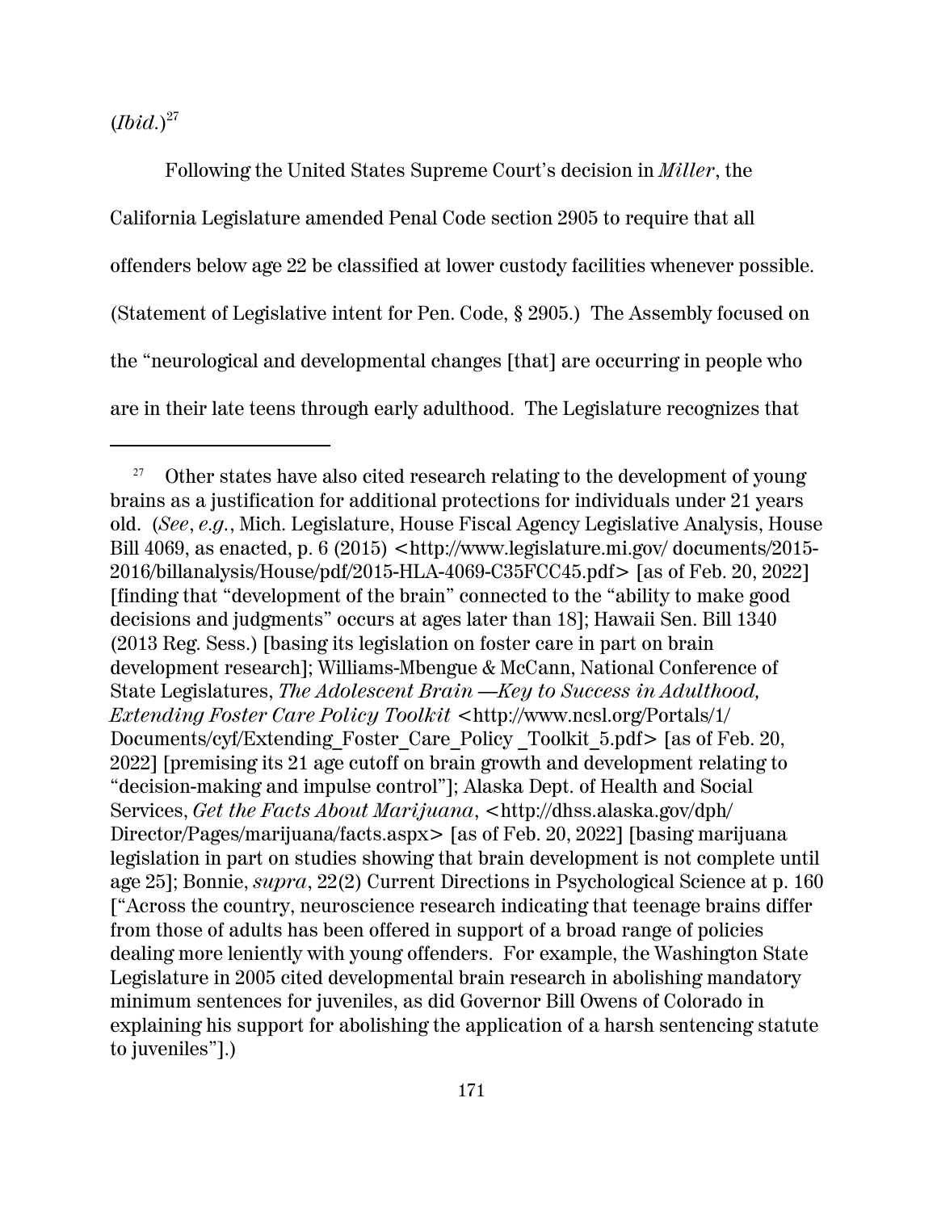(*Ibid.*)[27]

Following the United States Supreme Court's decision in *Miller*, the California Legislature amended Penal Code section 2905 to require that all offenders below age 22 be classified at lower custody facilities whenever possible. (Statement of Legislative intent for Pen. Code, § 2905.) The Assembly focused on the "neurological and developmental changes [that] are occurring in people who are in their late teens through early adulthood. The Legislature recognizes that

---

[27] Other states have also cited research relating to the development of young brains as a justification for additional protections for individuals under 21 years old. (*See*, *e.g.*, Mich. Legislature, House Fiscal Agency Legislative Analysis, House Bill 4069, as enacted, p. 6 (2015) <http://www.legislature.mi.gov/ documents/2015-2016/billanalysis/House/pdf/2015-HLA-4069-C35FCC45.pdf> [as of Feb. 20, 2022] [finding that "development of the brain" connected to the "ability to make good decisions and judgments" occurs at ages later than 18]; Hawaii Sen. Bill 1340 (2013 Reg. Sess.) [basing its legislation on foster care in part on brain development research]; Williams-Mbengue & McCann, National Conference of State Legislatures, *The Adolescent Brain —Key to Success in Adulthood, Extending Foster Care Policy Toolkit* <http://www.ncsl.org/Portals/1/ Documents/cyf/Extending_Foster_Care_Policy _Toolkit_5.pdf> [as of Feb. 20, 2022] [premising its 21 age cutoff on brain growth and development relating to "decision-making and impulse control"]; Alaska Dept. of Health and Social Services, *Get the Facts About Marijuana*, <http://dhss.alaska.gov/dph/ Director/Pages/marijuana/facts.aspx> [as of Feb. 20, 2022] [basing marijuana legislation in part on studies showing that brain development is not complete until age 25]; Bonnie, *supra*, 22(2) Current Directions in Psychological Science at p. 160 ["Across the country, neuroscience research indicating that teenage brains differ from those of adults has been offered in support of a broad range of policies dealing more leniently with young offenders. For example, the Washington State Legislature in 2005 cited developmental brain research in abolishing mandatory minimum sentences for juveniles, as did Governor Bill Owens of Colorado in explaining his support for abolishing the application of a harsh sentencing statute to juveniles"].)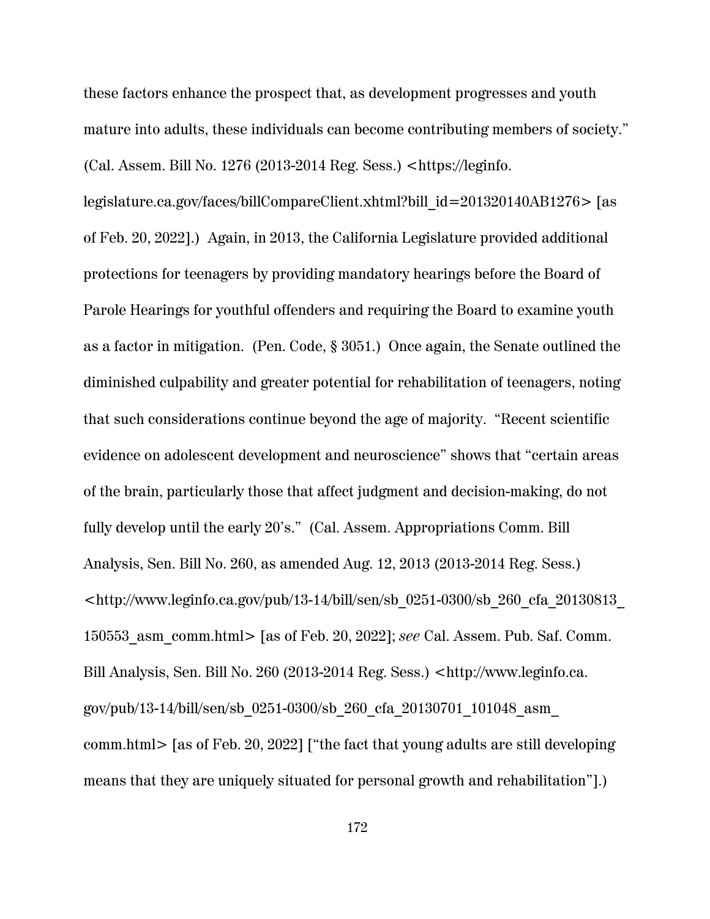these factors enhance the prospect that, as development progresses and youth mature into adults, these individuals can become contributing members of society." (Cal. Assem. Bill No. 1276 (2013-2014 Reg. Sess.) <https://leginfo.legislature.ca.gov/faces/billCompareClient.xhtml?bill_id=201320140AB1276> [as of Feb. 20, 2022].) Again, in 2013, the California Legislature provided additional protections for teenagers by providing mandatory hearings before the Board of Parole Hearings for youthful offenders and requiring the Board to examine youth as a factor in mitigation. (Pen. Code, § 3051.) Once again, the Senate outlined the diminished culpability and greater potential for rehabilitation of teenagers, noting that such considerations continue beyond the age of majority. "Recent scientific evidence on adolescent development and neuroscience" shows that "certain areas of the brain, particularly those that affect judgment and decision-making, do not fully develop until the early 20's." (Cal. Assem. Appropriations Comm. Bill Analysis, Sen. Bill No. 260, as amended Aug. 12, 2013 (2013-2014 Reg. Sess.) <http://www.leginfo.ca.gov/pub/13-14/bill/sen/sb_0251-0300/sb_260_cfa_20130813_150553_asm_comm.html> [as of Feb. 20, 2022]; *see* Cal. Assem. Pub. Saf. Comm. Bill Analysis, Sen. Bill No. 260 (2013-2014 Reg. Sess.) <http://www.leginfo.ca.gov/pub/13-14/bill/sen/sb_0251-0300/sb_260_cfa_20130701_101048_asm_comm.html> [as of Feb. 20, 2022] ["the fact that young adults are still developing means that they are uniquely situated for personal growth and rehabilitation"].)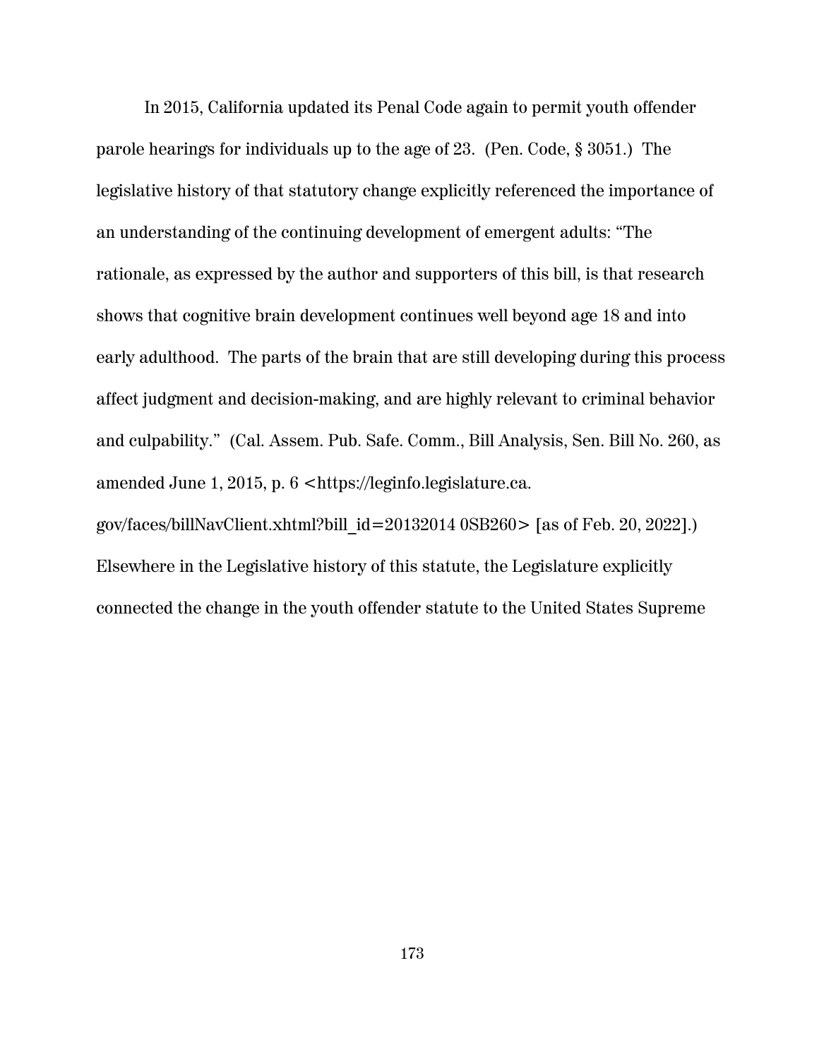In 2015, California updated its Penal Code again to permit youth offender parole hearings for individuals up to the age of 23. (Pen. Code, § 3051.) The legislative history of that statutory change explicitly referenced the importance of an understanding of the continuing development of emergent adults: "The rationale, as expressed by the author and supporters of this bill, is that research shows that cognitive brain development continues well beyond age 18 and into early adulthood. The parts of the brain that are still developing during this process affect judgment and decision-making, and are highly relevant to criminal behavior and culpability." (Cal. Assem. Pub. Safe. Comm., Bill Analysis, Sen. Bill No. 260, as amended June 1, 2015, p. 6 <https://leginfo.legislature.ca.gov/faces/billNavClient.xhtml?bill_id=20132014 0SB260> [as of Feb. 20, 2022].) Elsewhere in the Legislative history of this statute, the Legislature explicitly connected the change in the youth offender statute to the United States Supreme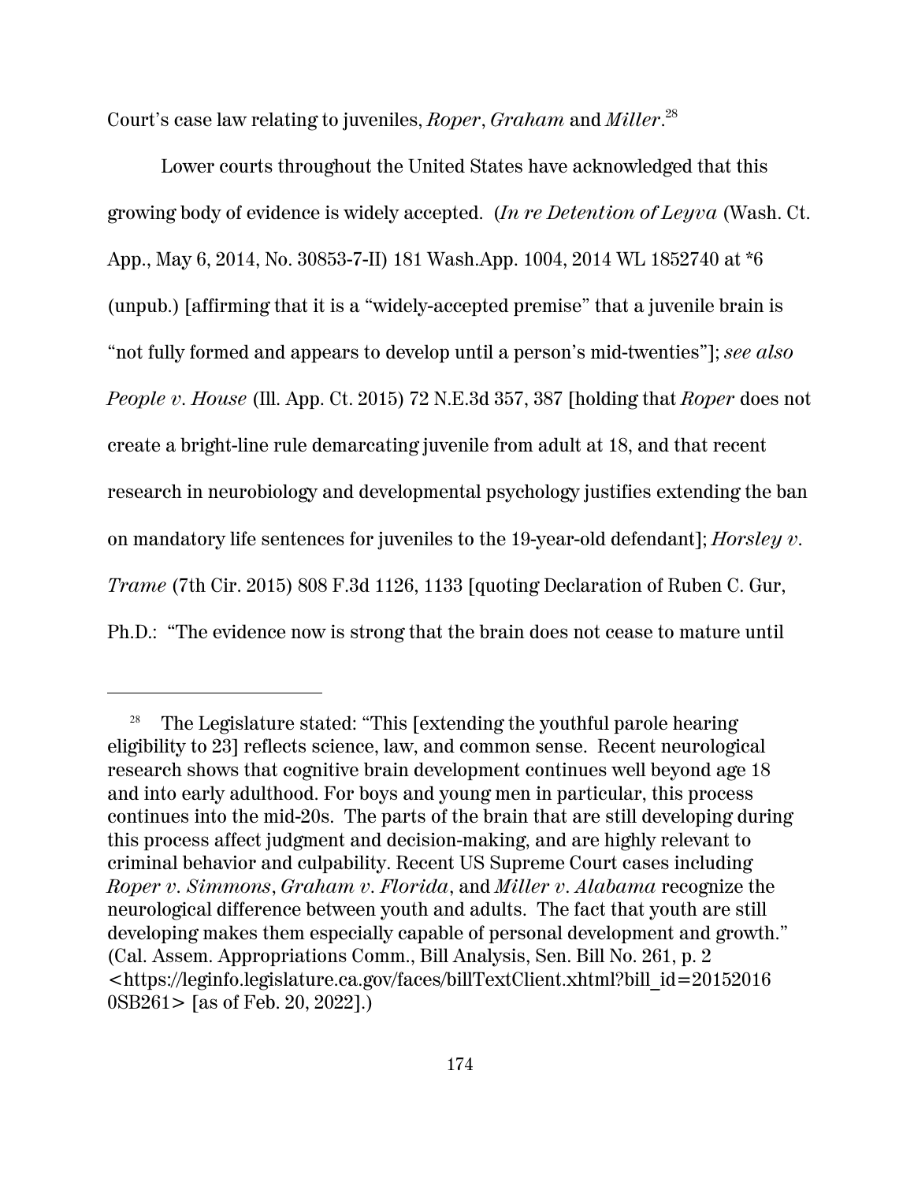Court's case law relating to juveniles, *Roper*, *Graham* and *Miller*.[28]

Lower courts throughout the United States have acknowledged that this growing body of evidence is widely accepted. (*In re Detention of Leyva* (Wash. Ct. App., May 6, 2014, No. 30853-7-II) 181 Wash.App. 1004, 2014 WL 1852740 at *6 (unpub.) [affirming that it is a "widely-accepted premise" that a juvenile brain is "not fully formed and appears to develop until a person's mid-twenties"]; *see also People v. House* (Ill. App. Ct. 2015) 72 N.E.3d 357, 387 [holding that *Roper* does not create a bright-line rule demarcating juvenile from adult at 18, and that recent research in neurobiology and developmental psychology justifies extending the ban on mandatory life sentences for juveniles to the 19-year-old defendant]; *Horsley v. Trame* (7th Cir. 2015) 808 F.3d 1126, 1133 [quoting Declaration of Ruben C. Gur, Ph.D.: "The evidence now is strong that the brain does not cease to mature until

---

[28] The Legislature stated: "This [extending the youthful parole hearing eligibility to 23] reflects science, law, and common sense. Recent neurological research shows that cognitive brain development continues well beyond age 18 and into early adulthood. For boys and young men in particular, this process continues into the mid-20s. The parts of the brain that are still developing during this process affect judgment and decision-making, and are highly relevant to criminal behavior and culpability. Recent US Supreme Court cases including *Roper v. Simmons*, *Graham v. Florida*, and *Miller v. Alabama* recognize the neurological difference between youth and adults. The fact that youth are still developing makes them especially capable of personal development and growth." (Cal. Assem. Appropriations Comm., Bill Analysis, Sen. Bill No. 261, p. 2 <https://leginfo.legislature.ca.gov/faces/billTextClient.xhtml?bill_id=201520160SB261> [as of Feb. 20, 2022].)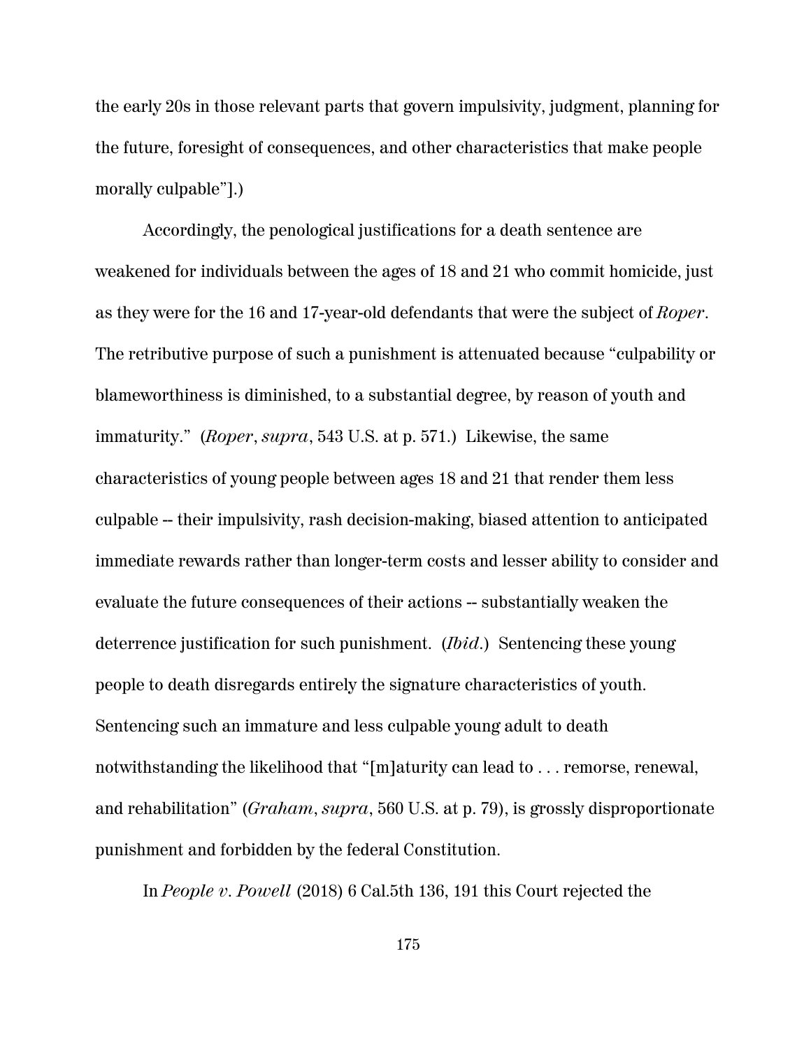the early 20s in those relevant parts that govern impulsivity, judgment, planning for the future, foresight of consequences, and other characteristics that make people morally culpable"].)

Accordingly, the penological justifications for a death sentence are weakened for individuals between the ages of 18 and 21 who commit homicide, just as they were for the 16 and 17-year-old defendants that were the subject of *Roper*. The retributive purpose of such a punishment is attenuated because "culpability or blameworthiness is diminished, to a substantial degree, by reason of youth and immaturity." (*Roper*, *supra*, 543 U.S. at p. 571.) Likewise, the same characteristics of young people between ages 18 and 21 that render them less culpable -- their impulsivity, rash decision-making, biased attention to anticipated immediate rewards rather than longer-term costs and lesser ability to consider and evaluate the future consequences of their actions -- substantially weaken the deterrence justification for such punishment. (*Ibid*.) Sentencing these young people to death disregards entirely the signature characteristics of youth. Sentencing such an immature and less culpable young adult to death notwithstanding the likelihood that "[m]aturity can lead to . . . remorse, renewal, and rehabilitation" (*Graham*, *supra*, 560 U.S. at p. 79), is grossly disproportionate punishment and forbidden by the federal Constitution.

In *People v. Powell* (2018) 6 Cal.5th 136, 191 this Court rejected the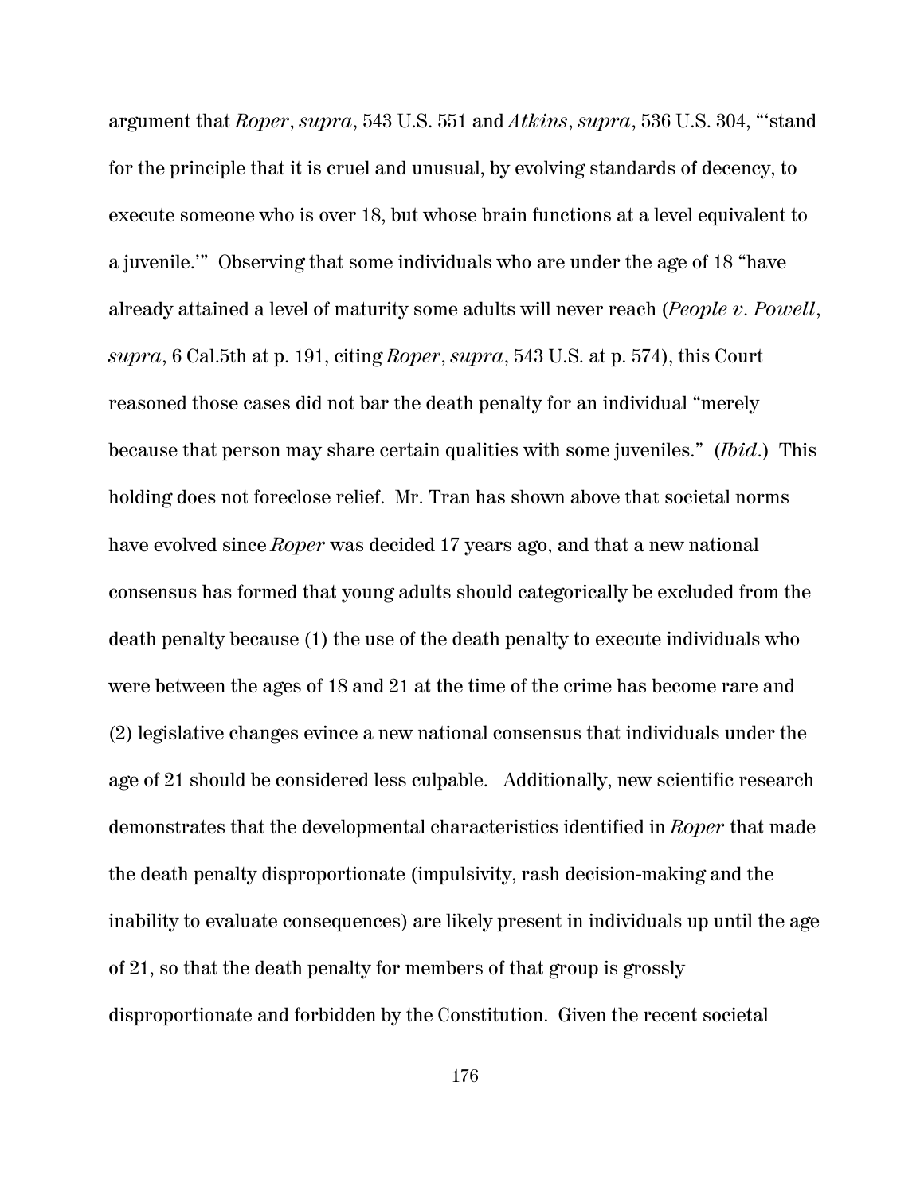argument that *Roper*, *supra*, 543 U.S. 551 and *Atkins*, *supra*, 536 U.S. 304, "'stand for the principle that it is cruel and unusual, by evolving standards of decency, to execute someone who is over 18, but whose brain functions at a level equivalent to a juvenile.'" Observing that some individuals who are under the age of 18 "have already attained a level of maturity some adults will never reach (*People v. Powell*, *supra*, 6 Cal.5th at p. 191, citing *Roper*, *supra*, 543 U.S. at p. 574), this Court reasoned those cases did not bar the death penalty for an individual "merely because that person may share certain qualities with some juveniles." (*Ibid*.) This holding does not foreclose relief. Mr. Tran has shown above that societal norms have evolved since *Roper* was decided 17 years ago, and that a new national consensus has formed that young adults should categorically be excluded from the death penalty because (1) the use of the death penalty to execute individuals who were between the ages of 18 and 21 at the time of the crime has become rare and (2) legislative changes evince a new national consensus that individuals under the age of 21 should be considered less culpable. Additionally, new scientific research demonstrates that the developmental characteristics identified in *Roper* that made the death penalty disproportionate (impulsivity, rash decision-making and the inability to evaluate consequences) are likely present in individuals up until the age of 21, so that the death penalty for members of that group is grossly disproportionate and forbidden by the Constitution. Given the recent societal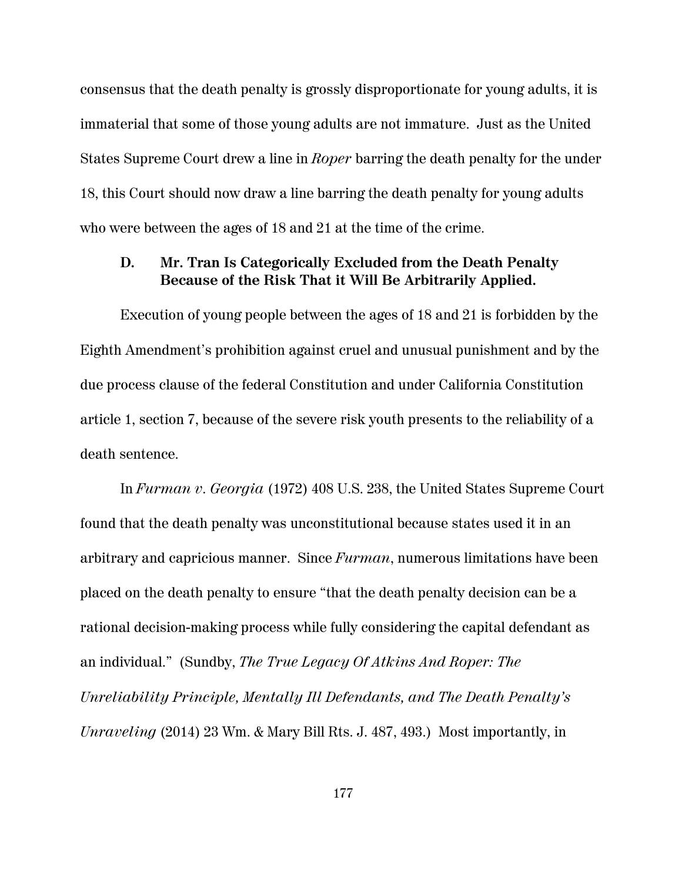consensus that the death penalty is grossly disproportionate for young adults, it is immaterial that some of those young adults are not immature. Just as the United States Supreme Court drew a line in *Roper* barring the death penalty for the under 18, this Court should now draw a line barring the death penalty for young adults who were between the ages of 18 and 21 at the time of the crime.

### D. Mr. Tran Is Categorically Excluded from the Death Penalty Because of the Risk That it Will Be Arbitrarily Applied.

Execution of young people between the ages of 18 and 21 is forbidden by the Eighth Amendment's prohibition against cruel and unusual punishment and by the due process clause of the federal Constitution and under California Constitution article 1, section 7, because of the severe risk youth presents to the reliability of a death sentence.

In *Furman v. Georgia* (1972) 408 U.S. 238, the United States Supreme Court found that the death penalty was unconstitutional because states used it in an arbitrary and capricious manner. Since *Furman*, numerous limitations have been placed on the death penalty to ensure "that the death penalty decision can be a rational decision-making process while fully considering the capital defendant as an individual." (Sundby, *The True Legacy Of Atkins And Roper: The Unreliability Principle, Mentally Ill Defendants, and The Death Penalty's Unraveling* (2014) 23 Wm. & Mary Bill Rts. J. 487, 493.) Most importantly, in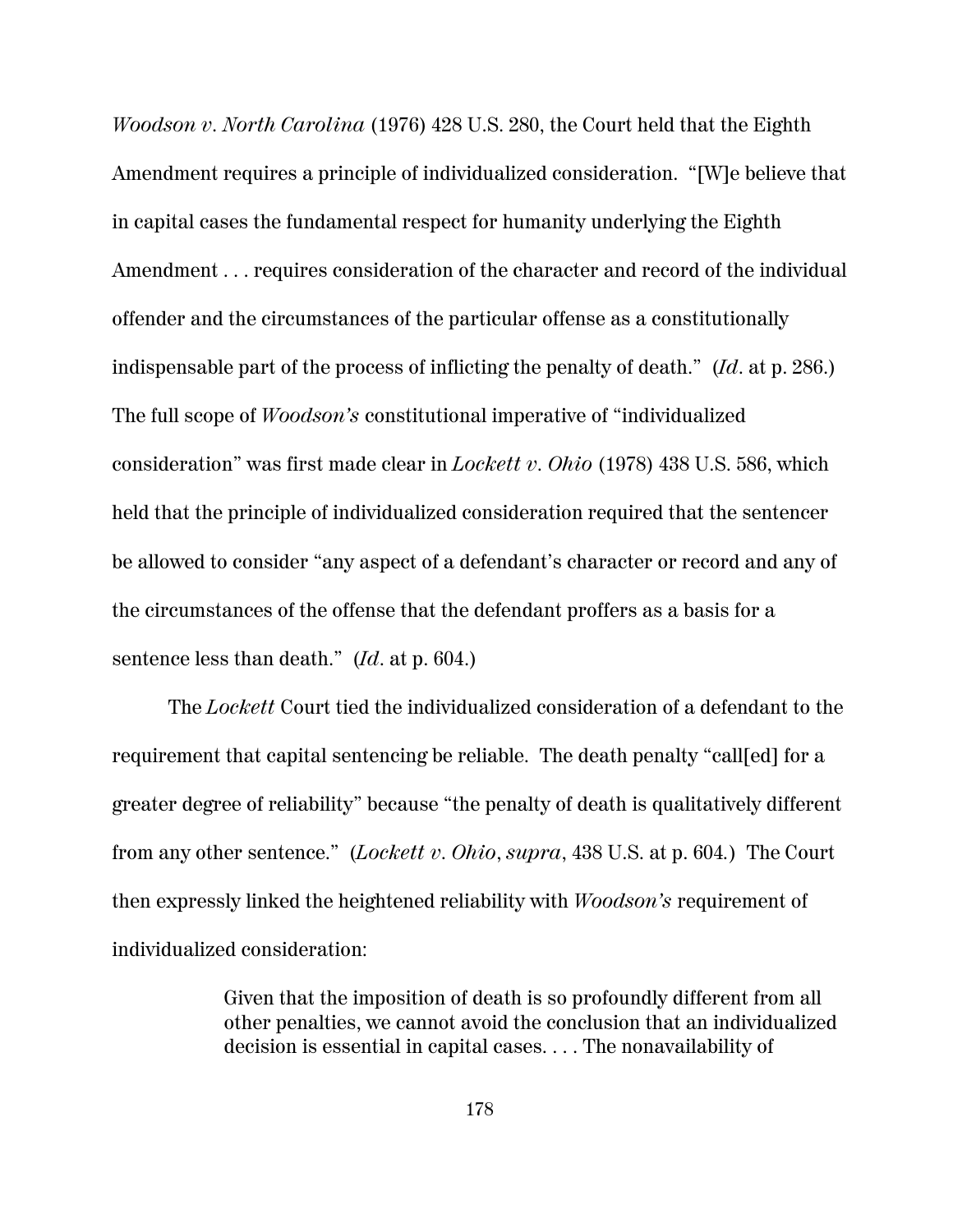*Woodson v. North Carolina* (1976) 428 U.S. 280, the Court held that the Eighth Amendment requires a principle of individualized consideration. "[W]e believe that in capital cases the fundamental respect for humanity underlying the Eighth Amendment . . . requires consideration of the character and record of the individual offender and the circumstances of the particular offense as a constitutionally indispensable part of the process of inflicting the penalty of death." (*Id*. at p. 286.) The full scope of *Woodson's* constitutional imperative of "individualized consideration" was first made clear in *Lockett v. Ohio* (1978) 438 U.S. 586, which held that the principle of individualized consideration required that the sentencer be allowed to consider "any aspect of a defendant's character or record and any of the circumstances of the offense that the defendant proffers as a basis for a sentence less than death." (*Id*. at p. 604.)

The *Lockett* Court tied the individualized consideration of a defendant to the requirement that capital sentencing be reliable. The death penalty "call[ed] for a greater degree of reliability" because "the penalty of death is qualitatively different from any other sentence." (*Lockett v. Ohio*, *supra*, 438 U.S. at p. 604.) The Court then expressly linked the heightened reliability with *Woodson's* requirement of individualized consideration:

> Given that the imposition of death is so profoundly different from all other penalties, we cannot avoid the conclusion that an individualized decision is essential in capital cases. . . . The nonavailability of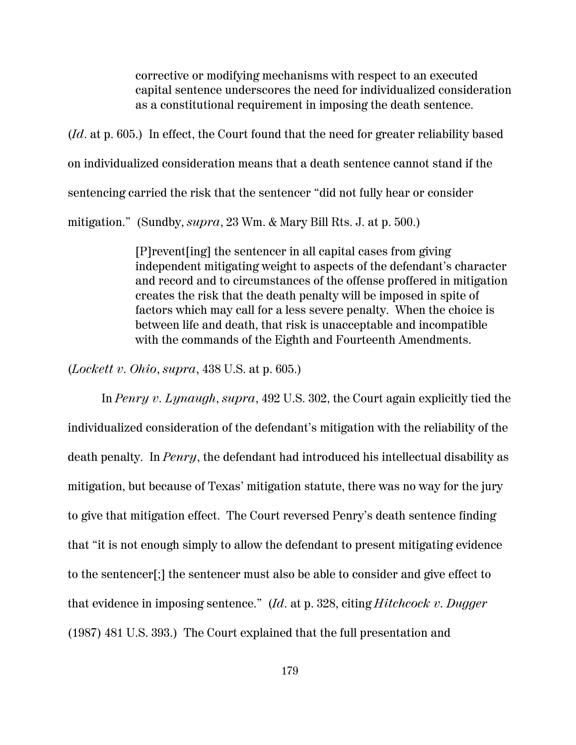> corrective or modifying mechanisms with respect to an executed capital sentence underscores the need for individualized consideration as a constitutional requirement in imposing the death sentence.

(*Id*. at p. 605.) In effect, the Court found that the need for greater reliability based on individualized consideration means that a death sentence cannot stand if the sentencing carried the risk that the sentencer "did not fully hear or consider mitigation." (Sundby, *supra*, 23 Wm. & Mary Bill Rts. J. at p. 500.)

> [P]revent[ing] the sentencer in all capital cases from giving independent mitigating weight to aspects of the defendant's character and record and to circumstances of the offense proffered in mitigation creates the risk that the death penalty will be imposed in spite of factors which may call for a less severe penalty. When the choice is between life and death, that risk is unacceptable and incompatible with the commands of the Eighth and Fourteenth Amendments.

(*Lockett v. Ohio*, *supra*, 438 U.S. at p. 605.)

In *Penry v. Lynaugh*, *supra*, 492 U.S. 302, the Court again explicitly tied the individualized consideration of the defendant's mitigation with the reliability of the death penalty. In *Penry*, the defendant had introduced his intellectual disability as mitigation, but because of Texas' mitigation statute, there was no way for the jury to give that mitigation effect. The Court reversed Penry's death sentence finding that "it is not enough simply to allow the defendant to present mitigating evidence to the sentencer[;] the sentencer must also be able to consider and give effect to that evidence in imposing sentence." (*Id*. at p. 328, citing *Hitchcock v. Dugger* (1987) 481 U.S. 393.) The Court explained that the full presentation and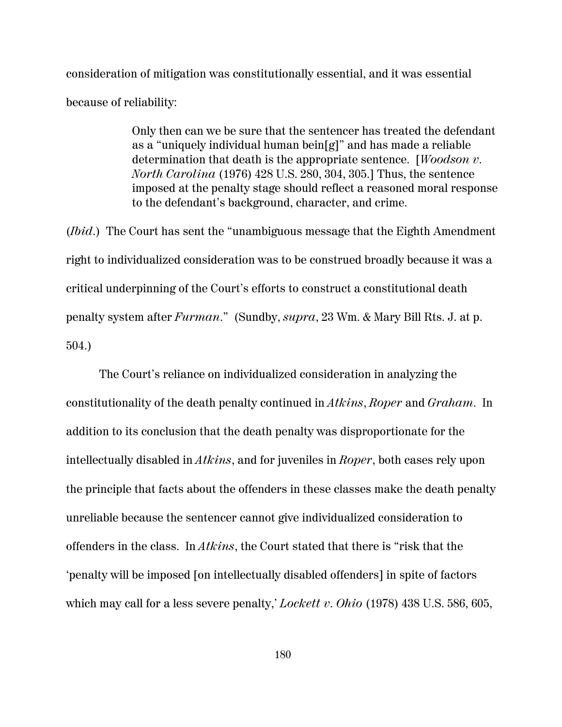consideration of mitigation was constitutionally essential, and it was essential because of reliability:

> Only then can we be sure that the sentencer has treated the defendant as a "uniquely individual human bein[g]" and has made a reliable determination that death is the appropriate sentence. [*Woodson v. North Carolina* (1976) 428 U.S. 280, 304, 305.] Thus, the sentence imposed at the penalty stage should reflect a reasoned moral response to the defendant's background, character, and crime.

(*Ibid*.) The Court has sent the "unambiguous message that the Eighth Amendment right to individualized consideration was to be construed broadly because it was a critical underpinning of the Court's efforts to construct a constitutional death penalty system after *Furman*." (Sundby, *supra*, 23 Wm. & Mary Bill Rts. J. at p. 504.)

The Court's reliance on individualized consideration in analyzing the constitutionality of the death penalty continued in *Atkins*, *Roper* and *Graham*. In addition to its conclusion that the death penalty was disproportionate for the intellectually disabled in *Atkins*, and for juveniles in *Roper*, both cases rely upon the principle that facts about the offenders in these classes make the death penalty unreliable because the sentencer cannot give individualized consideration to offenders in the class. In *Atkins*, the Court stated that there is "risk that the 'penalty will be imposed [on intellectually disabled offenders] in spite of factors which may call for a less severe penalty,' *Lockett v. Ohio* (1978) 438 U.S. 586, 605,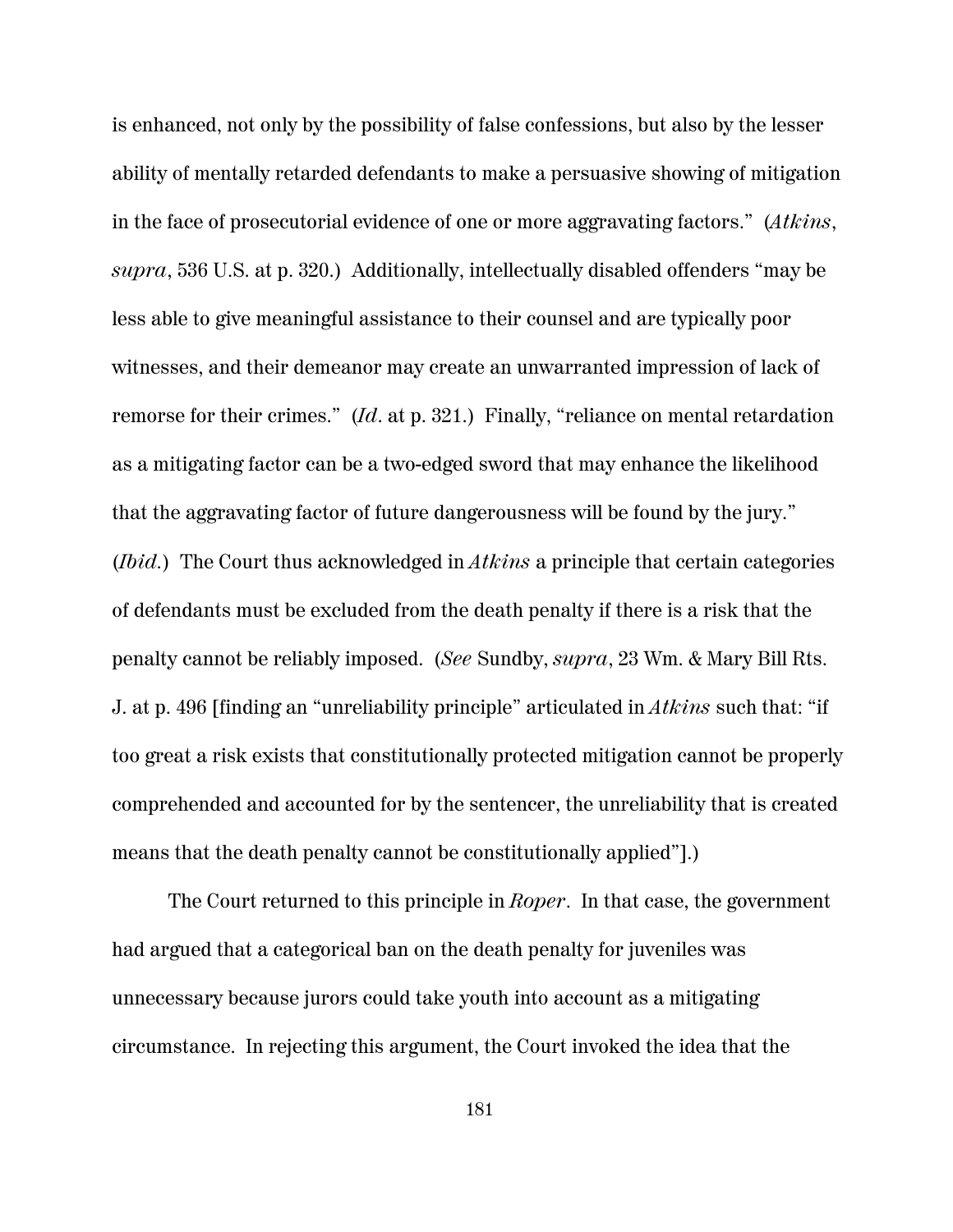is enhanced, not only by the possibility of false confessions, but also by the lesser ability of mentally retarded defendants to make a persuasive showing of mitigation in the face of prosecutorial evidence of one or more aggravating factors." (*Atkins*, *supra*, 536 U.S. at p. 320.) Additionally, intellectually disabled offenders "may be less able to give meaningful assistance to their counsel and are typically poor witnesses, and their demeanor may create an unwarranted impression of lack of remorse for their crimes." (*Id*. at p. 321.) Finally, "reliance on mental retardation as a mitigating factor can be a two-edged sword that may enhance the likelihood that the aggravating factor of future dangerousness will be found by the jury." (*Ibid.*) The Court thus acknowledged in *Atkins* a principle that certain categories of defendants must be excluded from the death penalty if there is a risk that the penalty cannot be reliably imposed. (*See* Sundby, *supra*, 23 Wm. & Mary Bill Rts. J. at p. 496 [finding an "unreliability principle" articulated in *Atkins* such that: "if too great a risk exists that constitutionally protected mitigation cannot be properly comprehended and accounted for by the sentencer, the unreliability that is created means that the death penalty cannot be constitutionally applied"].)

The Court returned to this principle in *Roper*. In that case, the government had argued that a categorical ban on the death penalty for juveniles was unnecessary because jurors could take youth into account as a mitigating circumstance. In rejecting this argument, the Court invoked the idea that the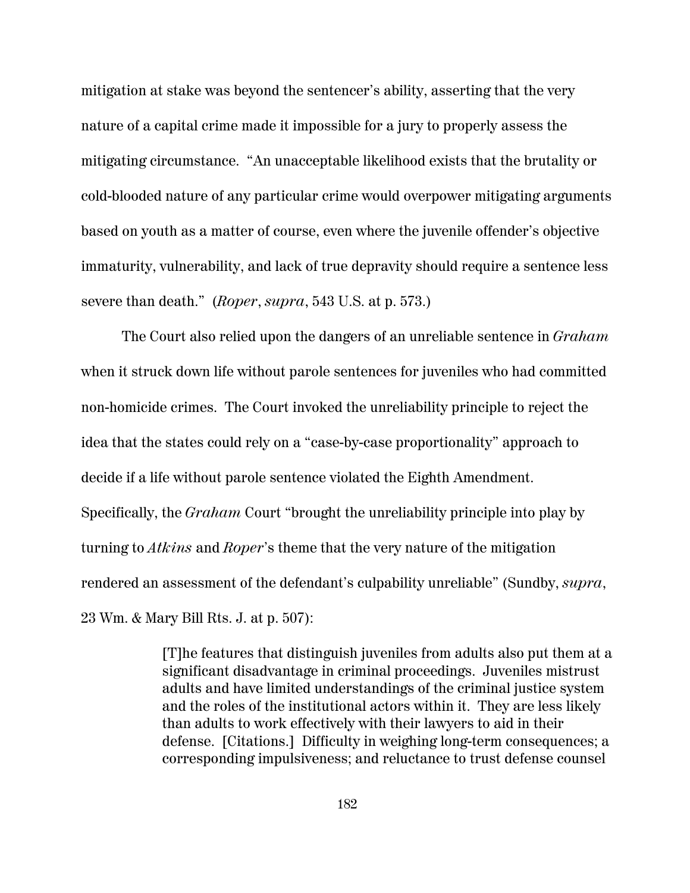mitigation at stake was beyond the sentencer's ability, asserting that the very nature of a capital crime made it impossible for a jury to properly assess the mitigating circumstance. "An unacceptable likelihood exists that the brutality or cold-blooded nature of any particular crime would overpower mitigating arguments based on youth as a matter of course, even where the juvenile offender's objective immaturity, vulnerability, and lack of true depravity should require a sentence less severe than death." (*Roper*, *supra*, 543 U.S. at p. 573.)

The Court also relied upon the dangers of an unreliable sentence in *Graham* when it struck down life without parole sentences for juveniles who had committed non-homicide crimes. The Court invoked the unreliability principle to reject the idea that the states could rely on a "case-by-case proportionality" approach to decide if a life without parole sentence violated the Eighth Amendment. Specifically, the *Graham* Court "brought the unreliability principle into play by turning to *Atkins* and *Roper*'s theme that the very nature of the mitigation rendered an assessment of the defendant's culpability unreliable" (Sundby, *supra*, 23 Wm. & Mary Bill Rts. J. at p. 507):

> [T]he features that distinguish juveniles from adults also put them at a significant disadvantage in criminal proceedings. Juveniles mistrust adults and have limited understandings of the criminal justice system and the roles of the institutional actors within it. They are less likely than adults to work effectively with their lawyers to aid in their defense. [Citations.] Difficulty in weighing long-term consequences; a corresponding impulsiveness; and reluctance to trust defense counsel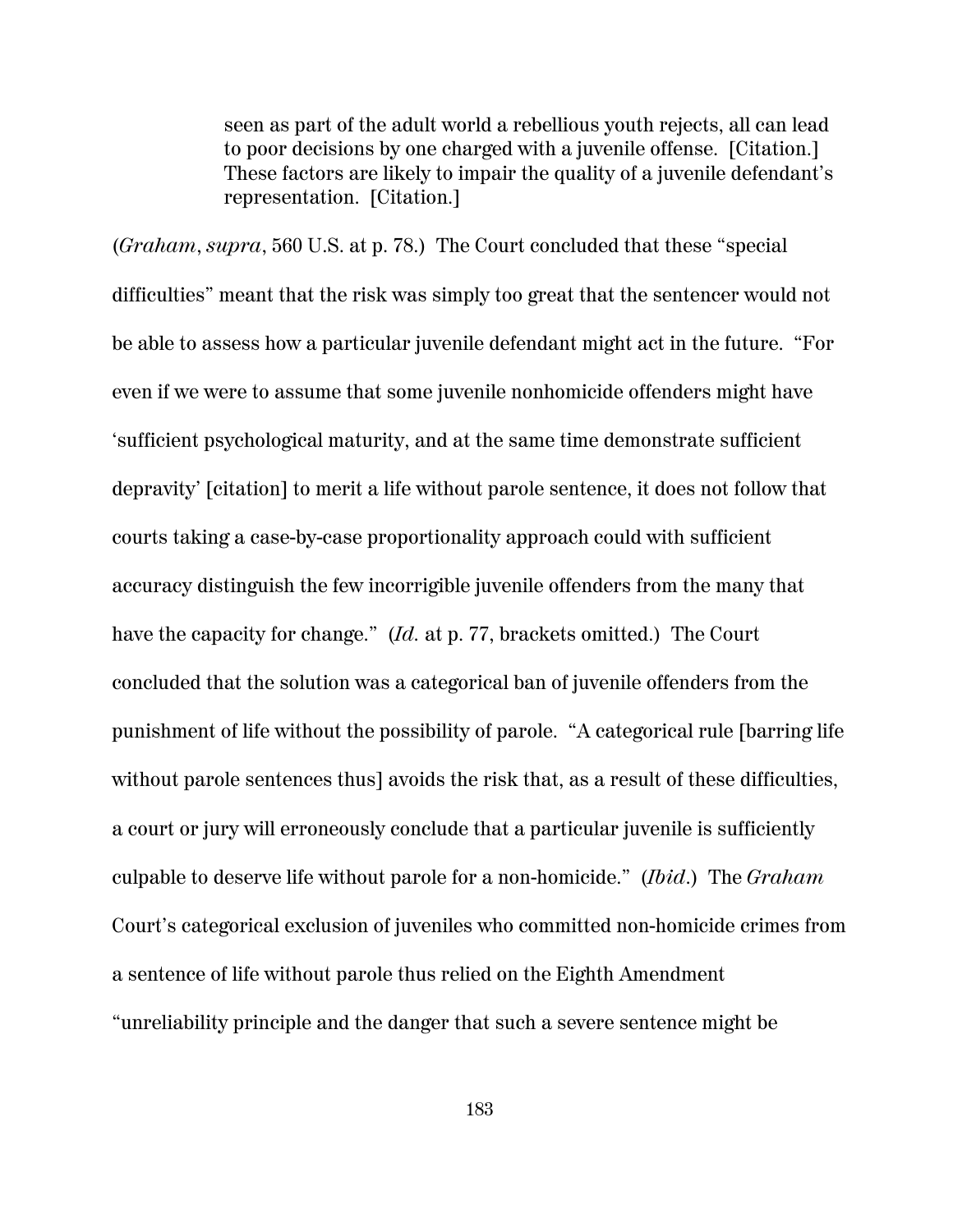> seen as part of the adult world a rebellious youth rejects, all can lead to poor decisions by one charged with a juvenile offense. [Citation.] These factors are likely to impair the quality of a juvenile defendant's representation. [Citation.]

(*Graham*, *supra*, 560 U.S. at p. 78.) The Court concluded that these "special difficulties" meant that the risk was simply too great that the sentencer would not be able to assess how a particular juvenile defendant might act in the future. "For even if we were to assume that some juvenile nonhomicide offenders might have 'sufficient psychological maturity, and at the same time demonstrate sufficient depravity' [citation] to merit a life without parole sentence, it does not follow that courts taking a case-by-case proportionality approach could with sufficient accuracy distinguish the few incorrigible juvenile offenders from the many that have the capacity for change." (*Id.* at p. 77, brackets omitted.) The Court concluded that the solution was a categorical ban of juvenile offenders from the punishment of life without the possibility of parole. "A categorical rule [barring life without parole sentences thus] avoids the risk that, as a result of these difficulties, a court or jury will erroneously conclude that a particular juvenile is sufficiently culpable to deserve life without parole for a non-homicide." (*Ibid*.) The *Graham* Court's categorical exclusion of juveniles who committed non-homicide crimes from a sentence of life without parole thus relied on the Eighth Amendment "unreliability principle and the danger that such a severe sentence might be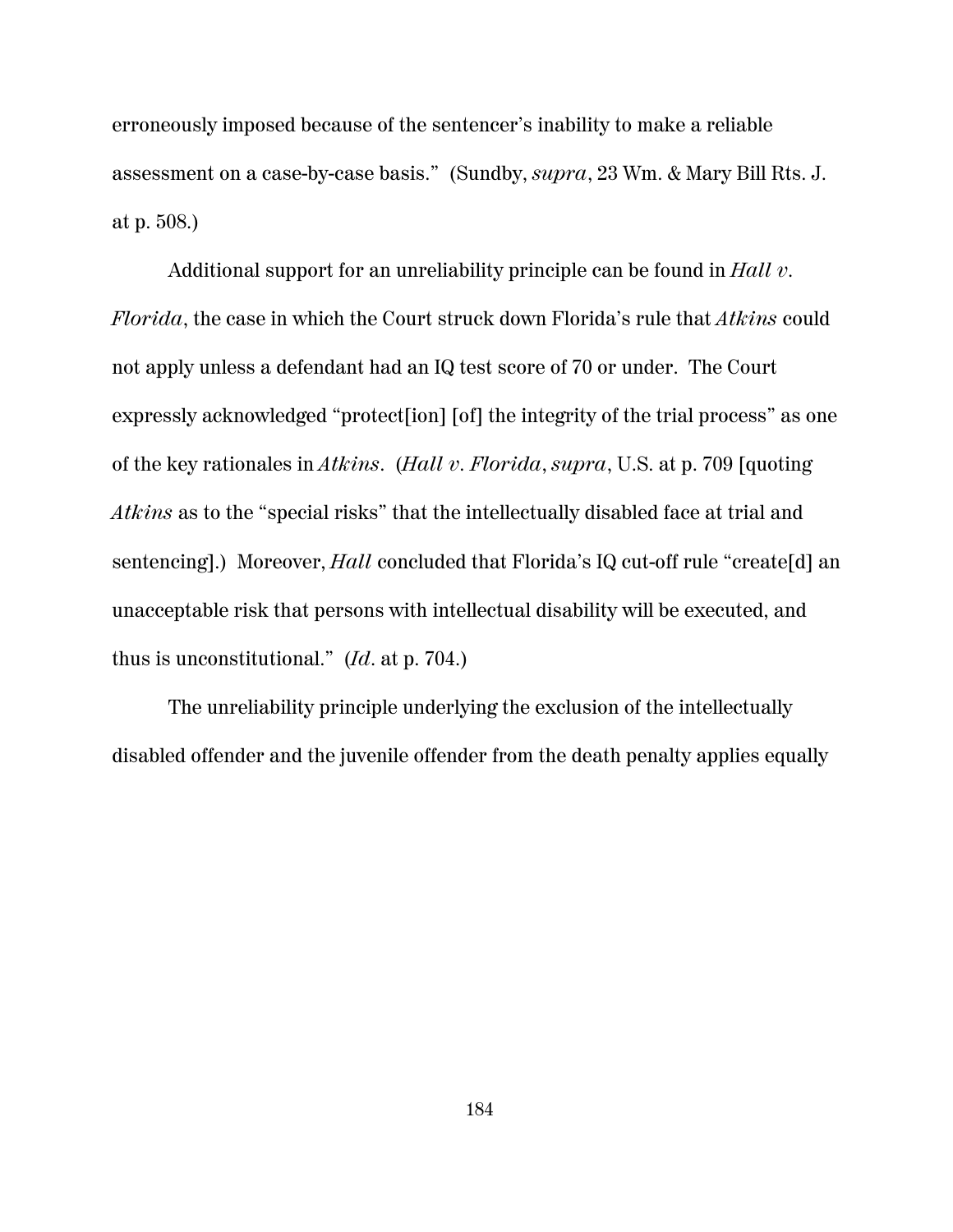erroneously imposed because of the sentencer's inability to make a reliable assessment on a case-by-case basis." (Sundby, *supra*, 23 Wm. & Mary Bill Rts. J. at p. 508.)

Additional support for an unreliability principle can be found in *Hall v. Florida*, the case in which the Court struck down Florida's rule that *Atkins* could not apply unless a defendant had an IQ test score of 70 or under. The Court expressly acknowledged "protect[ion] [of] the integrity of the trial process" as one of the key rationales in *Atkins*. (*Hall v. Florida*, *supra*, U.S. at p. 709 [quoting *Atkins* as to the "special risks" that the intellectually disabled face at trial and sentencing].) Moreover, *Hall* concluded that Florida's IQ cut-off rule "create[d] an unacceptable risk that persons with intellectual disability will be executed, and thus is unconstitutional." (*Id*. at p. 704.)

The unreliability principle underlying the exclusion of the intellectually disabled offender and the juvenile offender from the death penalty applies equally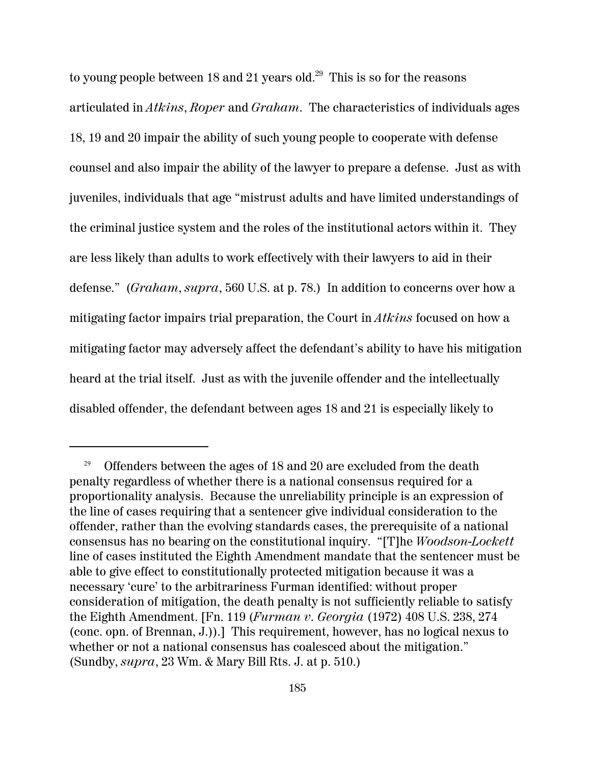to young people between 18 and 21 years old.[29] This is so for the reasons articulated in *Atkins*, *Roper* and *Graham*. The characteristics of individuals ages 18, 19 and 20 impair the ability of such young people to cooperate with defense counsel and also impair the ability of the lawyer to prepare a defense. Just as with juveniles, individuals that age "mistrust adults and have limited understandings of the criminal justice system and the roles of the institutional actors within it. They are less likely than adults to work effectively with their lawyers to aid in their defense." (*Graham*, *supra*, 560 U.S. at p. 78.) In addition to concerns over how a mitigating factor impairs trial preparation, the Court in *Atkins* focused on how a mitigating factor may adversely affect the defendant's ability to have his mitigation heard at the trial itself. Just as with the juvenile offender and the intellectually disabled offender, the defendant between ages 18 and 21 is especially likely to

---

[29] Offenders between the ages of 18 and 20 are excluded from the death penalty regardless of whether there is a national consensus required for a proportionality analysis. Because the unreliability principle is an expression of the line of cases requiring that a sentencer give individual consideration to the offender, rather than the evolving standards cases, the prerequisite of a national consensus has no bearing on the constitutional inquiry. "[T]he *Woodson-Lockett* line of cases instituted the Eighth Amendment mandate that the sentencer must be able to give effect to constitutionally protected mitigation because it was a necessary 'cure' to the arbitrariness Furman identified: without proper consideration of mitigation, the death penalty is not sufficiently reliable to satisfy the Eighth Amendment. [Fn. 119 (*Furman v. Georgia* (1972) 408 U.S. 238, 274 (conc. opn. of Brennan, J.)).] This requirement, however, has no logical nexus to whether or not a national consensus has coalesced about the mitigation." (Sundby, *supra*, 23 Wm. & Mary Bill Rts. J. at p. 510.)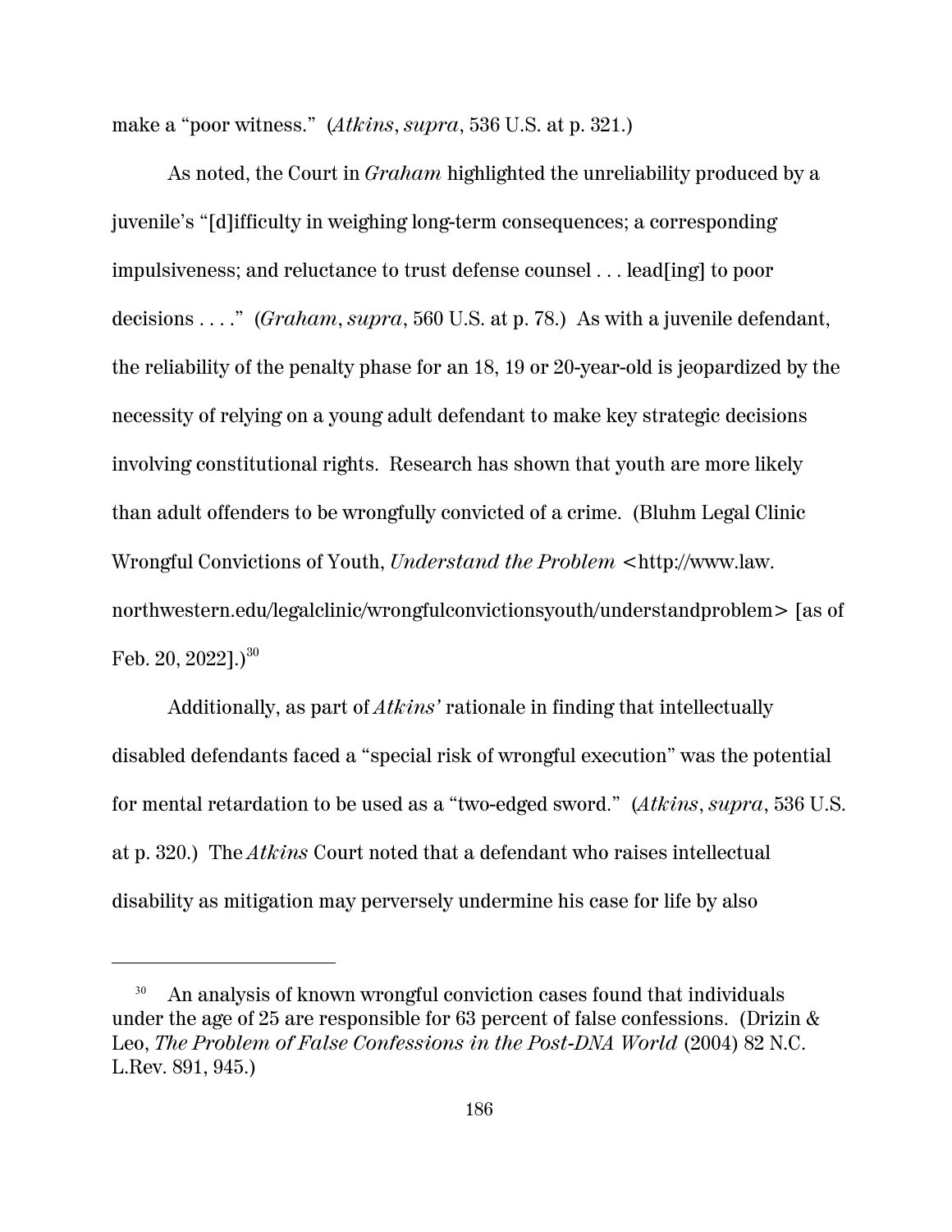make a "poor witness." (*Atkins*, *supra*, 536 U.S. at p. 321.)

As noted, the Court in *Graham* highlighted the unreliability produced by a juvenile's "[d]ifficulty in weighing long-term consequences; a corresponding impulsiveness; and reluctance to trust defense counsel . . . lead[ing] to poor decisions . . . ." (*Graham*, *supra*, 560 U.S. at p. 78.) As with a juvenile defendant, the reliability of the penalty phase for an 18, 19 or 20-year-old is jeopardized by the necessity of relying on a young adult defendant to make key strategic decisions involving constitutional rights. Research has shown that youth are more likely than adult offenders to be wrongfully convicted of a crime. (Bluhm Legal Clinic Wrongful Convictions of Youth, *Understand the Problem* <http://www.law.northwestern.edu/legalclinic/wrongfulconvictionsyouth/understandproblem> [as of Feb. 20, 2022].)[30]

Additionally, as part of *Atkins'* rationale in finding that intellectually disabled defendants faced a "special risk of wrongful execution" was the potential for mental retardation to be used as a "two-edged sword." (*Atkins*, *supra*, 536 U.S. at p. 320.) The *Atkins* Court noted that a defendant who raises intellectual disability as mitigation may perversely undermine his case for life by also

---

[30] An analysis of known wrongful conviction cases found that individuals under the age of 25 are responsible for 63 percent of false confessions. (Drizin & Leo, *The Problem of False Confessions in the Post-DNA World* (2004) 82 N.C. L.Rev. 891, 945.)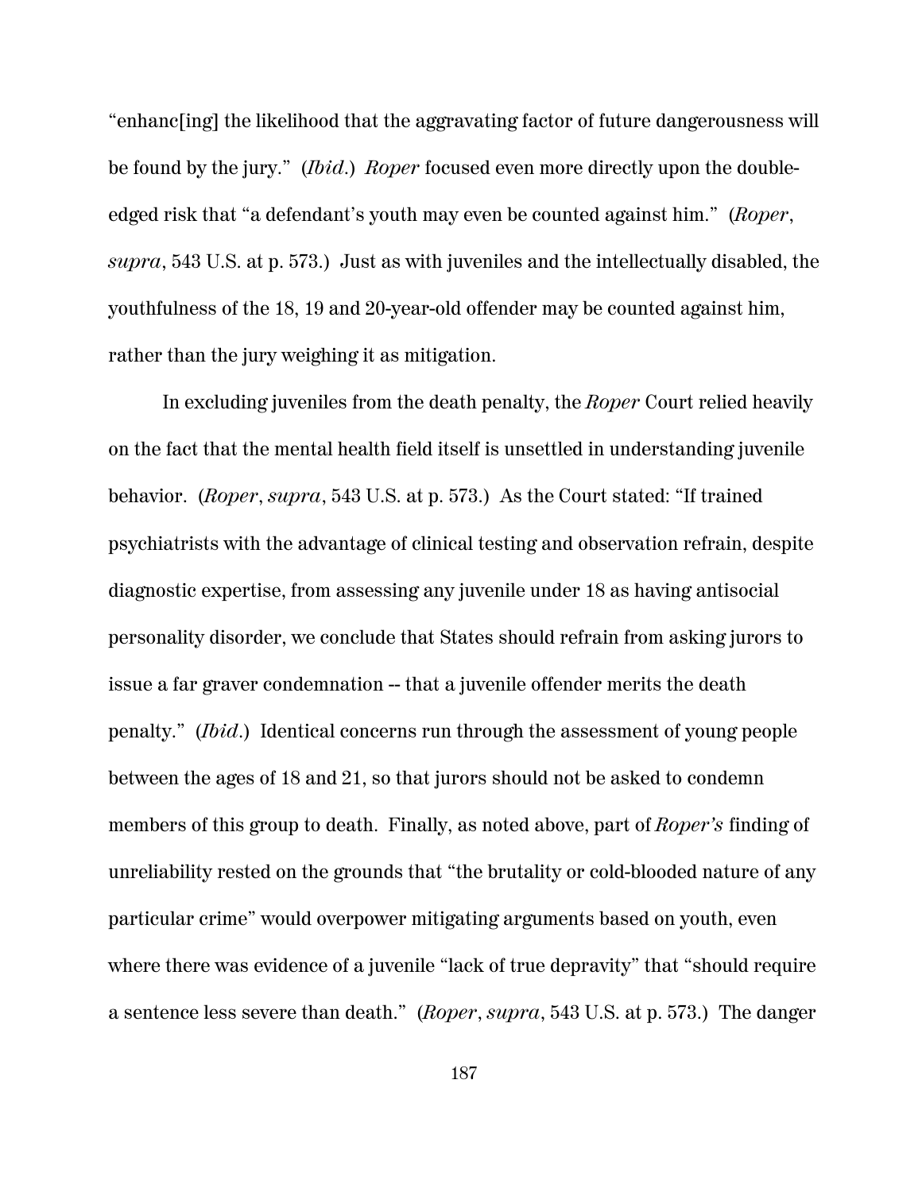“enhanc[ing] the likelihood that the aggravating factor of future dangerousness will be found by the jury.” (*Ibid.*) *Roper* focused even more directly upon the double-edged risk that “a defendant’s youth may even be counted against him.” (*Roper*, *supra*, 543 U.S. at p. 573.) Just as with juveniles and the intellectually disabled, the youthfulness of the 18, 19 and 20-year-old offender may be counted against him, rather than the jury weighing it as mitigation.

In excluding juveniles from the death penalty, the *Roper* Court relied heavily on the fact that the mental health field itself is unsettled in understanding juvenile behavior. (*Roper*, *supra*, 543 U.S. at p. 573.) As the Court stated: “If trained psychiatrists with the advantage of clinical testing and observation refrain, despite diagnostic expertise, from assessing any juvenile under 18 as having antisocial personality disorder, we conclude that States should refrain from asking jurors to issue a far graver condemnation -- that a juvenile offender merits the death penalty.” (*Ibid.*) Identical concerns run through the assessment of young people between the ages of 18 and 21, so that jurors should not be asked to condemn members of this group to death. Finally, as noted above, part of *Roper’s* finding of unreliability rested on the grounds that “the brutality or cold-blooded nature of any particular crime” would overpower mitigating arguments based on youth, even where there was evidence of a juvenile “lack of true depravity” that “should require a sentence less severe than death.” (*Roper*, *supra*, 543 U.S. at p. 573.) The danger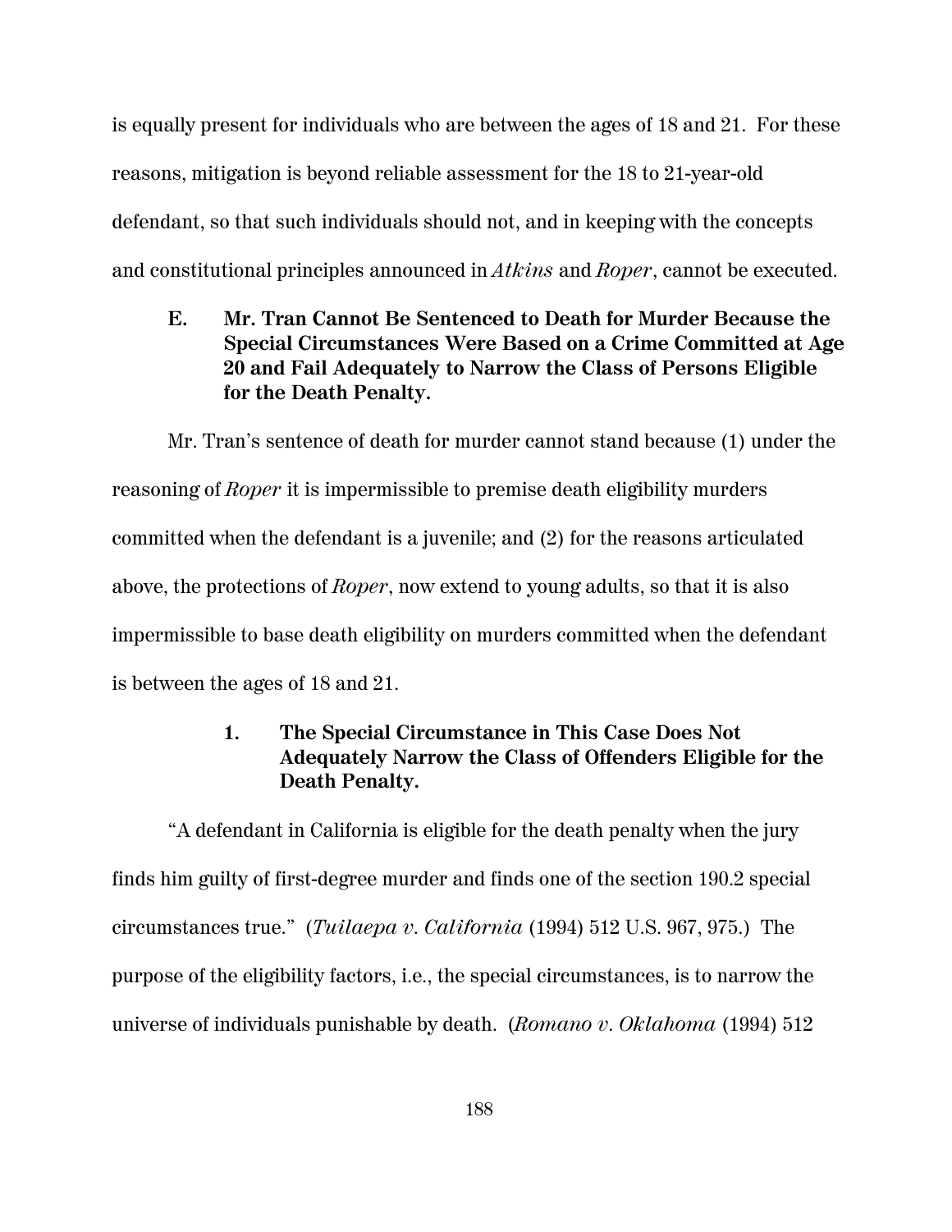is equally present for individuals who are between the ages of 18 and 21. For these reasons, mitigation is beyond reliable assessment for the 18 to 21-year-old defendant, so that such individuals should not, and in keeping with the concepts and constitutional principles announced in *Atkins* and *Roper*, cannot be executed.

### E. Mr. Tran Cannot Be Sentenced to Death for Murder Because the Special Circumstances Were Based on a Crime Committed at Age 20 and Fail Adequately to Narrow the Class of Persons Eligible for the Death Penalty.

Mr. Tran's sentence of death for murder cannot stand because (1) under the reasoning of *Roper* it is impermissible to premise death eligibility murders committed when the defendant is a juvenile; and (2) for the reasons articulated above, the protections of *Roper*, now extend to young adults, so that it is also impermissible to base death eligibility on murders committed when the defendant is between the ages of 18 and 21.

#### 1. The Special Circumstance in This Case Does Not Adequately Narrow the Class of Offenders Eligible for the Death Penalty.

"A defendant in California is eligible for the death penalty when the jury finds him guilty of first-degree murder and finds one of the section 190.2 special circumstances true." (*Tuilaepa v. California* (1994) 512 U.S. 967, 975.) The purpose of the eligibility factors, i.e., the special circumstances, is to narrow the universe of individuals punishable by death. (*Romano v. Oklahoma* (1994) 512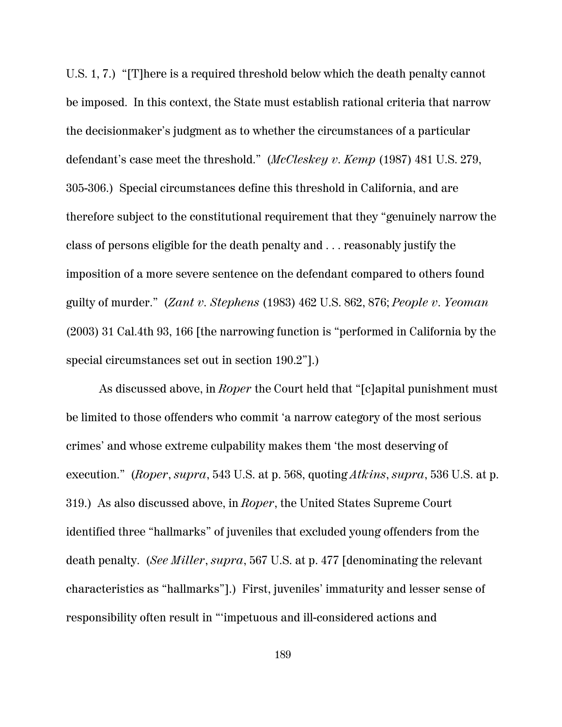U.S. 1, 7.) "[T]here is a required threshold below which the death penalty cannot be imposed. In this context, the State must establish rational criteria that narrow the decisionmaker's judgment as to whether the circumstances of a particular defendant's case meet the threshold." (*McCleskey v. Kemp* (1987) 481 U.S. 279, 305-306.) Special circumstances define this threshold in California, and are therefore subject to the constitutional requirement that they "genuinely narrow the class of persons eligible for the death penalty and . . . reasonably justify the imposition of a more severe sentence on the defendant compared to others found guilty of murder." (*Zant v. Stephens* (1983) 462 U.S. 862, 876; *People v. Yeoman* (2003) 31 Cal.4th 93, 166 [the narrowing function is "performed in California by the special circumstances set out in section 190.2"].)

As discussed above, in *Roper* the Court held that "[c]apital punishment must be limited to those offenders who commit 'a narrow category of the most serious crimes' and whose extreme culpability makes them 'the most deserving of execution." (*Roper*, *supra*, 543 U.S. at p. 568, quoting *Atkins*, *supra*, 536 U.S. at p. 319.) As also discussed above, in *Roper*, the United States Supreme Court identified three "hallmarks" of juveniles that excluded young offenders from the death penalty. (*See Miller*, *supra*, 567 U.S. at p. 477 [denominating the relevant characteristics as "hallmarks"].) First, juveniles' immaturity and lesser sense of responsibility often result in "'impetuous and ill-considered actions and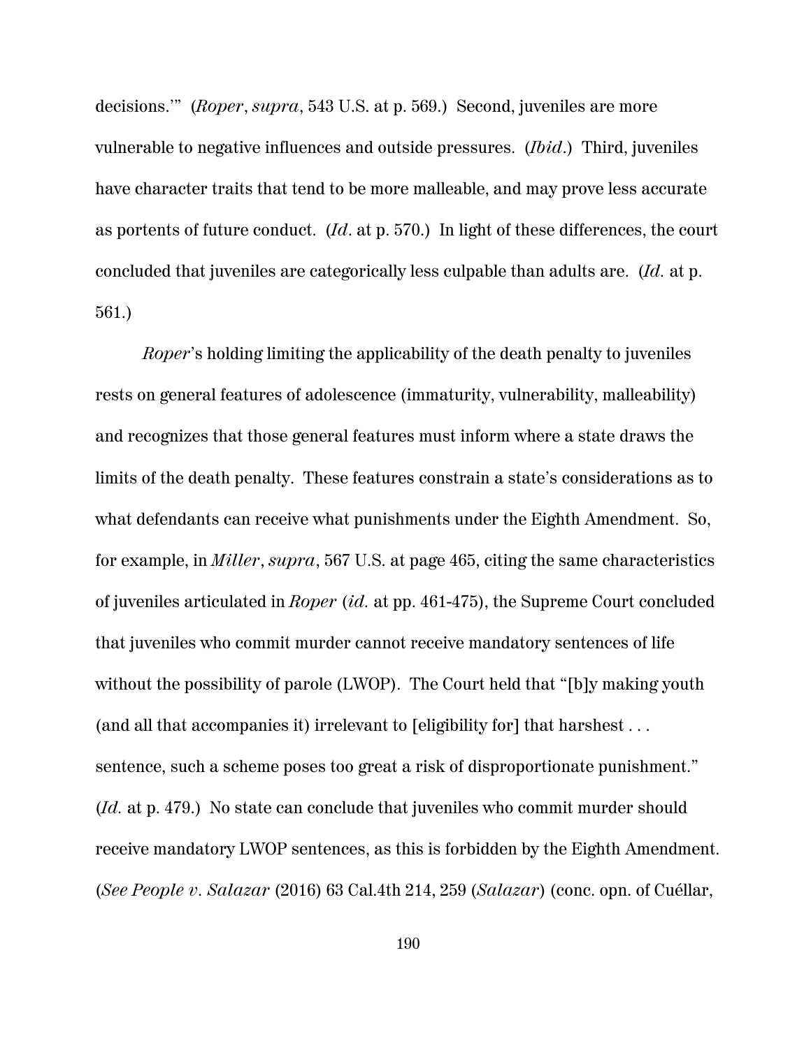decisions.'" (*Roper*, *supra*, 543 U.S. at p. 569.) Second, juveniles are more vulnerable to negative influences and outside pressures. (*Ibid*.) Third, juveniles have character traits that tend to be more malleable, and may prove less accurate as portents of future conduct. (*Id*. at p. 570.) In light of these differences, the court concluded that juveniles are categorically less culpable than adults are. (*Id.* at p. 561.)

*Roper*'s holding limiting the applicability of the death penalty to juveniles rests on general features of adolescence (immaturity, vulnerability, malleability) and recognizes that those general features must inform where a state draws the limits of the death penalty. These features constrain a state's considerations as to what defendants can receive what punishments under the Eighth Amendment. So, for example, in *Miller*, *supra*, 567 U.S. at page 465, citing the same characteristics of juveniles articulated in *Roper* (*id.* at pp. 461-475), the Supreme Court concluded that juveniles who commit murder cannot receive mandatory sentences of life without the possibility of parole (LWOP). The Court held that "[b]y making youth (and all that accompanies it) irrelevant to [eligibility for] that harshest . . . sentence, such a scheme poses too great a risk of disproportionate punishment." (*Id.* at p. 479.) No state can conclude that juveniles who commit murder should receive mandatory LWOP sentences, as this is forbidden by the Eighth Amendment. (*See People v. Salazar* (2016) 63 Cal.4th 214, 259 (*Salazar*) (conc. opn. of Cuéllar,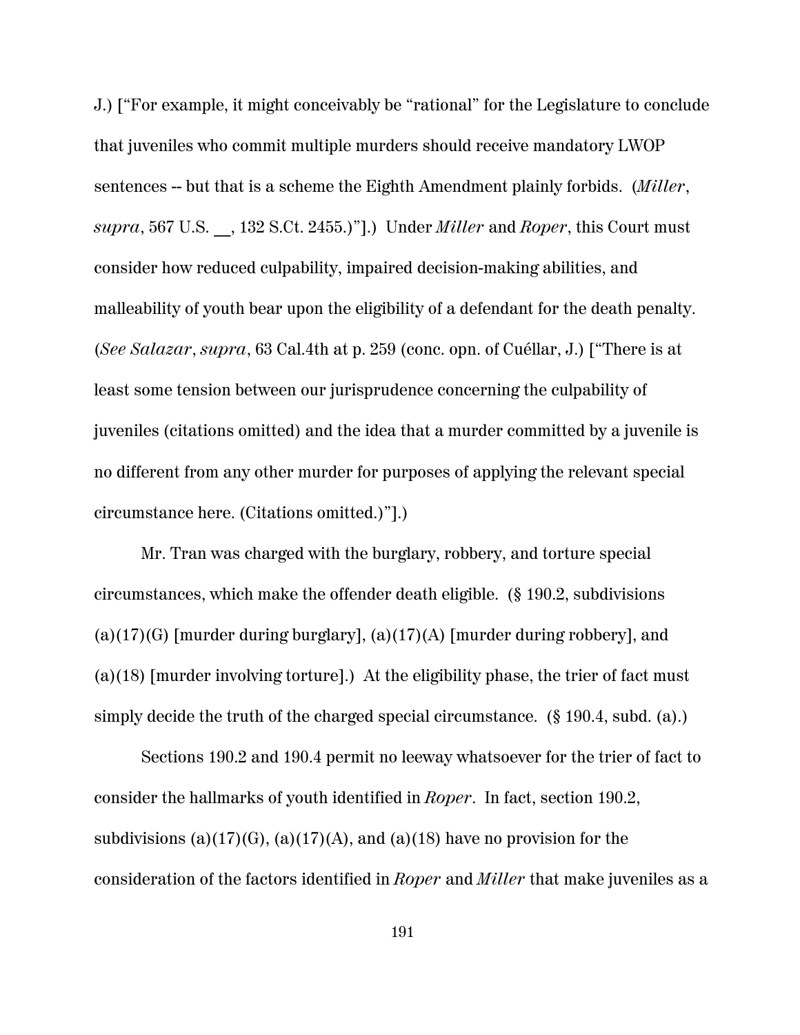J.) ["For example, it might conceivably be "rational" for the Legislature to conclude that juveniles who commit multiple murders should receive mandatory LWOP sentences -- but that is a scheme the Eighth Amendment plainly forbids. (*Miller*, *supra*, 567 U.S. __, 132 S.Ct. 2455.)"].) Under *Miller* and *Roper*, this Court must consider how reduced culpability, impaired decision-making abilities, and malleability of youth bear upon the eligibility of a defendant for the death penalty. (*See Salazar*, *supra*, 63 Cal.4th at p. 259 (conc. opn. of Cuéllar, J.) ["There is at least some tension between our jurisprudence concerning the culpability of juveniles (citations omitted) and the idea that a murder committed by a juvenile is no different from any other murder for purposes of applying the relevant special circumstance here. (Citations omitted.)"].)

Mr. Tran was charged with the burglary, robbery, and torture special circumstances, which make the offender death eligible. (§ 190.2, subdivisions (a)(17)(G) [murder during burglary], (a)(17)(A) [murder during robbery], and (a)(18) [murder involving torture].) At the eligibility phase, the trier of fact must simply decide the truth of the charged special circumstance. (§ 190.4, subd. (a).)

Sections 190.2 and 190.4 permit no leeway whatsoever for the trier of fact to consider the hallmarks of youth identified in *Roper*. In fact, section 190.2, subdivisions (a)(17)(G), (a)(17)(A), and (a)(18) have no provision for the consideration of the factors identified in *Roper* and *Miller* that make juveniles as a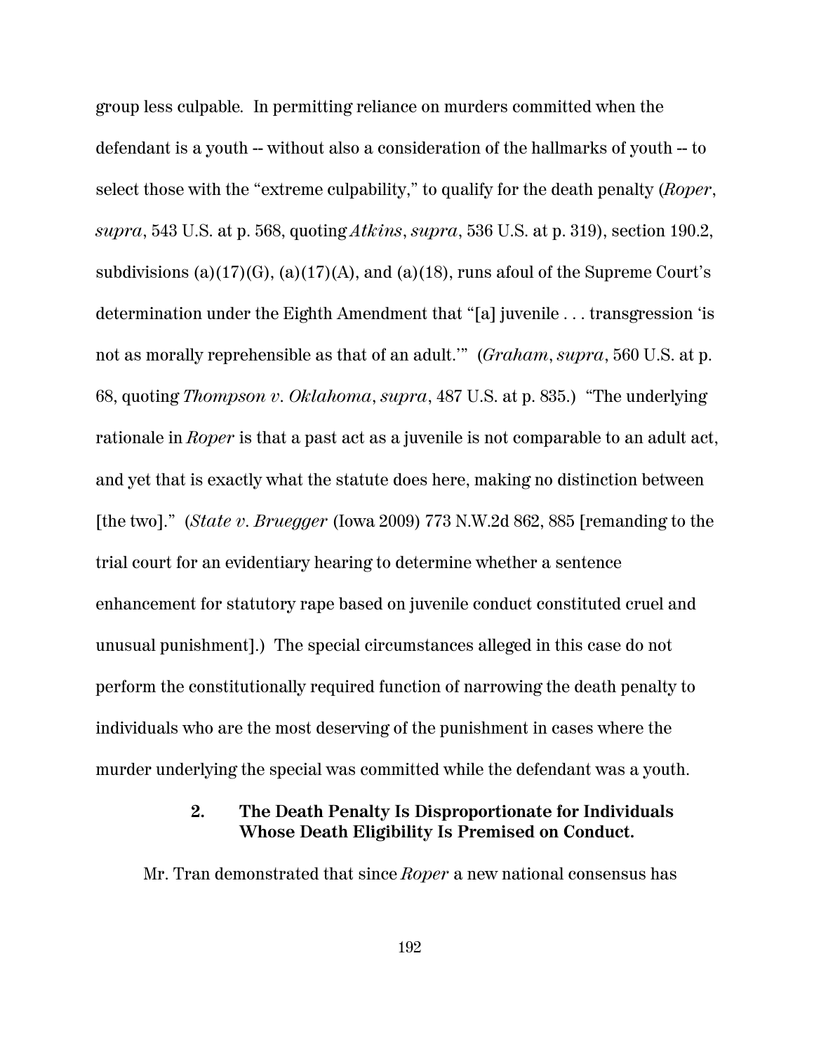group less culpable. In permitting reliance on murders committed when the defendant is a youth -- without also a consideration of the hallmarks of youth -- to select those with the "extreme culpability," to qualify for the death penalty (*Roper*, *supra*, 543 U.S. at p. 568, quoting *Atkins*, *supra*, 536 U.S. at p. 319), section 190.2, subdivisions (a)(17)(G), (a)(17)(A), and (a)(18), runs afoul of the Supreme Court's determination under the Eighth Amendment that "[a] juvenile . . . transgression 'is not as morally reprehensible as that of an adult.'" (*Graham*, *supra*, 560 U.S. at p. 68, quoting *Thompson v. Oklahoma*, *supra*, 487 U.S. at p. 835.) "The underlying rationale in *Roper* is that a past act as a juvenile is not comparable to an adult act, and yet that is exactly what the statute does here, making no distinction between [the two]." (*State v. Bruegger* (Iowa 2009) 773 N.W.2d 862, 885 [remanding to the trial court for an evidentiary hearing to determine whether a sentence enhancement for statutory rape based on juvenile conduct constituted cruel and unusual punishment].) The special circumstances alleged in this case do not perform the constitutionally required function of narrowing the death penalty to individuals who are the most deserving of the punishment in cases where the murder underlying the special was committed while the defendant was a youth.

### 2. The Death Penalty Is Disproportionate for Individuals Whose Death Eligibility Is Premised on Conduct.

Mr. Tran demonstrated that since *Roper* a new national consensus has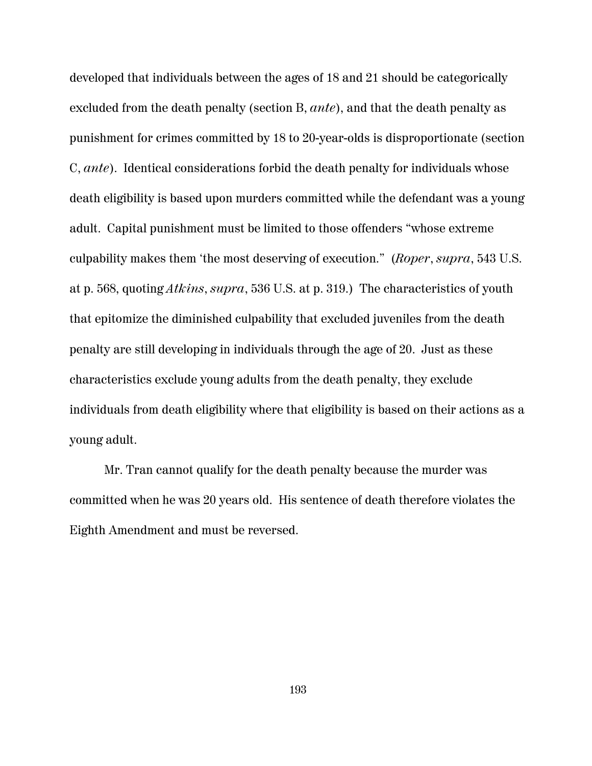developed that individuals between the ages of 18 and 21 should be categorically excluded from the death penalty (section B, *ante*), and that the death penalty as punishment for crimes committed by 18 to 20-year-olds is disproportionate (section C, *ante*). Identical considerations forbid the death penalty for individuals whose death eligibility is based upon murders committed while the defendant was a young adult. Capital punishment must be limited to those offenders "whose extreme culpability makes them 'the most deserving of execution." (*Roper*, *supra*, 543 U.S. at p. 568, quoting *Atkins*, *supra*, 536 U.S. at p. 319.) The characteristics of youth that epitomize the diminished culpability that excluded juveniles from the death penalty are still developing in individuals through the age of 20. Just as these characteristics exclude young adults from the death penalty, they exclude individuals from death eligibility where that eligibility is based on their actions as a young adult.

Mr. Tran cannot qualify for the death penalty because the murder was committed when he was 20 years old. His sentence of death therefore violates the Eighth Amendment and must be reversed.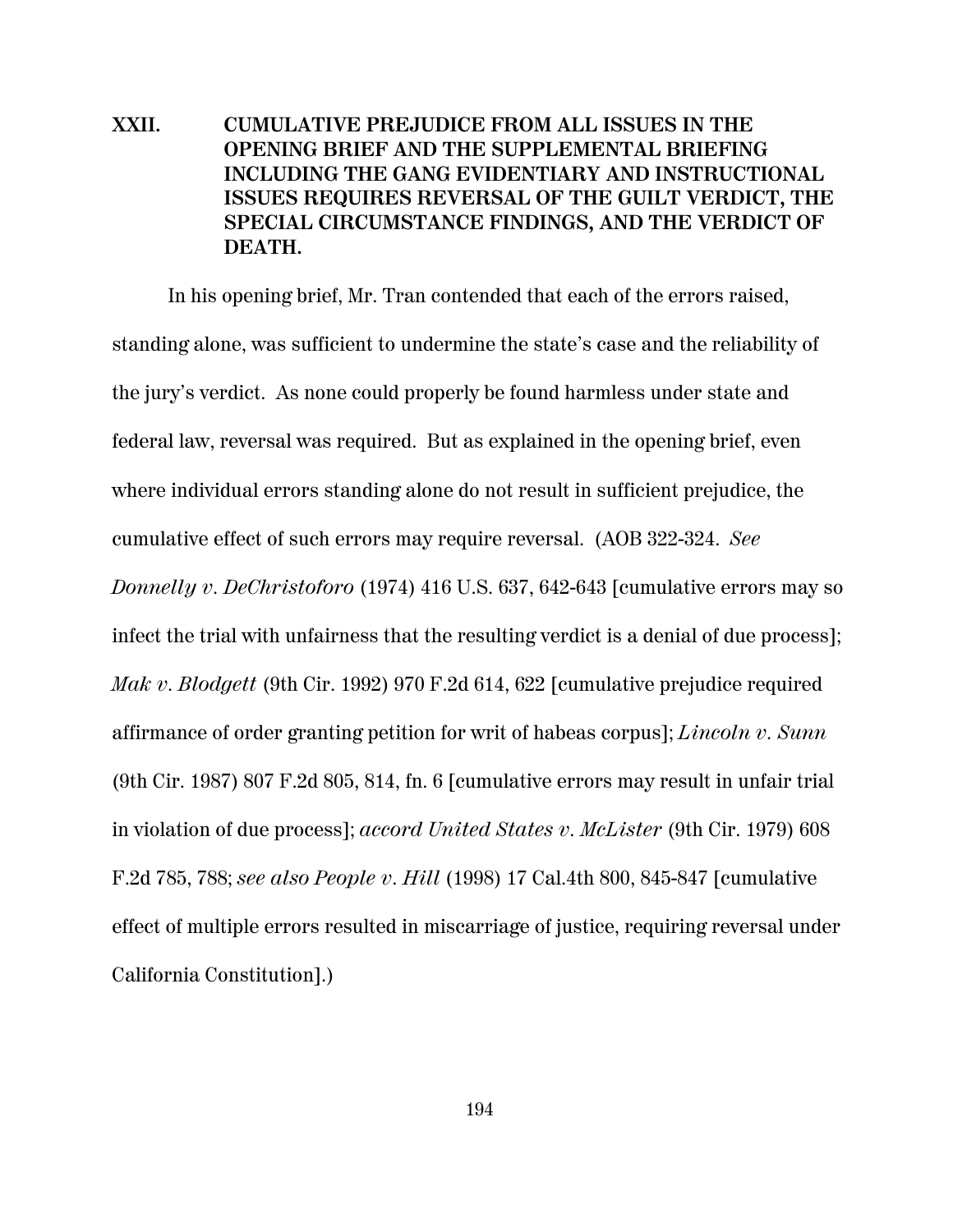## XXII. CUMULATIVE PREJUDICE FROM ALL ISSUES IN THE OPENING BRIEF AND THE SUPPLEMENTAL BRIEFING INCLUDING THE GANG EVIDENTIARY AND INSTRUCTIONAL ISSUES REQUIRES REVERSAL OF THE GUILT VERDICT, THE SPECIAL CIRCUMSTANCE FINDINGS, AND THE VERDICT OF DEATH.

In his opening brief, Mr. Tran contended that each of the errors raised, standing alone, was sufficient to undermine the state's case and the reliability of the jury's verdict. As none could properly be found harmless under state and federal law, reversal was required. But as explained in the opening brief, even where individual errors standing alone do not result in sufficient prejudice, the cumulative effect of such errors may require reversal. (AOB 322-324. *See Donnelly v. DeChristoforo* (1974) 416 U.S. 637, 642-643 [cumulative errors may so infect the trial with unfairness that the resulting verdict is a denial of due process]; *Mak v. Blodgett* (9th Cir. 1992) 970 F.2d 614, 622 [cumulative prejudice required affirmance of order granting petition for writ of habeas corpus]; *Lincoln v. Sunn* (9th Cir. 1987) 807 F.2d 805, 814, fn. 6 [cumulative errors may result in unfair trial in violation of due process]; *accord United States v. McLister* (9th Cir. 1979) 608 F.2d 785, 788; *see also People v. Hill* (1998) 17 Cal.4th 800, 845-847 [cumulative effect of multiple errors resulted in miscarriage of justice, requiring reversal under California Constitution].)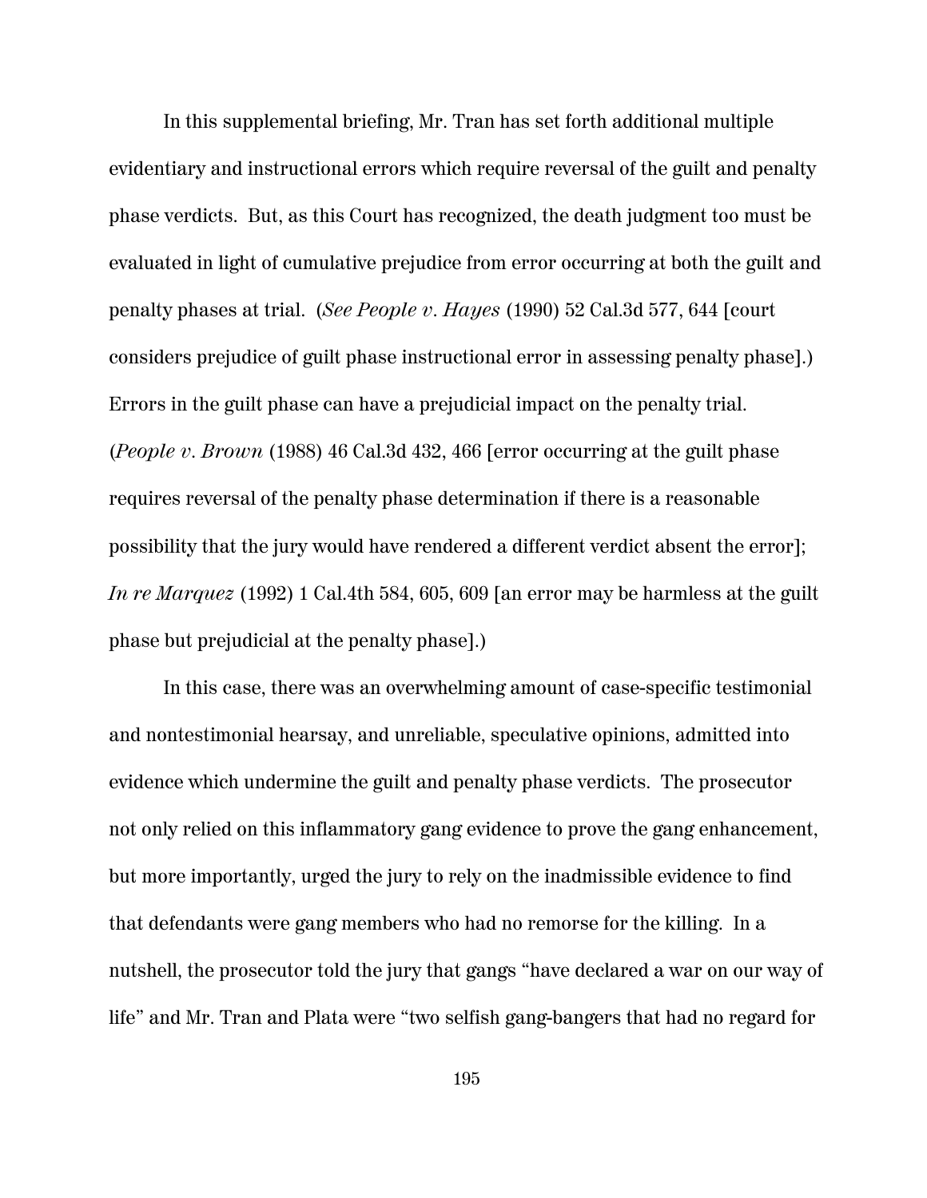In this supplemental briefing, Mr. Tran has set forth additional multiple evidentiary and instructional errors which require reversal of the guilt and penalty phase verdicts. But, as this Court has recognized, the death judgment too must be evaluated in light of cumulative prejudice from error occurring at both the guilt and penalty phases at trial. (*See People v. Hayes* (1990) 52 Cal.3d 577, 644 [court considers prejudice of guilt phase instructional error in assessing penalty phase].) Errors in the guilt phase can have a prejudicial impact on the penalty trial. (*People v. Brown* (1988) 46 Cal.3d 432, 466 [error occurring at the guilt phase requires reversal of the penalty phase determination if there is a reasonable possibility that the jury would have rendered a different verdict absent the error]; *In re Marquez* (1992) 1 Cal.4th 584, 605, 609 [an error may be harmless at the guilt phase but prejudicial at the penalty phase].)

In this case, there was an overwhelming amount of case-specific testimonial and nontestimonial hearsay, and unreliable, speculative opinions, admitted into evidence which undermine the guilt and penalty phase verdicts. The prosecutor not only relied on this inflammatory gang evidence to prove the gang enhancement, but more importantly, urged the jury to rely on the inadmissible evidence to find that defendants were gang members who had no remorse for the killing. In a nutshell, the prosecutor told the jury that gangs "have declared a war on our way of life" and Mr. Tran and Plata were "two selfish gang-bangers that had no regard for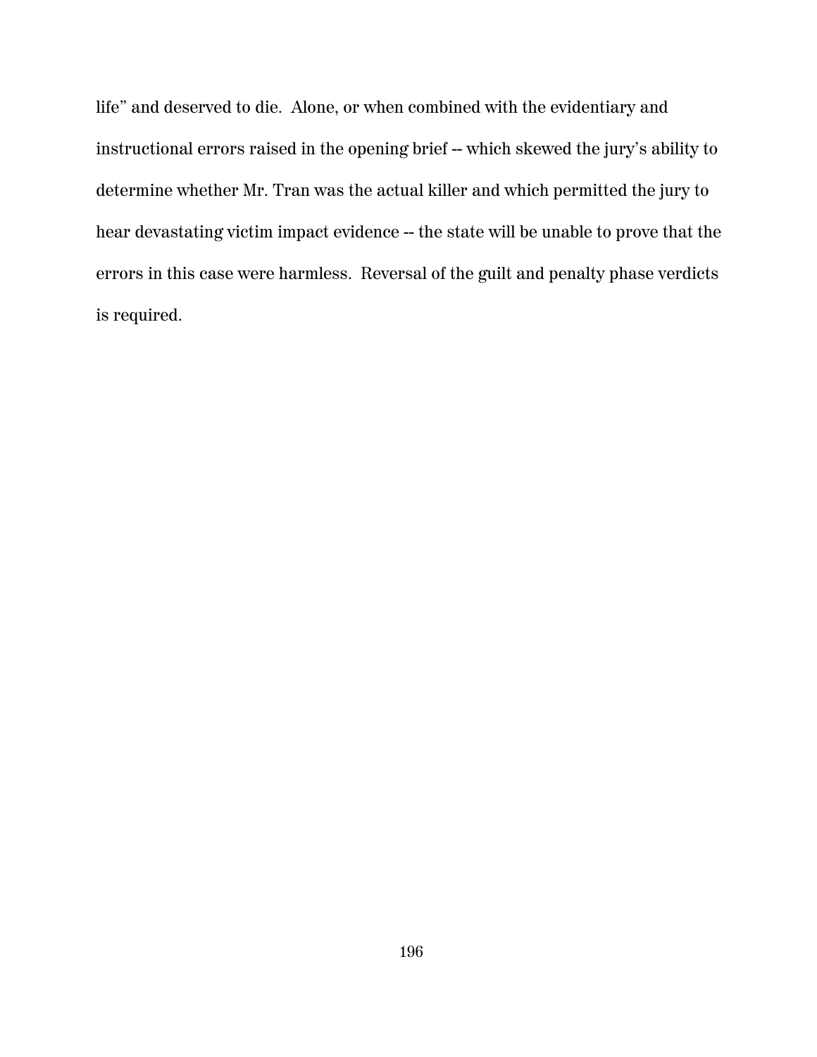life" and deserved to die.  Alone, or when combined with the evidentiary and instructional errors raised in the opening brief -- which skewed the jury's ability to determine whether Mr. Tran was the actual killer and which permitted the jury to hear devastating victim impact evidence -- the state will be unable to prove that the errors in this case were harmless.  Reversal of the guilt and penalty phase verdicts is required.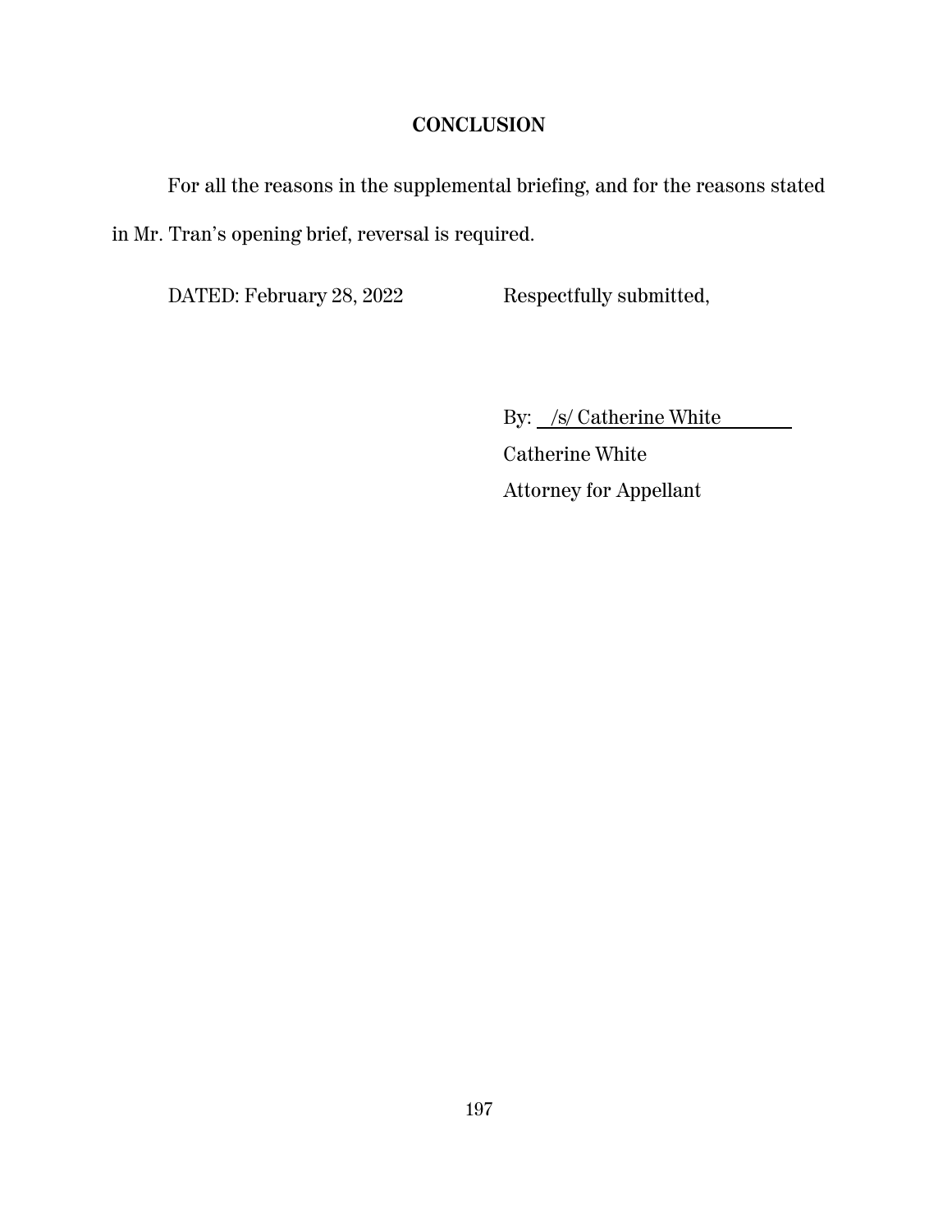## CONCLUSION

For all the reasons in the supplemental briefing, and for the reasons stated in Mr. Tran's opening brief, reversal is required.

DATED: February 28, 2022

Respectfully submitted,

By: /s/ Catherine White

Catherine White
Attorney for Appellant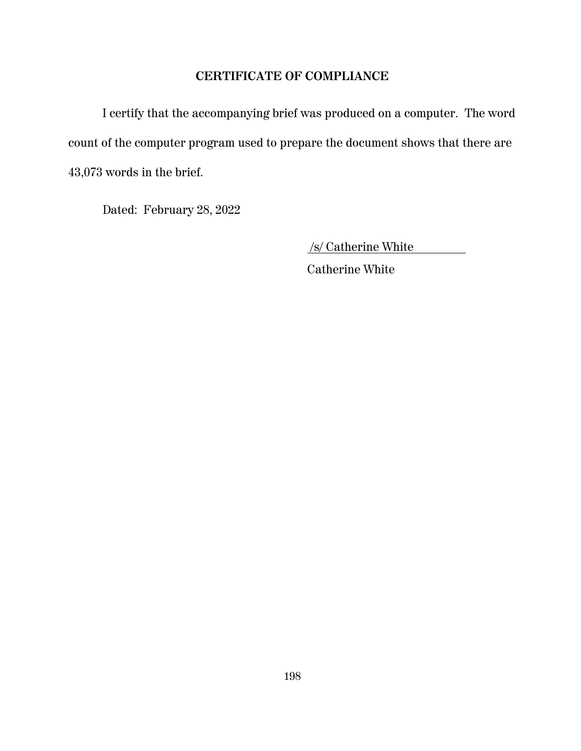## CERTIFICATE OF COMPLIANCE

I certify that the accompanying brief was produced on a computer. The word count of the computer program used to prepare the document shows that there are 43,073 words in the brief.

Dated: February 28, 2022

/s/ Catherine White

Catherine White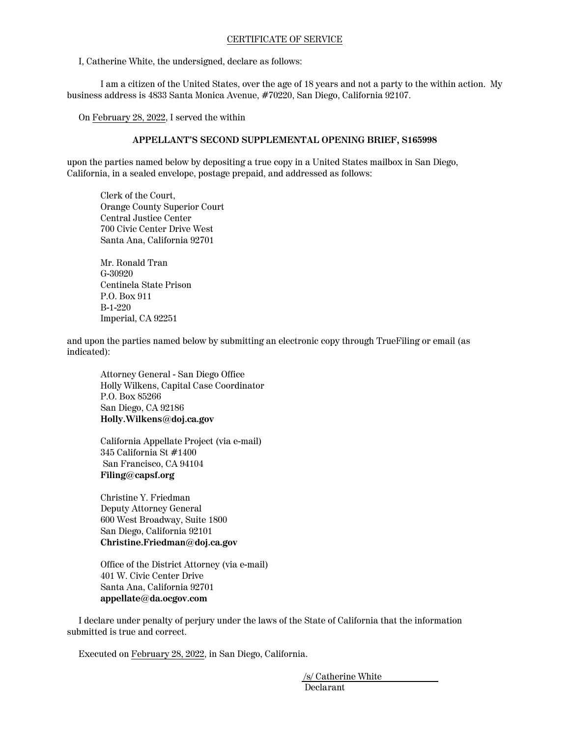CERTIFICATE OF SERVICE

I, Catherine White, the undersigned, declare as follows:

I am a citizen of the United States, over the age of 18 years and not a party to the within action. My business address is 4833 Santa Monica Avenue, #70220, San Diego, California 92107.

On February 28, 2022, I served the within

**APPELLANT'S SECOND SUPPLEMENTAL OPENING BRIEF, S165998**

upon the parties named below by depositing a true copy in a United States mailbox in San Diego, California, in a sealed envelope, postage prepaid, and addressed as follows:

Clerk of the Court,
Orange County Superior Court
Central Justice Center
700 Civic Center Drive West
Santa Ana, California 92701

Mr. Ronald Tran
G-30920
Centinela State Prison
P.O. Box 911
B-1-220
Imperial, CA 92251

and upon the parties named below by submitting an electronic copy through TrueFiling or email (as indicated):

Attorney General - San Diego Office
Holly Wilkens, Capital Case Coordinator
P.O. Box 85266
San Diego, CA 92186
**Holly.Wilkens@doj.ca.gov**

California Appellate Project (via e-mail)
345 California St #1400
San Francisco, CA 94104
**Filing@capsf.org**

Christine Y. Friedman
Deputy Attorney General
600 West Broadway, Suite 1800
San Diego, California 92101
**Christine.Friedman@doj.ca.gov**

Office of the District Attorney (via e-mail)
401 W. Civic Center Drive
Santa Ana, California 92701
**appellate@da.ocgov.com**

I declare under penalty of perjury under the laws of the State of California that the information submitted is true and correct.

Executed on February 28, 2022, in San Diego, California.

/s/ Catherine White
Declarant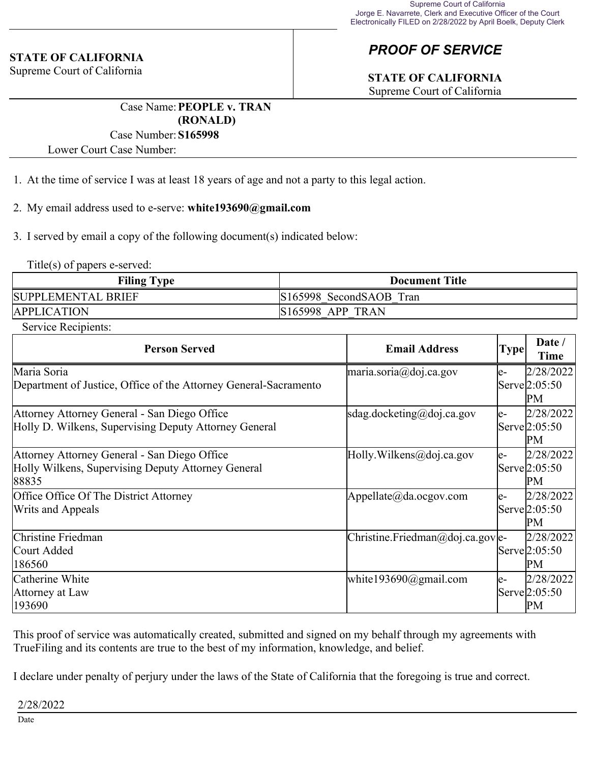Supreme Court of California
Jorge E. Navarrete, Clerk and Executive Officer of the Court
Electronically FILED on 2/28/2022 by April Boelk, Deputy Clerk

**STATE OF CALIFORNIA**
Supreme Court of California

# *PROOF OF SERVICE*

**STATE OF CALIFORNIA**
Supreme Court of California

Case Name: **PEOPLE v. TRAN (RONALD)**
Case Number: **S165998**
Lower Court Case Number:

1. At the time of service I was at least 18 years of age and not a party to this legal action.

2. My email address used to e-serve: **white193690@gmail.com**

3. I served by email a copy of the following document(s) indicated below:

Title(s) of papers e-served:

| Filing Type | Document Title |
|---|---|
| SUPPLEMENTAL BRIEF | S165998_SecondSAOB_Tran |
| APPLICATION | S165998_APP_TRAN |

Service Recipients:

| Person Served | Email Address | Type | Date / Time |
|---|---|---|---|
| Maria Soria<br>Department of Justice, Office of the Attorney General-Sacramento | maria.soria@doj.ca.gov | e-Serve | 2/28/2022 2:05:50 PM |
| Attorney Attorney General - San Diego Office<br>Holly D. Wilkens, Supervising Deputy Attorney General | sdag.docketing@doj.ca.gov | e-Serve | 2/28/2022 2:05:50 PM |
| Attorney Attorney General - San Diego Office<br>Holly Wilkens, Supervising Deputy Attorney General<br>88835 | Holly.Wilkens@doj.ca.gov | e-Serve | 2/28/2022 2:05:50 PM |
| Office Office Of The District Attorney<br>Writs and Appeals | Appellate@da.ocgov.com | e-Serve | 2/28/2022 2:05:50 PM |
| Christine Friedman<br>Court Added<br>186560 | Christine.Friedman@doj.ca.gov | e-Serve | 2/28/2022 2:05:50 PM |
| Catherine White<br>Attorney at Law<br>193690 | white193690@gmail.com | e-Serve | 2/28/2022 2:05:50 PM |

This proof of service was automatically created, submitted and signed on my behalf through my agreements with TrueFiling and its contents are true to the best of my information, knowledge, and belief.

I declare under penalty of perjury under the laws of the State of California that the foregoing is true and correct.

2/28/2022

Date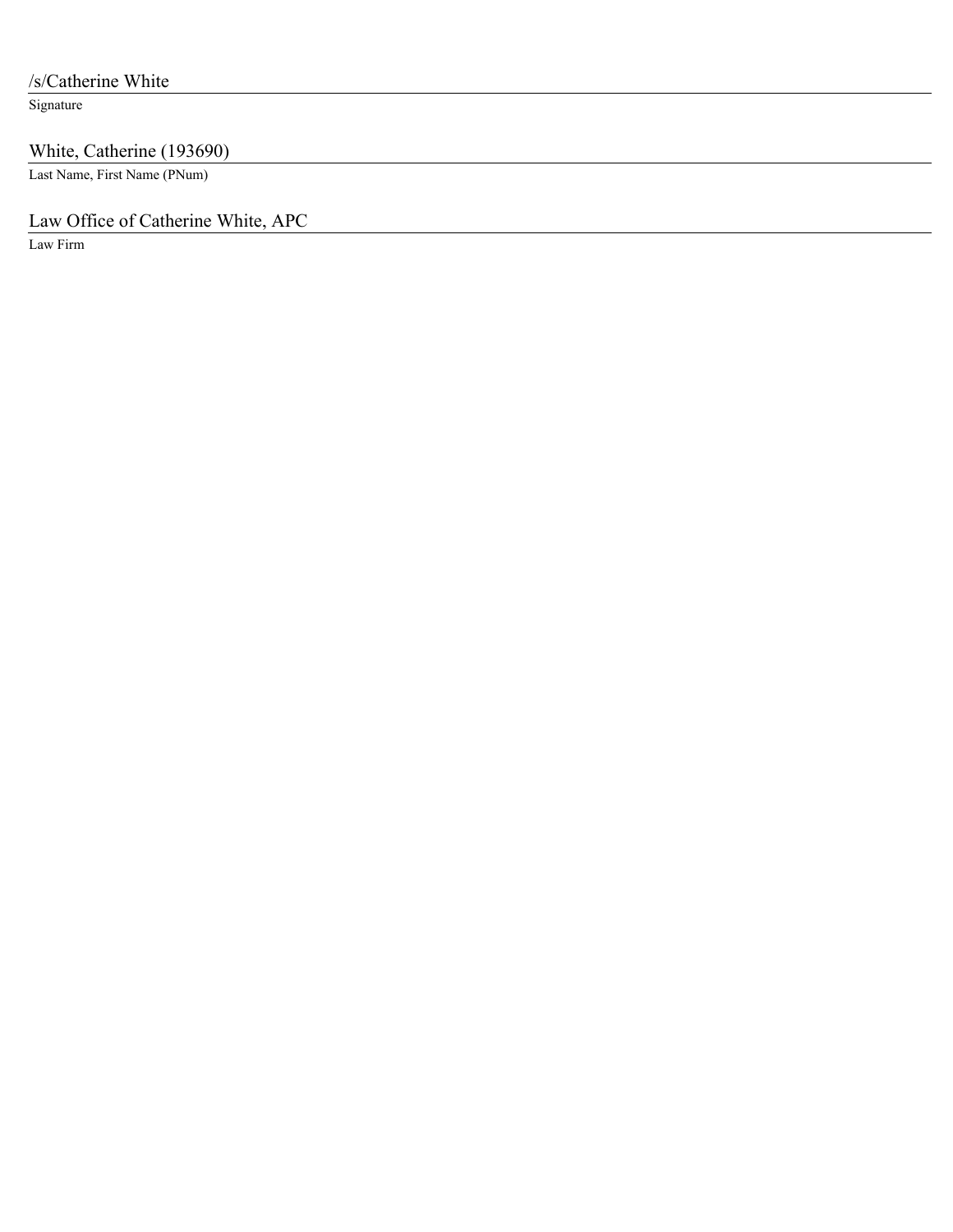/s/Catherine White

Signature

White, Catherine (193690)

Last Name, First Name (PNum)

Law Office of Catherine White, APC

Law Firm